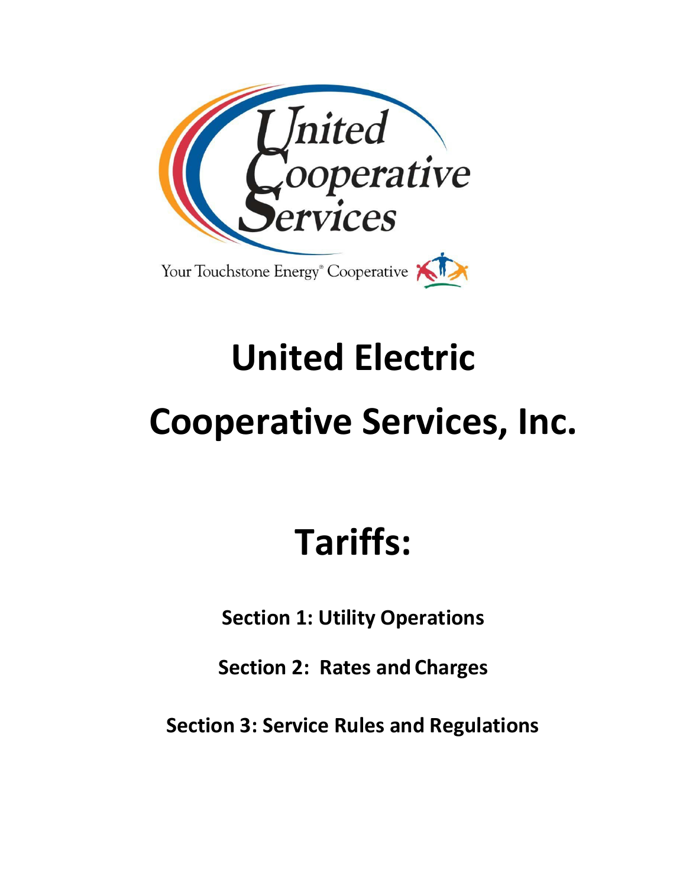United Cooperative Services

Your Touchstone Energy® Cooperative

# United Electric Cooperative Services, Inc.

# Tariffs:

**Section 1: Utility Operations**

**Section 2: Rates and Charges**

**Section 3: Service Rules and Regulations**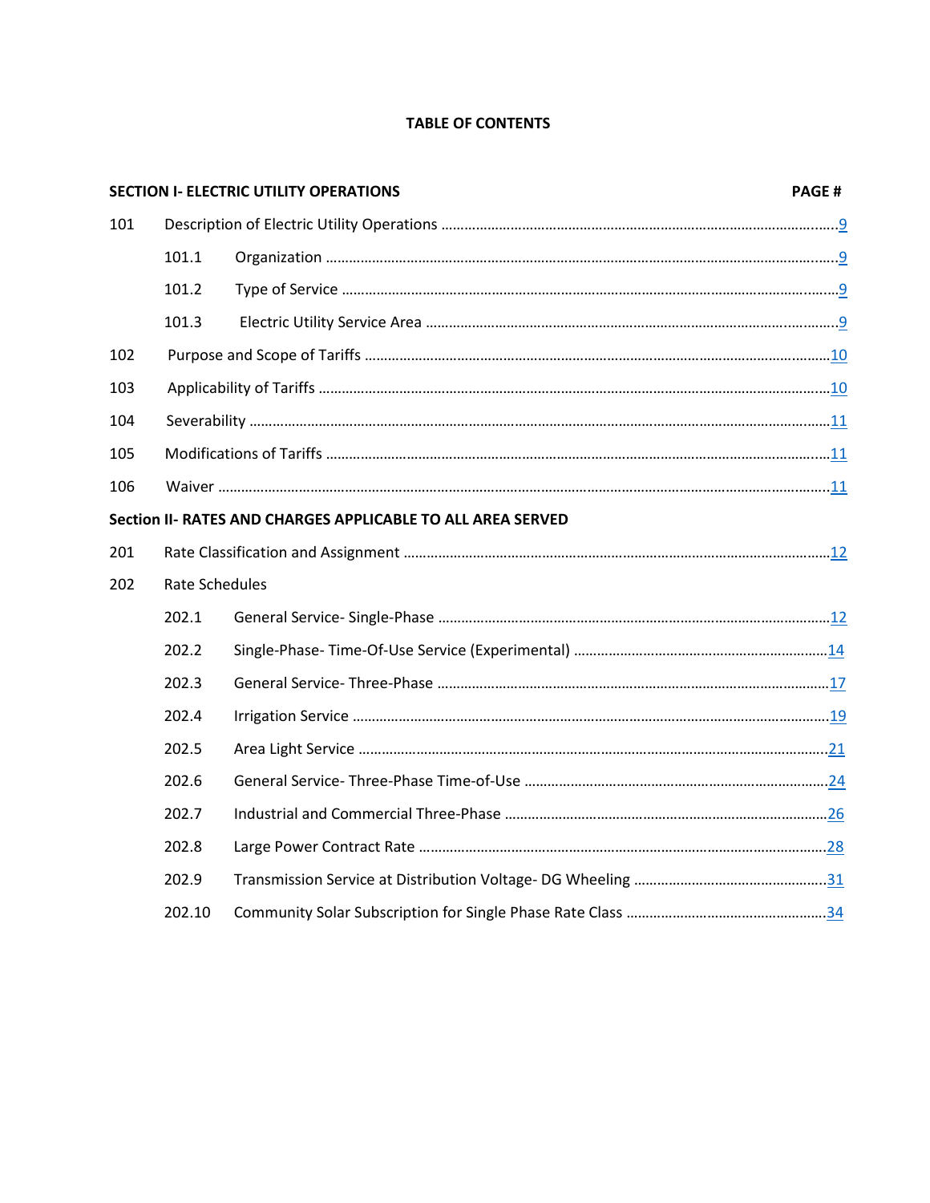# TABLE OF CONTENTS

| SECTION I- ELECTRIC UTILITY OPERATIONS | | PAGE # |
|---|---|---|
| 101 | Description of Electric Utility Operations | 9 |
| 101.1 | Organization | 9 |
| 101.2 | Type of Service | 9 |
| 101.3 | Electric Utility Service Area | 9 |
| 102 | Purpose and Scope of Tariffs | 10 |
| 103 | Applicability of Tariffs | 10 |
| 104 | Severability | 11 |
| 105 | Modifications of Tariffs | 11 |
| 106 | Waiver | 11 |
| **Section II- RATES AND CHARGES APPLICABLE TO ALL AREA SERVED** | | |
| 201 | Rate Classification and Assignment | 12 |
| 202 | Rate Schedules | |
| 202.1 | General Service- Single-Phase | 12 |
| 202.2 | Single-Phase- Time-Of-Use Service (Experimental) | 14 |
| 202.3 | General Service- Three-Phase | 17 |
| 202.4 | Irrigation Service | 19 |
| 202.5 | Area Light Service | 21 |
| 202.6 | General Service- Three-Phase Time-of-Use | 24 |
| 202.7 | Industrial and Commercial Three-Phase | 26 |
| 202.8 | Large Power Contract Rate | 28 |
| 202.9 | Transmission Service at Distribution Voltage- DG Wheeling | 31 |
| 202.10 | Community Solar Subscription for Single Phase Rate Class | 34 |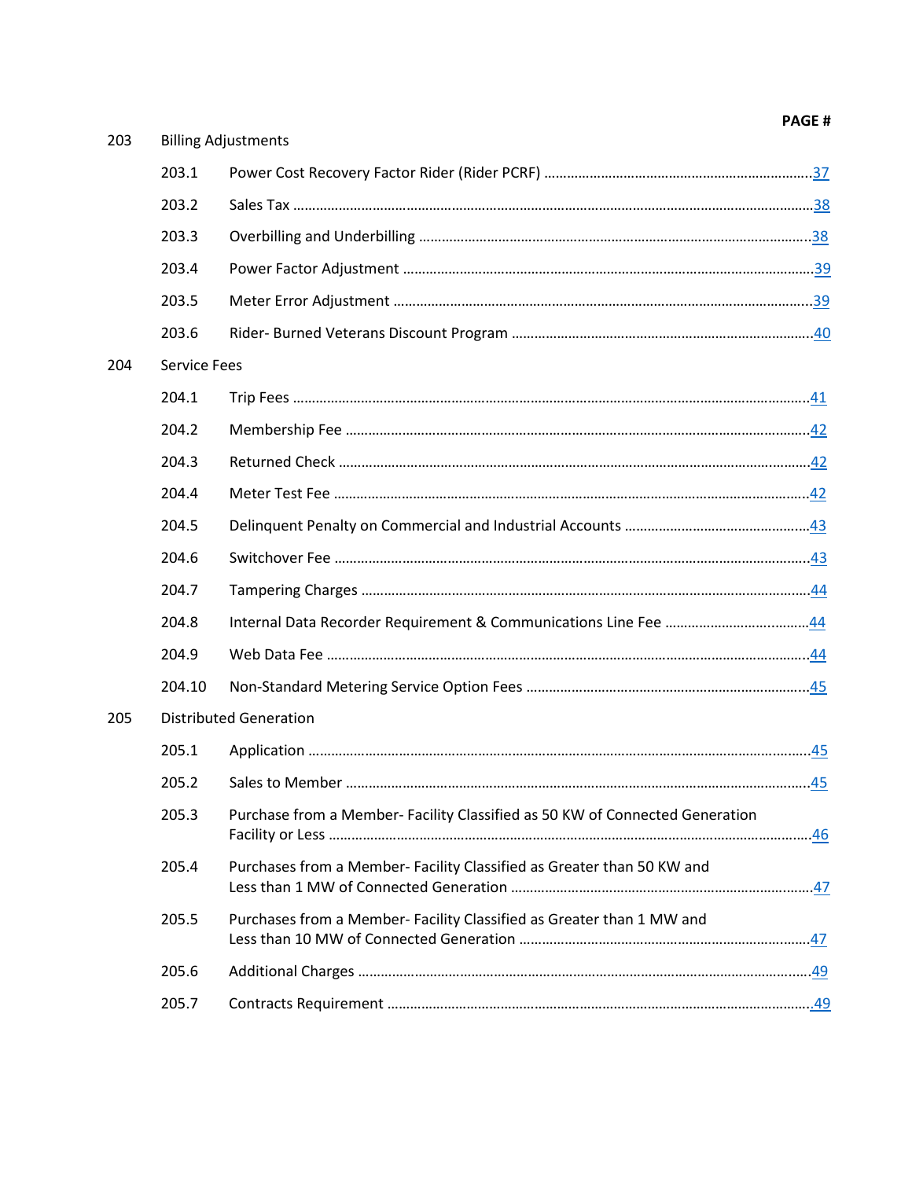| | | PAGE # |
|---|---|---|
| **203** | **Billing Adjustments** | |
| 203.1 | Power Cost Recovery Factor Rider (Rider PCRF) | 37 |
| 203.2 | Sales Tax | 38 |
| 203.3 | Overbilling and Underbilling | 38 |
| 203.4 | Power Factor Adjustment | 39 |
| 203.5 | Meter Error Adjustment | 39 |
| 203.6 | Rider- Burned Veterans Discount Program | 40 |
| **204** | **Service Fees** | |
| 204.1 | Trip Fees | 41 |
| 204.2 | Membership Fee | 42 |
| 204.3 | Returned Check | 42 |
| 204.4 | Meter Test Fee | 42 |
| 204.5 | Delinquent Penalty on Commercial and Industrial Accounts | 43 |
| 204.6 | Switchover Fee | 43 |
| 204.7 | Tampering Charges | 44 |
| 204.8 | Internal Data Recorder Requirement & Communications Line Fee | 44 |
| 204.9 | Web Data Fee | 44 |
| 204.10 | Non-Standard Metering Service Option Fees | 45 |
| **205** | **Distributed Generation** | |
| 205.1 | Application | 45 |
| 205.2 | Sales to Member | 45 |
| 205.3 | Purchase from a Member- Facility Classified as 50 KW of Connected Generation Facility or Less | 46 |
| 205.4 | Purchases from a Member- Facility Classified as Greater than 50 KW and Less than 1 MW of Connected Generation | 47 |
| 205.5 | Purchases from a Member- Facility Classified as Greater than 1 MW and Less than 10 MW of Connected Generation | 47 |
| 205.6 | Additional Charges | 49 |
| 205.7 | Contracts Requirement | 49 |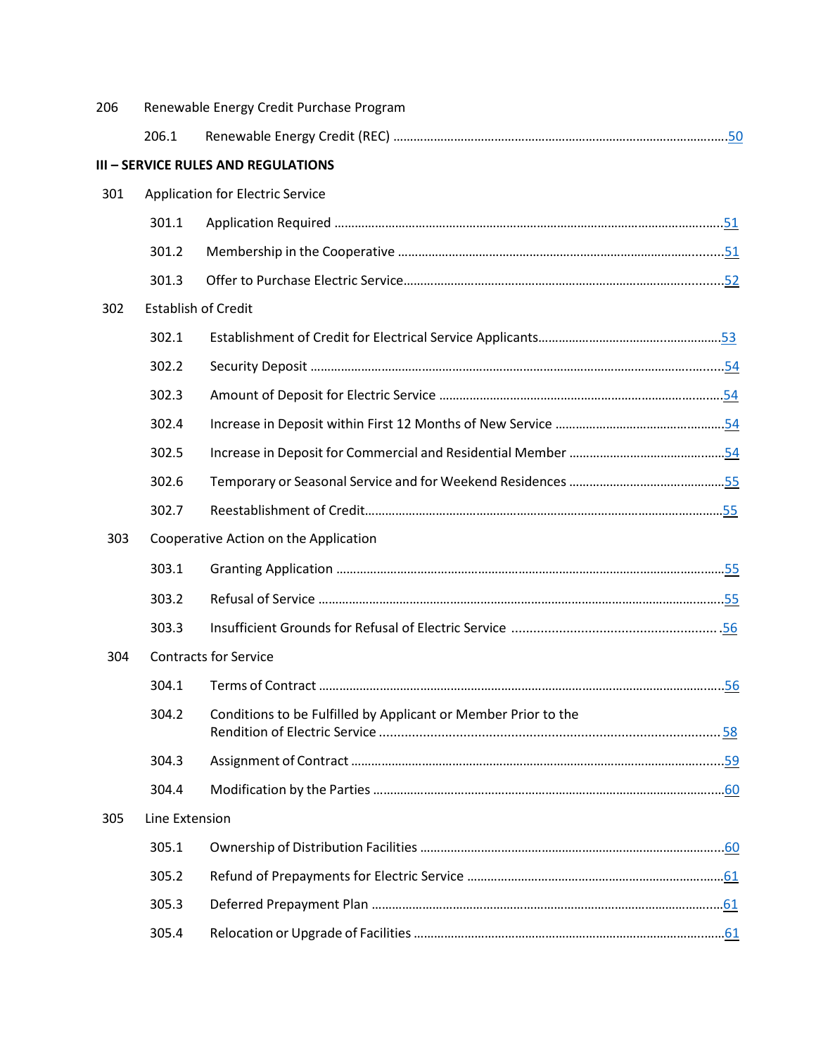206 Renewable Energy Credit Purchase Program

- 206.1 Renewable Energy Credit (REC) ........................................ 50

**III – SERVICE RULES AND REGULATIONS**

301 Application for Electric Service

- 301.1 Application Required ........................................ 51
- 301.2 Membership in the Cooperative ........................................ 51
- 301.3 Offer to Purchase Electric Service........................................ 52

302 Establish of Credit

- 302.1 Establishment of Credit for Electrical Service Applicants........................................ 53
- 302.2 Security Deposit ........................................ 54
- 302.3 Amount of Deposit for Electric Service ........................................ 54
- 302.4 Increase in Deposit within First 12 Months of New Service ........................................ 54
- 302.5 Increase in Deposit for Commercial and Residential Member ........................................ 54
- 302.6 Temporary or Seasonal Service and for Weekend Residences ........................................ 55
- 302.7 Reestablishment of Credit........................................ 55

303 Cooperative Action on the Application

- 303.1 Granting Application ........................................ 55
- 303.2 Refusal of Service ........................................ 55
- 303.3 Insufficient Grounds for Refusal of Electric Service ........................................ 56

304 Contracts for Service

- 304.1 Terms of Contract ........................................ 56
- 304.2 Conditions to be Fulfilled by Applicant or Member Prior to the Rendition of Electric Service ........................................ 58
- 304.3 Assignment of Contract ........................................ 59
- 304.4 Modification by the Parties ........................................ 60

305 Line Extension

- 305.1 Ownership of Distribution Facilities ........................................ 60
- 305.2 Refund of Prepayments for Electric Service ........................................ 61
- 305.3 Deferred Prepayment Plan ........................................ 61
- 305.4 Relocation or Upgrade of Facilities ........................................ 61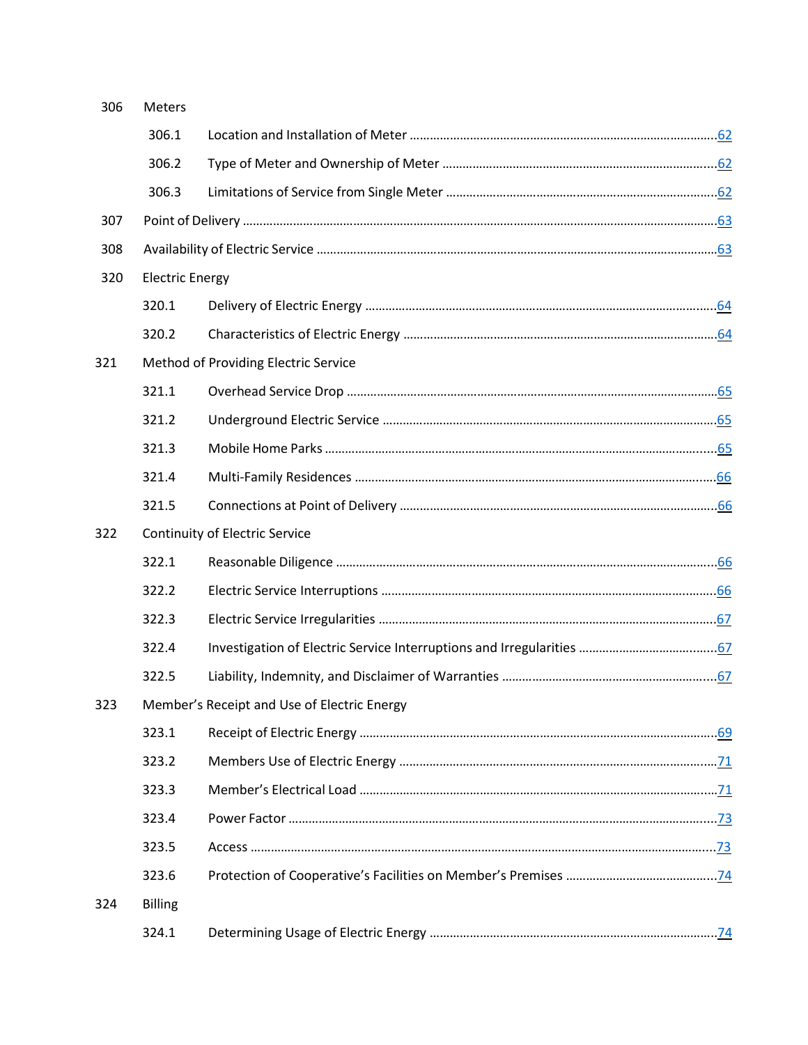306 Meters

- 306.1 Location and Installation of Meter ....................................................................................62
- 306.2 Type of Meter and Ownership of Meter ..........................................................................62
- 306.3 Limitations of Service from Single Meter ..........................................................................62

307 Point of Delivery ....................................................................................................................63

308 Availability of Electric Service ...............................................................................................63

320 Electric Energy

- 320.1 Delivery of Electric Energy ..................................................................................................64
- 320.2 Characteristics of Electric Energy ........................................................................................64

321 Method of Providing Electric Service

- 321.1 Overhead Service Drop .......................................................................................................65
- 321.2 Underground Electric Service ..............................................................................................65
- 321.3 Mobile Home Parks .............................................................................................................65
- 321.4 Multi-Family Residences ......................................................................................................66
- 321.5 Connections at Point of Delivery .........................................................................................66

322 Continuity of Electric Service

- 322.1 Reasonable Diligence ..........................................................................................................66
- 322.2 Electric Service Interruptions ..............................................................................................66
- 322.3 Electric Service Irregularities ...............................................................................................67
- 322.4 Investigation of Electric Service Interruptions and Irregularities .......................................67
- 322.5 Liability, Indemnity, and Disclaimer of Warranties .............................................................67

323 Member's Receipt and Use of Electric Energy

- 323.1 Receipt of Electric Energy ....................................................................................................69
- 323.2 Members Use of Electric Energy ..........................................................................................71
- 323.3 Member's Electrical Load .....................................................................................................71
- 323.4 Power Factor ........................................................................................................................73
- 323.5 Access ..................................................................................................................................73
- 323.6 Protection of Cooperative's Facilities on Member's Premises .............................................74

324 Billing

- 324.1 Determining Usage of Electric Energy .................................................................................74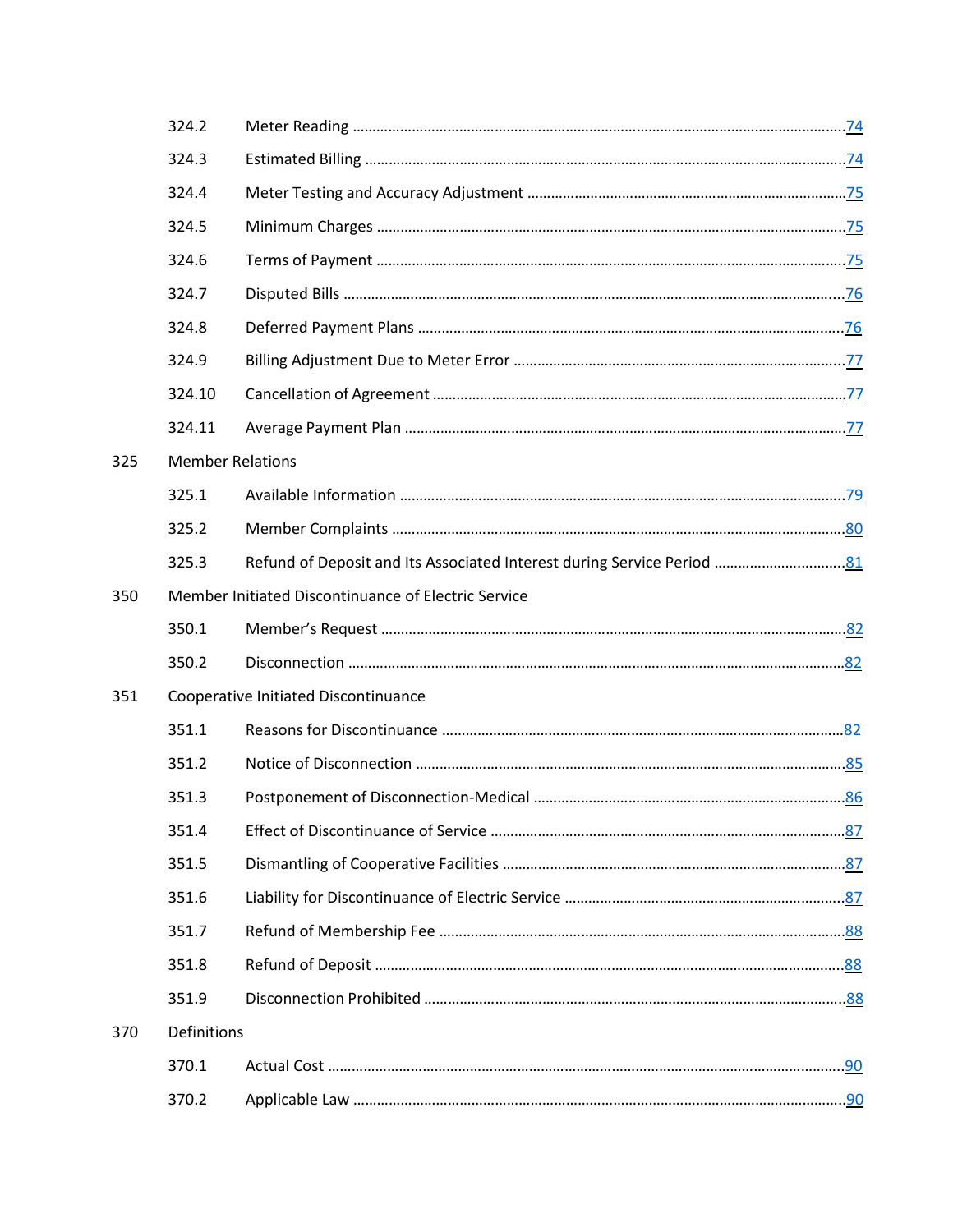324.2 Meter Reading ....................................................................................................................74

324.3 Estimated Billing ...............................................................................................................74

324.4 Meter Testing and Accuracy Adjustment ..........................................................................75

324.5 Minimum Charges .............................................................................................................75

324.6 Terms of Payment ..............................................................................................................75

324.7 Disputed Bills ....................................................................................................................76

324.8 Deferred Payment Plans ....................................................................................................76

324.9 Billing Adjustment Due to Meter Error .............................................................................77

324.10 Cancellation of Agreement ..............................................................................................77

324.11 Average Payment Plan .....................................................................................................77

325 Member Relations

325.1 Available Information .......................................................................................................79

325.2 Member Complaints ..........................................................................................................80

325.3 Refund of Deposit and Its Associated Interest during Service Period ................................81

350 Member Initiated Discontinuance of Electric Service

350.1 Member's Request .............................................................................................................82

350.2 Disconnection ....................................................................................................................82

351 Cooperative Initiated Discontinuance

351.1 Reasons for Discontinuance ..............................................................................................82

351.2 Notice of Disconnection ....................................................................................................85

351.3 Postponement of Disconnection-Medical ..........................................................................86

351.4 Effect of Discontinuance of Service ..................................................................................87

351.5 Dismantling of Cooperative Facilities ...............................................................................87

351.6 Liability for Discontinuance of Electric Service ................................................................87

351.7 Refund of Membership Fee ...............................................................................................88

351.8 Refund of Deposit .............................................................................................................88

351.9 Disconnection Prohibited ..................................................................................................88

370 Definitions

370.1 Actual Cost ........................................................................................................................90

370.2 Applicable Law ..................................................................................................................90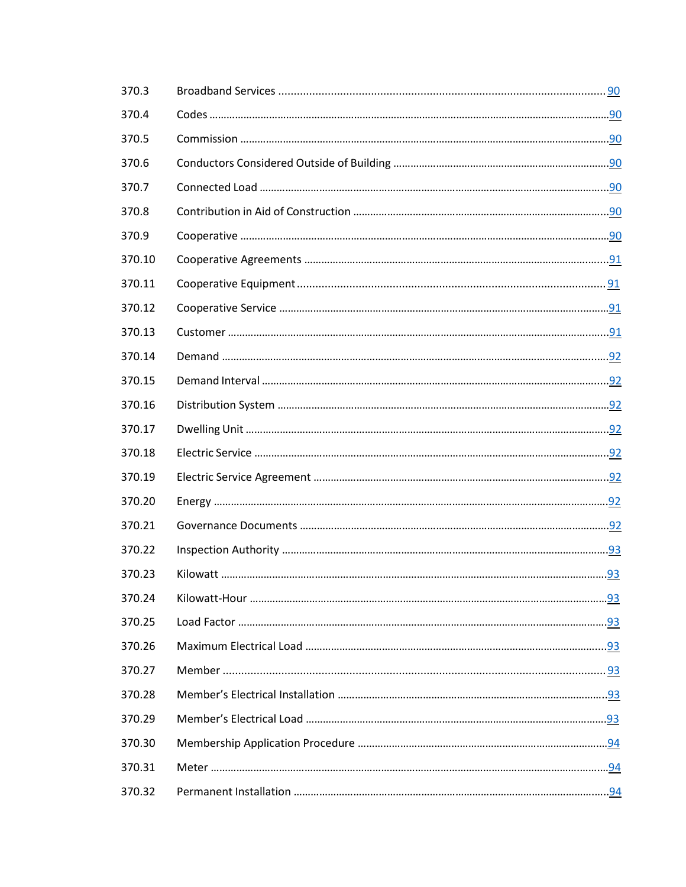| | | |
|---|---|---|
| 370.3 | Broadband Services | 90 |
| 370.4 | Codes | 90 |
| 370.5 | Commission | 90 |
| 370.6 | Conductors Considered Outside of Building | 90 |
| 370.7 | Connected Load | 90 |
| 370.8 | Contribution in Aid of Construction | 90 |
| 370.9 | Cooperative | 90 |
| 370.10 | Cooperative Agreements | 91 |
| 370.11 | Cooperative Equipment | 91 |
| 370.12 | Cooperative Service | 91 |
| 370.13 | Customer | 91 |
| 370.14 | Demand | 92 |
| 370.15 | Demand Interval | 92 |
| 370.16 | Distribution System | 92 |
| 370.17 | Dwelling Unit | 92 |
| 370.18 | Electric Service | 92 |
| 370.19 | Electric Service Agreement | 92 |
| 370.20 | Energy | 92 |
| 370.21 | Governance Documents | 92 |
| 370.22 | Inspection Authority | 93 |
| 370.23 | Kilowatt | 93 |
| 370.24 | Kilowatt-Hour | 93 |
| 370.25 | Load Factor | 93 |
| 370.26 | Maximum Electrical Load | 93 |
| 370.27 | Member | 93 |
| 370.28 | Member's Electrical Installation | 93 |
| 370.29 | Member's Electrical Load | 93 |
| 370.30 | Membership Application Procedure | 94 |
| 370.31 | Meter | 94 |
| 370.32 | Permanent Installation | 94 |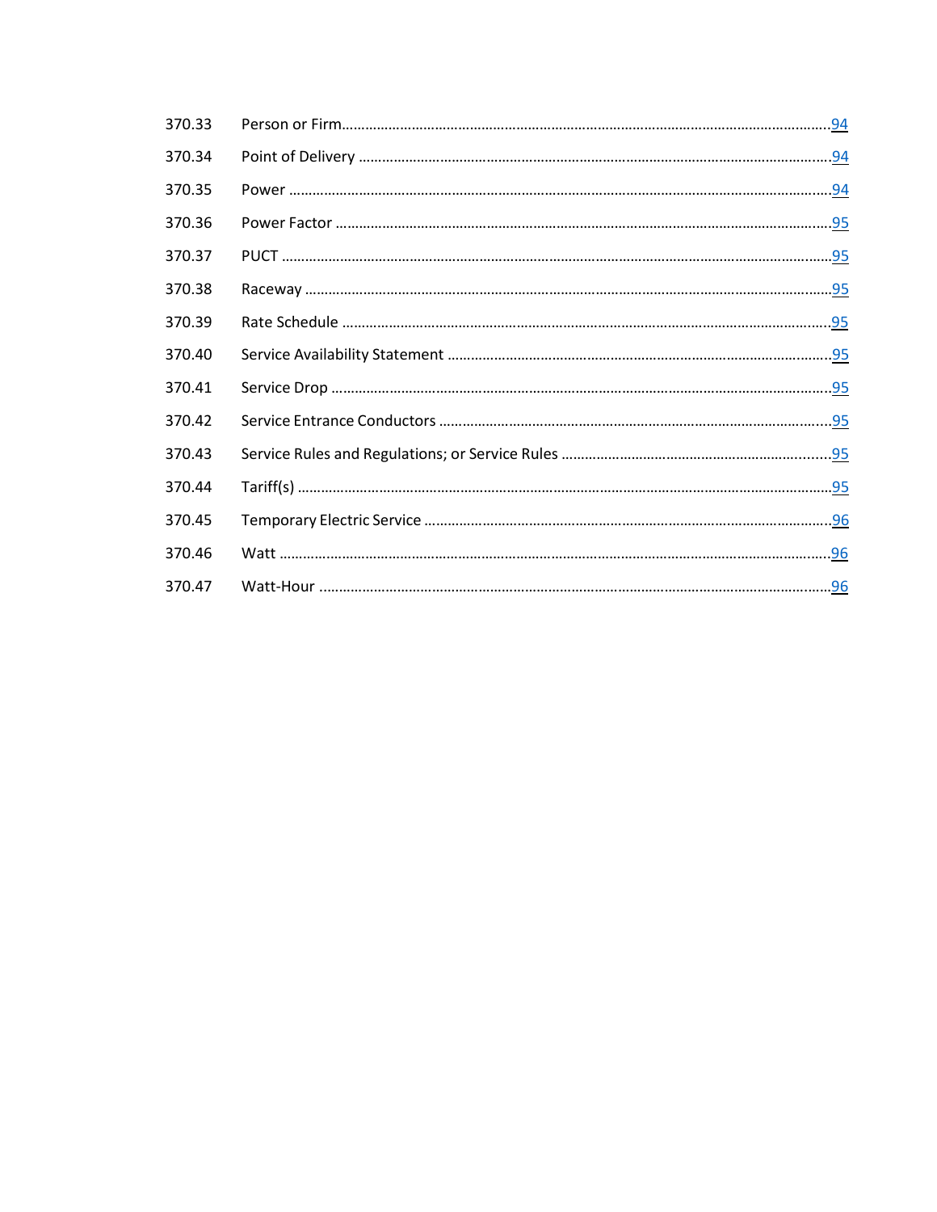370.33 Person or Firm .......... 94

370.34 Point of Delivery .......... 94

370.35 Power .......... 94

370.36 Power Factor .......... 95

370.37 PUCT .......... 95

370.38 Raceway .......... 95

370.39 Rate Schedule .......... 95

370.40 Service Availability Statement .......... 95

370.41 Service Drop .......... 95

370.42 Service Entrance Conductors .......... 95

370.43 Service Rules and Regulations; or Service Rules .......... 95

370.44 Tariff(s) .......... 95

370.45 Temporary Electric Service .......... 96

370.46 Watt .......... 96

370.47 Watt-Hour .......... 96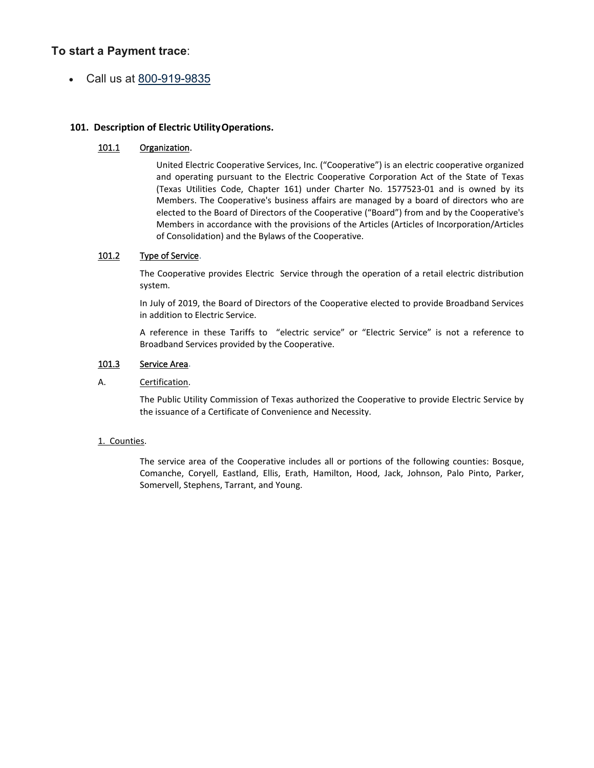## **To start a Payment trace**:

- Call us at 800-919-9835

### 101. Description of Electric Utility Operations.

#### 101.1 Organization.

United Electric Cooperative Services, Inc. ("Cooperative") is an electric cooperative organized and operating pursuant to the Electric Cooperative Corporation Act of the State of Texas (Texas Utilities Code, Chapter 161) under Charter No. 1577523-01 and is owned by its Members. The Cooperative's business affairs are managed by a board of directors who are elected to the Board of Directors of the Cooperative ("Board") from and by the Cooperative's Members in accordance with the provisions of the Articles (Articles of Incorporation/Articles of Consolidation) and the Bylaws of the Cooperative.

#### 101.2 Type of Service.

The Cooperative provides Electric Service through the operation of a retail electric distribution system.

In July of 2019, the Board of Directors of the Cooperative elected to provide Broadband Services in addition to Electric Service.

A reference in these Tariffs to "electric service" or "Electric Service" is not a reference to Broadband Services provided by the Cooperative.

#### 101.3 Service Area.

A. Certification.

The Public Utility Commission of Texas authorized the Cooperative to provide Electric Service by the issuance of a Certificate of Convenience and Necessity.

1. Counties.

The service area of the Cooperative includes all or portions of the following counties: Bosque, Comanche, Coryell, Eastland, Ellis, Erath, Hamilton, Hood, Jack, Johnson, Palo Pinto, Parker, Somervell, Stephens, Tarrant, and Young.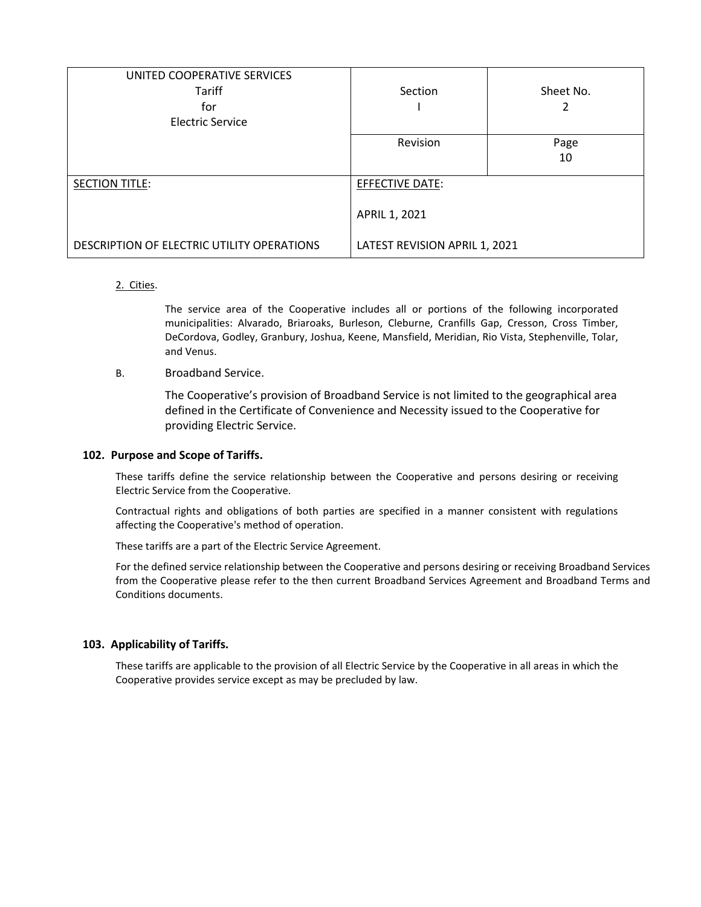| UNITED COOPERATIVE SERVICES<br>Tariff<br>for<br>Electric Service | Section<br>I | Sheet No.<br>2 |
|---|---|---|
| | Revision | Page<br>10 |
| SECTION TITLE:<br><br>DESCRIPTION OF ELECTRIC UTILITY OPERATIONS | EFFECTIVE DATE:<br><br>APRIL 1, 2021<br><br>LATEST REVISION APRIL 1, 2021 | |

2. Cities.

The service area of the Cooperative includes all or portions of the following incorporated municipalities: Alvarado, Briaroaks, Burleson, Cleburne, Cranfills Gap, Cresson, Cross Timber, DeCordova, Godley, Granbury, Joshua, Keene, Mansfield, Meridian, Rio Vista, Stephenville, Tolar, and Venus.

B. Broadband Service.

The Cooperative's provision of Broadband Service is not limited to the geographical area defined in the Certificate of Convenience and Necessity issued to the Cooperative for providing Electric Service.

### 102. Purpose and Scope of Tariffs.

These tariffs define the service relationship between the Cooperative and persons desiring or receiving Electric Service from the Cooperative.

Contractual rights and obligations of both parties are specified in a manner consistent with regulations affecting the Cooperative's method of operation.

These tariffs are a part of the Electric Service Agreement.

For the defined service relationship between the Cooperative and persons desiring or receiving Broadband Services from the Cooperative please refer to the then current Broadband Services Agreement and Broadband Terms and Conditions documents.

### 103. Applicability of Tariffs.

These tariffs are applicable to the provision of all Electric Service by the Cooperative in all areas in which the Cooperative provides service except as may be precluded by law.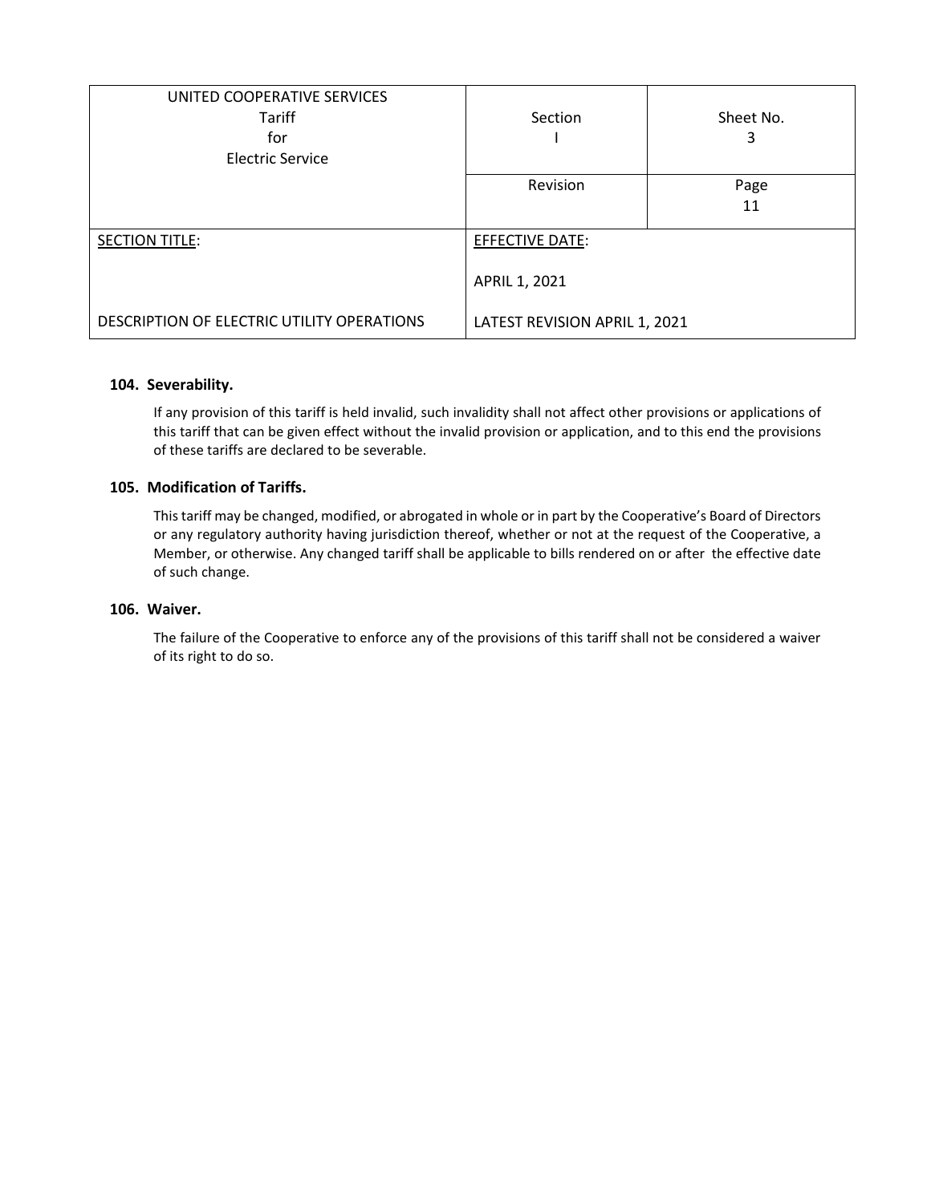| UNITED COOPERATIVE SERVICES<br>Tariff<br>for<br>Electric Service | Section<br>I | Sheet No.<br>3 |
|---|---|---|
| | Revision | Page<br>11 |
| SECTION TITLE:<br><br>DESCRIPTION OF ELECTRIC UTILITY OPERATIONS | EFFECTIVE DATE:<br><br>APRIL 1, 2021<br><br>LATEST REVISION APRIL 1, 2021 | |

### 104. Severability.

If any provision of this tariff is held invalid, such invalidity shall not affect other provisions or applications of this tariff that can be given effect without the invalid provision or application, and to this end the provisions of these tariffs are declared to be severable.

### 105. Modification of Tariffs.

This tariff may be changed, modified, or abrogated in whole or in part by the Cooperative's Board of Directors or any regulatory authority having jurisdiction thereof, whether or not at the request of the Cooperative, a Member, or otherwise. Any changed tariff shall be applicable to bills rendered on or after the effective date of such change.

### 106. Waiver.

The failure of the Cooperative to enforce any of the provisions of this tariff shall not be considered a waiver of its right to do so.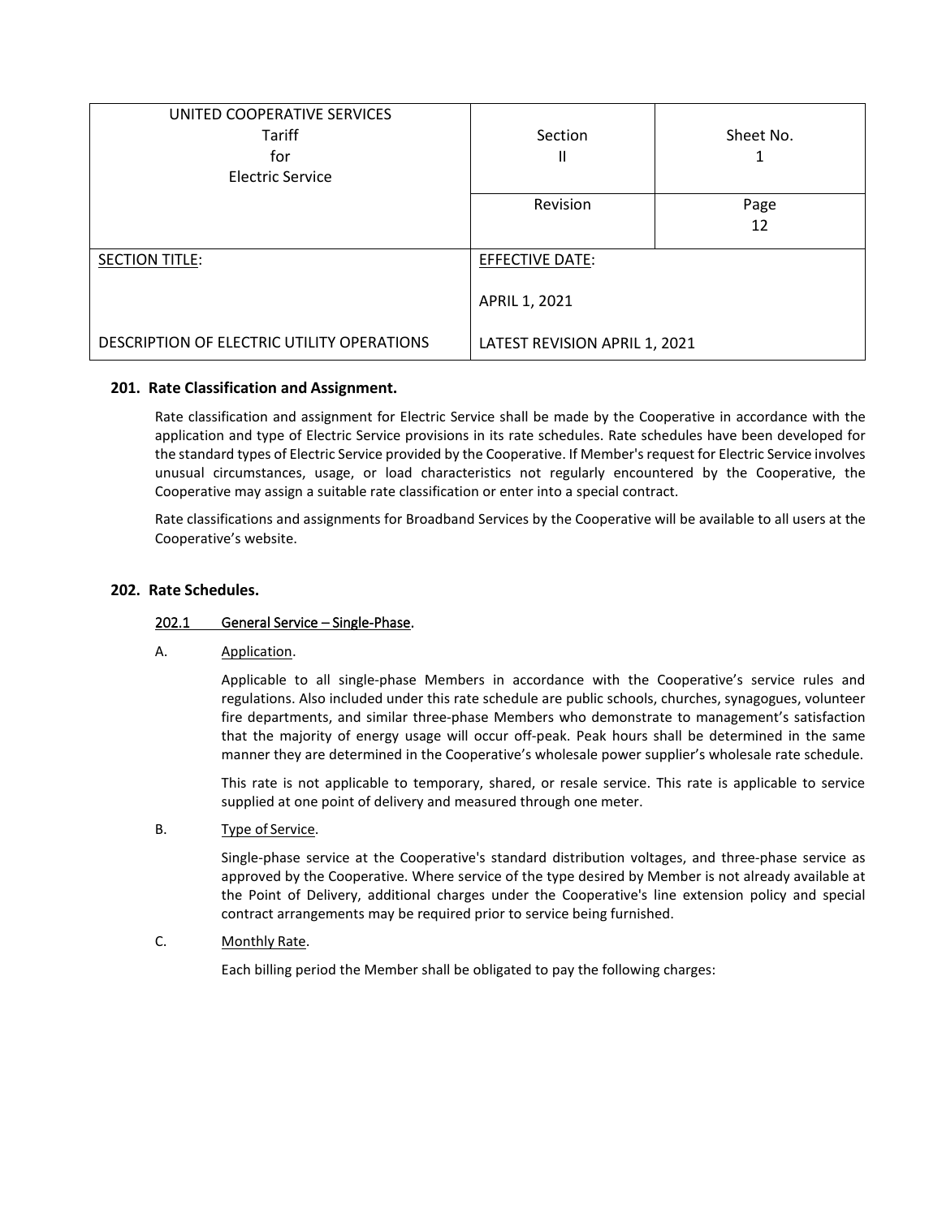| UNITED COOPERATIVE SERVICES<br>Tariff<br>for<br>Electric Service | Section<br>II | Sheet No.<br>1 |
|---|---|---|
| | Revision | Page<br>12 |
| SECTION TITLE:<br><br>DESCRIPTION OF ELECTRIC UTILITY OPERATIONS | EFFECTIVE DATE:<br><br>APRIL 1, 2021<br><br>LATEST REVISION APRIL 1, 2021 | |

## 201. Rate Classification and Assignment.

Rate classification and assignment for Electric Service shall be made by the Cooperative in accordance with the application and type of Electric Service provisions in its rate schedules. Rate schedules have been developed for the standard types of Electric Service provided by the Cooperative. If Member's request for Electric Service involves unusual circumstances, usage, or load characteristics not regularly encountered by the Cooperative, the Cooperative may assign a suitable rate classification or enter into a special contract.

Rate classifications and assignments for Broadband Services by the Cooperative will be available to all users at the Cooperative's website.

## 202. Rate Schedules.

### 202.1 General Service – Single-Phase.

A. Application.

Applicable to all single-phase Members in accordance with the Cooperative's service rules and regulations. Also included under this rate schedule are public schools, churches, synagogues, volunteer fire departments, and similar three-phase Members who demonstrate to management's satisfaction that the majority of energy usage will occur off-peak. Peak hours shall be determined in the same manner they are determined in the Cooperative's wholesale power supplier's wholesale rate schedule.

This rate is not applicable to temporary, shared, or resale service. This rate is applicable to service supplied at one point of delivery and measured through one meter.

B. Type of Service.

Single-phase service at the Cooperative's standard distribution voltages, and three-phase service as approved by the Cooperative. Where service of the type desired by Member is not already available at the Point of Delivery, additional charges under the Cooperative's line extension policy and special contract arrangements may be required prior to service being furnished.

C. Monthly Rate.

Each billing period the Member shall be obligated to pay the following charges: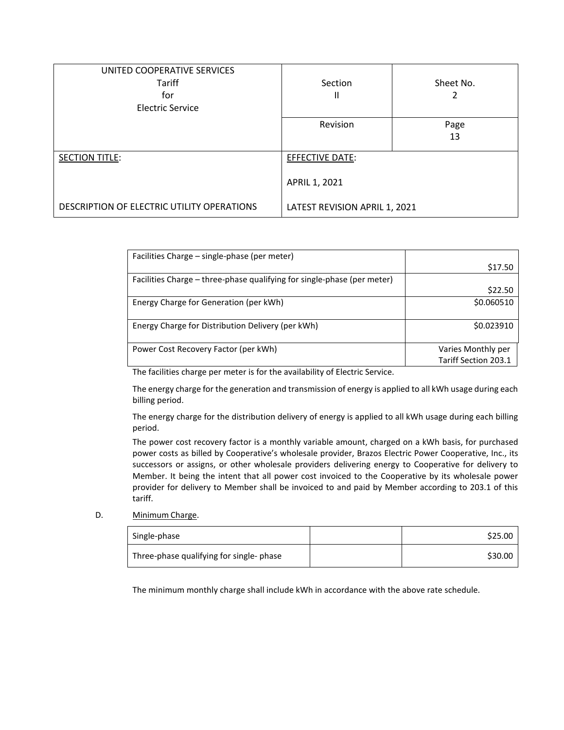| UNITED COOPERATIVE SERVICES<br>Tariff<br>for<br>Electric Service | Section<br>II | Sheet No.<br>2 |
| --- | --- | --- |
| | Revision | Page<br>13 |
| SECTION TITLE:<br><br>DESCRIPTION OF ELECTRIC UTILITY OPERATIONS | EFFECTIVE DATE:<br><br>APRIL 1, 2021<br><br>LATEST REVISION APRIL 1, 2021 | |

| | |
| --- | --- |
| Facilities Charge – single-phase (per meter) | $17.50 |
| Facilities Charge – three-phase qualifying for single-phase (per meter) | $22.50 |
| Energy Charge for Generation (per kWh) | $0.060510 |
| Energy Charge for Distribution Delivery (per kWh) | $0.023910 |
| Power Cost Recovery Factor (per kWh) | Varies Monthly per Tariff Section 203.1 |

The facilities charge per meter is for the availability of Electric Service.

The energy charge for the generation and transmission of energy is applied to all kWh usage during each billing period.

The energy charge for the distribution delivery of energy is applied to all kWh usage during each billing period.

The power cost recovery factor is a monthly variable amount, charged on a kWh basis, for purchased power costs as billed by Cooperative's wholesale provider, Brazos Electric Power Cooperative, Inc., its successors or assigns, or other wholesale providers delivering energy to Cooperative for delivery to Member. It being the intent that all power cost invoiced to the Cooperative by its wholesale power provider for delivery to Member shall be invoiced to and paid by Member according to 203.1 of this tariff.

D. Minimum Charge.

| | | |
| --- | --- | --- |
| Single-phase | | $25.00 |
| Three-phase qualifying for single- phase | | $30.00 |

The minimum monthly charge shall include kWh in accordance with the above rate schedule.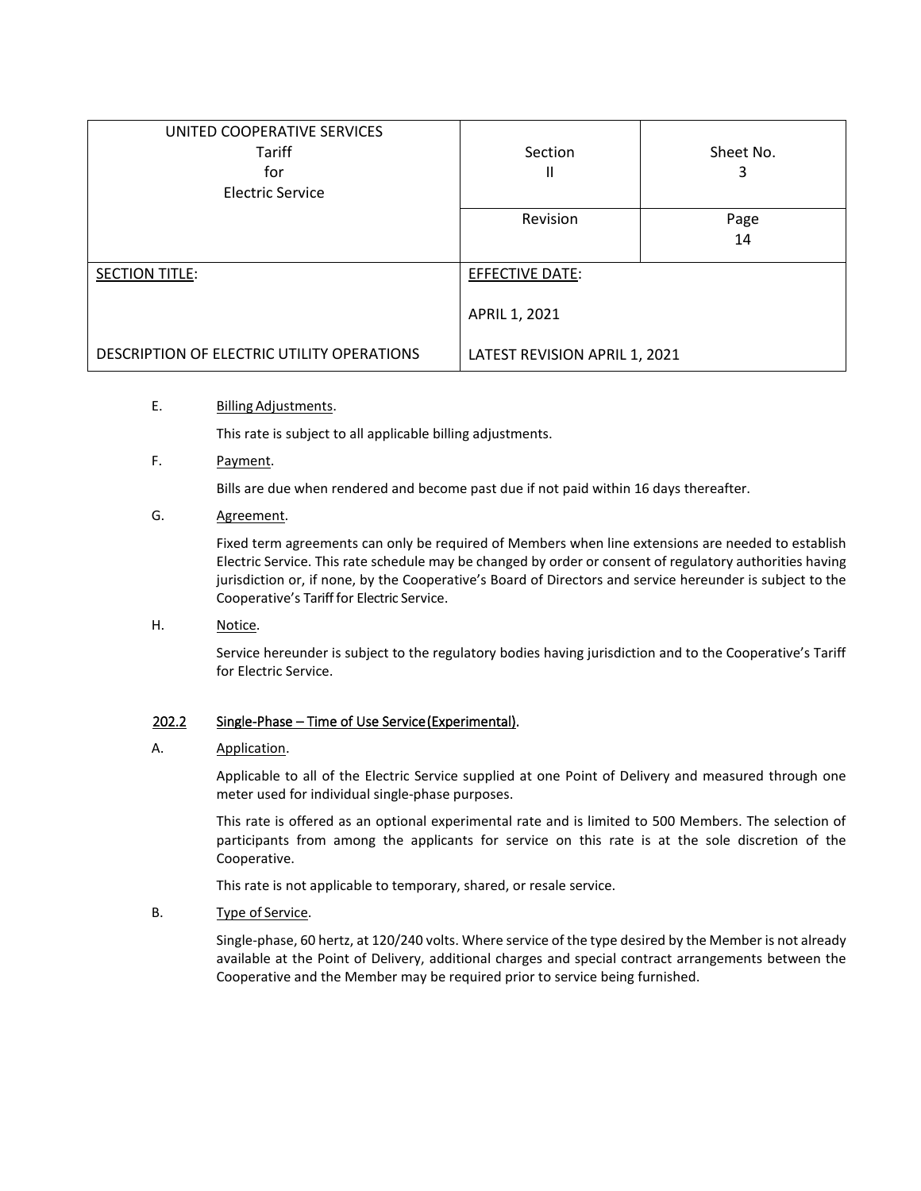| UNITED COOPERATIVE SERVICES<br>Tariff<br>for<br>Electric Service | Section<br>II | Sheet No.<br>3 |
|---|---|---|
| | Revision | Page<br>14 |
| SECTION TITLE:<br><br>DESCRIPTION OF ELECTRIC UTILITY OPERATIONS | EFFECTIVE DATE:<br><br>APRIL 1, 2021<br><br>LATEST REVISION APRIL 1, 2021 | |

E. Billing Adjustments.

This rate is subject to all applicable billing adjustments.

F. Payment.

Bills are due when rendered and become past due if not paid within 16 days thereafter.

G. Agreement.

Fixed term agreements can only be required of Members when line extensions are needed to establish Electric Service. This rate schedule may be changed by order or consent of regulatory authorities having jurisdiction or, if none, by the Cooperative's Board of Directors and service hereunder is subject to the Cooperative's Tariff for Electric Service.

H. Notice.

Service hereunder is subject to the regulatory bodies having jurisdiction and to the Cooperative's Tariff for Electric Service.

### 202.2 Single-Phase – Time of Use Service (Experimental).

A. Application.

Applicable to all of the Electric Service supplied at one Point of Delivery and measured through one meter used for individual single-phase purposes.

This rate is offered as an optional experimental rate and is limited to 500 Members. The selection of participants from among the applicants for service on this rate is at the sole discretion of the Cooperative.

This rate is not applicable to temporary, shared, or resale service.

B. Type of Service.

Single-phase, 60 hertz, at 120/240 volts. Where service of the type desired by the Member is not already available at the Point of Delivery, additional charges and special contract arrangements between the Cooperative and the Member may be required prior to service being furnished.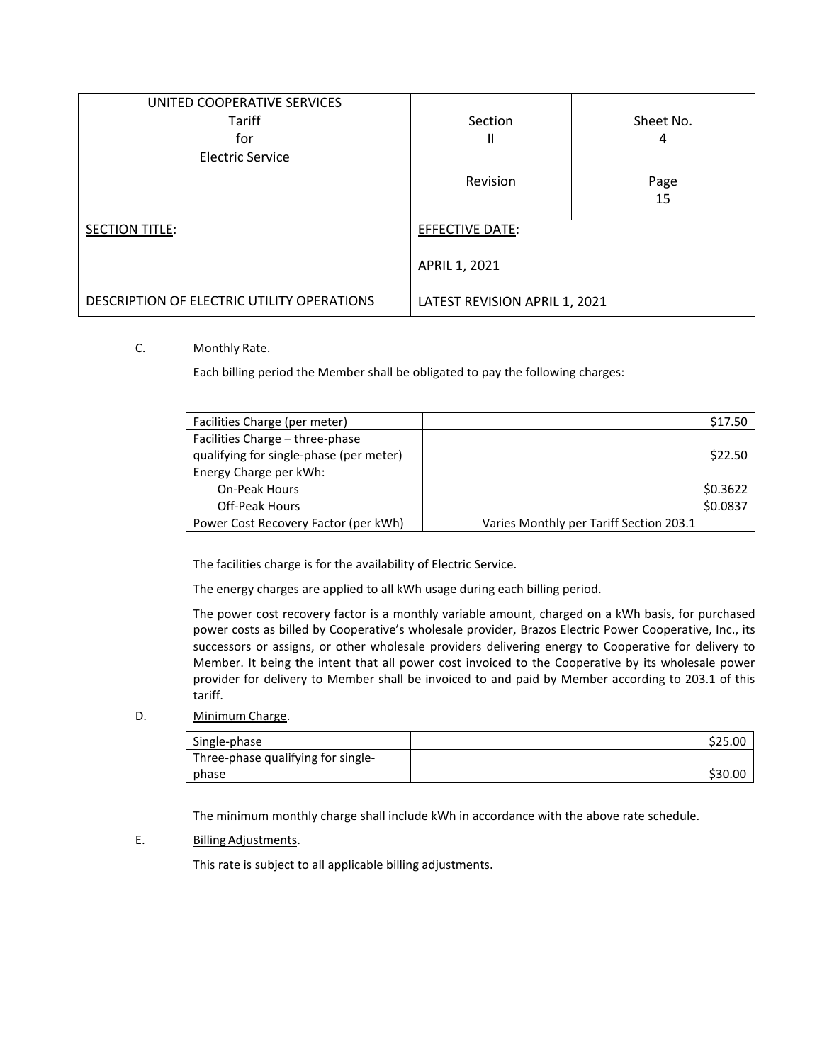| UNITED COOPERATIVE SERVICES<br>Tariff<br>for<br>Electric Service | Section<br>II | Sheet No.<br>4 |
|---|---|---|
| | Revision | Page<br>15 |
| SECTION TITLE:<br><br>DESCRIPTION OF ELECTRIC UTILITY OPERATIONS | EFFECTIVE DATE:<br><br>APRIL 1, 2021<br><br>LATEST REVISION APRIL 1, 2021 | |

C. Monthly Rate.

Each billing period the Member shall be obligated to pay the following charges:

| | |
|---|---|
| Facilities Charge (per meter) | $17.50 |
| Facilities Charge – three-phase qualifying for single-phase (per meter) | $22.50 |
| Energy Charge per kWh: | |
| On-Peak Hours | $0.3622 |
| Off-Peak Hours | $0.0837 |
| Power Cost Recovery Factor (per kWh) | Varies Monthly per Tariff Section 203.1 |

The facilities charge is for the availability of Electric Service.

The energy charges are applied to all kWh usage during each billing period.

The power cost recovery factor is a monthly variable amount, charged on a kWh basis, for purchased power costs as billed by Cooperative's wholesale provider, Brazos Electric Power Cooperative, Inc., its successors or assigns, or other wholesale providers delivering energy to Cooperative for delivery to Member. It being the intent that all power cost invoiced to the Cooperative by its wholesale power provider for delivery to Member shall be invoiced to and paid by Member according to 203.1 of this tariff.

D. Minimum Charge.

| | |
|---|---|
| Single-phase | $25.00 |
| Three-phase qualifying for single-phase | $30.00 |

The minimum monthly charge shall include kWh in accordance with the above rate schedule.

E. Billing Adjustments.

This rate is subject to all applicable billing adjustments.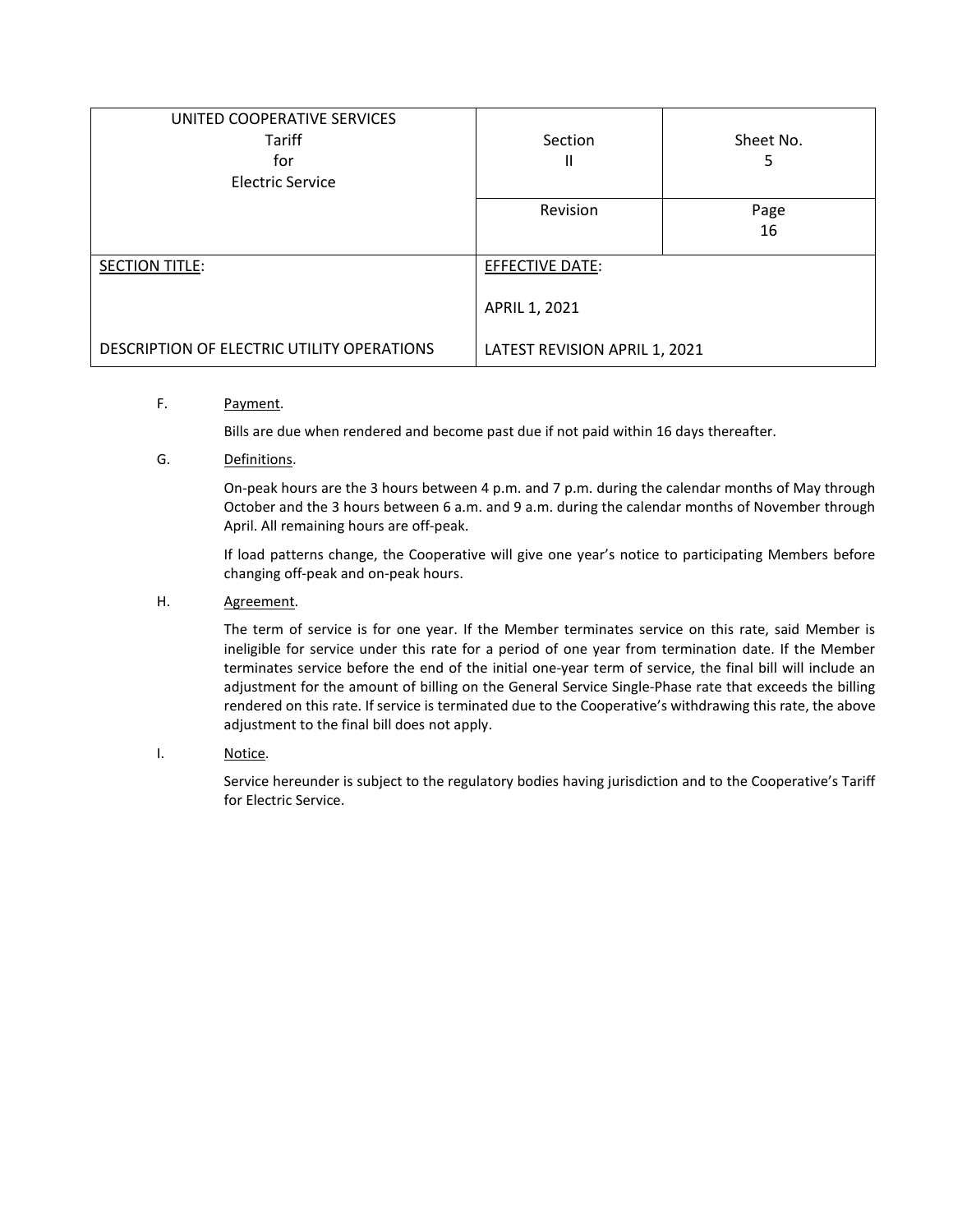| UNITED COOPERATIVE SERVICES<br>Tariff<br>for<br>Electric Service | Section<br>II | Sheet No.<br>5 |
|---|---|---|
| | Revision | Page<br>16 |
| SECTION TITLE:<br><br>DESCRIPTION OF ELECTRIC UTILITY OPERATIONS | EFFECTIVE DATE:<br><br>APRIL 1, 2021<br><br>LATEST REVISION APRIL 1, 2021 | |

F. Payment.

Bills are due when rendered and become past due if not paid within 16 days thereafter.

G. Definitions.

On-peak hours are the 3 hours between 4 p.m. and 7 p.m. during the calendar months of May through October and the 3 hours between 6 a.m. and 9 a.m. during the calendar months of November through April. All remaining hours are off-peak.

If load patterns change, the Cooperative will give one year's notice to participating Members before changing off-peak and on-peak hours.

H. Agreement.

The term of service is for one year. If the Member terminates service on this rate, said Member is ineligible for service under this rate for a period of one year from termination date. If the Member terminates service before the end of the initial one-year term of service, the final bill will include an adjustment for the amount of billing on the General Service Single-Phase rate that exceeds the billing rendered on this rate. If service is terminated due to the Cooperative's withdrawing this rate, the above adjustment to the final bill does not apply.

I. Notice.

Service hereunder is subject to the regulatory bodies having jurisdiction and to the Cooperative's Tariff for Electric Service.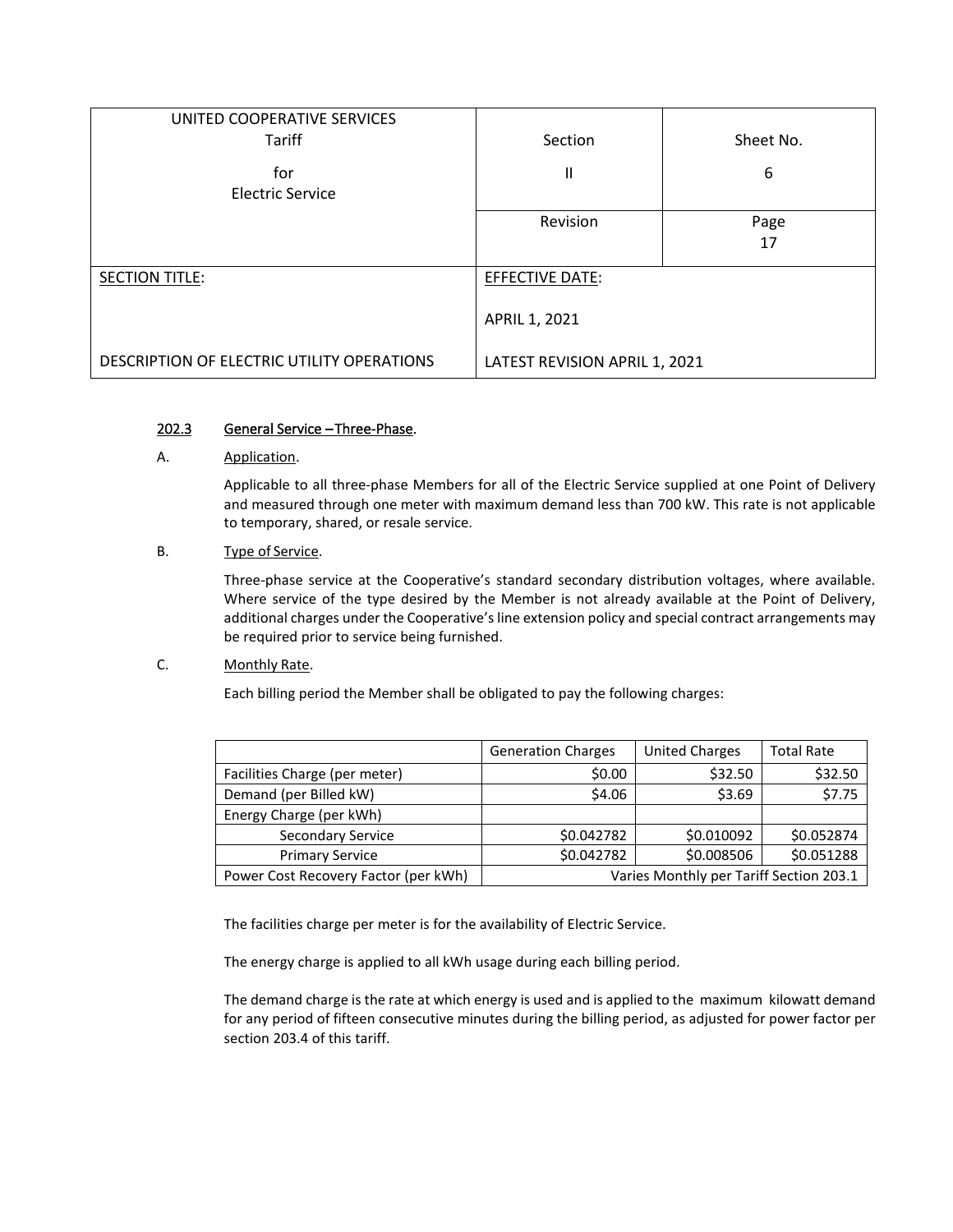| UNITED COOPERATIVE SERVICES Tariff for Electric Service | Section | Sheet No. |
|---|---|---|
| | II | 6 |
| | Revision | Page 17 |
| SECTION TITLE: DESCRIPTION OF ELECTRIC UTILITY OPERATIONS | EFFECTIVE DATE: APRIL 1, 2021 LATEST REVISION APRIL 1, 2021 | |

## 202.3 General Service – Three-Phase.

A. Application.

Applicable to all three-phase Members for all of the Electric Service supplied at one Point of Delivery and measured through one meter with maximum demand less than 700 kW. This rate is not applicable to temporary, shared, or resale service.

B. Type of Service.

Three-phase service at the Cooperative's standard secondary distribution voltages, where available. Where service of the type desired by the Member is not already available at the Point of Delivery, additional charges under the Cooperative's line extension policy and special contract arrangements may be required prior to service being furnished.

C. Monthly Rate.

Each billing period the Member shall be obligated to pay the following charges:

| | Generation Charges | United Charges | Total Rate |
|---|---|---|---|
| Facilities Charge (per meter) | $0.00 | $32.50 | $32.50 |
| Demand (per Billed kW) | $4.06 | $3.69 | $7.75 |
| Energy Charge (per kWh) | | | |
| Secondary Service | $0.042782 | $0.010092 | $0.052874 |
| Primary Service | $0.042782 | $0.008506 | $0.051288 |
| Power Cost Recovery Factor (per kWh) | Varies Monthly per Tariff Section 203.1 | | |

The facilities charge per meter is for the availability of Electric Service.

The energy charge is applied to all kWh usage during each billing period.

The demand charge is the rate at which energy is used and is applied to the maximum kilowatt demand for any period of fifteen consecutive minutes during the billing period, as adjusted for power factor per section 203.4 of this tariff.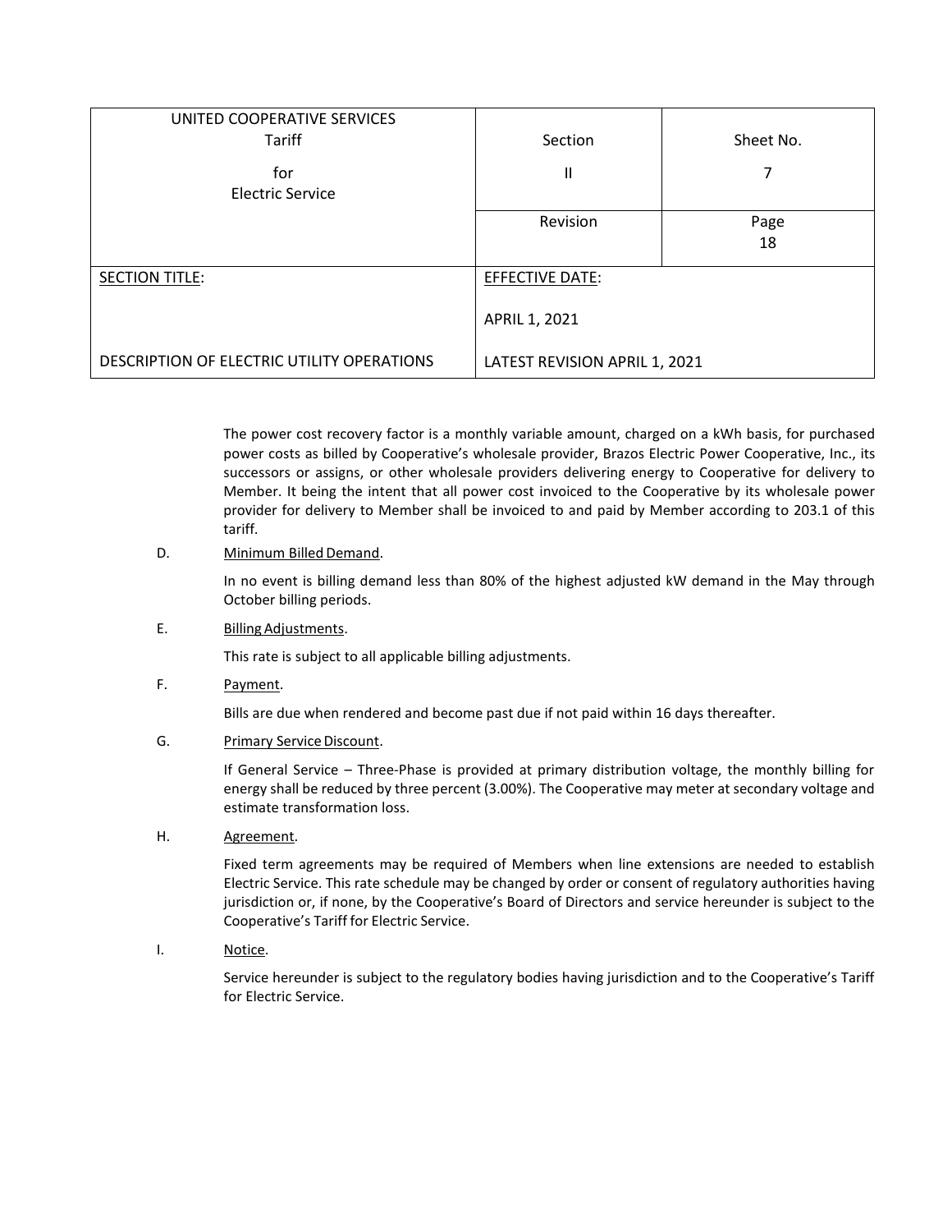| UNITED COOPERATIVE SERVICES<br>Tariff<br>for<br>Electric Service | Section<br>II | Sheet No.<br>7 |
|---|---|---|
| | Revision | Page<br>18 |
| SECTION TITLE:<br><br>DESCRIPTION OF ELECTRIC UTILITY OPERATIONS | EFFECTIVE DATE:<br><br>APRIL 1, 2021<br><br>LATEST REVISION APRIL 1, 2021 | |

The power cost recovery factor is a monthly variable amount, charged on a kWh basis, for purchased power costs as billed by Cooperative's wholesale provider, Brazos Electric Power Cooperative, Inc., its successors or assigns, or other wholesale providers delivering energy to Cooperative for delivery to Member. It being the intent that all power cost invoiced to the Cooperative by its wholesale power provider for delivery to Member shall be invoiced to and paid by Member according to 203.1 of this tariff.

D. Minimum Billed Demand.

In no event is billing demand less than 80% of the highest adjusted kW demand in the May through October billing periods.

E. Billing Adjustments.

This rate is subject to all applicable billing adjustments.

F. Payment.

Bills are due when rendered and become past due if not paid within 16 days thereafter.

G. Primary Service Discount.

If General Service – Three-Phase is provided at primary distribution voltage, the monthly billing for energy shall be reduced by three percent (3.00%). The Cooperative may meter at secondary voltage and estimate transformation loss.

H. Agreement.

Fixed term agreements may be required of Members when line extensions are needed to establish Electric Service. This rate schedule may be changed by order or consent of regulatory authorities having jurisdiction or, if none, by the Cooperative's Board of Directors and service hereunder is subject to the Cooperative's Tariff for Electric Service.

I. Notice.

Service hereunder is subject to the regulatory bodies having jurisdiction and to the Cooperative's Tariff for Electric Service.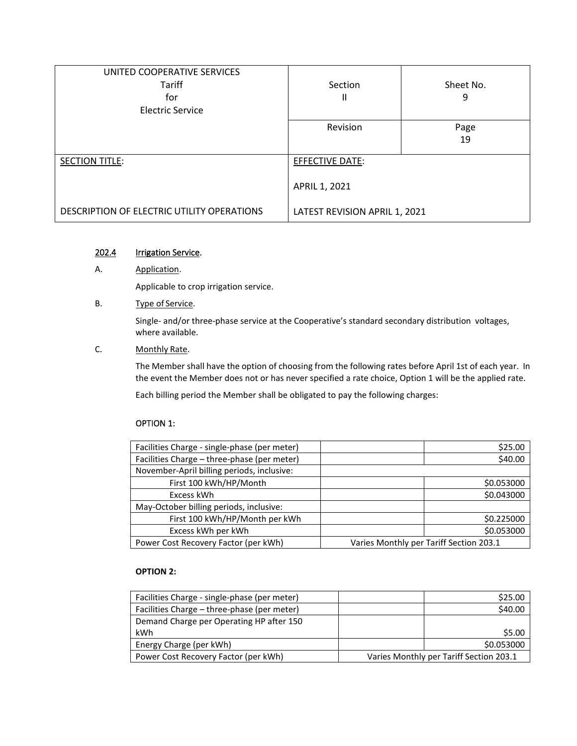| UNITED COOPERATIVE SERVICES<br>Tariff<br>for<br>Electric Service | Section<br>II | Sheet No.<br>9 |
| --- | --- | --- |
| | Revision | Page<br>19 |
| SECTION TITLE:<br><br>DESCRIPTION OF ELECTRIC UTILITY OPERATIONS | EFFECTIVE DATE:<br><br>APRIL 1, 2021<br><br>LATEST REVISION APRIL 1, 2021 | |

## 202.4 Irrigation Service.

A. Application.

Applicable to crop irrigation service.

B. Type of Service.

Single- and/or three-phase service at the Cooperative's standard secondary distribution voltages, where available.

C. Monthly Rate.

The Member shall have the option of choosing from the following rates before April 1st of each year. In the event the Member does not or has never specified a rate choice, Option 1 will be the applied rate.

Each billing period the Member shall be obligated to pay the following charges:

OPTION 1:

| | | |
| --- | --- | --- |
| Facilities Charge - single-phase (per meter) | | $25.00 |
| Facilities Charge – three-phase (per meter) | | $40.00 |
| November-April billing periods, inclusive: | | |
| First 100 kWh/HP/Month | | $0.053000 |
| Excess kWh | | $0.043000 |
| May-October billing periods, inclusive: | | |
| First 100 kWh/HP/Month per kWh | | $0.225000 |
| Excess kWh per kWh | | $0.053000 |
| Power Cost Recovery Factor (per kWh) | Varies Monthly per Tariff Section 203.1 | |

**OPTION 2:**

| | | |
| --- | --- | --- |
| Facilities Charge - single-phase (per meter) | | $25.00 |
| Facilities Charge – three-phase (per meter) | | $40.00 |
| Demand Charge per Operating HP after 150 kWh | | $5.00 |
| Energy Charge (per kWh) | | $0.053000 |
| Power Cost Recovery Factor (per kWh) | Varies Monthly per Tariff Section 203.1 | |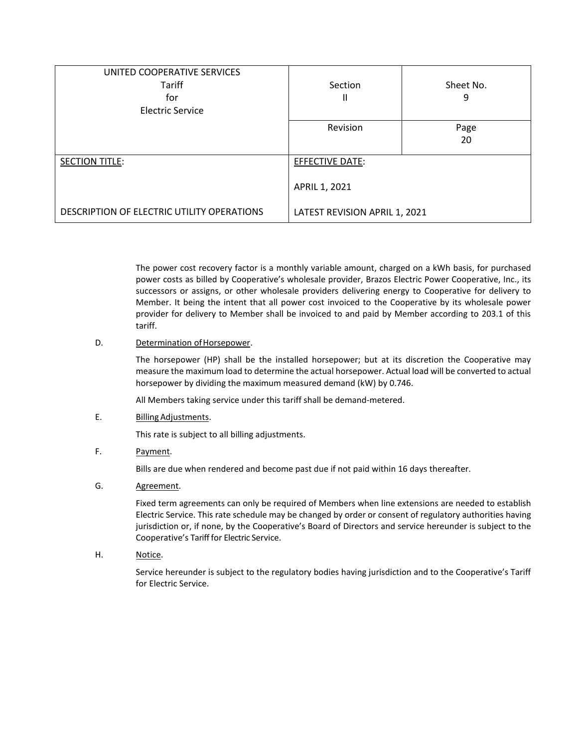| UNITED COOPERATIVE SERVICES<br>Tariff<br>for<br>Electric Service | Section<br>II | Sheet No.<br>9 |
|---|---|---|
| | Revision | Page<br>20 |
| SECTION TITLE:<br><br>DESCRIPTION OF ELECTRIC UTILITY OPERATIONS | EFFECTIVE DATE:<br><br>APRIL 1, 2021<br><br>LATEST REVISION APRIL 1, 2021 | |

The power cost recovery factor is a monthly variable amount, charged on a kWh basis, for purchased power costs as billed by Cooperative's wholesale provider, Brazos Electric Power Cooperative, Inc., its successors or assigns, or other wholesale providers delivering energy to Cooperative for delivery to Member. It being the intent that all power cost invoiced to the Cooperative by its wholesale power provider for delivery to Member shall be invoiced to and paid by Member according to 203.1 of this tariff.

D. Determination of Horsepower.

The horsepower (HP) shall be the installed horsepower; but at its discretion the Cooperative may measure the maximum load to determine the actual horsepower. Actual load will be converted to actual horsepower by dividing the maximum measured demand (kW) by 0.746.

All Members taking service under this tariff shall be demand-metered.

E. Billing Adjustments.

This rate is subject to all billing adjustments.

F. Payment.

Bills are due when rendered and become past due if not paid within 16 days thereafter.

G. Agreement.

Fixed term agreements can only be required of Members when line extensions are needed to establish Electric Service. This rate schedule may be changed by order or consent of regulatory authorities having jurisdiction or, if none, by the Cooperative's Board of Directors and service hereunder is subject to the Cooperative's Tariff for Electric Service.

H. Notice.

Service hereunder is subject to the regulatory bodies having jurisdiction and to the Cooperative's Tariff for Electric Service.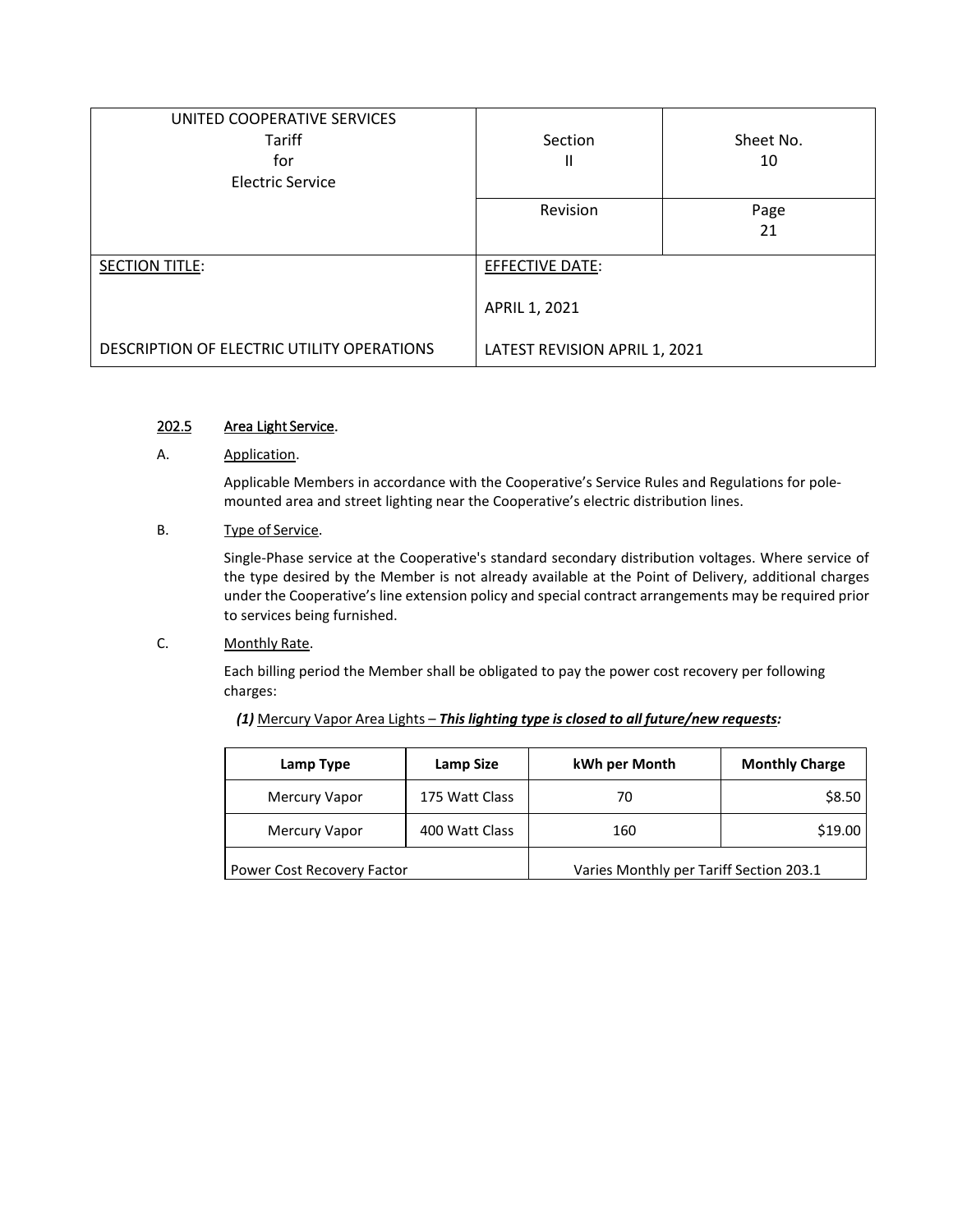| UNITED COOPERATIVE SERVICES<br>Tariff<br>for<br>Electric Service | Section<br>II | Sheet No.<br>10 |
|---|---|---|
| | Revision | Page<br>21 |
| SECTION TITLE:<br><br>DESCRIPTION OF ELECTRIC UTILITY OPERATIONS | EFFECTIVE DATE:<br><br>APRIL 1, 2021<br><br>LATEST REVISION APRIL 1, 2021 | |

## 202.5 Area Light Service.

A. Application.

Applicable Members in accordance with the Cooperative's Service Rules and Regulations for pole-mounted area and street lighting near the Cooperative's electric distribution lines.

B. Type of Service.

Single-Phase service at the Cooperative's standard secondary distribution voltages. Where service of the type desired by the Member is not already available at the Point of Delivery, additional charges under the Cooperative's line extension policy and special contract arrangements may be required prior to services being furnished.

C. Monthly Rate.

Each billing period the Member shall be obligated to pay the power cost recovery per following charges:

***(1)*** Mercury Vapor Area Lights – ***This lighting type is closed to all future/new requests:***

| Lamp Type | Lamp Size | kWh per Month | Monthly Charge |
|---|---|---|---|
| Mercury Vapor | 175 Watt Class | 70 | $8.50 |
| Mercury Vapor | 400 Watt Class | 160 | $19.00 |
| Power Cost Recovery Factor | | Varies Monthly per Tariff Section 203.1 | |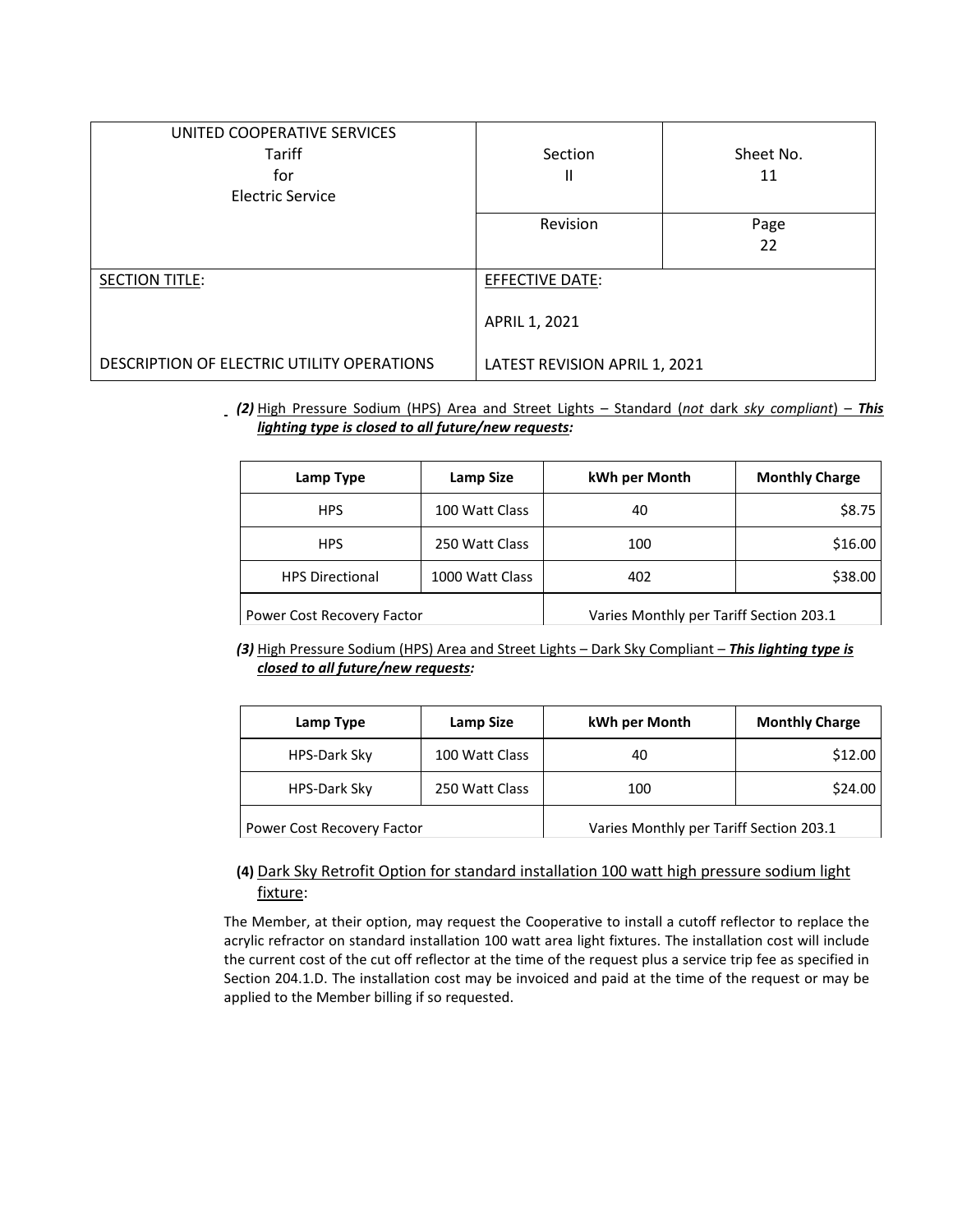| UNITED COOPERATIVE SERVICES Tariff for Electric Service | Section II | Sheet No. 11 |
|---|---|---|
| | Revision | Page 22 |
| SECTION TITLE: DESCRIPTION OF ELECTRIC UTILITY OPERATIONS | EFFECTIVE DATE: APRIL 1, 2021 LATEST REVISION APRIL 1, 2021 | |

***(2)*** High Pressure Sodium (HPS) Area and Street Lights – Standard (*not* dark *sky compliant*) – ***This lighting type is closed to all future/new requests:***

| Lamp Type | Lamp Size | kWh per Month | Monthly Charge |
|---|---|---|---|
| HPS | 100 Watt Class | 40 | $8.75 |
| HPS | 250 Watt Class | 100 | $16.00 |
| HPS Directional | 1000 Watt Class | 402 | $38.00 |
| Power Cost Recovery Factor | | Varies Monthly per Tariff Section 203.1 | |

***(3)*** High Pressure Sodium (HPS) Area and Street Lights – Dark Sky Compliant – ***This lighting type is closed to all future/new requests:***

| Lamp Type | Lamp Size | kWh per Month | Monthly Charge |
|---|---|---|---|
| HPS-Dark Sky | 100 Watt Class | 40 | $12.00 |
| HPS-Dark Sky | 250 Watt Class | 100 | $24.00 |
| Power Cost Recovery Factor | | Varies Monthly per Tariff Section 203.1 | |

**(4)** Dark Sky Retrofit Option for standard installation 100 watt high pressure sodium light fixture:

The Member, at their option, may request the Cooperative to install a cutoff reflector to replace the acrylic refractor on standard installation 100 watt area light fixtures. The installation cost will include the current cost of the cut off reflector at the time of the request plus a service trip fee as specified in Section 204.1.D. The installation cost may be invoiced and paid at the time of the request or may be applied to the Member billing if so requested.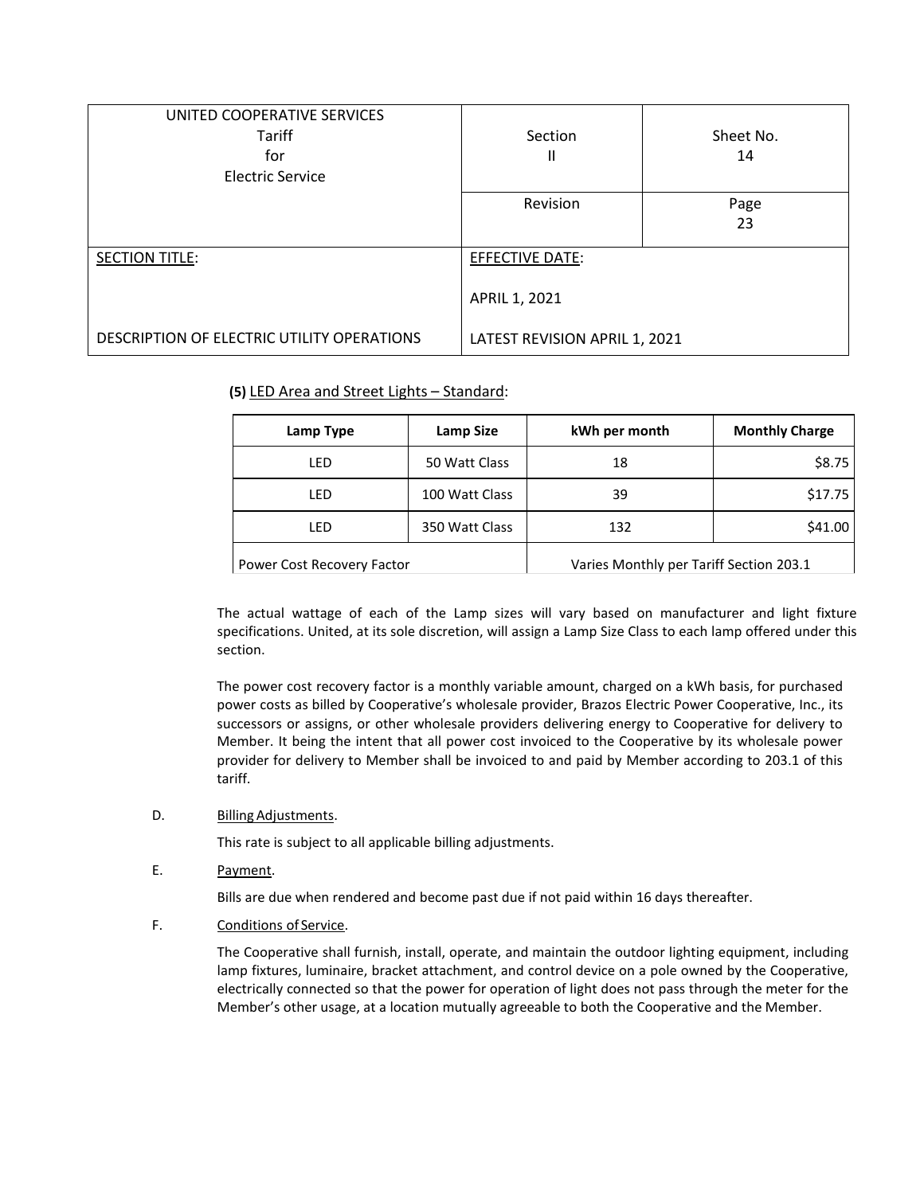| UNITED COOPERATIVE SERVICES Tariff for Electric Service | Section II | Sheet No. 14 |
|---|---|---|
| | Revision | Page 23 |
| SECTION TITLE: DESCRIPTION OF ELECTRIC UTILITY OPERATIONS | EFFECTIVE DATE: APRIL 1, 2021 LATEST REVISION APRIL 1, 2021 | |

**(5)** LED Area and Street Lights – Standard:

| Lamp Type | Lamp Size | kWh per month | Monthly Charge |
|---|---|---|---|
| LED | 50 Watt Class | 18 | $8.75 |
| LED | 100 Watt Class | 39 | $17.75 |
| LED | 350 Watt Class | 132 | $41.00 |
| Power Cost Recovery Factor | | Varies Monthly per Tariff Section 203.1 | |

The actual wattage of each of the Lamp sizes will vary based on manufacturer and light fixture specifications. United, at its sole discretion, will assign a Lamp Size Class to each lamp offered under this section.

The power cost recovery factor is a monthly variable amount, charged on a kWh basis, for purchased power costs as billed by Cooperative's wholesale provider, Brazos Electric Power Cooperative, Inc., its successors or assigns, or other wholesale providers delivering energy to Cooperative for delivery to Member. It being the intent that all power cost invoiced to the Cooperative by its wholesale power provider for delivery to Member shall be invoiced to and paid by Member according to 203.1 of this tariff.

D. Billing Adjustments.

This rate is subject to all applicable billing adjustments.

E. Payment.

Bills are due when rendered and become past due if not paid within 16 days thereafter.

F. Conditions of Service.

The Cooperative shall furnish, install, operate, and maintain the outdoor lighting equipment, including lamp fixtures, luminaire, bracket attachment, and control device on a pole owned by the Cooperative, electrically connected so that the power for operation of light does not pass through the meter for the Member's other usage, at a location mutually agreeable to both the Cooperative and the Member.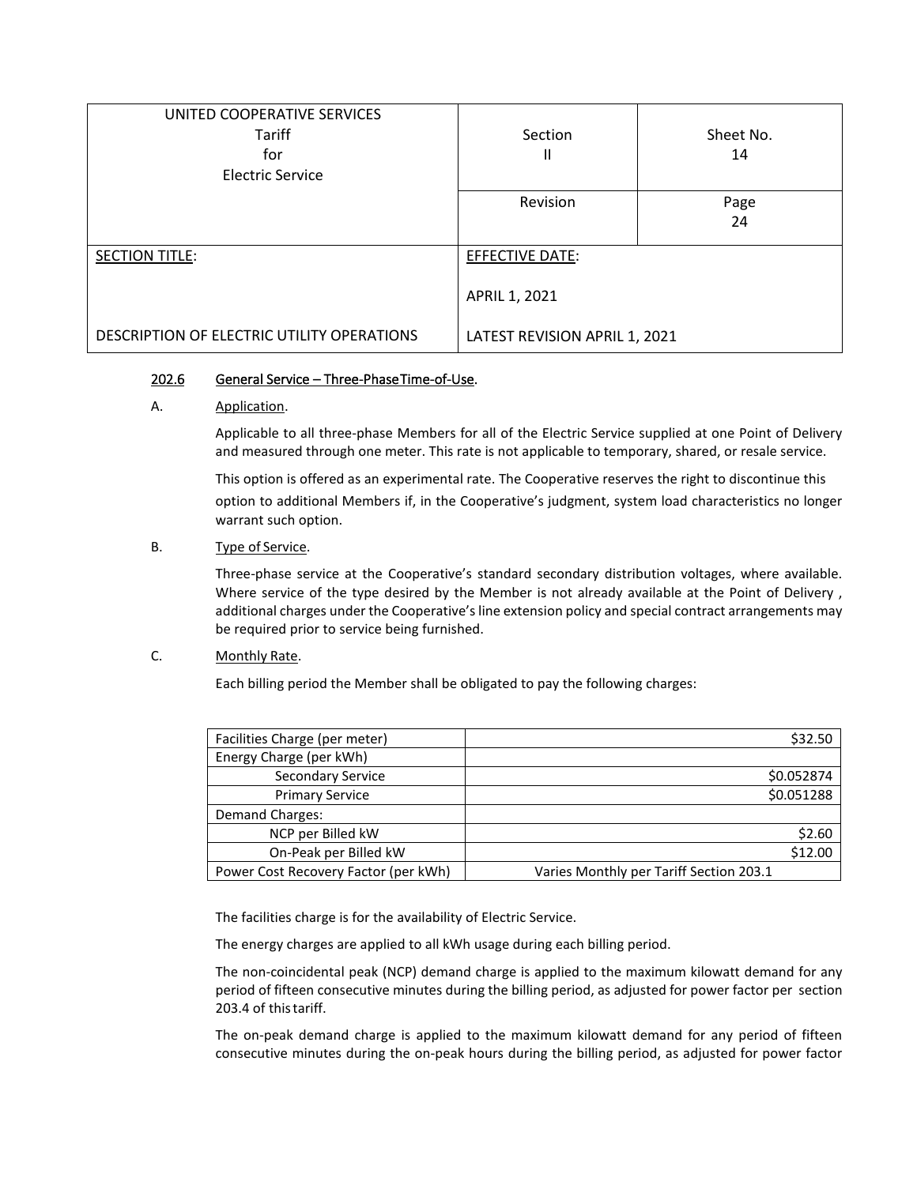| UNITED COOPERATIVE SERVICES<br>Tariff<br>for<br>Electric Service | Section<br>II | Sheet No.<br>14 |
|---|---|---|
| | Revision | Page<br>24 |
| SECTION TITLE:<br><br>DESCRIPTION OF ELECTRIC UTILITY OPERATIONS | EFFECTIVE DATE:<br><br>APRIL 1, 2021<br><br>LATEST REVISION APRIL 1, 2021 | |

### 202.6 General Service – Three-Phase Time-of-Use.

A. Application.

Applicable to all three-phase Members for all of the Electric Service supplied at one Point of Delivery and measured through one meter. This rate is not applicable to temporary, shared, or resale service.

This option is offered as an experimental rate. The Cooperative reserves the right to discontinue this option to additional Members if, in the Cooperative's judgment, system load characteristics no longer warrant such option.

B. Type of Service.

Three-phase service at the Cooperative's standard secondary distribution voltages, where available. Where service of the type desired by the Member is not already available at the Point of Delivery , additional charges under the Cooperative's line extension policy and special contract arrangements may be required prior to service being furnished.

C. Monthly Rate.

Each billing period the Member shall be obligated to pay the following charges:

| | |
|---|---|
| Facilities Charge (per meter) | $32.50 |
| Energy Charge (per kWh) | |
| Secondary Service | $0.052874 |
| Primary Service | $0.051288 |
| Demand Charges: | |
| NCP per Billed kW | $2.60 |
| On-Peak per Billed kW | $12.00 |
| Power Cost Recovery Factor (per kWh) | Varies Monthly per Tariff Section 203.1 |

The facilities charge is for the availability of Electric Service.

The energy charges are applied to all kWh usage during each billing period.

The non-coincidental peak (NCP) demand charge is applied to the maximum kilowatt demand for any period of fifteen consecutive minutes during the billing period, as adjusted for power factor per section 203.4 of this tariff.

The on-peak demand charge is applied to the maximum kilowatt demand for any period of fifteen consecutive minutes during the on-peak hours during the billing period, as adjusted for power factor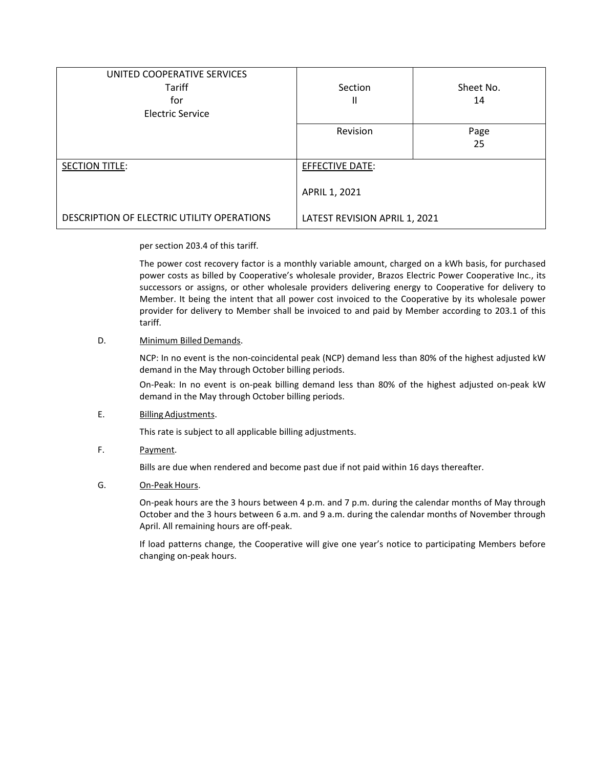per section 203.4 of this tariff.

The power cost recovery factor is a monthly variable amount, charged on a kWh basis, for purchased power costs as billed by Cooperative's wholesale provider, Brazos Electric Power Cooperative Inc., its successors or assigns, or other wholesale providers delivering energy to Cooperative for delivery to Member. It being the intent that all power cost invoiced to the Cooperative by its wholesale power provider for delivery to Member shall be invoiced to and paid by Member according to 203.1 of this tariff.

D. Minimum Billed Demands.

NCP: In no event is the non-coincidental peak (NCP) demand less than 80% of the highest adjusted kW demand in the May through October billing periods.

On-Peak: In no event is on-peak billing demand less than 80% of the highest adjusted on-peak kW demand in the May through October billing periods.

E. Billing Adjustments.

This rate is subject to all applicable billing adjustments.

F. Payment.

Bills are due when rendered and become past due if not paid within 16 days thereafter.

G. On-Peak Hours.

On-peak hours are the 3 hours between 4 p.m. and 7 p.m. during the calendar months of May through October and the 3 hours between 6 a.m. and 9 a.m. during the calendar months of November through April. All remaining hours are off-peak.

If load patterns change, the Cooperative will give one year's notice to participating Members before changing on-peak hours.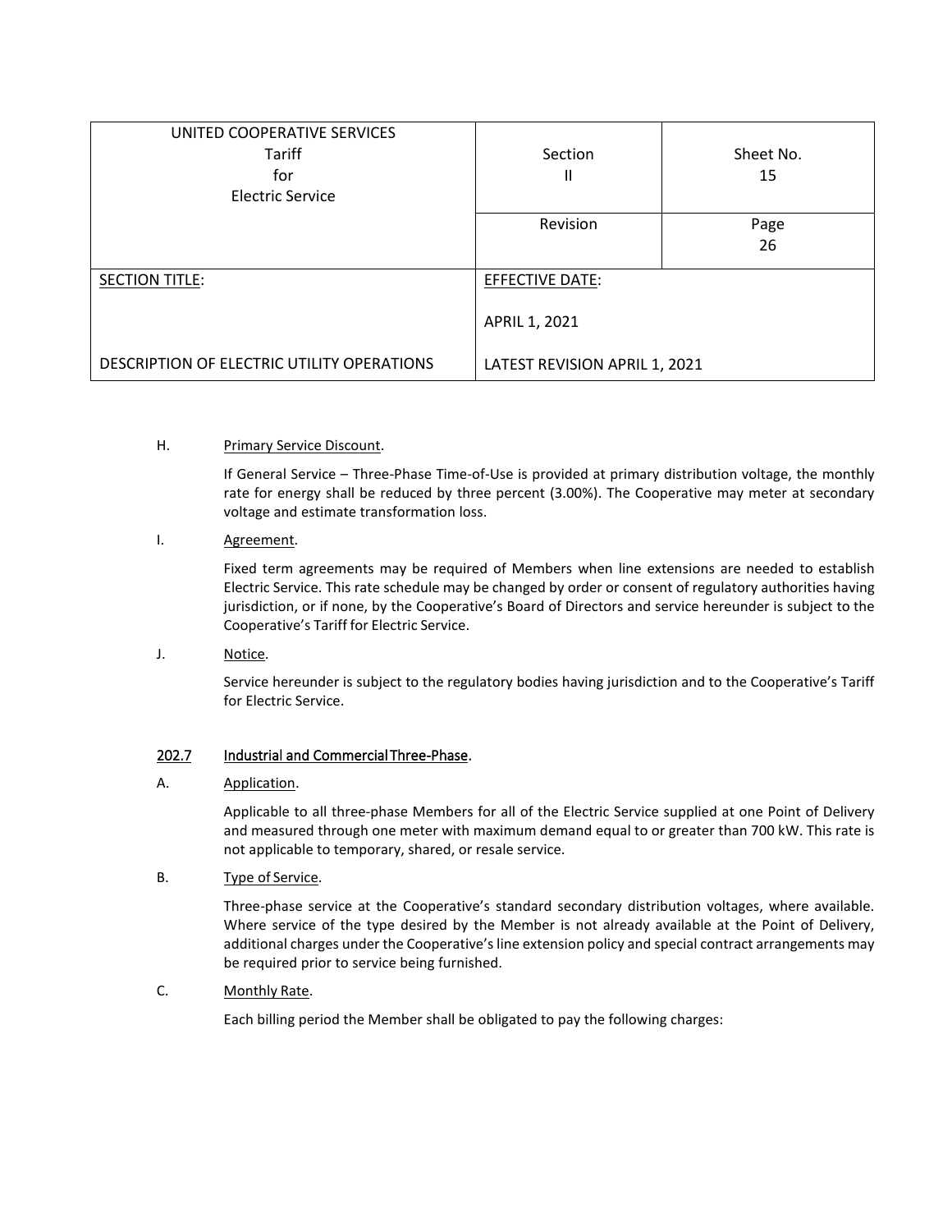| UNITED COOPERATIVE SERVICES<br>Tariff<br>for<br>Electric Service | Section<br>II | Sheet No.<br>15 |
|---|---|---|
| | Revision | Page<br>26 |
| SECTION TITLE:<br><br>DESCRIPTION OF ELECTRIC UTILITY OPERATIONS | EFFECTIVE DATE:<br><br>APRIL 1, 2021<br><br>LATEST REVISION APRIL 1, 2021 | |

H. Primary Service Discount.

If General Service – Three-Phase Time-of-Use is provided at primary distribution voltage, the monthly rate for energy shall be reduced by three percent (3.00%). The Cooperative may meter at secondary voltage and estimate transformation loss.

I. Agreement.

Fixed term agreements may be required of Members when line extensions are needed to establish Electric Service. This rate schedule may be changed by order or consent of regulatory authorities having jurisdiction, or if none, by the Cooperative's Board of Directors and service hereunder is subject to the Cooperative's Tariff for Electric Service.

J. Notice.

Service hereunder is subject to the regulatory bodies having jurisdiction and to the Cooperative's Tariff for Electric Service.

## 202.7 Industrial and Commercial Three-Phase.

A. Application.

Applicable to all three-phase Members for all of the Electric Service supplied at one Point of Delivery and measured through one meter with maximum demand equal to or greater than 700 kW. This rate is not applicable to temporary, shared, or resale service.

B. Type of Service.

Three-phase service at the Cooperative's standard secondary distribution voltages, where available. Where service of the type desired by the Member is not already available at the Point of Delivery, additional charges under the Cooperative's line extension policy and special contract arrangements may be required prior to service being furnished.

C. Monthly Rate.

Each billing period the Member shall be obligated to pay the following charges: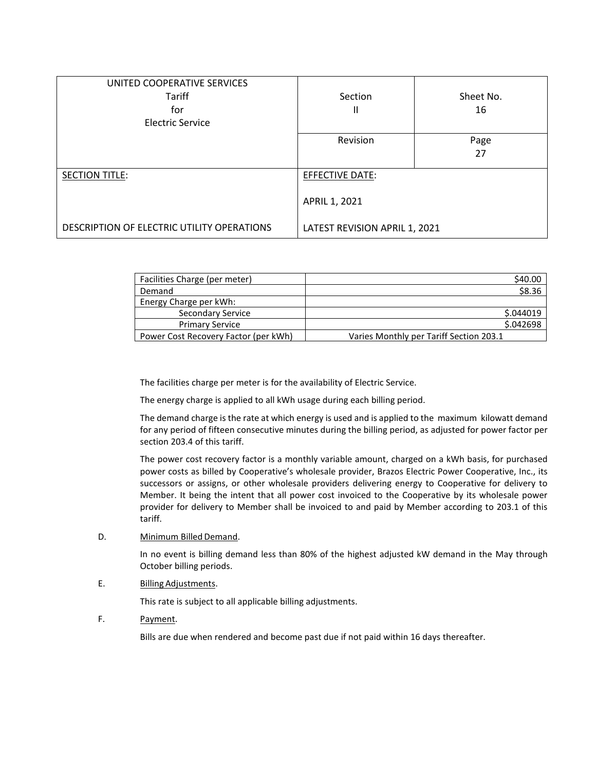| UNITED COOPERATIVE SERVICES Tariff for Electric Service | Section II | Sheet No. 16 |
|---|---|---|
| | Revision | Page 27 |
| SECTION TITLE: DESCRIPTION OF ELECTRIC UTILITY OPERATIONS | EFFECTIVE DATE: APRIL 1, 2021 LATEST REVISION APRIL 1, 2021 | |

| | |
|---|---|
| Facilities Charge (per meter) | $40.00 |
| Demand | $8.36 |
| Energy Charge per kWh: | |
| Secondary Service | $.044019 |
| Primary Service | $.042698 |
| Power Cost Recovery Factor (per kWh) | Varies Monthly per Tariff Section 203.1 |

The facilities charge per meter is for the availability of Electric Service.

The energy charge is applied to all kWh usage during each billing period.

The demand charge is the rate at which energy is used and is applied to the maximum kilowatt demand for any period of fifteen consecutive minutes during the billing period, as adjusted for power factor per section 203.4 of this tariff.

The power cost recovery factor is a monthly variable amount, charged on a kWh basis, for purchased power costs as billed by Cooperative's wholesale provider, Brazos Electric Power Cooperative, Inc., its successors or assigns, or other wholesale providers delivering energy to Cooperative for delivery to Member. It being the intent that all power cost invoiced to the Cooperative by its wholesale power provider for delivery to Member shall be invoiced to and paid by Member according to 203.1 of this tariff.

D. Minimum Billed Demand.

In no event is billing demand less than 80% of the highest adjusted kW demand in the May through October billing periods.

E. Billing Adjustments.

This rate is subject to all applicable billing adjustments.

F. Payment.

Bills are due when rendered and become past due if not paid within 16 days thereafter.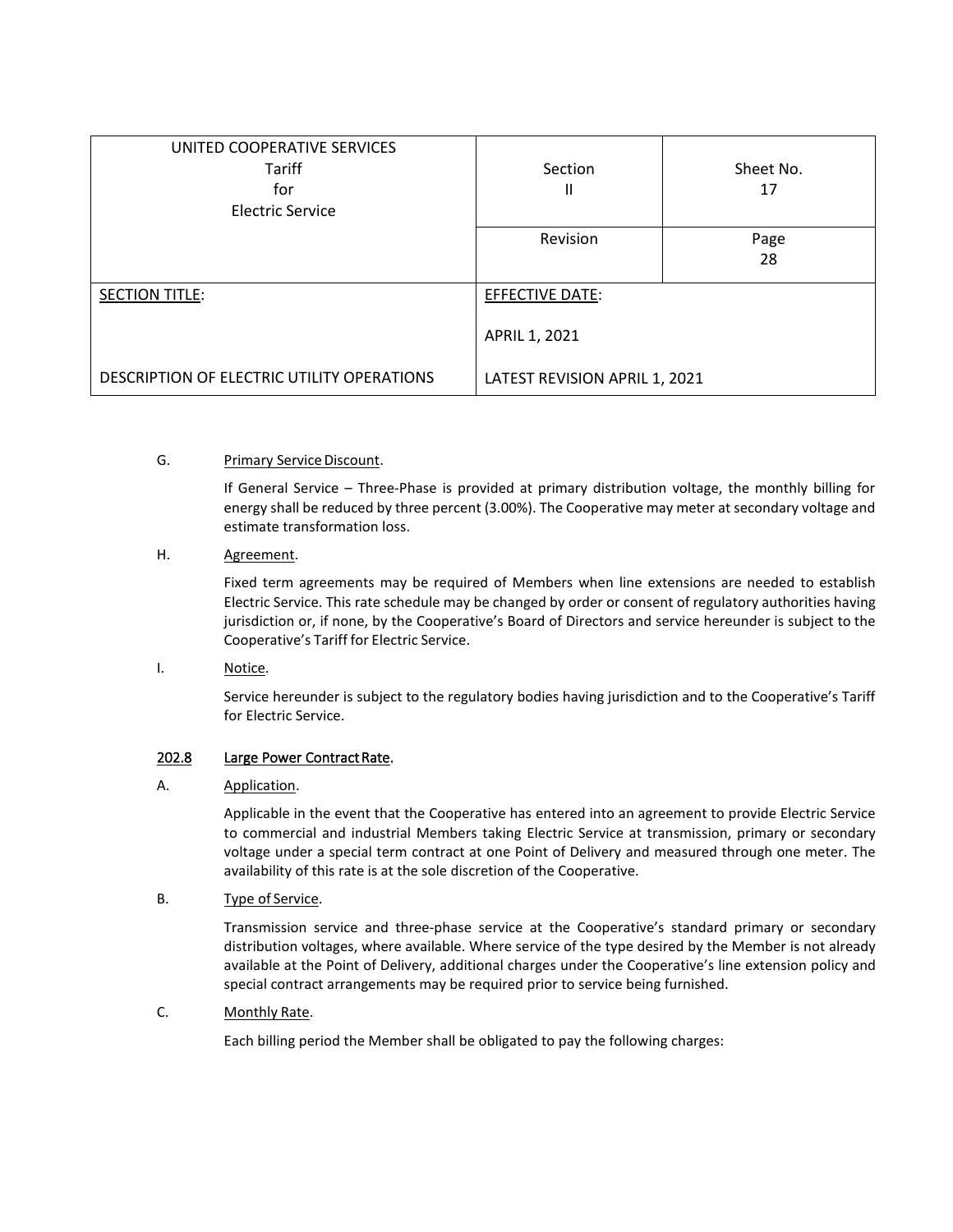G. Primary Service Discount.

If General Service – Three-Phase is provided at primary distribution voltage, the monthly billing for energy shall be reduced by three percent (3.00%). The Cooperative may meter at secondary voltage and estimate transformation loss.

H. Agreement.

Fixed term agreements may be required of Members when line extensions are needed to establish Electric Service. This rate schedule may be changed by order or consent of regulatory authorities having jurisdiction or, if none, by the Cooperative's Board of Directors and service hereunder is subject to the Cooperative's Tariff for Electric Service.

I. Notice.

Service hereunder is subject to the regulatory bodies having jurisdiction and to the Cooperative's Tariff for Electric Service.

## 202.8 Large Power Contract Rate.

A. Application.

Applicable in the event that the Cooperative has entered into an agreement to provide Electric Service to commercial and industrial Members taking Electric Service at transmission, primary or secondary voltage under a special term contract at one Point of Delivery and measured through one meter. The availability of this rate is at the sole discretion of the Cooperative.

B. Type of Service.

Transmission service and three-phase service at the Cooperative's standard primary or secondary distribution voltages, where available. Where service of the type desired by the Member is not already available at the Point of Delivery, additional charges under the Cooperative's line extension policy and special contract arrangements may be required prior to service being furnished.

C. Monthly Rate.

Each billing period the Member shall be obligated to pay the following charges: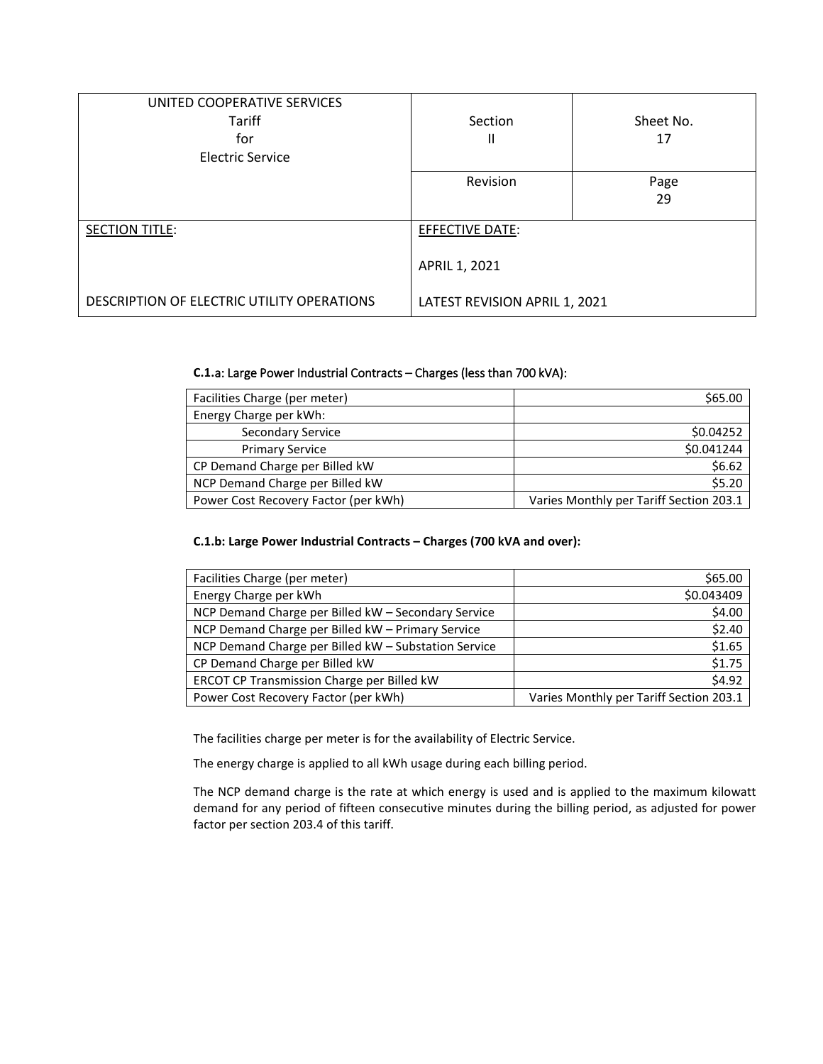| UNITED COOPERATIVE SERVICES<br>Tariff<br>for<br>Electric Service | Section<br>II | Sheet No.<br>17 |
|---|---|---|
| | Revision | Page<br>29 |
| SECTION TITLE:<br><br>DESCRIPTION OF ELECTRIC UTILITY OPERATIONS | EFFECTIVE DATE:<br><br>APRIL 1, 2021<br><br>LATEST REVISION APRIL 1, 2021 | |

**C.1.a: Large Power Industrial Contracts – Charges (less than 700 kVA):**

| | |
|---|---:|
| Facilities Charge (per meter) | $65.00 |
| Energy Charge per kWh: | |
| Secondary Service | $0.04252 |
| Primary Service | $0.041244 |
| CP Demand Charge per Billed kW | $6.62 |
| NCP Demand Charge per Billed kW | $5.20 |
| Power Cost Recovery Factor (per kWh) | Varies Monthly per Tariff Section 203.1 |

**C.1.b: Large Power Industrial Contracts – Charges (700 kVA and over):**

| | |
|---|---:|
| Facilities Charge (per meter) | $65.00 |
| Energy Charge per kWh | $0.043409 |
| NCP Demand Charge per Billed kW – Secondary Service | $4.00 |
| NCP Demand Charge per Billed kW – Primary Service | $2.40 |
| NCP Demand Charge per Billed kW – Substation Service | $1.65 |
| CP Demand Charge per Billed kW | $1.75 |
| ERCOT CP Transmission Charge per Billed kW | $4.92 |
| Power Cost Recovery Factor (per kWh) | Varies Monthly per Tariff Section 203.1 |

The facilities charge per meter is for the availability of Electric Service.

The energy charge is applied to all kWh usage during each billing period.

The NCP demand charge is the rate at which energy is used and is applied to the maximum kilowatt demand for any period of fifteen consecutive minutes during the billing period, as adjusted for power factor per section 203.4 of this tariff.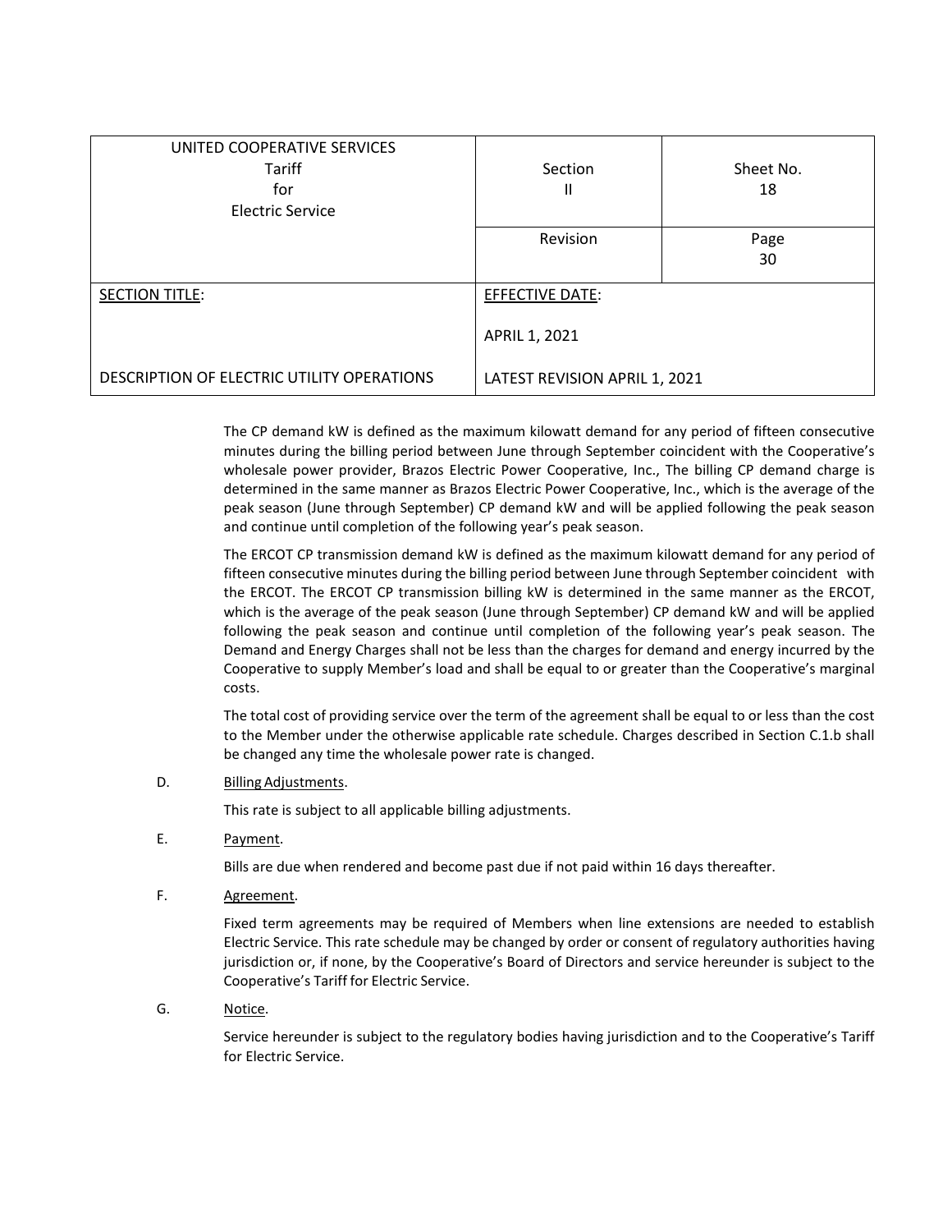| UNITED COOPERATIVE SERVICES Tariff for Electric Service | Section II | Sheet No. 18 |
|---|---|---|
| | Revision | Page 30 |
| SECTION TITLE: DESCRIPTION OF ELECTRIC UTILITY OPERATIONS | EFFECTIVE DATE: APRIL 1, 2021 LATEST REVISION APRIL 1, 2021 | |

The CP demand kW is defined as the maximum kilowatt demand for any period of fifteen consecutive minutes during the billing period between June through September coincident with the Cooperative's wholesale power provider, Brazos Electric Power Cooperative, Inc., The billing CP demand charge is determined in the same manner as Brazos Electric Power Cooperative, Inc., which is the average of the peak season (June through September) CP demand kW and will be applied following the peak season and continue until completion of the following year's peak season.

The ERCOT CP transmission demand kW is defined as the maximum kilowatt demand for any period of fifteen consecutive minutes during the billing period between June through September coincident with the ERCOT. The ERCOT CP transmission billing kW is determined in the same manner as the ERCOT, which is the average of the peak season (June through September) CP demand kW and will be applied following the peak season and continue until completion of the following year's peak season. The Demand and Energy Charges shall not be less than the charges for demand and energy incurred by the Cooperative to supply Member's load and shall be equal to or greater than the Cooperative's marginal costs.

The total cost of providing service over the term of the agreement shall be equal to or less than the cost to the Member under the otherwise applicable rate schedule. Charges described in Section C.1.b shall be changed any time the wholesale power rate is changed.

D. Billing Adjustments.

This rate is subject to all applicable billing adjustments.

E. Payment.

Bills are due when rendered and become past due if not paid within 16 days thereafter.

F. Agreement.

Fixed term agreements may be required of Members when line extensions are needed to establish Electric Service. This rate schedule may be changed by order or consent of regulatory authorities having jurisdiction or, if none, by the Cooperative's Board of Directors and service hereunder is subject to the Cooperative's Tariff for Electric Service.

G. Notice.

Service hereunder is subject to the regulatory bodies having jurisdiction and to the Cooperative's Tariff for Electric Service.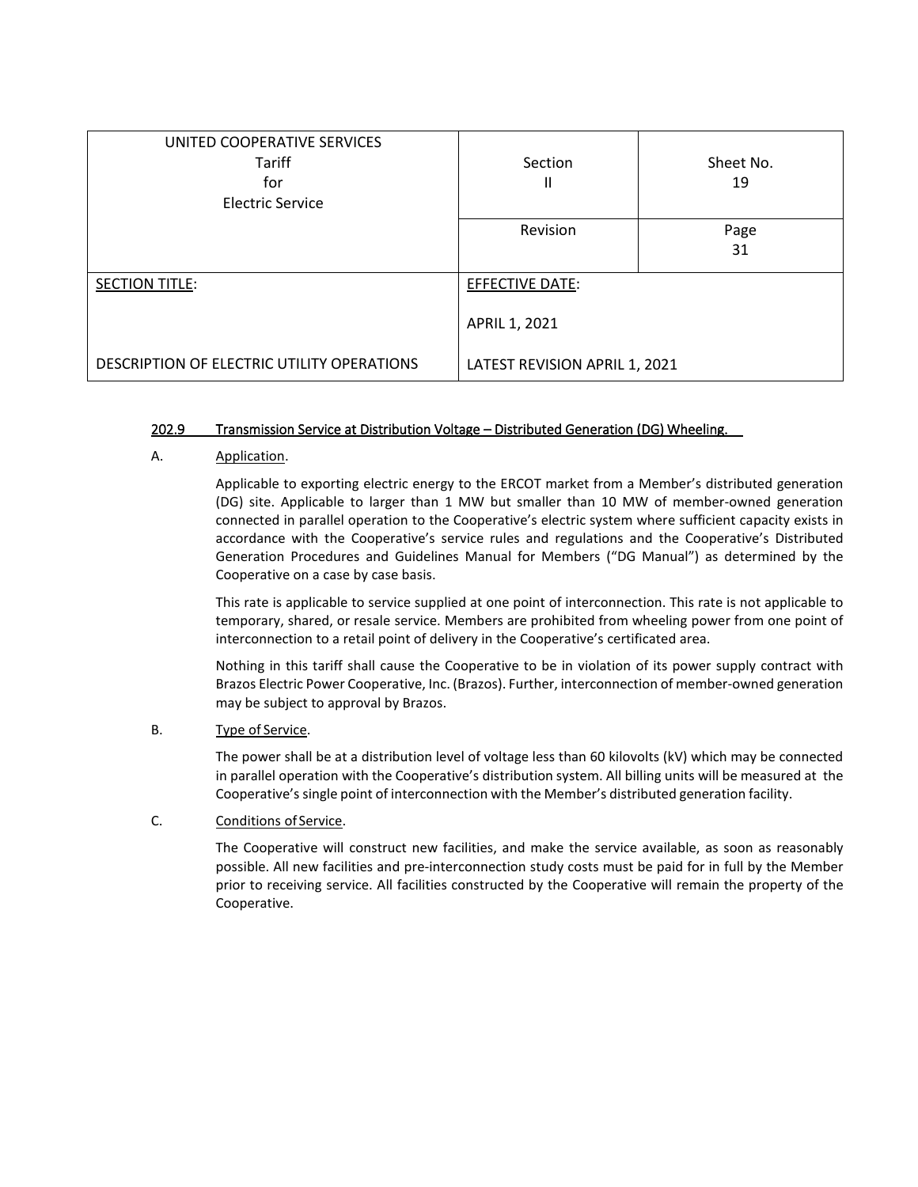| UNITED COOPERATIVE SERVICES Tariff for Electric Service | Section II | Sheet No. 19 |
|---|---|---|
| | Revision | Page 31 |
| SECTION TITLE: DESCRIPTION OF ELECTRIC UTILITY OPERATIONS | EFFECTIVE DATE: APRIL 1, 2021 LATEST REVISION APRIL 1, 2021 | |

## 202.9 Transmission Service at Distribution Voltage – Distributed Generation (DG) Wheeling.

A. Application.

Applicable to exporting electric energy to the ERCOT market from a Member's distributed generation (DG) site. Applicable to larger than 1 MW but smaller than 10 MW of member-owned generation connected in parallel operation to the Cooperative's electric system where sufficient capacity exists in accordance with the Cooperative's service rules and regulations and the Cooperative's Distributed Generation Procedures and Guidelines Manual for Members ("DG Manual") as determined by the Cooperative on a case by case basis.

This rate is applicable to service supplied at one point of interconnection. This rate is not applicable to temporary, shared, or resale service. Members are prohibited from wheeling power from one point of interconnection to a retail point of delivery in the Cooperative's certificated area.

Nothing in this tariff shall cause the Cooperative to be in violation of its power supply contract with Brazos Electric Power Cooperative, Inc. (Brazos). Further, interconnection of member-owned generation may be subject to approval by Brazos.

B. Type of Service.

The power shall be at a distribution level of voltage less than 60 kilovolts (kV) which may be connected in parallel operation with the Cooperative's distribution system. All billing units will be measured at the Cooperative's single point of interconnection with the Member's distributed generation facility.

C. Conditions of Service.

The Cooperative will construct new facilities, and make the service available, as soon as reasonably possible. All new facilities and pre-interconnection study costs must be paid for in full by the Member prior to receiving service. All facilities constructed by the Cooperative will remain the property of the Cooperative.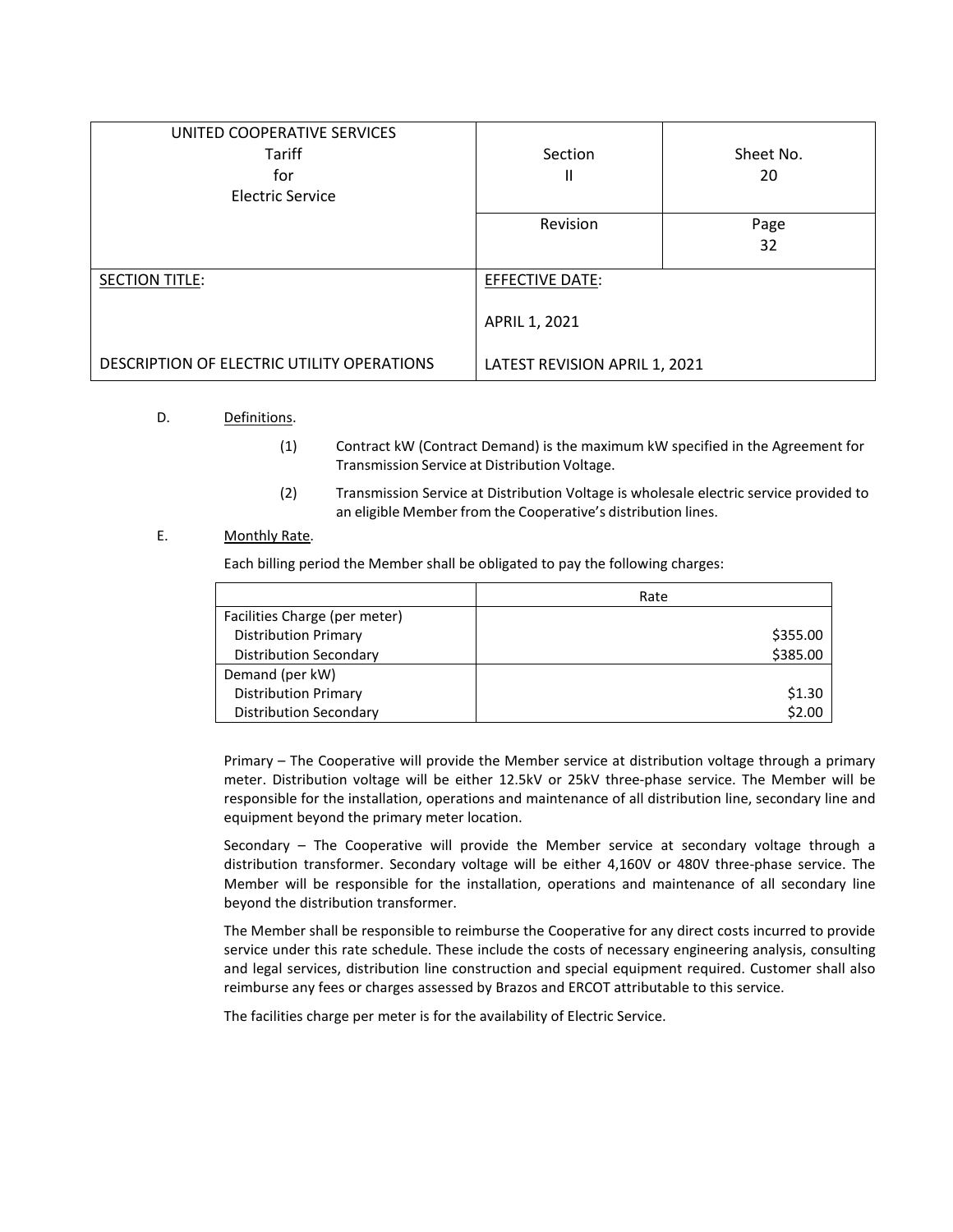| UNITED COOPERATIVE SERVICES<br>Tariff<br>for<br>Electric Service | Section<br>II | Sheet No.<br>20 |
|---|---|---|
| | Revision | Page<br>32 |
| SECTION TITLE:<br><br>DESCRIPTION OF ELECTRIC UTILITY OPERATIONS | EFFECTIVE DATE:<br><br>APRIL 1, 2021<br><br>LATEST REVISION APRIL 1, 2021 | |

D. Definitions.

(1) Contract kW (Contract Demand) is the maximum kW specified in the Agreement for Transmission Service at Distribution Voltage.

(2) Transmission Service at Distribution Voltage is wholesale electric service provided to an eligible Member from the Cooperative's distribution lines.

E. Monthly Rate.

Each billing period the Member shall be obligated to pay the following charges:

| | Rate |
|---|---|
| Facilities Charge (per meter) | |
| Distribution Primary | $355.00 |
| Distribution Secondary | $385.00 |
| Demand (per kW) | |
| Distribution Primary | $1.30 |
| Distribution Secondary | $2.00 |

Primary – The Cooperative will provide the Member service at distribution voltage through a primary meter. Distribution voltage will be either 12.5kV or 25kV three-phase service. The Member will be responsible for the installation, operations and maintenance of all distribution line, secondary line and equipment beyond the primary meter location.

Secondary – The Cooperative will provide the Member service at secondary voltage through a distribution transformer. Secondary voltage will be either 4,160V or 480V three-phase service. The Member will be responsible for the installation, operations and maintenance of all secondary line beyond the distribution transformer.

The Member shall be responsible to reimburse the Cooperative for any direct costs incurred to provide service under this rate schedule. These include the costs of necessary engineering analysis, consulting and legal services, distribution line construction and special equipment required. Customer shall also reimburse any fees or charges assessed by Brazos and ERCOT attributable to this service.

The facilities charge per meter is for the availability of Electric Service.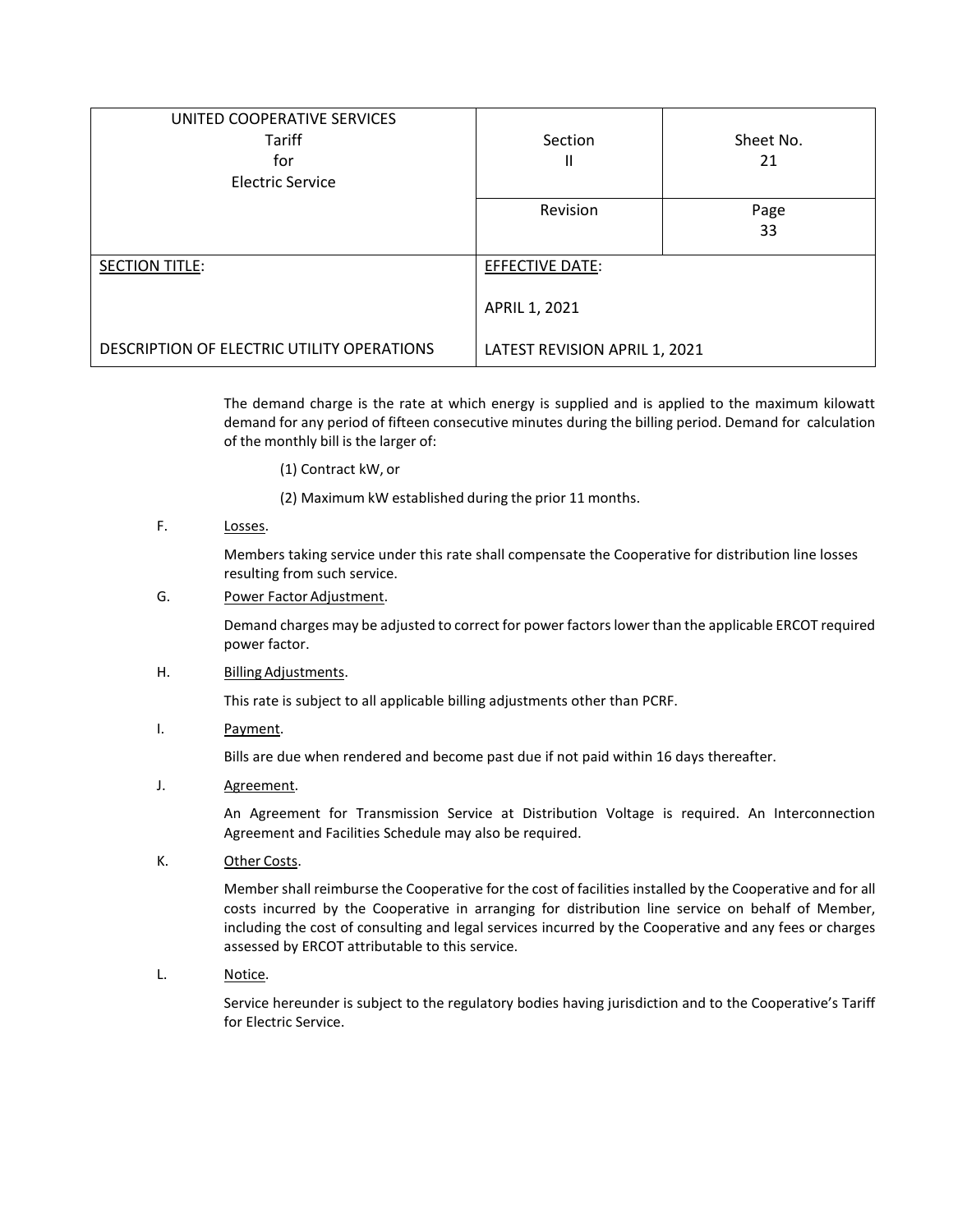The demand charge is the rate at which energy is supplied and is applied to the maximum kilowatt demand for any period of fifteen consecutive minutes during the billing period. Demand for calculation of the monthly bill is the larger of:

(1) Contract kW, or

(2) Maximum kW established during the prior 11 months.

F. Losses.

Members taking service under this rate shall compensate the Cooperative for distribution line losses resulting from such service.

G. Power Factor Adjustment.

Demand charges may be adjusted to correct for power factors lower than the applicable ERCOT required power factor.

H. Billing Adjustments.

This rate is subject to all applicable billing adjustments other than PCRF.

I. Payment.

Bills are due when rendered and become past due if not paid within 16 days thereafter.

J. Agreement.

An Agreement for Transmission Service at Distribution Voltage is required. An Interconnection Agreement and Facilities Schedule may also be required.

K. Other Costs.

Member shall reimburse the Cooperative for the cost of facilities installed by the Cooperative and for all costs incurred by the Cooperative in arranging for distribution line service on behalf of Member, including the cost of consulting and legal services incurred by the Cooperative and any fees or charges assessed by ERCOT attributable to this service.

L. Notice.

Service hereunder is subject to the regulatory bodies having jurisdiction and to the Cooperative's Tariff for Electric Service.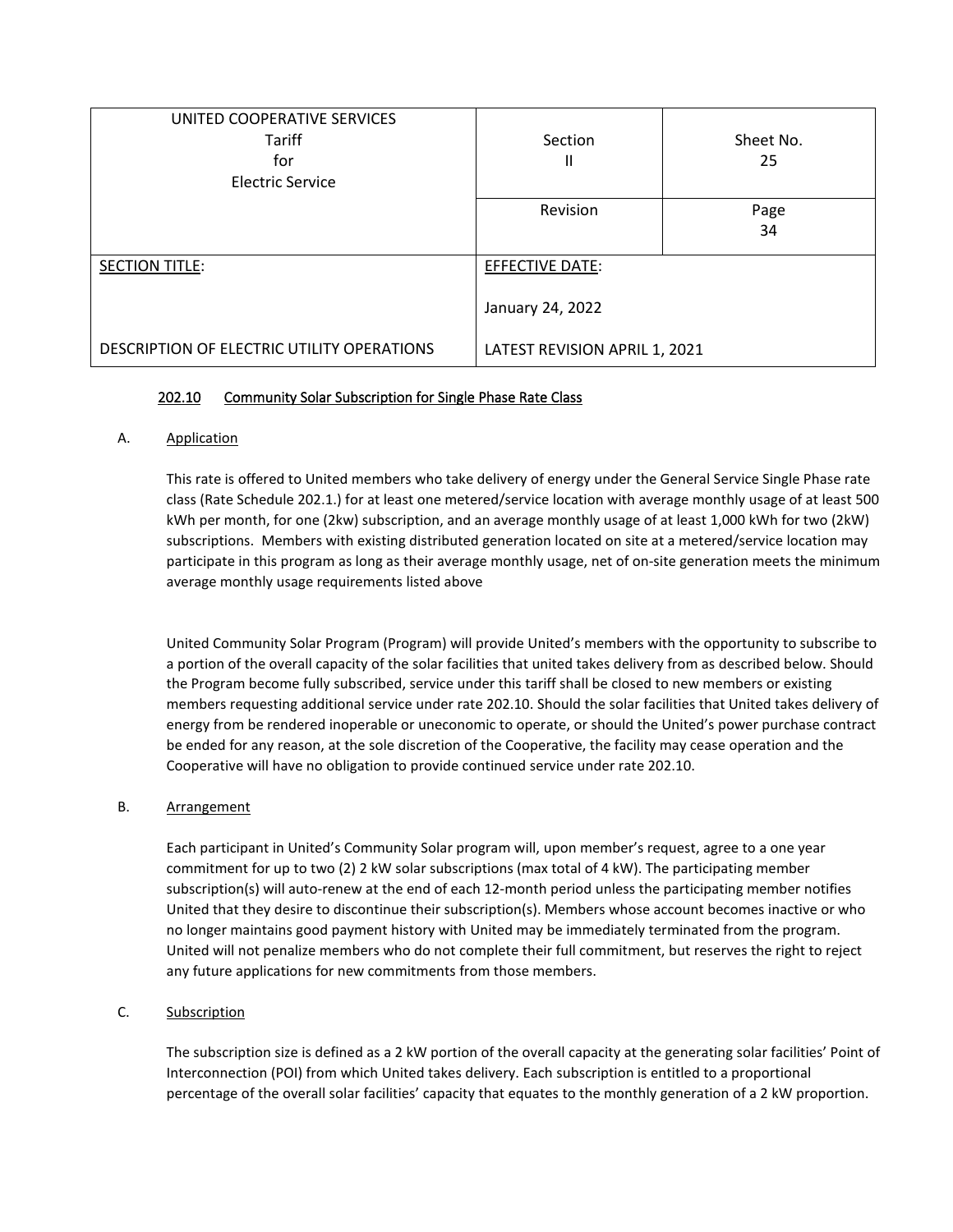| UNITED COOPERATIVE SERVICES<br>Tariff<br>for<br>Electric Service | Section<br>II | Sheet No.<br>25 |
|---|---|---|
| | Revision | Page<br>34 |
| SECTION TITLE:<br><br>DESCRIPTION OF ELECTRIC UTILITY OPERATIONS | EFFECTIVE DATE:<br><br>January 24, 2022<br><br>LATEST REVISION APRIL 1, 2021 | |

## 202.10 Community Solar Subscription for Single Phase Rate Class

### A. Application

This rate is offered to United members who take delivery of energy under the General Service Single Phase rate class (Rate Schedule 202.1.) for at least one metered/service location with average monthly usage of at least 500 kWh per month, for one (2kw) subscription, and an average monthly usage of at least 1,000 kWh for two (2kW) subscriptions. Members with existing distributed generation located on site at a metered/service location may participate in this program as long as their average monthly usage, net of on-site generation meets the minimum average monthly usage requirements listed above

United Community Solar Program (Program) will provide United's members with the opportunity to subscribe to a portion of the overall capacity of the solar facilities that united takes delivery from as described below. Should the Program become fully subscribed, service under this tariff shall be closed to new members or existing members requesting additional service under rate 202.10. Should the solar facilities that United takes delivery of energy from be rendered inoperable or uneconomic to operate, or should the United's power purchase contract be ended for any reason, at the sole discretion of the Cooperative, the facility may cease operation and the Cooperative will have no obligation to provide continued service under rate 202.10.

### B. Arrangement

Each participant in United's Community Solar program will, upon member's request, agree to a one year commitment for up to two (2) 2 kW solar subscriptions (max total of 4 kW). The participating member subscription(s) will auto-renew at the end of each 12-month period unless the participating member notifies United that they desire to discontinue their subscription(s). Members whose account becomes inactive or who no longer maintains good payment history with United may be immediately terminated from the program. United will not penalize members who do not complete their full commitment, but reserves the right to reject any future applications for new commitments from those members.

### C. Subscription

The subscription size is defined as a 2 kW portion of the overall capacity at the generating solar facilities' Point of Interconnection (POI) from which United takes delivery. Each subscription is entitled to a proportional percentage of the overall solar facilities' capacity that equates to the monthly generation of a 2 kW proportion.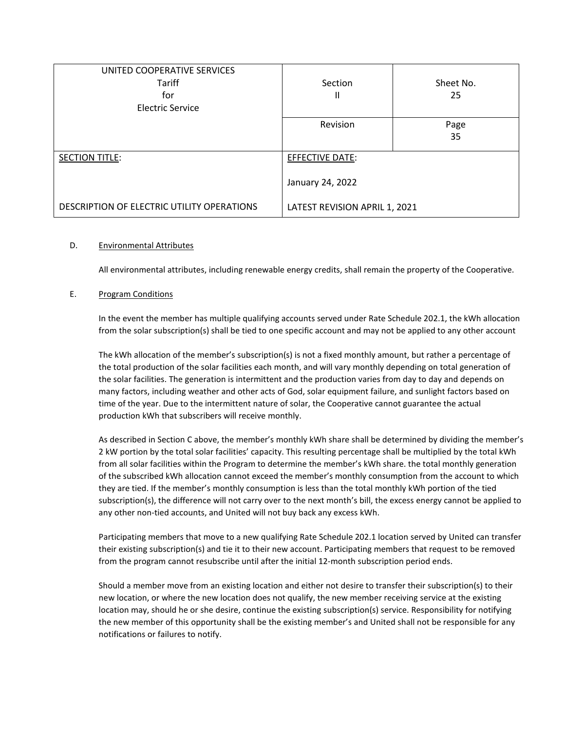| UNITED COOPERATIVE SERVICES<br>Tariff<br>for<br>Electric Service | Section<br>II | Sheet No.<br>25 |
|---|---|---|
| | Revision | Page<br>35 |
| SECTION TITLE:<br><br>DESCRIPTION OF ELECTRIC UTILITY OPERATIONS | EFFECTIVE DATE:<br><br>January 24, 2022<br><br>LATEST REVISION APRIL 1, 2021 | |

D. Environmental Attributes

All environmental attributes, including renewable energy credits, shall remain the property of the Cooperative.

E. Program Conditions

In the event the member has multiple qualifying accounts served under Rate Schedule 202.1, the kWh allocation from the solar subscription(s) shall be tied to one specific account and may not be applied to any other account

The kWh allocation of the member's subscription(s) is not a fixed monthly amount, but rather a percentage of the total production of the solar facilities each month, and will vary monthly depending on total generation of the solar facilities. The generation is intermittent and the production varies from day to day and depends on many factors, including weather and other acts of God, solar equipment failure, and sunlight factors based on time of the year. Due to the intermittent nature of solar, the Cooperative cannot guarantee the actual production kWh that subscribers will receive monthly.

As described in Section C above, the member's monthly kWh share shall be determined by dividing the member's 2 kW portion by the total solar facilities' capacity. This resulting percentage shall be multiplied by the total kWh from all solar facilities within the Program to determine the member's kWh share. the total monthly generation of the subscribed kWh allocation cannot exceed the member's monthly consumption from the account to which they are tied. If the member's monthly consumption is less than the total monthly kWh portion of the tied subscription(s), the difference will not carry over to the next month's bill, the excess energy cannot be applied to any other non-tied accounts, and United will not buy back any excess kWh.

Participating members that move to a new qualifying Rate Schedule 202.1 location served by United can transfer their existing subscription(s) and tie it to their new account. Participating members that request to be removed from the program cannot resubscribe until after the initial 12-month subscription period ends.

Should a member move from an existing location and either not desire to transfer their subscription(s) to their new location, or where the new location does not qualify, the new member receiving service at the existing location may, should he or she desire, continue the existing subscription(s) service. Responsibility for notifying the new member of this opportunity shall be the existing member's and United shall not be responsible for any notifications or failures to notify.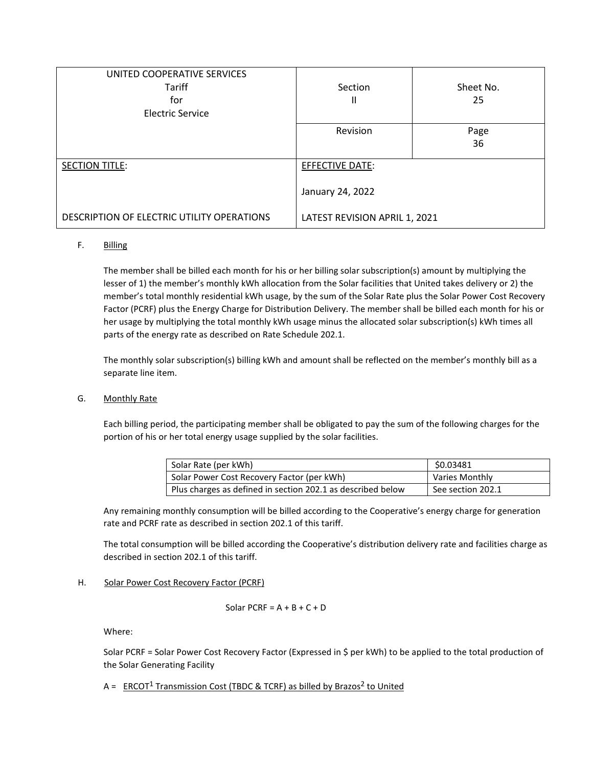| UNITED COOPERATIVE SERVICES<br>Tariff<br>for<br>Electric Service | Section<br>II | Sheet No.<br>25 |
|---|---|---|
| | Revision | Page<br>36 |
| SECTION TITLE:<br><br>DESCRIPTION OF ELECTRIC UTILITY OPERATIONS | EFFECTIVE DATE:<br><br>January 24, 2022<br><br>LATEST REVISION APRIL 1, 2021 | |

F. Billing

The member shall be billed each month for his or her billing solar subscription(s) amount by multiplying the lesser of 1) the member's monthly kWh allocation from the Solar facilities that United takes delivery or 2) the member's total monthly residential kWh usage, by the sum of the Solar Rate plus the Solar Power Cost Recovery Factor (PCRF) plus the Energy Charge for Distribution Delivery. The member shall be billed each month for his or her usage by multiplying the total monthly kWh usage minus the allocated solar subscription(s) kWh times all parts of the energy rate as described on Rate Schedule 202.1.

The monthly solar subscription(s) billing kWh and amount shall be reflected on the member's monthly bill as a separate line item.

G. Monthly Rate

Each billing period, the participating member shall be obligated to pay the sum of the following charges for the portion of his or her total energy usage supplied by the solar facilities.

| | |
|---|---|
| Solar Rate (per kWh) | $0.03481 |
| Solar Power Cost Recovery Factor (per kWh) | Varies Monthly |
| Plus charges as defined in section 202.1 as described below | See section 202.1 |

Any remaining monthly consumption will be billed according to the Cooperative's energy charge for generation rate and PCRF rate as described in section 202.1 of this tariff.

The total consumption will be billed according the Cooperative's distribution delivery rate and facilities charge as described in section 202.1 of this tariff.

H. Solar Power Cost Recovery Factor (PCRF)

$$\text{Solar PCRF} = A + B + C + D$$

Where:

Solar PCRF = Solar Power Cost Recovery Factor (Expressed in $ per kWh) to be applied to the total production of the Solar Generating Facility

A = ERCOT[1] Transmission Cost (TBDC & TCRF) as billed by Brazos[2] to United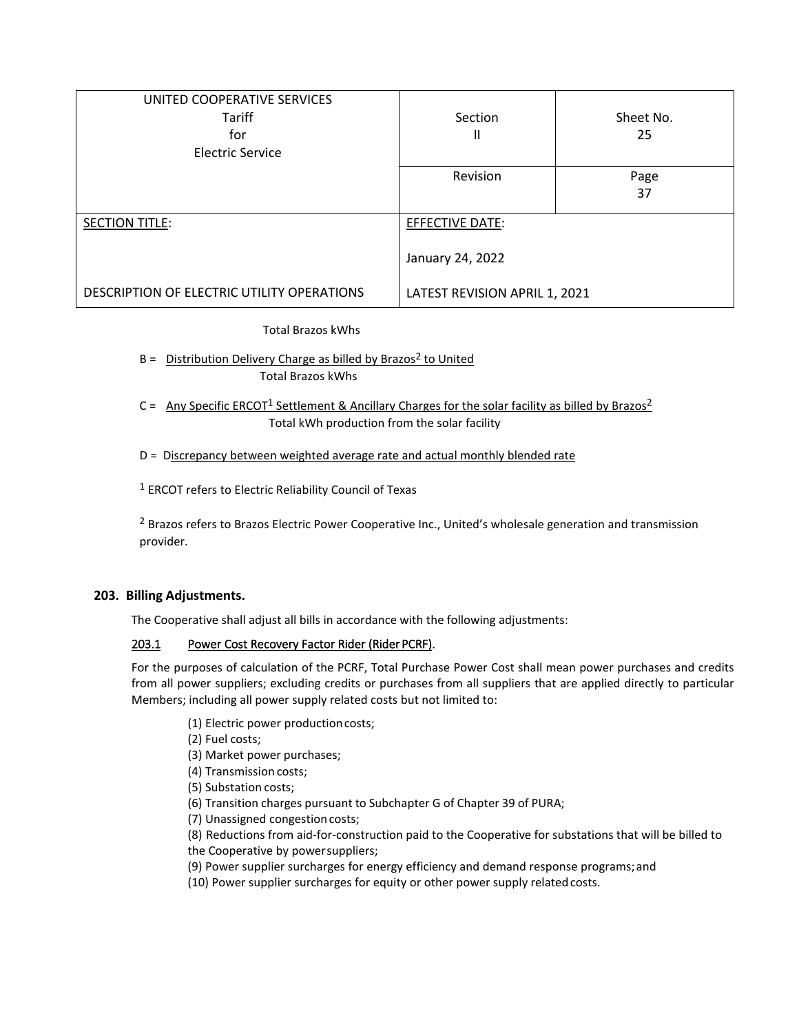| UNITED COOPERATIVE SERVICES<br>Tariff<br>for<br>Electric Service | Section<br>II | Sheet No.<br>25 |
|---|---|---|
| | Revision | Page<br>37 |
| SECTION TITLE:<br><br>DESCRIPTION OF ELECTRIC UTILITY OPERATIONS | EFFECTIVE DATE:<br><br>January 24, 2022<br><br>LATEST REVISION APRIL 1, 2021 | |

Total Brazos kWhs

B = Distribution Delivery Charge as billed by Brazos[2] to United / Total Brazos kWhs

C = Any Specific ERCOT[1] Settlement & Ancillary Charges for the solar facility as billed by Brazos[2] / Total kWh production from the solar facility

D = Discrepancy between weighted average rate and actual monthly blended rate

[1] ERCOT refers to Electric Reliability Council of Texas

[2] Brazos refers to Brazos Electric Power Cooperative Inc., United's wholesale generation and transmission provider.

## 203. Billing Adjustments.

The Cooperative shall adjust all bills in accordance with the following adjustments:

### 203.1 Power Cost Recovery Factor Rider (Rider PCRF).

For the purposes of calculation of the PCRF, Total Purchase Power Cost shall mean power purchases and credits from all power suppliers; excluding credits or purchases from all suppliers that are applied directly to particular Members; including all power supply related costs but not limited to:

(1) Electric power production costs;
(2) Fuel costs;
(3) Market power purchases;
(4) Transmission costs;
(5) Substation costs;
(6) Transition charges pursuant to Subchapter G of Chapter 39 of PURA;
(7) Unassigned congestion costs;
(8) Reductions from aid-for-construction paid to the Cooperative for substations that will be billed to the Cooperative by power suppliers;
(9) Power supplier surcharges for energy efficiency and demand response programs; and
(10) Power supplier surcharges for equity or other power supply related costs.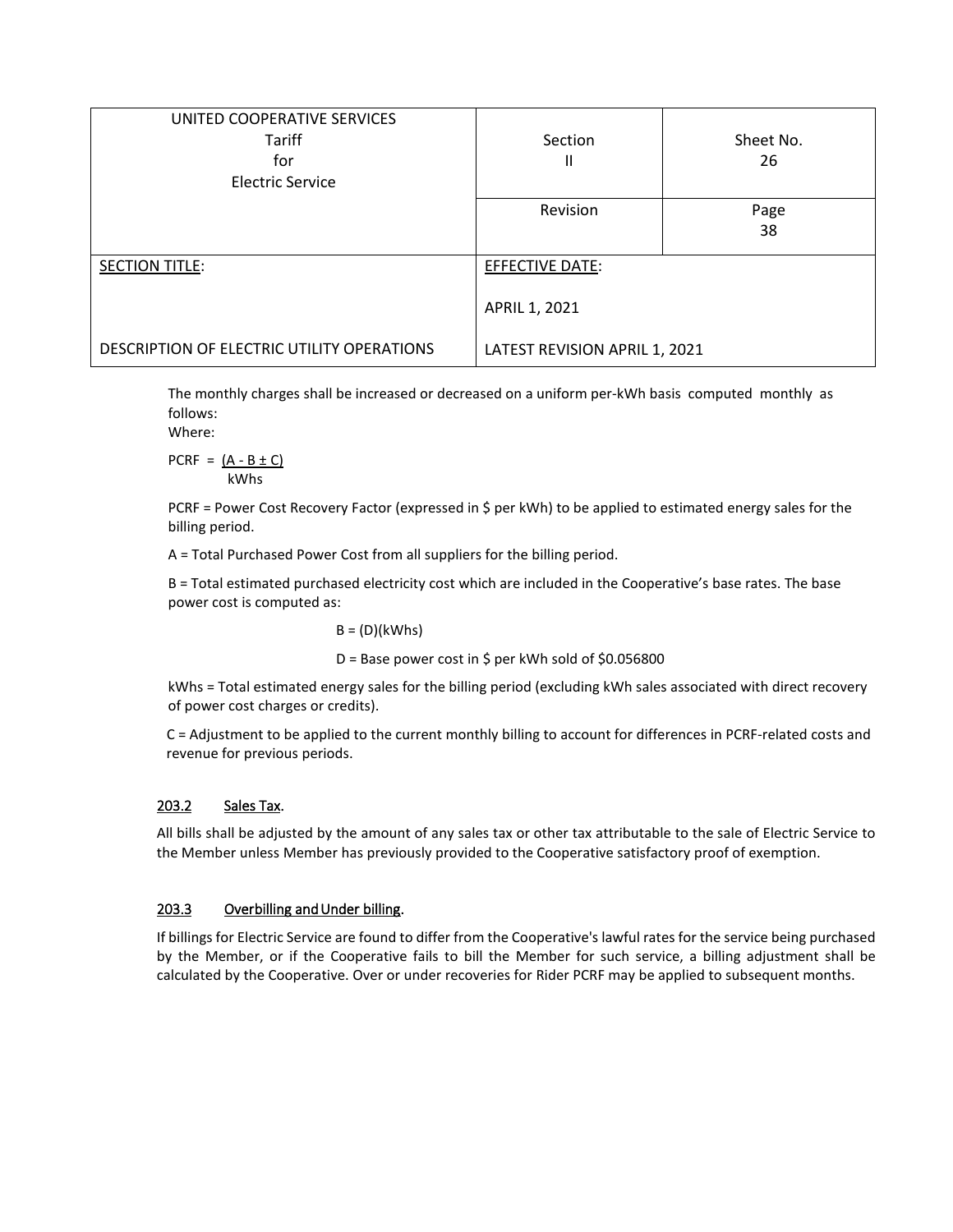| UNITED COOPERATIVE SERVICES<br>Tariff<br>for<br>Electric Service | Section<br>II | Sheet No.<br>26 |
|---|---|---|
| | Revision | Page<br>38 |
| SECTION TITLE:<br><br>DESCRIPTION OF ELECTRIC UTILITY OPERATIONS | EFFECTIVE DATE:<br><br>APRIL 1, 2021<br><br>LATEST REVISION APRIL 1, 2021 | |

The monthly charges shall be increased or decreased on a uniform per-kWh basis computed monthly as follows:

Where:

$$PCRF = \frac{(A - B \pm C)}{kWhs}$$

PCRF = Power Cost Recovery Factor (expressed in $ per kWh) to be applied to estimated energy sales for the billing period.

A = Total Purchased Power Cost from all suppliers for the billing period.

B = Total estimated purchased electricity cost which are included in the Cooperative's base rates. The base power cost is computed as:

$$B = (D)(kWhs)$$

D = Base power cost in $ per kWh sold of $0.056800

kWhs = Total estimated energy sales for the billing period (excluding kWh sales associated with direct recovery of power cost charges or credits).

C = Adjustment to be applied to the current monthly billing to account for differences in PCRF-related costs and revenue for previous periods.

### 203.2 Sales Tax.

All bills shall be adjusted by the amount of any sales tax or other tax attributable to the sale of Electric Service to the Member unless Member has previously provided to the Cooperative satisfactory proof of exemption.

### 203.3 Overbilling and Under billing.

If billings for Electric Service are found to differ from the Cooperative's lawful rates for the service being purchased by the Member, or if the Cooperative fails to bill the Member for such service, a billing adjustment shall be calculated by the Cooperative. Over or under recoveries for Rider PCRF may be applied to subsequent months.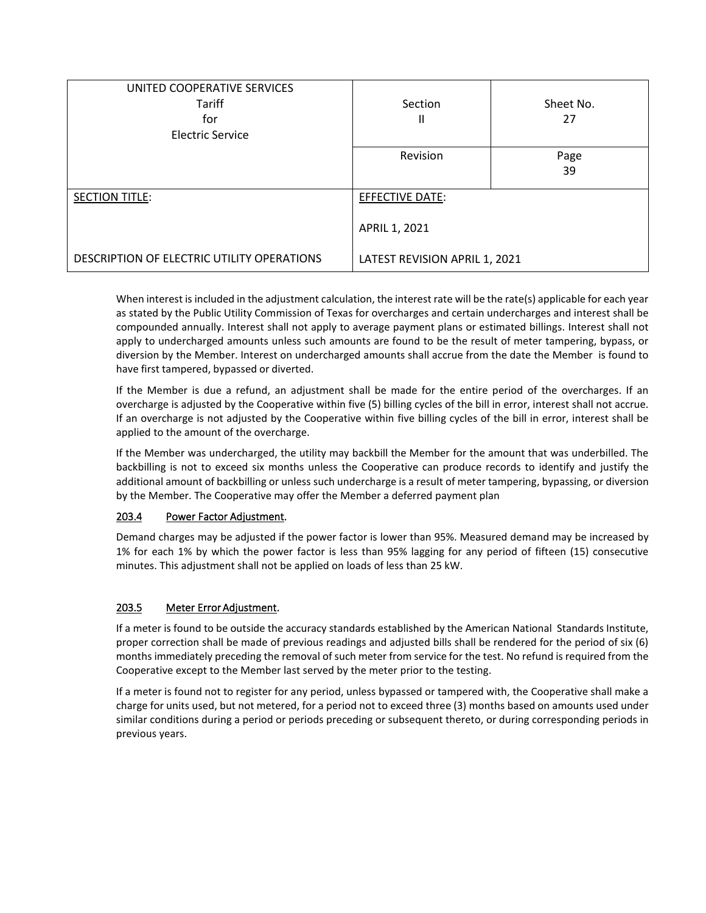| UNITED COOPERATIVE SERVICES<br>Tariff<br>for<br>Electric Service | Section<br>II | Sheet No.<br>27 |
|---|---|---|
| | Revision | Page<br>39 |
| SECTION TITLE:<br><br>DESCRIPTION OF ELECTRIC UTILITY OPERATIONS | EFFECTIVE DATE:<br><br>APRIL 1, 2021<br><br>LATEST REVISION APRIL 1, 2021 | |

When interest is included in the adjustment calculation, the interest rate will be the rate(s) applicable for each year as stated by the Public Utility Commission of Texas for overcharges and certain undercharges and interest shall be compounded annually. Interest shall not apply to average payment plans or estimated billings. Interest shall not apply to undercharged amounts unless such amounts are found to be the result of meter tampering, bypass, or diversion by the Member. Interest on undercharged amounts shall accrue from the date the Member is found to have first tampered, bypassed or diverted.

If the Member is due a refund, an adjustment shall be made for the entire period of the overcharges. If an overcharge is adjusted by the Cooperative within five (5) billing cycles of the bill in error, interest shall not accrue. If an overcharge is not adjusted by the Cooperative within five billing cycles of the bill in error, interest shall be applied to the amount of the overcharge.

If the Member was undercharged, the utility may backbill the Member for the amount that was underbilled. The backbilling is not to exceed six months unless the Cooperative can produce records to identify and justify the additional amount of backbilling or unless such undercharge is a result of meter tampering, bypassing, or diversion by the Member. The Cooperative may offer the Member a deferred payment plan

### 203.4 Power Factor Adjustment.

Demand charges may be adjusted if the power factor is lower than 95%. Measured demand may be increased by 1% for each 1% by which the power factor is less than 95% lagging for any period of fifteen (15) consecutive minutes. This adjustment shall not be applied on loads of less than 25 kW.

### 203.5 Meter Error Adjustment.

If a meter is found to be outside the accuracy standards established by the American National Standards Institute, proper correction shall be made of previous readings and adjusted bills shall be rendered for the period of six (6) months immediately preceding the removal of such meter from service for the test. No refund is required from the Cooperative except to the Member last served by the meter prior to the testing.

If a meter is found not to register for any period, unless bypassed or tampered with, the Cooperative shall make a charge for units used, but not metered, for a period not to exceed three (3) months based on amounts used under similar conditions during a period or periods preceding or subsequent thereto, or during corresponding periods in previous years.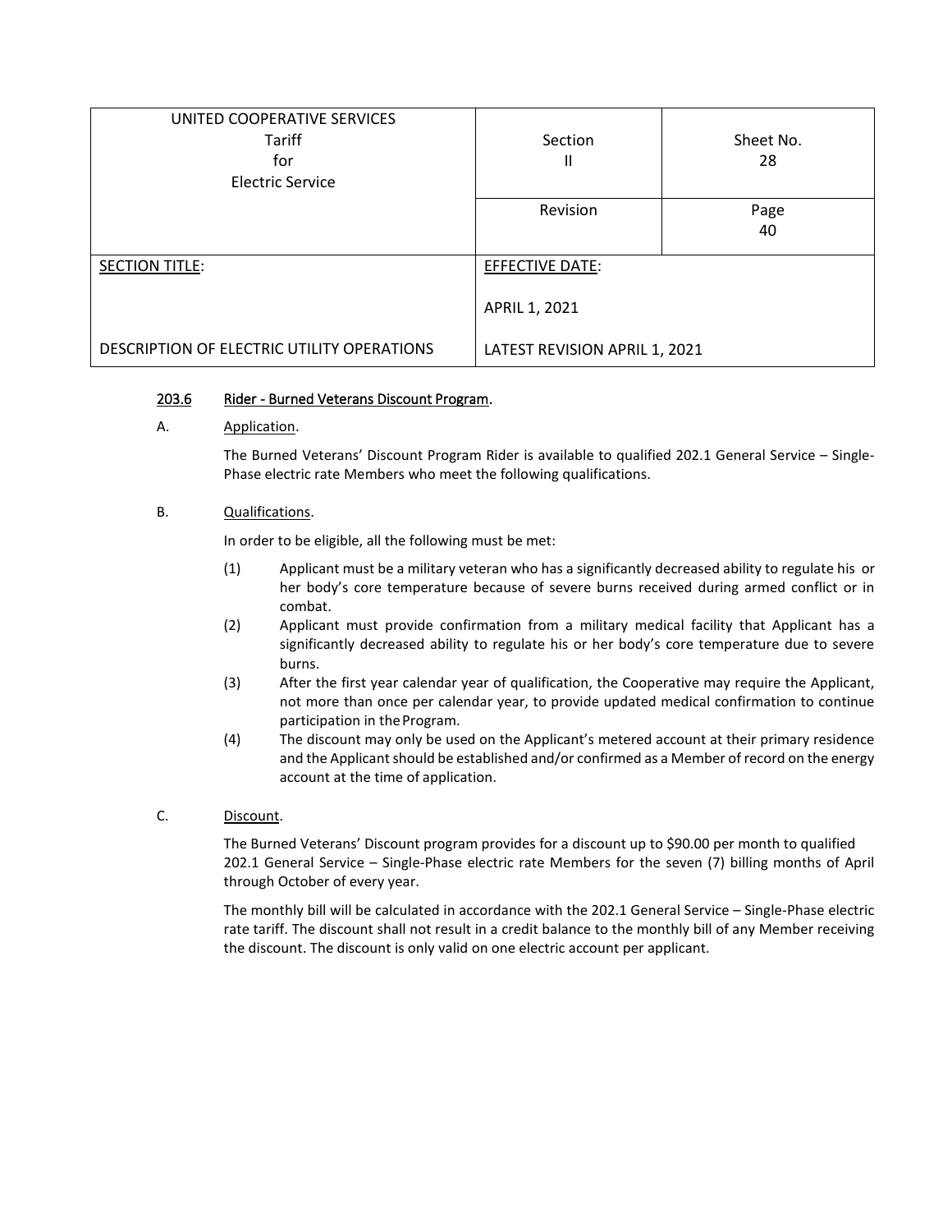| UNITED COOPERATIVE SERVICES<br>Tariff<br>for<br>Electric Service | Section<br>II | Sheet No.<br>28 |
|---|---|---|
| | Revision | Page<br>40 |
| SECTION TITLE:<br><br>DESCRIPTION OF ELECTRIC UTILITY OPERATIONS | EFFECTIVE DATE:<br><br>APRIL 1, 2021<br><br>LATEST REVISION APRIL 1, 2021 | |

### 203.6 Rider - Burned Veterans Discount Program.

A. Application.

The Burned Veterans' Discount Program Rider is available to qualified 202.1 General Service – Single-Phase electric rate Members who meet the following qualifications.

B. Qualifications.

In order to be eligible, all the following must be met:

(1) Applicant must be a military veteran who has a significantly decreased ability to regulate his or her body's core temperature because of severe burns received during armed conflict or in combat.

(2) Applicant must provide confirmation from a military medical facility that Applicant has a significantly decreased ability to regulate his or her body's core temperature due to severe burns.

(3) After the first year calendar year of qualification, the Cooperative may require the Applicant, not more than once per calendar year, to provide updated medical confirmation to continue participation in the Program.

(4) The discount may only be used on the Applicant's metered account at their primary residence and the Applicant should be established and/or confirmed as a Member of record on the energy account at the time of application.

C. Discount.

The Burned Veterans' Discount program provides for a discount up to $90.00 per month to qualified 202.1 General Service – Single-Phase electric rate Members for the seven (7) billing months of April through October of every year.

The monthly bill will be calculated in accordance with the 202.1 General Service – Single-Phase electric rate tariff. The discount shall not result in a credit balance to the monthly bill of any Member receiving the discount. The discount is only valid on one electric account per applicant.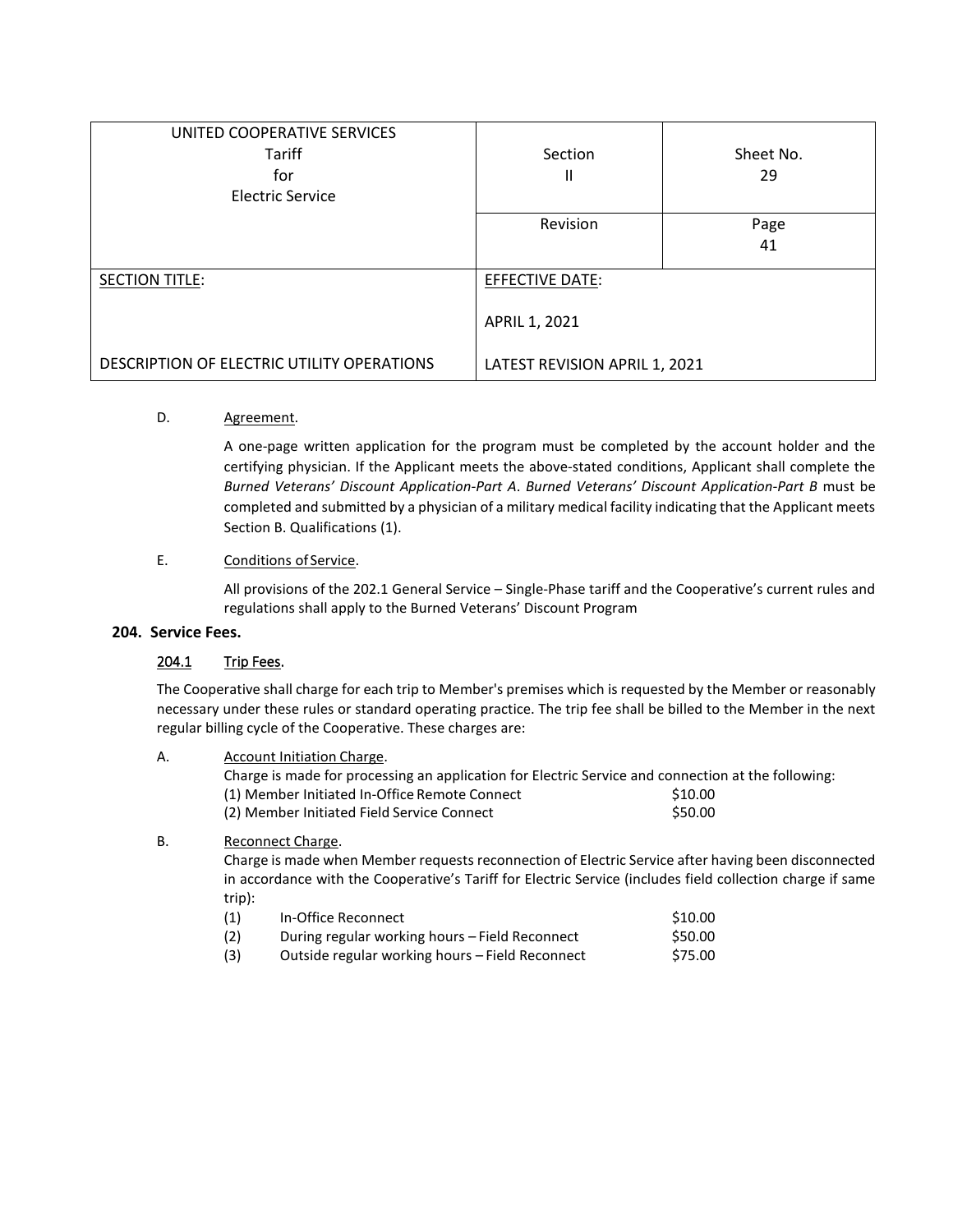D. Agreement.

A one-page written application for the program must be completed by the account holder and the certifying physician. If the Applicant meets the above-stated conditions, Applicant shall complete the *Burned Veterans' Discount Application-Part A*. *Burned Veterans' Discount Application-Part B* must be completed and submitted by a physician of a military medical facility indicating that the Applicant meets Section B. Qualifications (1).

E. Conditions of Service.

All provisions of the 202.1 General Service – Single-Phase tariff and the Cooperative's current rules and regulations shall apply to the Burned Veterans' Discount Program

## 204. Service Fees.

### 204.1 Trip Fees.

The Cooperative shall charge for each trip to Member's premises which is requested by the Member or reasonably necessary under these rules or standard operating practice. The trip fee shall be billed to the Member in the next regular billing cycle of the Cooperative. These charges are:

A. Account Initiation Charge.

Charge is made for processing an application for Electric Service and connection at the following:

| | |
|---|---|
| (1) Member Initiated In-Office Remote Connect | $10.00 |
| (2) Member Initiated Field Service Connect | $50.00 |

B. Reconnect Charge.

Charge is made when Member requests reconnection of Electric Service after having been disconnected in accordance with the Cooperative's Tariff for Electric Service (includes field collection charge if same trip):

| | | |
|---|---|---|
| (1) | In-Office Reconnect | $10.00 |
| (2) | During regular working hours – Field Reconnect | $50.00 |
| (3) | Outside regular working hours – Field Reconnect | $75.00 |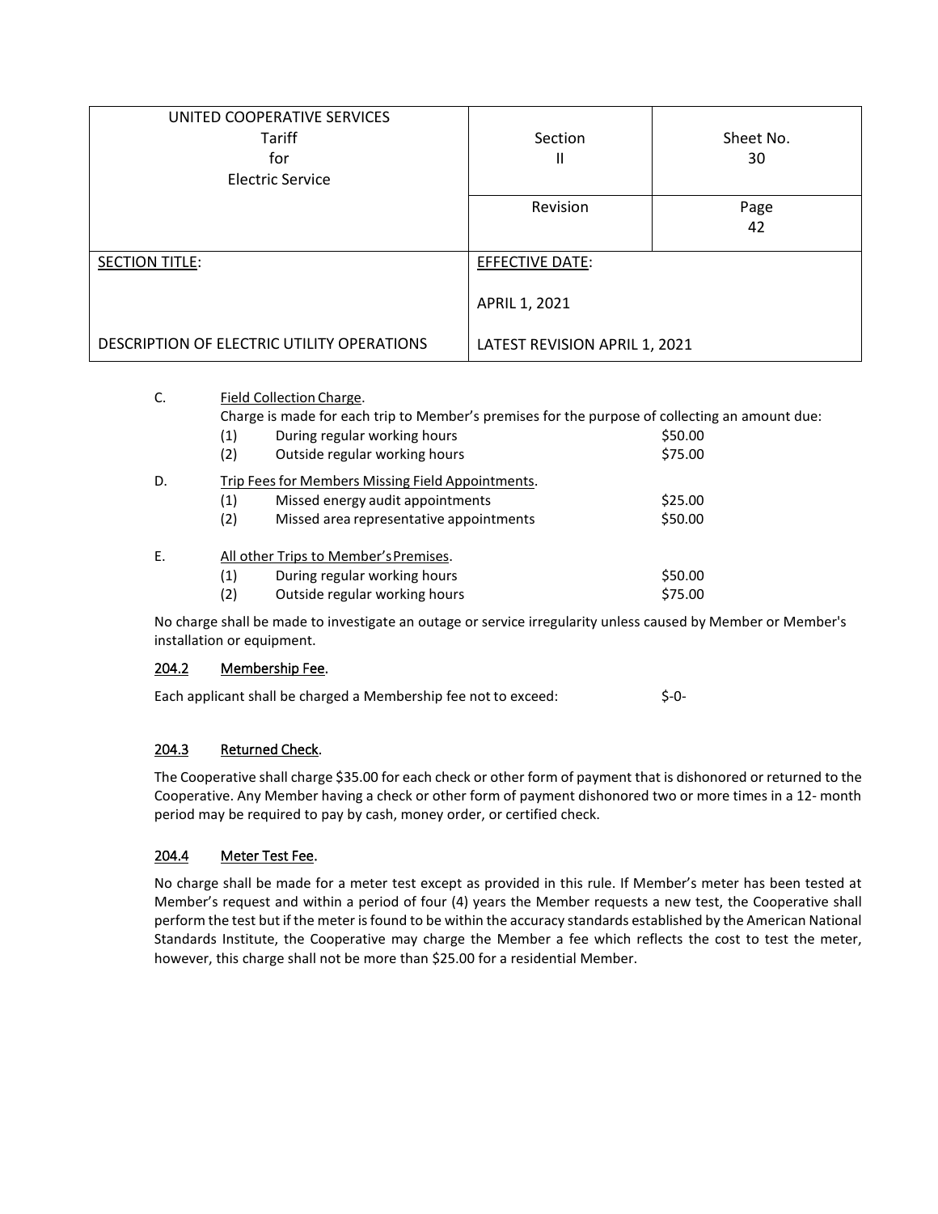| UNITED COOPERATIVE SERVICES<br>Tariff<br>for<br>Electric Service | Section<br>II | Sheet No.<br>30 |
|---|---|---|
| | Revision | Page<br>42 |
| SECTION TITLE:<br><br>DESCRIPTION OF ELECTRIC UTILITY OPERATIONS | EFFECTIVE DATE:<br><br>APRIL 1, 2021<br><br>LATEST REVISION APRIL 1, 2021 | |

C. Field Collection Charge.

Charge is made for each trip to Member's premises for the purpose of collecting an amount due:

| | | |
|---|---|---|
| (1) | During regular working hours | $50.00 |
| (2) | Outside regular working hours | $75.00 |

D. Trip Fees for Members Missing Field Appointments.

| | | |
|---|---|---|
| (1) | Missed energy audit appointments | $25.00 |
| (2) | Missed area representative appointments | $50.00 |

E. All other Trips to Member's Premises.

| | | |
|---|---|---|
| (1) | During regular working hours | $50.00 |
| (2) | Outside regular working hours | $75.00 |

No charge shall be made to investigate an outage or service irregularity unless caused by Member or Member's installation or equipment.

## 204.2 Membership Fee.

Each applicant shall be charged a Membership fee not to exceed: $-0-

## 204.3 Returned Check.

The Cooperative shall charge $35.00 for each check or other form of payment that is dishonored or returned to the Cooperative. Any Member having a check or other form of payment dishonored two or more times in a 12- month period may be required to pay by cash, money order, or certified check.

## 204.4 Meter Test Fee.

No charge shall be made for a meter test except as provided in this rule. If Member's meter has been tested at Member's request and within a period of four (4) years the Member requests a new test, the Cooperative shall perform the test but if the meter is found to be within the accuracy standards established by the American National Standards Institute, the Cooperative may charge the Member a fee which reflects the cost to test the meter, however, this charge shall not be more than $25.00 for a residential Member.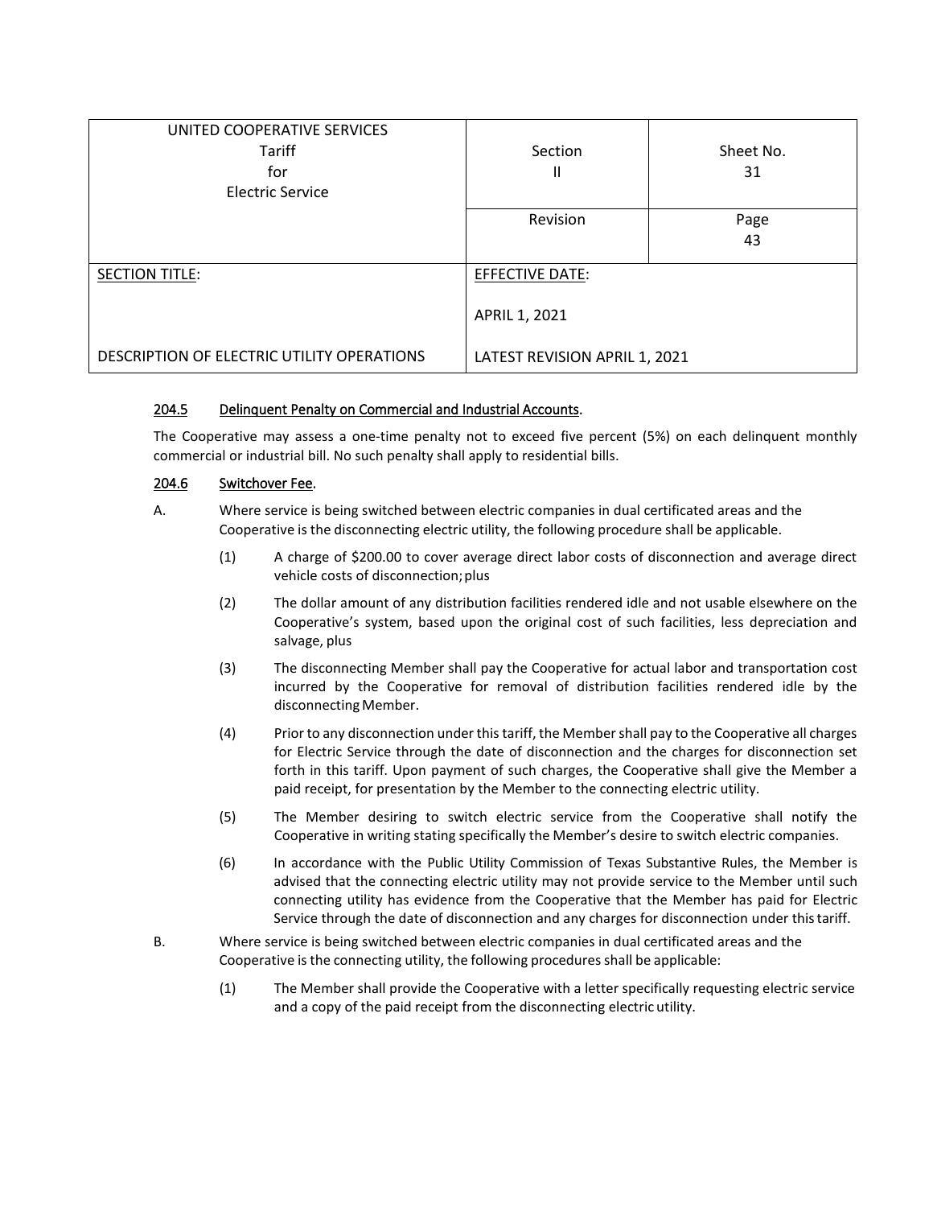| UNITED COOPERATIVE SERVICES<br>Tariff<br>for<br>Electric Service | Section<br>II | Sheet No.<br>31 |
|---|---|---|
| | Revision | Page<br>43 |
| SECTION TITLE:<br><br>DESCRIPTION OF ELECTRIC UTILITY OPERATIONS | EFFECTIVE DATE:<br><br>APRIL 1, 2021<br><br>LATEST REVISION APRIL 1, 2021 | |

**204.5 Delinquent Penalty on Commercial and Industrial Accounts.**

The Cooperative may assess a one-time penalty not to exceed five percent (5%) on each delinquent monthly commercial or industrial bill. No such penalty shall apply to residential bills.

**204.6 Switchover Fee.**

A. Where service is being switched between electric companies in dual certificated areas and the Cooperative is the disconnecting electric utility, the following procedure shall be applicable.

(1) A charge of $200.00 to cover average direct labor costs of disconnection and average direct vehicle costs of disconnection; plus

(2) The dollar amount of any distribution facilities rendered idle and not usable elsewhere on the Cooperative's system, based upon the original cost of such facilities, less depreciation and salvage, plus

(3) The disconnecting Member shall pay the Cooperative for actual labor and transportation cost incurred by the Cooperative for removal of distribution facilities rendered idle by the disconnecting Member.

(4) Prior to any disconnection under this tariff, the Member shall pay to the Cooperative all charges for Electric Service through the date of disconnection and the charges for disconnection set forth in this tariff. Upon payment of such charges, the Cooperative shall give the Member a paid receipt, for presentation by the Member to the connecting electric utility.

(5) The Member desiring to switch electric service from the Cooperative shall notify the Cooperative in writing stating specifically the Member's desire to switch electric companies.

(6) In accordance with the Public Utility Commission of Texas Substantive Rules, the Member is advised that the connecting electric utility may not provide service to the Member until such connecting utility has evidence from the Cooperative that the Member has paid for Electric Service through the date of disconnection and any charges for disconnection under this tariff.

B. Where service is being switched between electric companies in dual certificated areas and the Cooperative is the connecting utility, the following procedures shall be applicable:

(1) The Member shall provide the Cooperative with a letter specifically requesting electric service and a copy of the paid receipt from the disconnecting electric utility.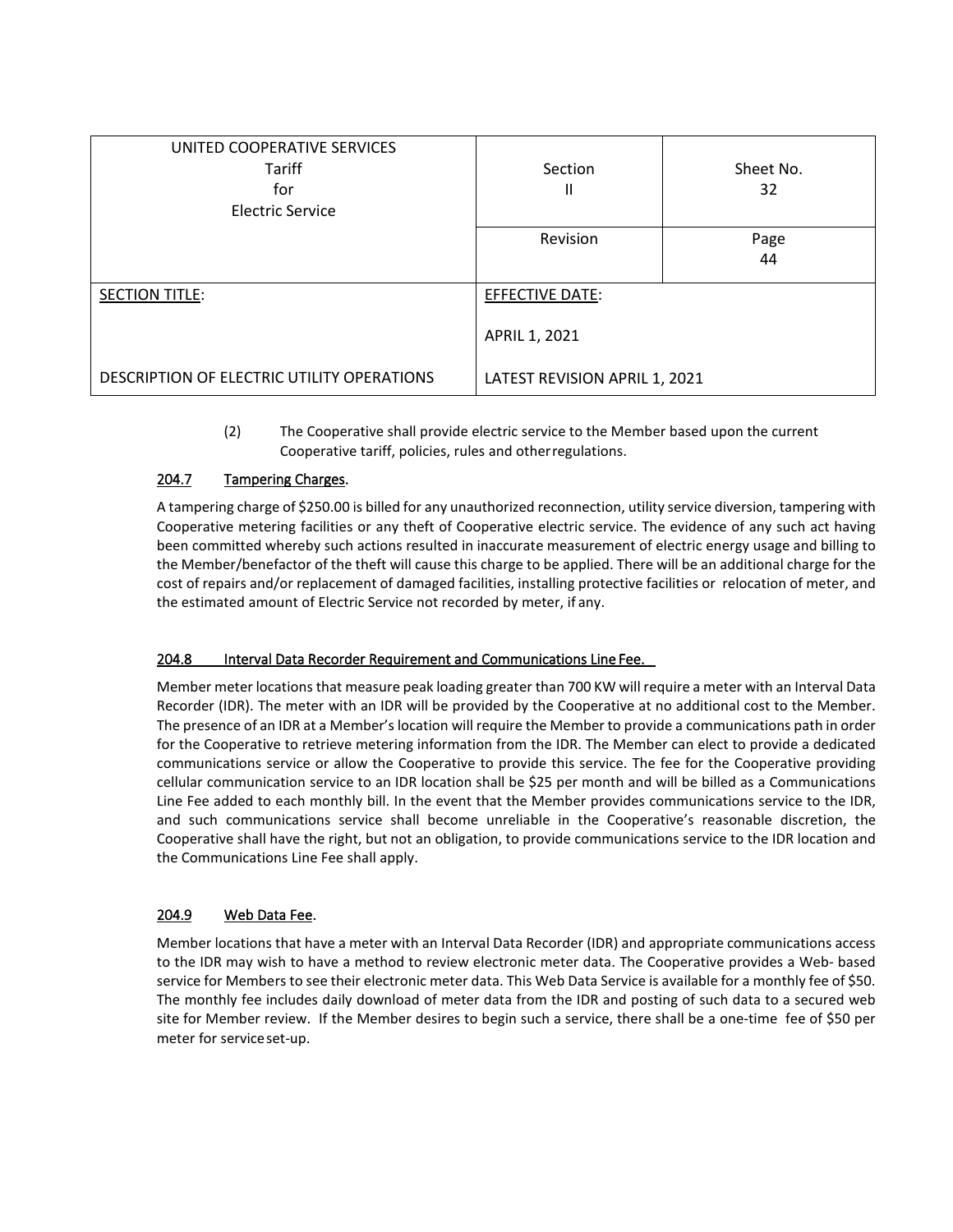| UNITED COOPERATIVE SERVICES Tariff for Electric Service | Section II | Sheet No. 32 |
|---|---|---|
| | Revision | Page 44 |
| SECTION TITLE: DESCRIPTION OF ELECTRIC UTILITY OPERATIONS | EFFECTIVE DATE: APRIL 1, 2021 LATEST REVISION APRIL 1, 2021 | |

(2) The Cooperative shall provide electric service to the Member based upon the current Cooperative tariff, policies, rules and other regulations.

## 204.7 Tampering Charges.

A tampering charge of $250.00 is billed for any unauthorized reconnection, utility service diversion, tampering with Cooperative metering facilities or any theft of Cooperative electric service. The evidence of any such act having been committed whereby such actions resulted in inaccurate measurement of electric energy usage and billing to the Member/benefactor of the theft will cause this charge to be applied. There will be an additional charge for the cost of repairs and/or replacement of damaged facilities, installing protective facilities or relocation of meter, and the estimated amount of Electric Service not recorded by meter, if any.

## 204.8 Interval Data Recorder Requirement and Communications Line Fee.

Member meter locations that measure peak loading greater than 700 KW will require a meter with an Interval Data Recorder (IDR). The meter with an IDR will be provided by the Cooperative at no additional cost to the Member. The presence of an IDR at a Member's location will require the Member to provide a communications path in order for the Cooperative to retrieve metering information from the IDR. The Member can elect to provide a dedicated communications service or allow the Cooperative to provide this service. The fee for the Cooperative providing cellular communication service to an IDR location shall be $25 per month and will be billed as a Communications Line Fee added to each monthly bill. In the event that the Member provides communications service to the IDR, and such communications service shall become unreliable in the Cooperative's reasonable discretion, the Cooperative shall have the right, but not an obligation, to provide communications service to the IDR location and the Communications Line Fee shall apply.

## 204.9 Web Data Fee.

Member locations that have a meter with an Interval Data Recorder (IDR) and appropriate communications access to the IDR may wish to have a method to review electronic meter data. The Cooperative provides a Web- based service for Members to see their electronic meter data. This Web Data Service is available for a monthly fee of $50. The monthly fee includes daily download of meter data from the IDR and posting of such data to a secured web site for Member review. If the Member desires to begin such a service, there shall be a one-time fee of $50 per meter for service set-up.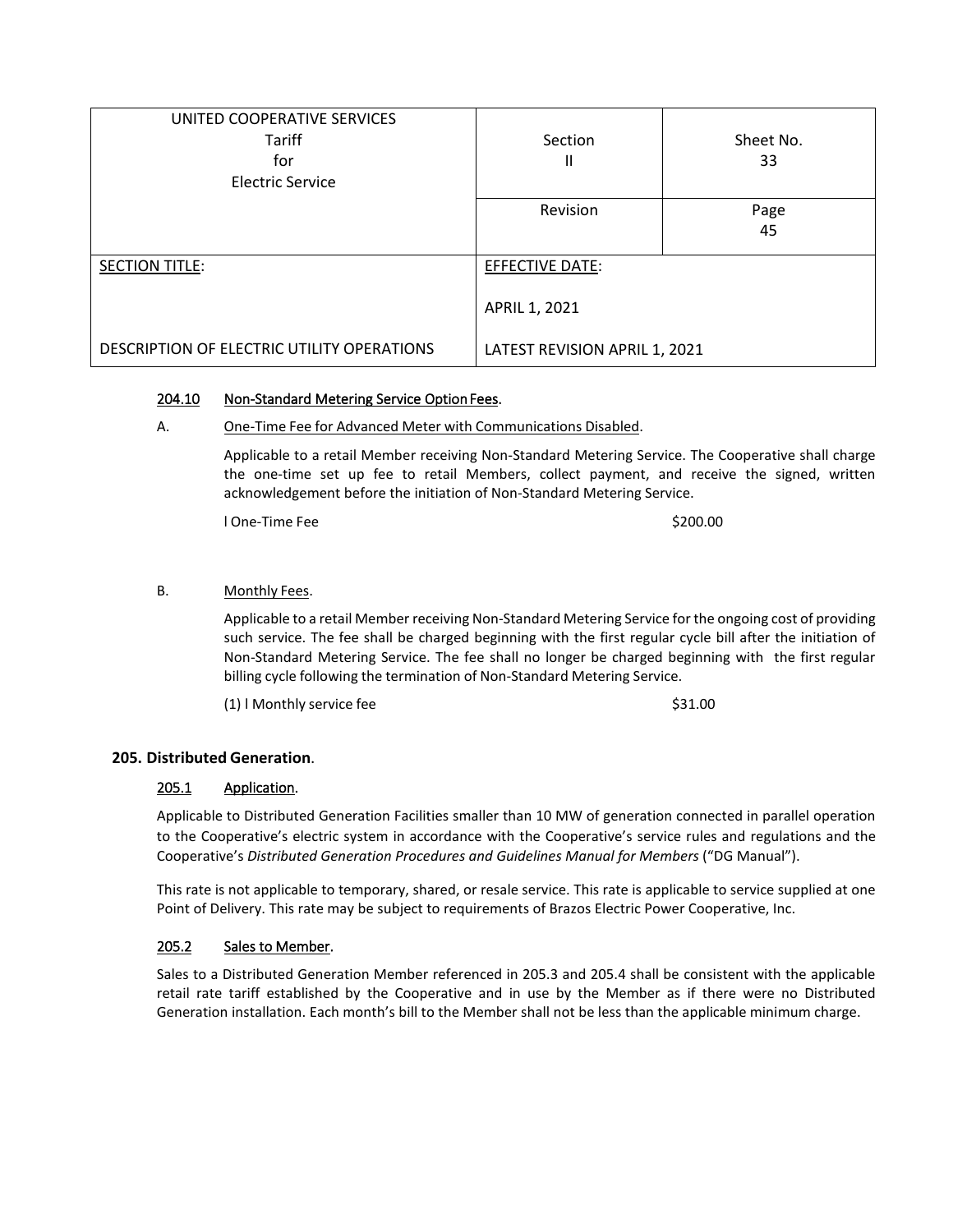| UNITED COOPERATIVE SERVICES<br>Tariff<br>for<br>Electric Service | Section<br>II | Sheet No.<br>33 |
|---|---|---|
| | Revision | Page<br>45 |
| SECTION TITLE:<br><br>DESCRIPTION OF ELECTRIC UTILITY OPERATIONS | EFFECTIVE DATE:<br><br>APRIL 1, 2021<br><br>LATEST REVISION APRIL 1, 2021 | |

### 204.10 Non-Standard Metering Service Option Fees.

A. One-Time Fee for Advanced Meter with Communications Disabled.

Applicable to a retail Member receiving Non-Standard Metering Service. The Cooperative shall charge the one-time set up fee to retail Members, collect payment, and receive the signed, written acknowledgement before the initiation of Non-Standard Metering Service.

l One-Time Fee $200.00

B. Monthly Fees.

Applicable to a retail Member receiving Non-Standard Metering Service for the ongoing cost of providing such service. The fee shall be charged beginning with the first regular cycle bill after the initiation of Non-Standard Metering Service. The fee shall no longer be charged beginning with the first regular billing cycle following the termination of Non-Standard Metering Service.

(1) l Monthly service fee $31.00

## 205. Distributed Generation.

### 205.1 Application.

Applicable to Distributed Generation Facilities smaller than 10 MW of generation connected in parallel operation to the Cooperative's electric system in accordance with the Cooperative's service rules and regulations and the Cooperative's *Distributed Generation Procedures and Guidelines Manual for Members* ("DG Manual").

This rate is not applicable to temporary, shared, or resale service. This rate is applicable to service supplied at one Point of Delivery. This rate may be subject to requirements of Brazos Electric Power Cooperative, Inc.

### 205.2 Sales to Member.

Sales to a Distributed Generation Member referenced in 205.3 and 205.4 shall be consistent with the applicable retail rate tariff established by the Cooperative and in use by the Member as if there were no Distributed Generation installation. Each month's bill to the Member shall not be less than the applicable minimum charge.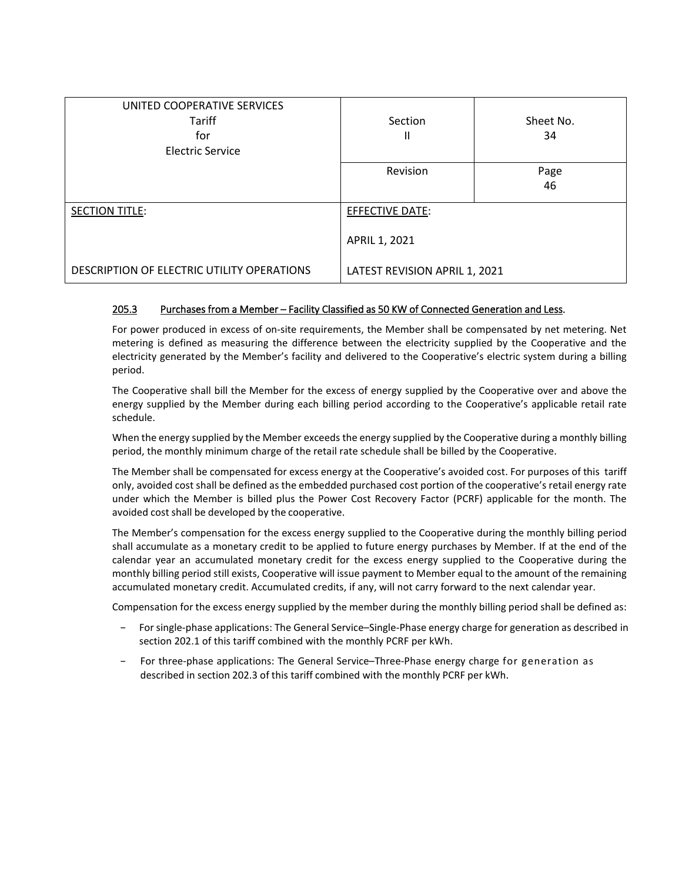| UNITED COOPERATIVE SERVICES<br>Tariff<br>for<br>Electric Service | Section<br>II | Sheet No.<br>34 |
|---|---|---|
| | Revision | Page<br>46 |
| SECTION TITLE:<br><br>DESCRIPTION OF ELECTRIC UTILITY OPERATIONS | EFFECTIVE DATE:<br><br>APRIL 1, 2021<br><br>LATEST REVISION APRIL 1, 2021 | |

### 205.3 Purchases from a Member – Facility Classified as 50 KW of Connected Generation and Less.

For power produced in excess of on-site requirements, the Member shall be compensated by net metering. Net metering is defined as measuring the difference between the electricity supplied by the Cooperative and the electricity generated by the Member's facility and delivered to the Cooperative's electric system during a billing period.

The Cooperative shall bill the Member for the excess of energy supplied by the Cooperative over and above the energy supplied by the Member during each billing period according to the Cooperative's applicable retail rate schedule.

When the energy supplied by the Member exceeds the energy supplied by the Cooperative during a monthly billing period, the monthly minimum charge of the retail rate schedule shall be billed by the Cooperative.

The Member shall be compensated for excess energy at the Cooperative's avoided cost. For purposes of this tariff only, avoided cost shall be defined as the embedded purchased cost portion of the cooperative's retail energy rate under which the Member is billed plus the Power Cost Recovery Factor (PCRF) applicable for the month. The avoided cost shall be developed by the cooperative.

The Member's compensation for the excess energy supplied to the Cooperative during the monthly billing period shall accumulate as a monetary credit to be applied to future energy purchases by Member. If at the end of the calendar year an accumulated monetary credit for the excess energy supplied to the Cooperative during the monthly billing period still exists, Cooperative will issue payment to Member equal to the amount of the remaining accumulated monetary credit. Accumulated credits, if any, will not carry forward to the next calendar year.

Compensation for the excess energy supplied by the member during the monthly billing period shall be defined as:

- For single-phase applications: The General Service–Single-Phase energy charge for generation as described in section 202.1 of this tariff combined with the monthly PCRF per kWh.
- For three-phase applications: The General Service–Three-Phase energy charge for generation as described in section 202.3 of this tariff combined with the monthly PCRF per kWh.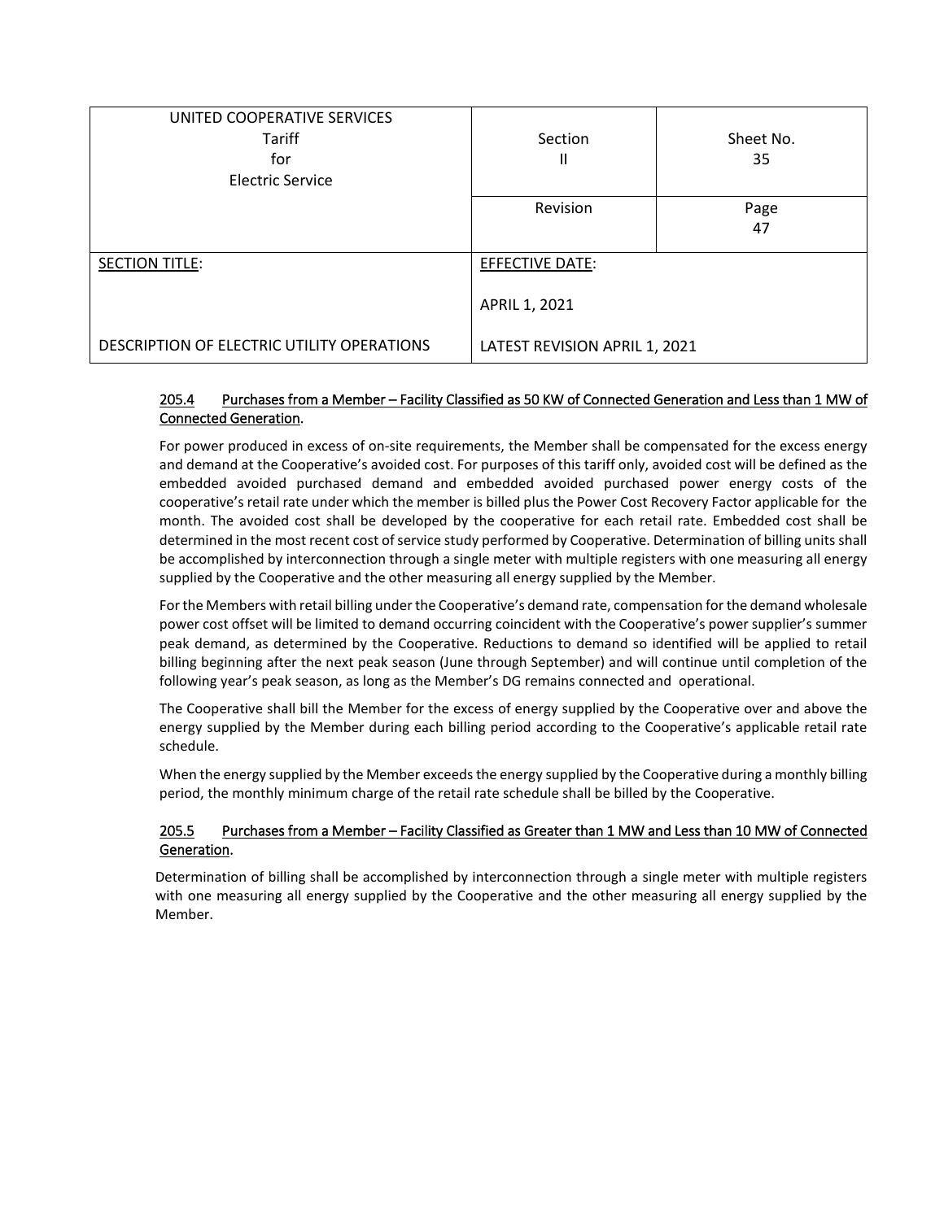### 205.4 Purchases from a Member – Facility Classified as 50 KW of Connected Generation and Less than 1 MW of Connected Generation.

For power produced in excess of on-site requirements, the Member shall be compensated for the excess energy and demand at the Cooperative's avoided cost. For purposes of this tariff only, avoided cost will be defined as the embedded avoided purchased demand and embedded avoided purchased power energy costs of the cooperative's retail rate under which the member is billed plus the Power Cost Recovery Factor applicable for the month. The avoided cost shall be developed by the cooperative for each retail rate. Embedded cost shall be determined in the most recent cost of service study performed by Cooperative. Determination of billing units shall be accomplished by interconnection through a single meter with multiple registers with one measuring all energy supplied by the Cooperative and the other measuring all energy supplied by the Member.

For the Members with retail billing under the Cooperative's demand rate, compensation for the demand wholesale power cost offset will be limited to demand occurring coincident with the Cooperative's power supplier's summer peak demand, as determined by the Cooperative. Reductions to demand so identified will be applied to retail billing beginning after the next peak season (June through September) and will continue until completion of the following year's peak season, as long as the Member's DG remains connected and operational.

The Cooperative shall bill the Member for the excess of energy supplied by the Cooperative over and above the energy supplied by the Member during each billing period according to the Cooperative's applicable retail rate schedule.

When the energy supplied by the Member exceeds the energy supplied by the Cooperative during a monthly billing period, the monthly minimum charge of the retail rate schedule shall be billed by the Cooperative.

### 205.5 Purchases from a Member – Facility Classified as Greater than 1 MW and Less than 10 MW of Connected Generation.

Determination of billing shall be accomplished by interconnection through a single meter with multiple registers with one measuring all energy supplied by the Cooperative and the other measuring all energy supplied by the Member.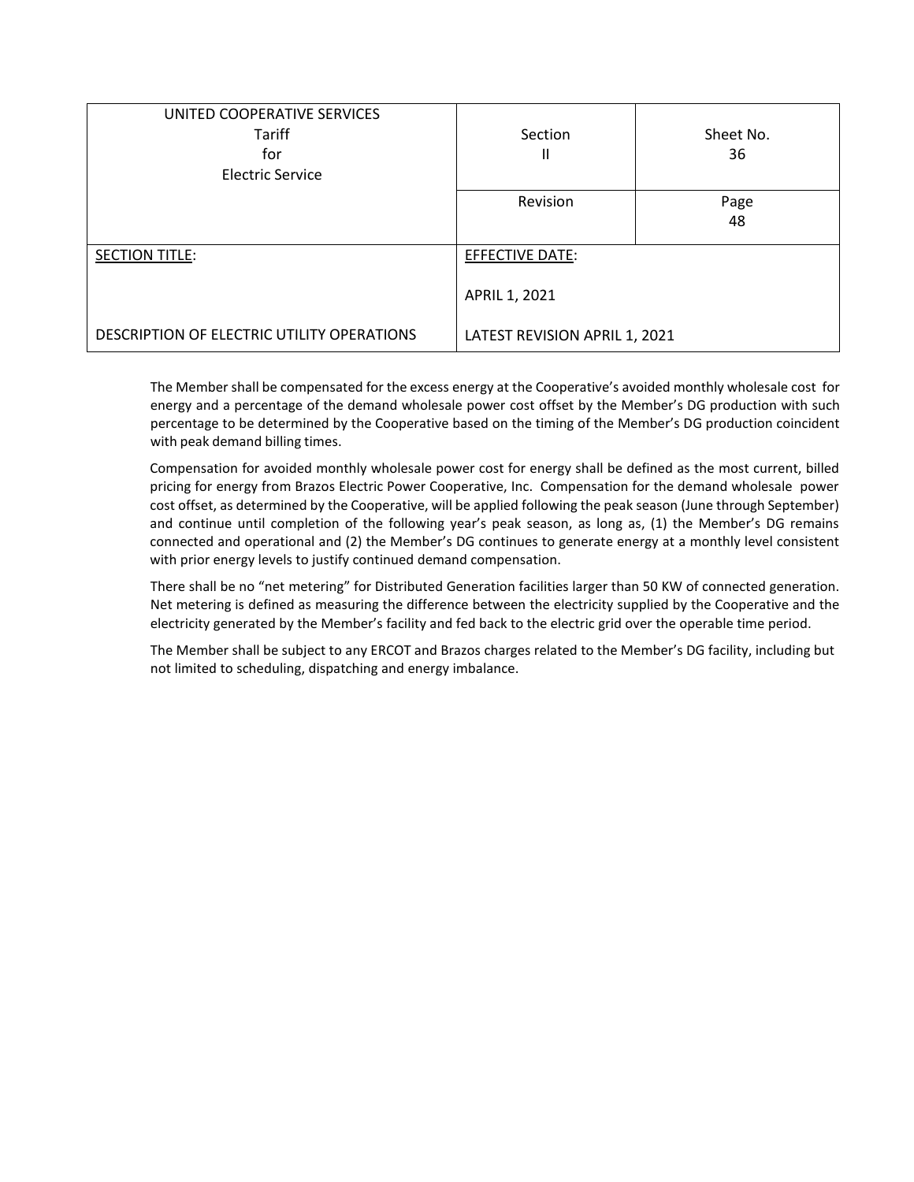| UNITED COOPERATIVE SERVICES Tariff for Electric Service | Section II | Sheet No. 36 |
| --- | --- | --- |
| | Revision | Page 48 |
| SECTION TITLE: DESCRIPTION OF ELECTRIC UTILITY OPERATIONS | EFFECTIVE DATE: APRIL 1, 2021 LATEST REVISION APRIL 1, 2021 | |

The Member shall be compensated for the excess energy at the Cooperative's avoided monthly wholesale cost for energy and a percentage of the demand wholesale power cost offset by the Member's DG production with such percentage to be determined by the Cooperative based on the timing of the Member's DG production coincident with peak demand billing times.

Compensation for avoided monthly wholesale power cost for energy shall be defined as the most current, billed pricing for energy from Brazos Electric Power Cooperative, Inc. Compensation for the demand wholesale power cost offset, as determined by the Cooperative, will be applied following the peak season (June through September) and continue until completion of the following year's peak season, as long as, (1) the Member's DG remains connected and operational and (2) the Member's DG continues to generate energy at a monthly level consistent with prior energy levels to justify continued demand compensation.

There shall be no "net metering" for Distributed Generation facilities larger than 50 KW of connected generation. Net metering is defined as measuring the difference between the electricity supplied by the Cooperative and the electricity generated by the Member's facility and fed back to the electric grid over the operable time period.

The Member shall be subject to any ERCOT and Brazos charges related to the Member's DG facility, including but not limited to scheduling, dispatching and energy imbalance.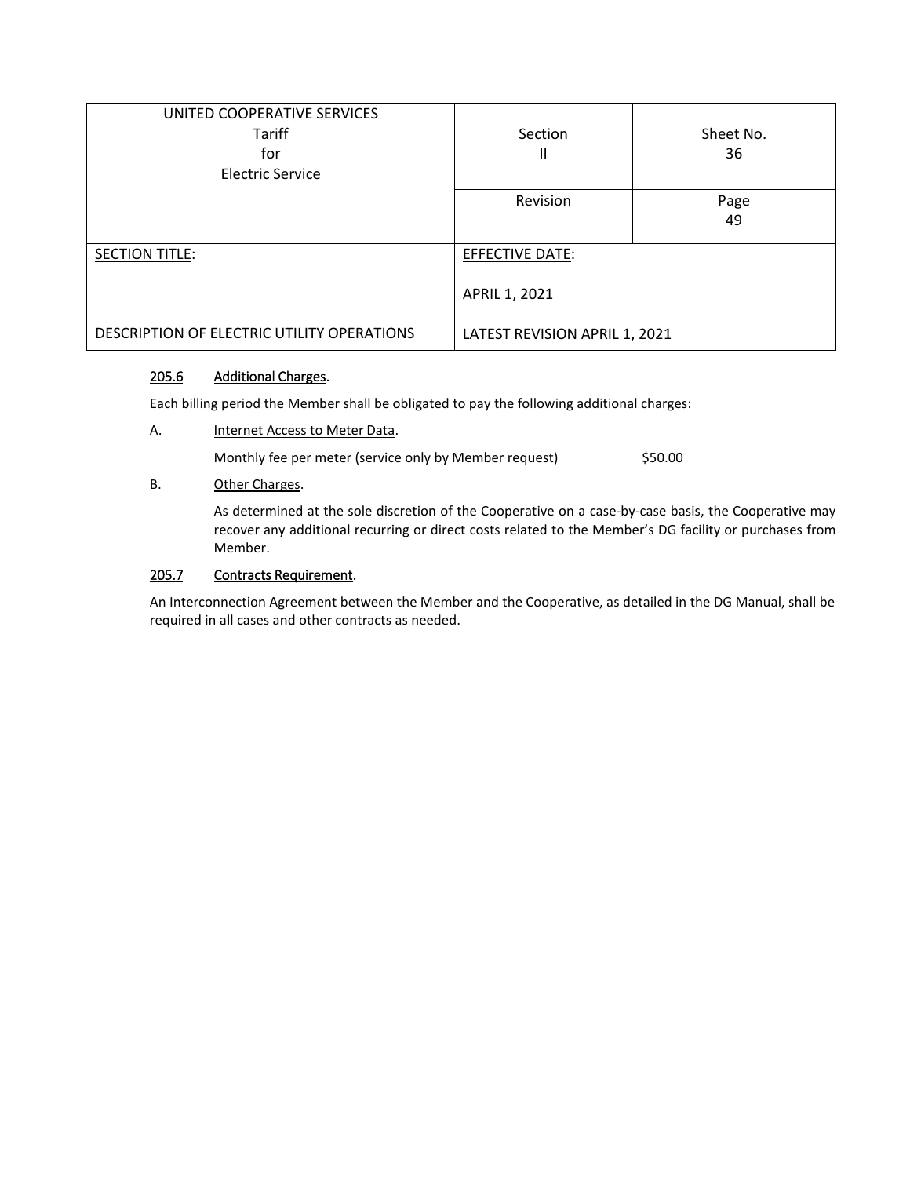| UNITED COOPERATIVE SERVICES Tariff for Electric Service | Section II | Sheet No. 36 |
|---|---|---|
| | Revision | Page 49 |
| SECTION TITLE: DESCRIPTION OF ELECTRIC UTILITY OPERATIONS | EFFECTIVE DATE: APRIL 1, 2021 LATEST REVISION APRIL 1, 2021 | |

**205.6 Additional Charges.**

Each billing period the Member shall be obligated to pay the following additional charges:

A. Internet Access to Meter Data.

Monthly fee per meter (service only by Member request) $50.00

B. Other Charges.

As determined at the sole discretion of the Cooperative on a case-by-case basis, the Cooperative may recover any additional recurring or direct costs related to the Member's DG facility or purchases from Member.

**205.7 Contracts Requirement.**

An Interconnection Agreement between the Member and the Cooperative, as detailed in the DG Manual, shall be required in all cases and other contracts as needed.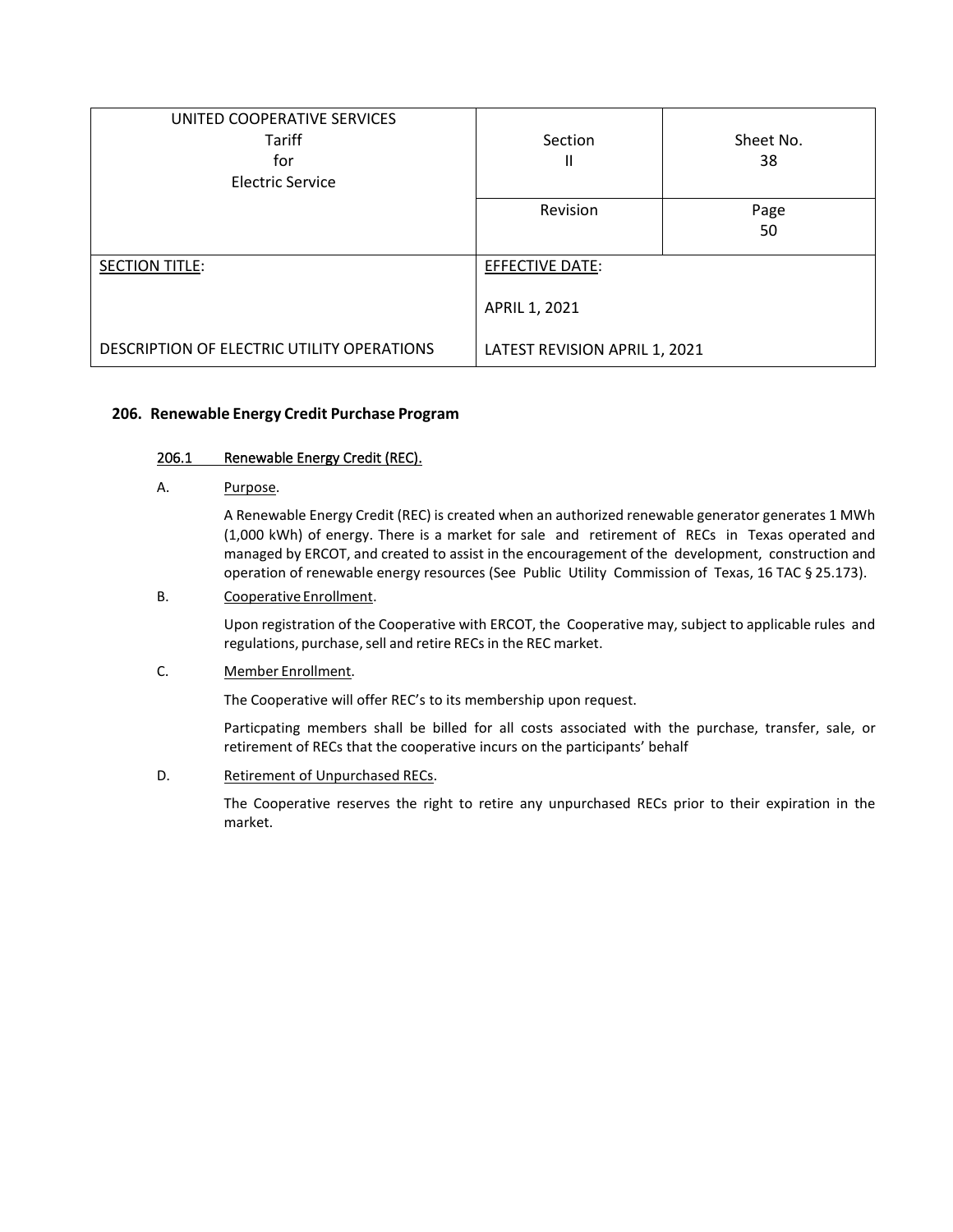| UNITED COOPERATIVE SERVICES Tariff for Electric Service | Section II | Sheet No. 38 |
|---|---|---|
| | Revision | Page 50 |
| SECTION TITLE: | EFFECTIVE DATE: | |
| | APRIL 1, 2021 | |
| DESCRIPTION OF ELECTRIC UTILITY OPERATIONS | LATEST REVISION APRIL 1, 2021 | |

## 206. Renewable Energy Credit Purchase Program

### 206.1 Renewable Energy Credit (REC).

A. Purpose.

A Renewable Energy Credit (REC) is created when an authorized renewable generator generates 1 MWh (1,000 kWh) of energy. There is a market for sale and retirement of RECs in Texas operated and managed by ERCOT, and created to assist in the encouragement of the development, construction and operation of renewable energy resources (See Public Utility Commission of Texas, 16 TAC § 25.173).

B. Cooperative Enrollment.

Upon registration of the Cooperative with ERCOT, the Cooperative may, subject to applicable rules and regulations, purchase, sell and retire RECs in the REC market.

C. Member Enrollment.

The Cooperative will offer REC's to its membership upon request.

Particpating members shall be billed for all costs associated with the purchase, transfer, sale, or retirement of RECs that the cooperative incurs on the participants' behalf

D. Retirement of Unpurchased RECs.

The Cooperative reserves the right to retire any unpurchased RECs prior to their expiration in the market.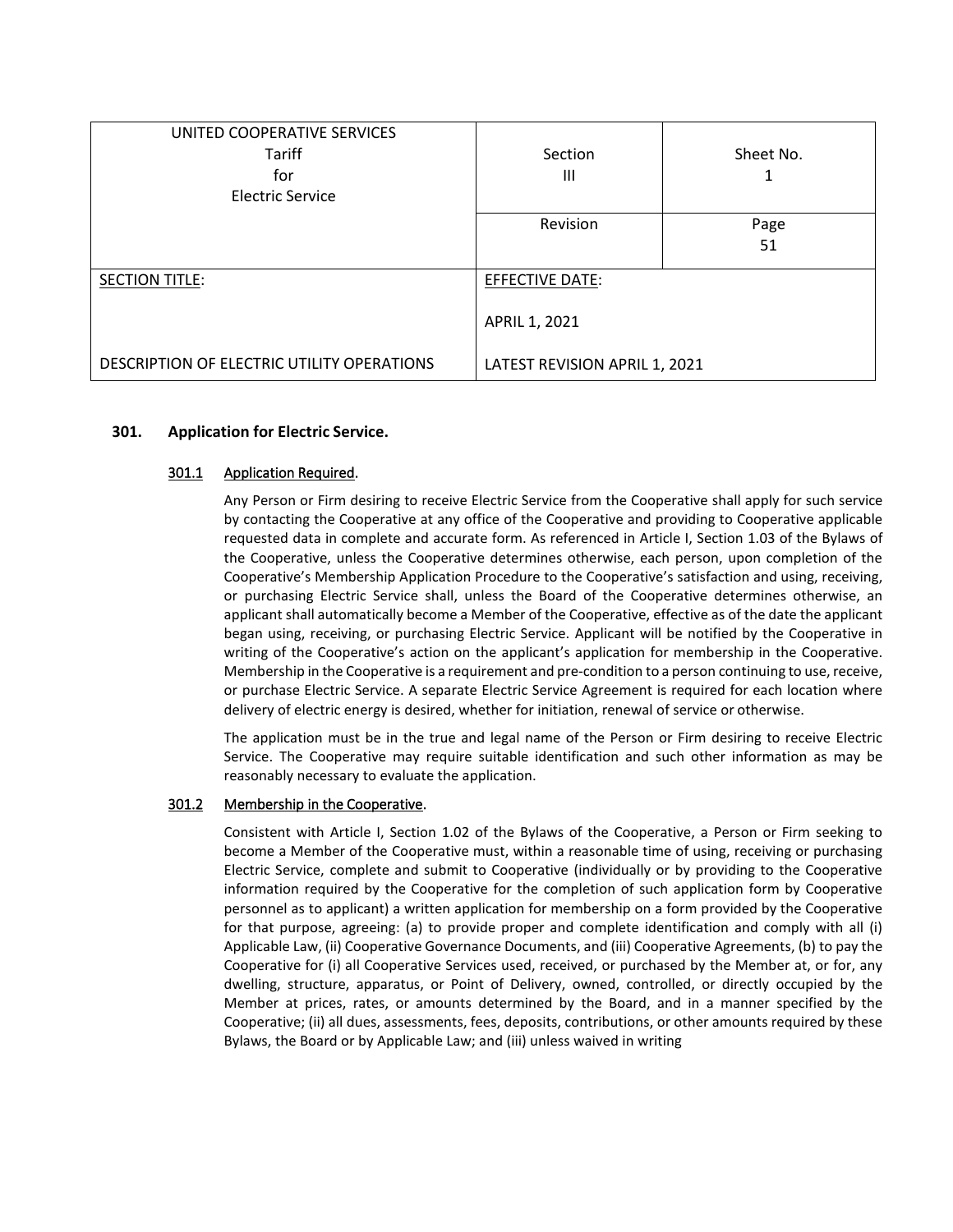| UNITED COOPERATIVE SERVICES<br>Tariff<br>for<br>Electric Service | Section<br>III | Sheet No.<br>1 |
|---|---|---|
| | Revision | Page<br>51 |
| SECTION TITLE:<br><br>DESCRIPTION OF ELECTRIC UTILITY OPERATIONS | EFFECTIVE DATE:<br><br>APRIL 1, 2021<br><br>LATEST REVISION APRIL 1, 2021 | |

### 301. Application for Electric Service.

#### 301.1 Application Required.

Any Person or Firm desiring to receive Electric Service from the Cooperative shall apply for such service by contacting the Cooperative at any office of the Cooperative and providing to Cooperative applicable requested data in complete and accurate form. As referenced in Article I, Section 1.03 of the Bylaws of the Cooperative, unless the Cooperative determines otherwise, each person, upon completion of the Cooperative's Membership Application Procedure to the Cooperative's satisfaction and using, receiving, or purchasing Electric Service shall, unless the Board of the Cooperative determines otherwise, an applicant shall automatically become a Member of the Cooperative, effective as of the date the applicant began using, receiving, or purchasing Electric Service. Applicant will be notified by the Cooperative in writing of the Cooperative's action on the applicant's application for membership in the Cooperative. Membership in the Cooperative is a requirement and pre-condition to a person continuing to use, receive, or purchase Electric Service. A separate Electric Service Agreement is required for each location where delivery of electric energy is desired, whether for initiation, renewal of service or otherwise.

The application must be in the true and legal name of the Person or Firm desiring to receive Electric Service. The Cooperative may require suitable identification and such other information as may be reasonably necessary to evaluate the application.

#### 301.2 Membership in the Cooperative.

Consistent with Article I, Section 1.02 of the Bylaws of the Cooperative, a Person or Firm seeking to become a Member of the Cooperative must, within a reasonable time of using, receiving or purchasing Electric Service, complete and submit to Cooperative (individually or by providing to the Cooperative information required by the Cooperative for the completion of such application form by Cooperative personnel as to applicant) a written application for membership on a form provided by the Cooperative for that purpose, agreeing: (a) to provide proper and complete identification and comply with all (i) Applicable Law, (ii) Cooperative Governance Documents, and (iii) Cooperative Agreements, (b) to pay the Cooperative for (i) all Cooperative Services used, received, or purchased by the Member at, or for, any dwelling, structure, apparatus, or Point of Delivery, owned, controlled, or directly occupied by the Member at prices, rates, or amounts determined by the Board, and in a manner specified by the Cooperative; (ii) all dues, assessments, fees, deposits, contributions, or other amounts required by these Bylaws, the Board or by Applicable Law; and (iii) unless waived in writing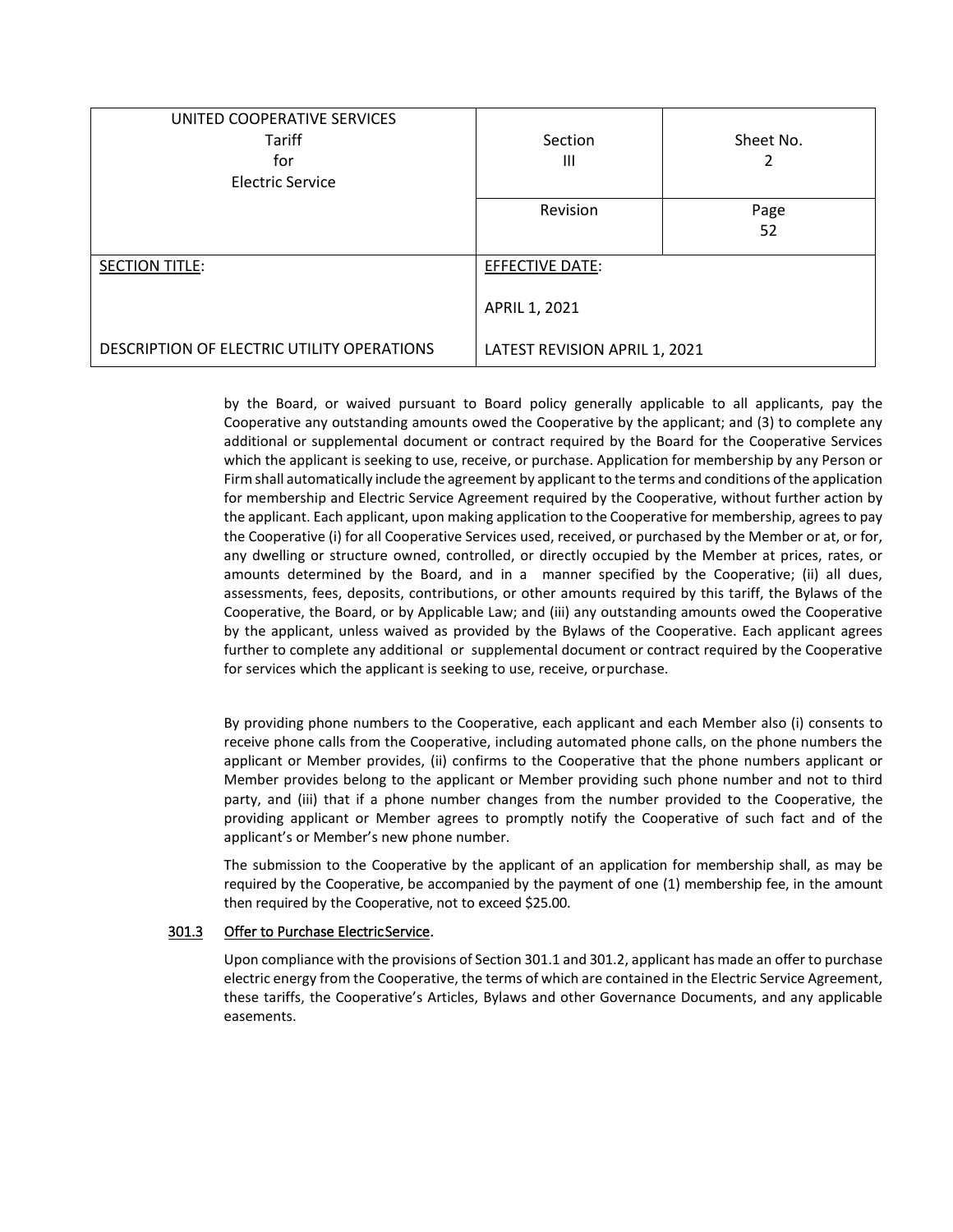by the Board, or waived pursuant to Board policy generally applicable to all applicants, pay the Cooperative any outstanding amounts owed the Cooperative by the applicant; and (3) to complete any additional or supplemental document or contract required by the Board for the Cooperative Services which the applicant is seeking to use, receive, or purchase. Application for membership by any Person or Firm shall automatically include the agreement by applicant to the terms and conditions of the application for membership and Electric Service Agreement required by the Cooperative, without further action by the applicant. Each applicant, upon making application to the Cooperative for membership, agrees to pay the Cooperative (i) for all Cooperative Services used, received, or purchased by the Member or at, or for, any dwelling or structure owned, controlled, or directly occupied by the Member at prices, rates, or amounts determined by the Board, and in a manner specified by the Cooperative; (ii) all dues, assessments, fees, deposits, contributions, or other amounts required by this tariff, the Bylaws of the Cooperative, the Board, or by Applicable Law; and (iii) any outstanding amounts owed the Cooperative by the applicant, unless waived as provided by the Bylaws of the Cooperative. Each applicant agrees further to complete any additional or supplemental document or contract required by the Cooperative for services which the applicant is seeking to use, receive, or purchase.

By providing phone numbers to the Cooperative, each applicant and each Member also (i) consents to receive phone calls from the Cooperative, including automated phone calls, on the phone numbers the applicant or Member provides, (ii) confirms to the Cooperative that the phone numbers applicant or Member provides belong to the applicant or Member providing such phone number and not to third party, and (iii) that if a phone number changes from the number provided to the Cooperative, the providing applicant or Member agrees to promptly notify the Cooperative of such fact and of the applicant's or Member's new phone number.

The submission to the Cooperative by the applicant of an application for membership shall, as may be required by the Cooperative, be accompanied by the payment of one (1) membership fee, in the amount then required by the Cooperative, not to exceed $25.00.

### 301.3 Offer to Purchase Electric Service.

Upon compliance with the provisions of Section 301.1 and 301.2, applicant has made an offer to purchase electric energy from the Cooperative, the terms of which are contained in the Electric Service Agreement, these tariffs, the Cooperative's Articles, Bylaws and other Governance Documents, and any applicable easements.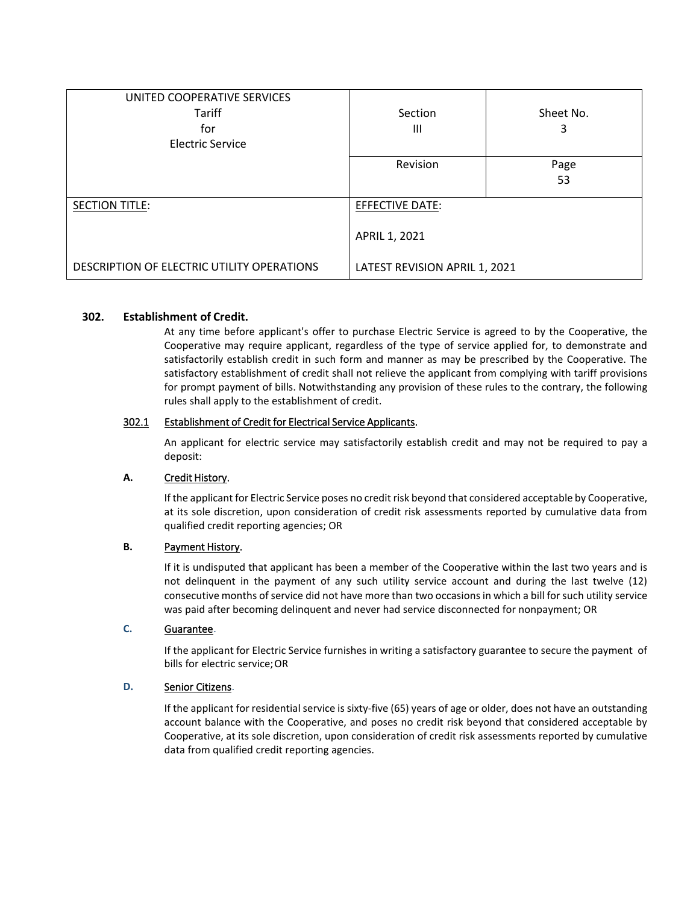| UNITED COOPERATIVE SERVICES<br>Tariff<br>for<br>Electric Service | Section<br>III | Sheet No.<br>3 |
|---|---|---|
| | Revision | Page<br>53 |
| SECTION TITLE:<br><br>DESCRIPTION OF ELECTRIC UTILITY OPERATIONS | EFFECTIVE DATE:<br><br>APRIL 1, 2021<br><br>LATEST REVISION APRIL 1, 2021 | |

## 302. Establishment of Credit.

At any time before applicant's offer to purchase Electric Service is agreed to by the Cooperative, the Cooperative may require applicant, regardless of the type of service applied for, to demonstrate and satisfactorily establish credit in such form and manner as may be prescribed by the Cooperative. The satisfactory establishment of credit shall not relieve the applicant from complying with tariff provisions for prompt payment of bills. Notwithstanding any provision of these rules to the contrary, the following rules shall apply to the establishment of credit.

### 302.1 Establishment of Credit for Electrical Service Applicants.

An applicant for electric service may satisfactorily establish credit and may not be required to pay a deposit:

**A. Credit History.**

If the applicant for Electric Service poses no credit risk beyond that considered acceptable by Cooperative, at its sole discretion, upon consideration of credit risk assessments reported by cumulative data from qualified credit reporting agencies; OR

**B. Payment History.**

If it is undisputed that applicant has been a member of the Cooperative within the last two years and is not delinquent in the payment of any such utility service account and during the last twelve (12) consecutive months of service did not have more than two occasions in which a bill for such utility service was paid after becoming delinquent and never had service disconnected for nonpayment; OR

**C. Guarantee.**

If the applicant for Electric Service furnishes in writing a satisfactory guarantee to secure the payment of bills for electric service; OR

**D. Senior Citizens.**

If the applicant for residential service is sixty-five (65) years of age or older, does not have an outstanding account balance with the Cooperative, and poses no credit risk beyond that considered acceptable by Cooperative, at its sole discretion, upon consideration of credit risk assessments reported by cumulative data from qualified credit reporting agencies.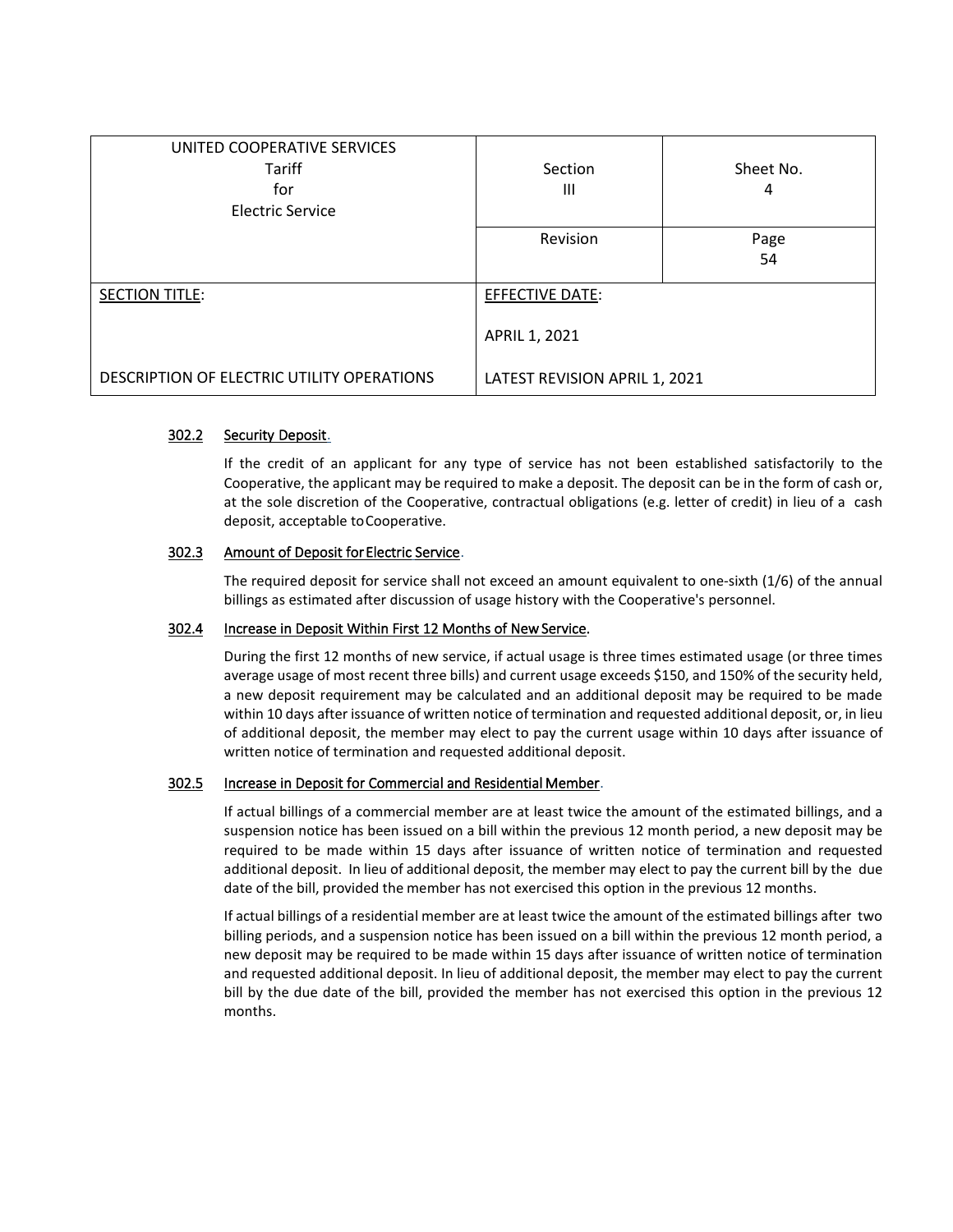| UNITED COOPERATIVE SERVICES<br>Tariff<br>for<br>Electric Service | Section<br>III | Sheet No.<br>4 |
|---|---|---|
| | Revision | Page<br>54 |
| SECTION TITLE:<br><br>DESCRIPTION OF ELECTRIC UTILITY OPERATIONS | EFFECTIVE DATE:<br><br>APRIL 1, 2021<br><br>LATEST REVISION APRIL 1, 2021 | |

#### 302.2 Security Deposit.

If the credit of an applicant for any type of service has not been established satisfactorily to the Cooperative, the applicant may be required to make a deposit. The deposit can be in the form of cash or, at the sole discretion of the Cooperative, contractual obligations (e.g. letter of credit) in lieu of a cash deposit, acceptable to Cooperative.

#### 302.3 Amount of Deposit for Electric Service.

The required deposit for service shall not exceed an amount equivalent to one-sixth (1/6) of the annual billings as estimated after discussion of usage history with the Cooperative's personnel.

#### 302.4 Increase in Deposit Within First 12 Months of New Service.

During the first 12 months of new service, if actual usage is three times estimated usage (or three times average usage of most recent three bills) and current usage exceeds $150, and 150% of the security held, a new deposit requirement may be calculated and an additional deposit may be required to be made within 10 days after issuance of written notice of termination and requested additional deposit, or, in lieu of additional deposit, the member may elect to pay the current usage within 10 days after issuance of written notice of termination and requested additional deposit.

#### 302.5 Increase in Deposit for Commercial and Residential Member.

If actual billings of a commercial member are at least twice the amount of the estimated billings, and a suspension notice has been issued on a bill within the previous 12 month period, a new deposit may be required to be made within 15 days after issuance of written notice of termination and requested additional deposit. In lieu of additional deposit, the member may elect to pay the current bill by the due date of the bill, provided the member has not exercised this option in the previous 12 months.

If actual billings of a residential member are at least twice the amount of the estimated billings after two billing periods, and a suspension notice has been issued on a bill within the previous 12 month period, a new deposit may be required to be made within 15 days after issuance of written notice of termination and requested additional deposit. In lieu of additional deposit, the member may elect to pay the current bill by the due date of the bill, provided the member has not exercised this option in the previous 12 months.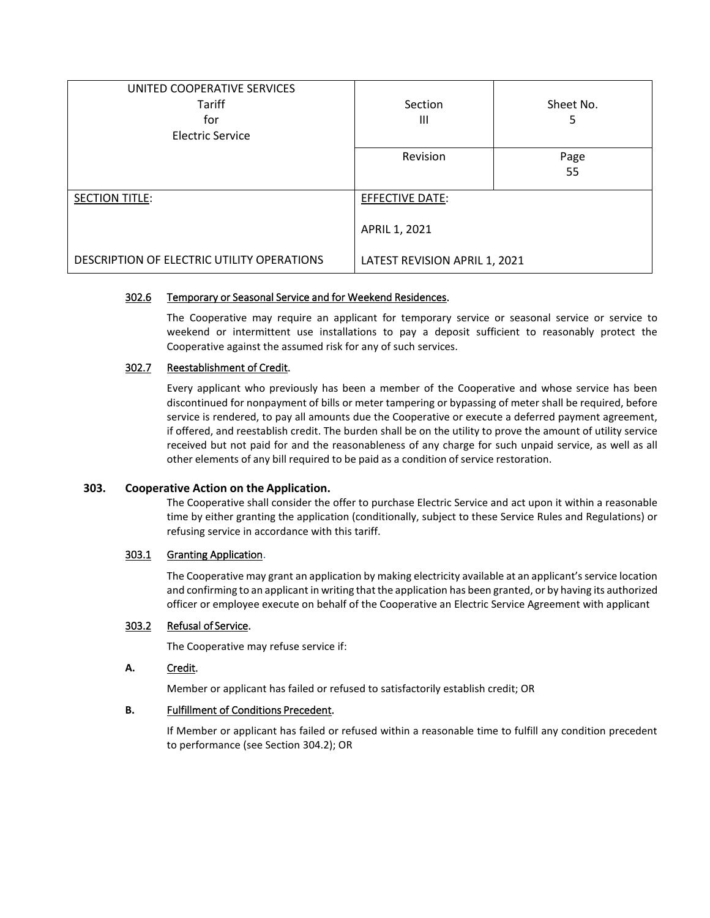| UNITED COOPERATIVE SERVICES<br>Tariff<br>for<br>Electric Service | Section<br>III | Sheet No.<br>5 |
|---|---|---|
| | Revision | Page<br>55 |
| SECTION TITLE:<br><br>DESCRIPTION OF ELECTRIC UTILITY OPERATIONS | EFFECTIVE DATE:<br><br>APRIL 1, 2021<br><br>LATEST REVISION APRIL 1, 2021 | |

### 302.6 Temporary or Seasonal Service and for Weekend Residences.

The Cooperative may require an applicant for temporary service or seasonal service or service to weekend or intermittent use installations to pay a deposit sufficient to reasonably protect the Cooperative against the assumed risk for any of such services.

### 302.7 Reestablishment of Credit.

Every applicant who previously has been a member of the Cooperative and whose service has been discontinued for nonpayment of bills or meter tampering or bypassing of meter shall be required, before service is rendered, to pay all amounts due the Cooperative or execute a deferred payment agreement, if offered, and reestablish credit. The burden shall be on the utility to prove the amount of utility service received but not paid for and the reasonableness of any charge for such unpaid service, as well as all other elements of any bill required to be paid as a condition of service restoration.

## 303. Cooperative Action on the Application.

The Cooperative shall consider the offer to purchase Electric Service and act upon it within a reasonable time by either granting the application (conditionally, subject to these Service Rules and Regulations) or refusing service in accordance with this tariff.

### 303.1 Granting Application.

The Cooperative may grant an application by making electricity available at an applicant's service location and confirming to an applicant in writing that the application has been granted, or by having its authorized officer or employee execute on behalf of the Cooperative an Electric Service Agreement with applicant

### 303.2 Refusal of Service.

The Cooperative may refuse service if:

**A.** Credit.

Member or applicant has failed or refused to satisfactorily establish credit; OR

**B.** Fulfillment of Conditions Precedent.

If Member or applicant has failed or refused within a reasonable time to fulfill any condition precedent to performance (see Section 304.2); OR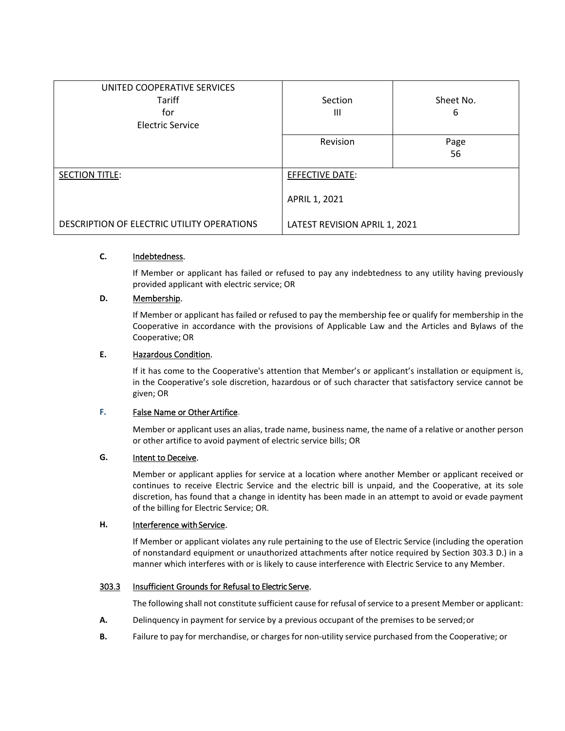| UNITED COOPERATIVE SERVICES Tariff for Electric Service | Section III | Sheet No. 6 |
|---|---|---|
| | Revision | Page 56 |
| SECTION TITLE: DESCRIPTION OF ELECTRIC UTILITY OPERATIONS | EFFECTIVE DATE: APRIL 1, 2021 LATEST REVISION APRIL 1, 2021 | |

**C.** Indebtedness.

If Member or applicant has failed or refused to pay any indebtedness to any utility having previously provided applicant with electric service; OR

**D.** Membership.

If Member or applicant has failed or refused to pay the membership fee or qualify for membership in the Cooperative in accordance with the provisions of Applicable Law and the Articles and Bylaws of the Cooperative; OR

**E.** Hazardous Condition.

If it has come to the Cooperative's attention that Member's or applicant's installation or equipment is, in the Cooperative's sole discretion, hazardous or of such character that satisfactory service cannot be given; OR

**F.** False Name or Other Artifice.

Member or applicant uses an alias, trade name, business name, the name of a relative or another person or other artifice to avoid payment of electric service bills; OR

**G.** Intent to Deceive.

Member or applicant applies for service at a location where another Member or applicant received or continues to receive Electric Service and the electric bill is unpaid, and the Cooperative, at its sole discretion, has found that a change in identity has been made in an attempt to avoid or evade payment of the billing for Electric Service; OR.

**H.** Interference with Service.

If Member or applicant violates any rule pertaining to the use of Electric Service (including the operation of nonstandard equipment or unauthorized attachments after notice required by Section 303.3 D.) in a manner which interferes with or is likely to cause interference with Electric Service to any Member.

303.3 Insufficient Grounds for Refusal to Electric Serve.

The following shall not constitute sufficient cause for refusal of service to a present Member or applicant:

**A.** Delinquency in payment for service by a previous occupant of the premises to be served; or

**B.** Failure to pay for merchandise, or charges for non-utility service purchased from the Cooperative; or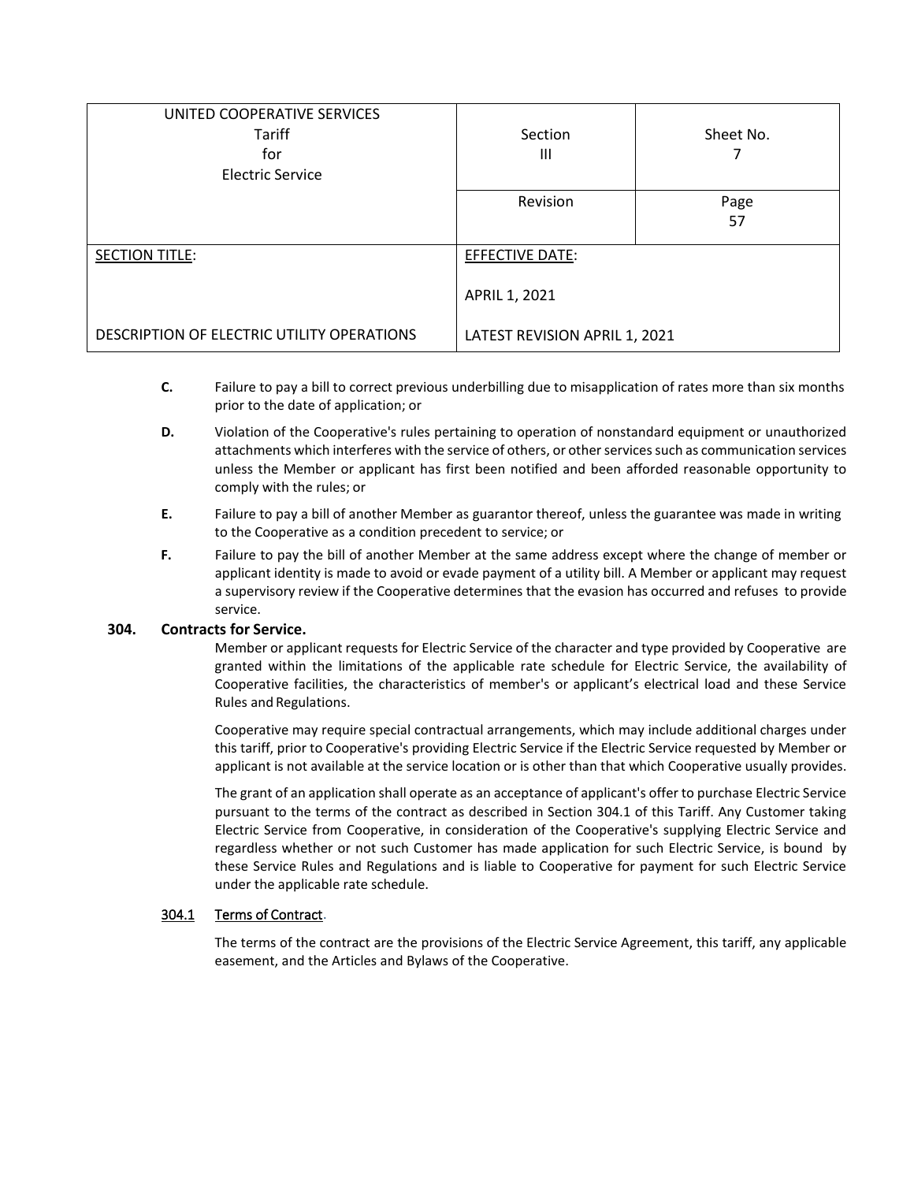| UNITED COOPERATIVE SERVICES<br>Tariff<br>for<br>Electric Service | Section<br>III | Sheet No.<br>7 |
|---|---|---|
| | Revision | Page<br>57 |
| SECTION TITLE:<br><br>DESCRIPTION OF ELECTRIC UTILITY OPERATIONS | EFFECTIVE DATE:<br><br>APRIL 1, 2021<br><br>LATEST REVISION APRIL 1, 2021 | |

**C.** Failure to pay a bill to correct previous underbilling due to misapplication of rates more than six months prior to the date of application; or

**D.** Violation of the Cooperative's rules pertaining to operation of nonstandard equipment or unauthorized attachments which interferes with the service of others, or other services such as communication services unless the Member or applicant has first been notified and been afforded reasonable opportunity to comply with the rules; or

**E.** Failure to pay a bill of another Member as guarantor thereof, unless the guarantee was made in writing to the Cooperative as a condition precedent to service; or

**F.** Failure to pay the bill of another Member at the same address except where the change of member or applicant identity is made to avoid or evade payment of a utility bill. A Member or applicant may request a supervisory review if the Cooperative determines that the evasion has occurred and refuses to provide service.

## 304. Contracts for Service.

Member or applicant requests for Electric Service of the character and type provided by Cooperative are granted within the limitations of the applicable rate schedule for Electric Service, the availability of Cooperative facilities, the characteristics of member's or applicant's electrical load and these Service Rules and Regulations.

Cooperative may require special contractual arrangements, which may include additional charges under this tariff, prior to Cooperative's providing Electric Service if the Electric Service requested by Member or applicant is not available at the service location or is other than that which Cooperative usually provides.

The grant of an application shall operate as an acceptance of applicant's offer to purchase Electric Service pursuant to the terms of the contract as described in Section 304.1 of this Tariff. Any Customer taking Electric Service from Cooperative, in consideration of the Cooperative's supplying Electric Service and regardless whether or not such Customer has made application for such Electric Service, is bound by these Service Rules and Regulations and is liable to Cooperative for payment for such Electric Service under the applicable rate schedule.

### 304.1 Terms of Contract.

The terms of the contract are the provisions of the Electric Service Agreement, this tariff, any applicable easement, and the Articles and Bylaws of the Cooperative.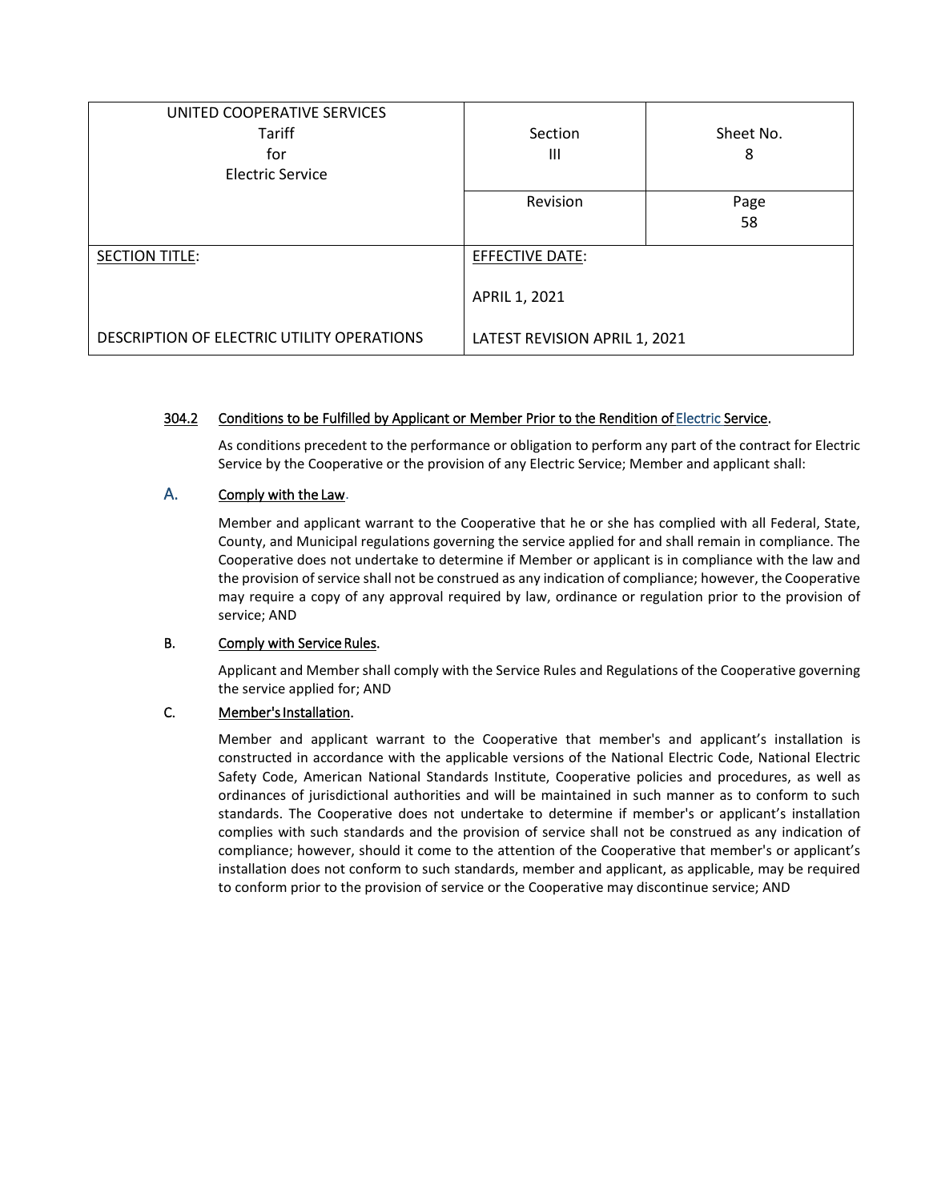| UNITED COOPERATIVE SERVICES<br>Tariff<br>for<br>Electric Service | Section<br>III | Sheet No.<br>8 |
| --- | --- | --- |
| | Revision | Page<br>58 |
| SECTION TITLE:<br><br>DESCRIPTION OF ELECTRIC UTILITY OPERATIONS | EFFECTIVE DATE:<br><br>APRIL 1, 2021<br><br>LATEST REVISION APRIL 1, 2021 | |

### 304.2 Conditions to be Fulfilled by Applicant or Member Prior to the Rendition of Electric Service.

As conditions precedent to the performance or obligation to perform any part of the contract for Electric Service by the Cooperative or the provision of any Electric Service; Member and applicant shall:

**A. Comply with the Law.**

Member and applicant warrant to the Cooperative that he or she has complied with all Federal, State, County, and Municipal regulations governing the service applied for and shall remain in compliance. The Cooperative does not undertake to determine if Member or applicant is in compliance with the law and the provision of service shall not be construed as any indication of compliance; however, the Cooperative may require a copy of any approval required by law, ordinance or regulation prior to the provision of service; AND

**B. Comply with Service Rules.**

Applicant and Member shall comply with the Service Rules and Regulations of the Cooperative governing the service applied for; AND

**C. Member's Installation.**

Member and applicant warrant to the Cooperative that member's and applicant's installation is constructed in accordance with the applicable versions of the National Electric Code, National Electric Safety Code, American National Standards Institute, Cooperative policies and procedures, as well as ordinances of jurisdictional authorities and will be maintained in such manner as to conform to such standards. The Cooperative does not undertake to determine if member's or applicant's installation complies with such standards and the provision of service shall not be construed as any indication of compliance; however, should it come to the attention of the Cooperative that member's or applicant's installation does not conform to such standards, member and applicant, as applicable, may be required to conform prior to the provision of service or the Cooperative may discontinue service; AND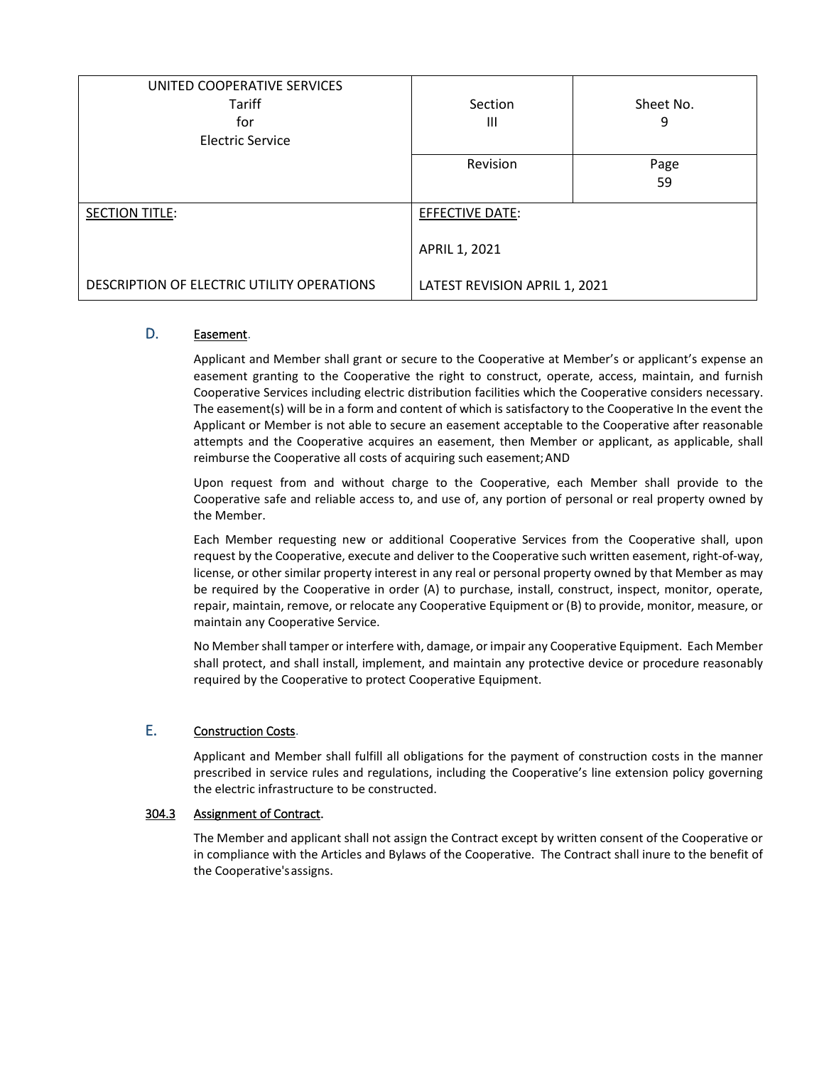| UNITED COOPERATIVE SERVICES<br>Tariff<br>for<br>Electric Service | Section<br>III | Sheet No.<br>9 |
|---|---|---|
| | Revision | Page<br>59 |
| SECTION TITLE:<br><br>DESCRIPTION OF ELECTRIC UTILITY OPERATIONS | EFFECTIVE DATE:<br><br>APRIL 1, 2021<br><br>LATEST REVISION APRIL 1, 2021 | |

### D. Easement.

Applicant and Member shall grant or secure to the Cooperative at Member's or applicant's expense an easement granting to the Cooperative the right to construct, operate, access, maintain, and furnish Cooperative Services including electric distribution facilities which the Cooperative considers necessary. The easement(s) will be in a form and content of which is satisfactory to the Cooperative In the event the Applicant or Member is not able to secure an easement acceptable to the Cooperative after reasonable attempts and the Cooperative acquires an easement, then Member or applicant, as applicable, shall reimburse the Cooperative all costs of acquiring such easement; AND

Upon request from and without charge to the Cooperative, each Member shall provide to the Cooperative safe and reliable access to, and use of, any portion of personal or real property owned by the Member.

Each Member requesting new or additional Cooperative Services from the Cooperative shall, upon request by the Cooperative, execute and deliver to the Cooperative such written easement, right-of-way, license, or other similar property interest in any real or personal property owned by that Member as may be required by the Cooperative in order (A) to purchase, install, construct, inspect, monitor, operate, repair, maintain, remove, or relocate any Cooperative Equipment or (B) to provide, monitor, measure, or maintain any Cooperative Service.

No Member shall tamper or interfere with, damage, or impair any Cooperative Equipment. Each Member shall protect, and shall install, implement, and maintain any protective device or procedure reasonably required by the Cooperative to protect Cooperative Equipment.

### E. Construction Costs.

Applicant and Member shall fulfill all obligations for the payment of construction costs in the manner prescribed in service rules and regulations, including the Cooperative's line extension policy governing the electric infrastructure to be constructed.

### 304.3 Assignment of Contract.

The Member and applicant shall not assign the Contract except by written consent of the Cooperative or in compliance with the Articles and Bylaws of the Cooperative. The Contract shall inure to the benefit of the Cooperative's assigns.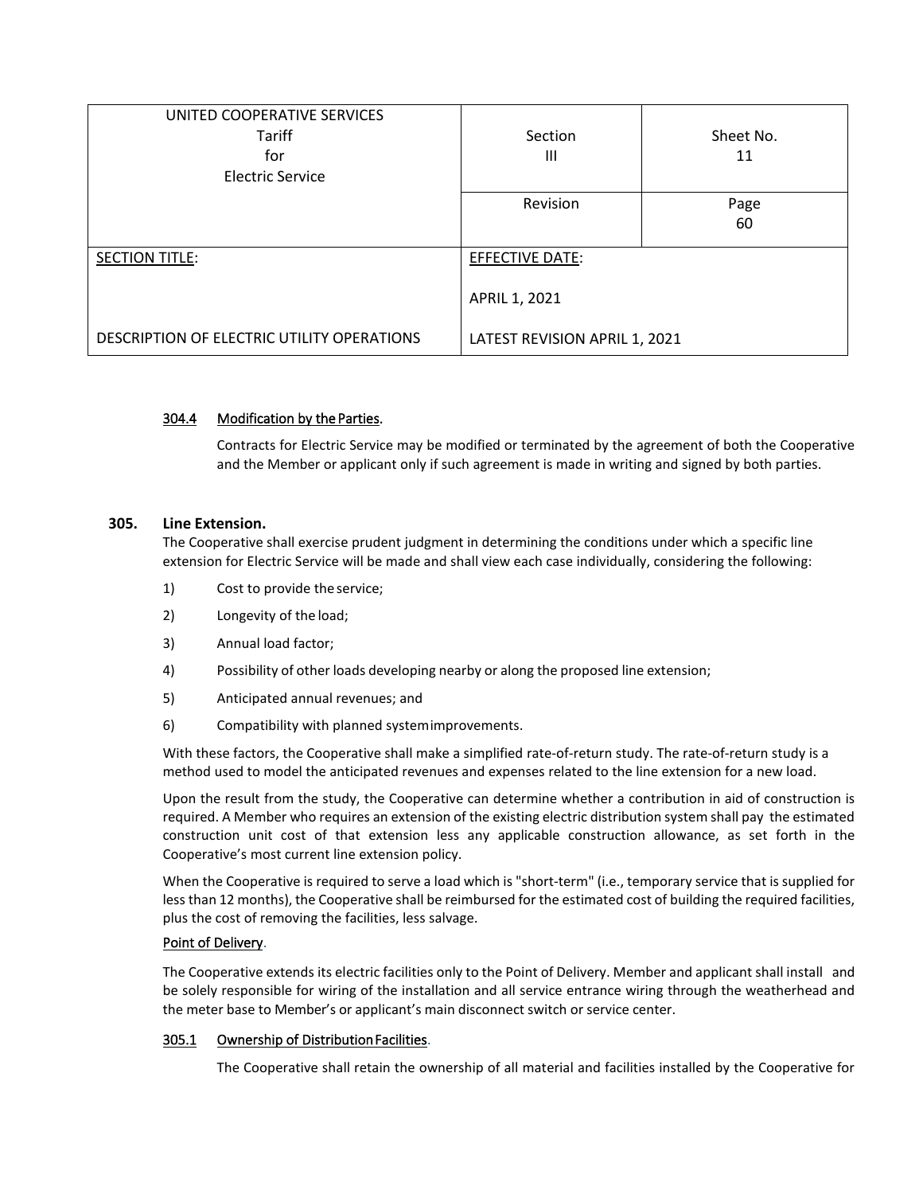| UNITED COOPERATIVE SERVICES Tariff for Electric Service | Section III | Sheet No. 11 |
|---|---|---|
| | Revision | Page 60 |
| SECTION TITLE: DESCRIPTION OF ELECTRIC UTILITY OPERATIONS | EFFECTIVE DATE: APRIL 1, 2021 LATEST REVISION APRIL 1, 2021 | |

#### 304.4 Modification by the Parties.

Contracts for Electric Service may be modified or terminated by the agreement of both the Cooperative and the Member or applicant only if such agreement is made in writing and signed by both parties.

### 305. Line Extension.

The Cooperative shall exercise prudent judgment in determining the conditions under which a specific line extension for Electric Service will be made and shall view each case individually, considering the following:

1) Cost to provide the service;
2) Longevity of the load;
3) Annual load factor;
4) Possibility of other loads developing nearby or along the proposed line extension;
5) Anticipated annual revenues; and
6) Compatibility with planned system improvements.

With these factors, the Cooperative shall make a simplified rate-of-return study. The rate-of-return study is a method used to model the anticipated revenues and expenses related to the line extension for a new load.

Upon the result from the study, the Cooperative can determine whether a contribution in aid of construction is required. A Member who requires an extension of the existing electric distribution system shall pay the estimated construction unit cost of that extension less any applicable construction allowance, as set forth in the Cooperative's most current line extension policy.

When the Cooperative is required to serve a load which is "short-term" (i.e., temporary service that is supplied for less than 12 months), the Cooperative shall be reimbursed for the estimated cost of building the required facilities, plus the cost of removing the facilities, less salvage.

Point of Delivery.

The Cooperative extends its electric facilities only to the Point of Delivery. Member and applicant shall install and be solely responsible for wiring of the installation and all service entrance wiring through the weatherhead and the meter base to Member's or applicant's main disconnect switch or service center.

#### 305.1 Ownership of Distribution Facilities.

The Cooperative shall retain the ownership of all material and facilities installed by the Cooperative for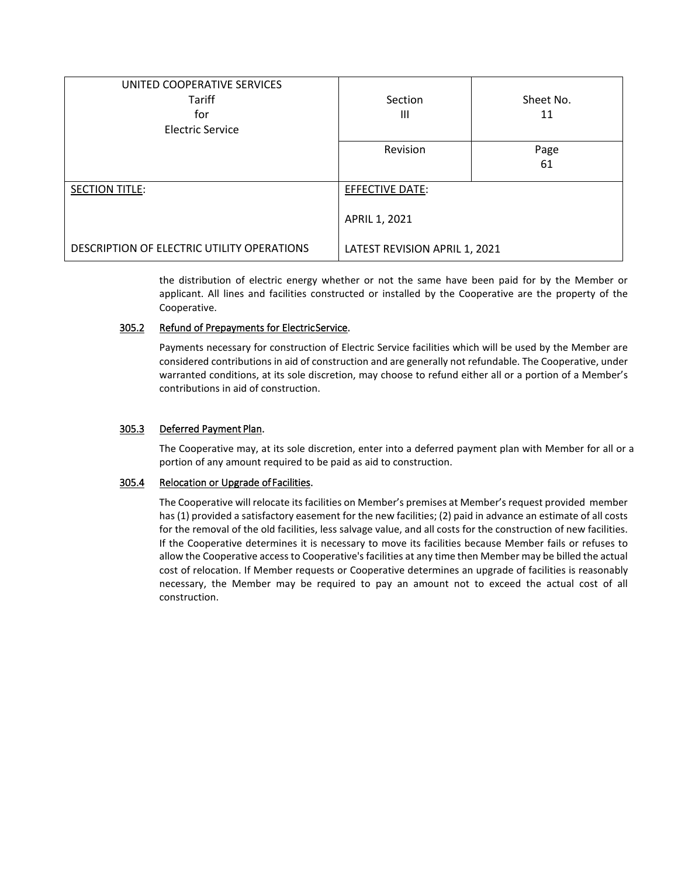the distribution of electric energy whether or not the same have been paid for by the Member or applicant. All lines and facilities constructed or installed by the Cooperative are the property of the Cooperative.

**305.2 Refund of Prepayments for Electric Service.**

Payments necessary for construction of Electric Service facilities which will be used by the Member are considered contributions in aid of construction and are generally not refundable. The Cooperative, under warranted conditions, at its sole discretion, may choose to refund either all or a portion of a Member's contributions in aid of construction.

**305.3 Deferred Payment Plan.**

The Cooperative may, at its sole discretion, enter into a deferred payment plan with Member for all or a portion of any amount required to be paid as aid to construction.

**305.4 Relocation or Upgrade of Facilities.**

The Cooperative will relocate its facilities on Member's premises at Member's request provided member has (1) provided a satisfactory easement for the new facilities; (2) paid in advance an estimate of all costs for the removal of the old facilities, less salvage value, and all costs for the construction of new facilities. If the Cooperative determines it is necessary to move its facilities because Member fails or refuses to allow the Cooperative access to Cooperative's facilities at any time then Member may be billed the actual cost of relocation. If Member requests or Cooperative determines an upgrade of facilities is reasonably necessary, the Member may be required to pay an amount not to exceed the actual cost of all construction.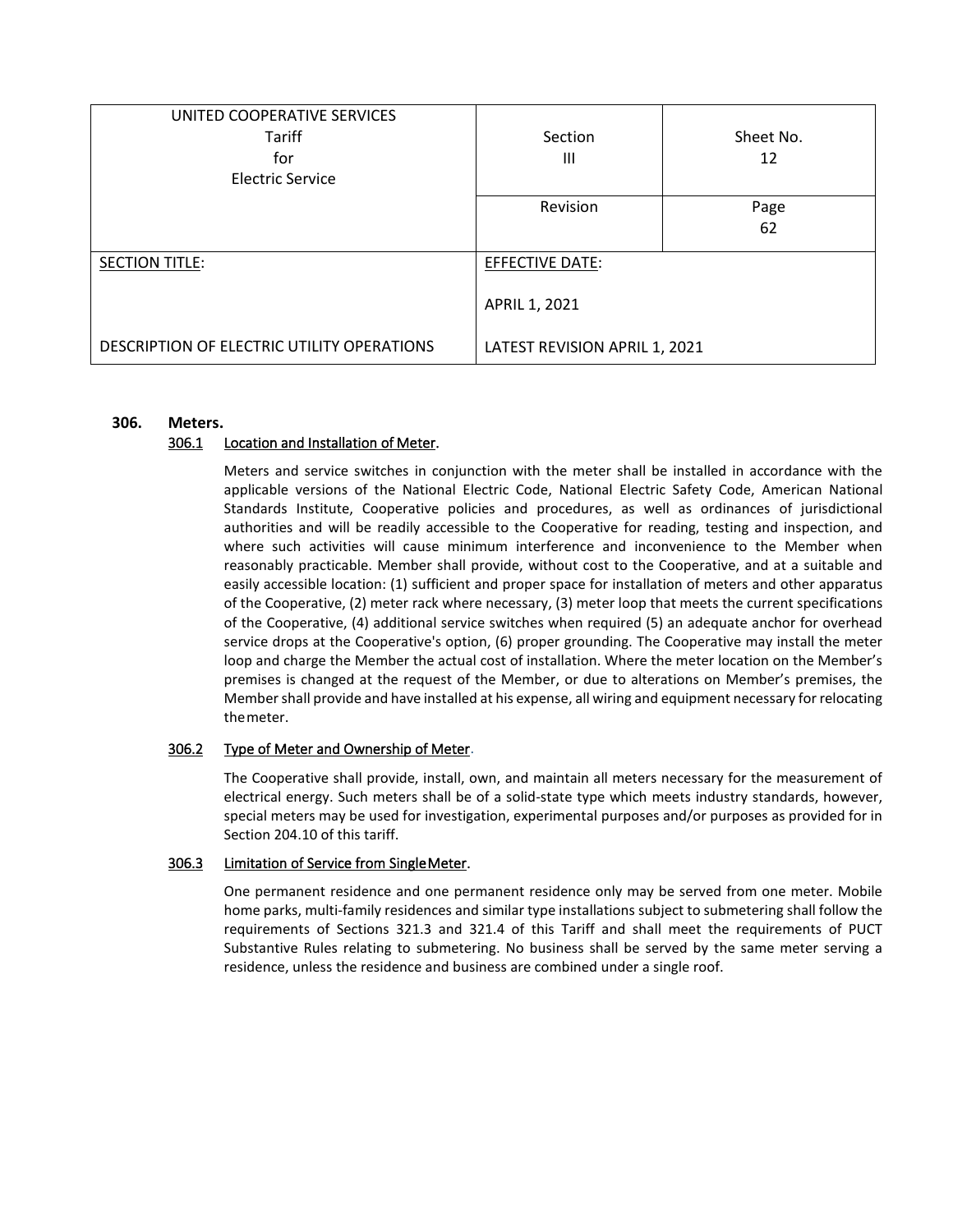| UNITED COOPERATIVE SERVICES<br>Tariff<br>for<br>Electric Service | Section<br>III | Sheet No.<br>12 |
|---|---|---|
| | Revision | Page<br>62 |
| SECTION TITLE:<br><br>DESCRIPTION OF ELECTRIC UTILITY OPERATIONS | EFFECTIVE DATE:<br><br>APRIL 1, 2021<br><br>LATEST REVISION APRIL 1, 2021 | |

**306. Meters.**

306.1 Location and Installation of Meter.

Meters and service switches in conjunction with the meter shall be installed in accordance with the applicable versions of the National Electric Code, National Electric Safety Code, American National Standards Institute, Cooperative policies and procedures, as well as ordinances of jurisdictional authorities and will be readily accessible to the Cooperative for reading, testing and inspection, and where such activities will cause minimum interference and inconvenience to the Member when reasonably practicable. Member shall provide, without cost to the Cooperative, and at a suitable and easily accessible location: (1) sufficient and proper space for installation of meters and other apparatus of the Cooperative, (2) meter rack where necessary, (3) meter loop that meets the current specifications of the Cooperative, (4) additional service switches when required (5) an adequate anchor for overhead service drops at the Cooperative's option, (6) proper grounding. The Cooperative may install the meter loop and charge the Member the actual cost of installation. Where the meter location on the Member's premises is changed at the request of the Member, or due to alterations on Member's premises, the Member shall provide and have installed at his expense, all wiring and equipment necessary for relocating the meter.

306.2 Type of Meter and Ownership of Meter.

The Cooperative shall provide, install, own, and maintain all meters necessary for the measurement of electrical energy. Such meters shall be of a solid-state type which meets industry standards, however, special meters may be used for investigation, experimental purposes and/or purposes as provided for in Section 204.10 of this tariff.

306.3 Limitation of Service from Single Meter.

One permanent residence and one permanent residence only may be served from one meter. Mobile home parks, multi-family residences and similar type installations subject to submetering shall follow the requirements of Sections 321.3 and 321.4 of this Tariff and shall meet the requirements of PUCT Substantive Rules relating to submetering. No business shall be served by the same meter serving a residence, unless the residence and business are combined under a single roof.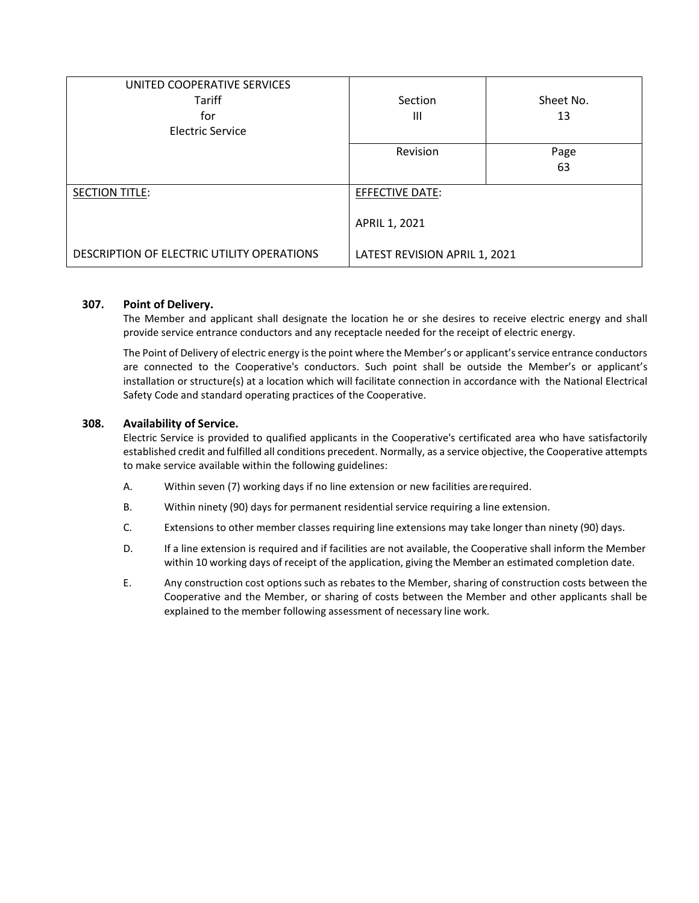| UNITED COOPERATIVE SERVICES<br>Tariff<br>for<br>Electric Service | Section<br>III | Sheet No.<br>13 |
|---|---|---|
| | Revision | Page<br>63 |
| SECTION TITLE:<br><br>DESCRIPTION OF ELECTRIC UTILITY OPERATIONS | EFFECTIVE DATE:<br><br>APRIL 1, 2021<br><br>LATEST REVISION APRIL 1, 2021 | |

**307. Point of Delivery.**

The Member and applicant shall designate the location he or she desires to receive electric energy and shall provide service entrance conductors and any receptacle needed for the receipt of electric energy.

The Point of Delivery of electric energy is the point where the Member's or applicant's service entrance conductors are connected to the Cooperative's conductors. Such point shall be outside the Member's or applicant's installation or structure(s) at a location which will facilitate connection in accordance with the National Electrical Safety Code and standard operating practices of the Cooperative.

**308. Availability of Service.**

Electric Service is provided to qualified applicants in the Cooperative's certificated area who have satisfactorily established credit and fulfilled all conditions precedent. Normally, as a service objective, the Cooperative attempts to make service available within the following guidelines:

A. Within seven (7) working days if no line extension or new facilities are required.

B. Within ninety (90) days for permanent residential service requiring a line extension.

C. Extensions to other member classes requiring line extensions may take longer than ninety (90) days.

D. If a line extension is required and if facilities are not available, the Cooperative shall inform the Member within 10 working days of receipt of the application, giving the Member an estimated completion date.

E. Any construction cost options such as rebates to the Member, sharing of construction costs between the Cooperative and the Member, or sharing of costs between the Member and other applicants shall be explained to the member following assessment of necessary line work.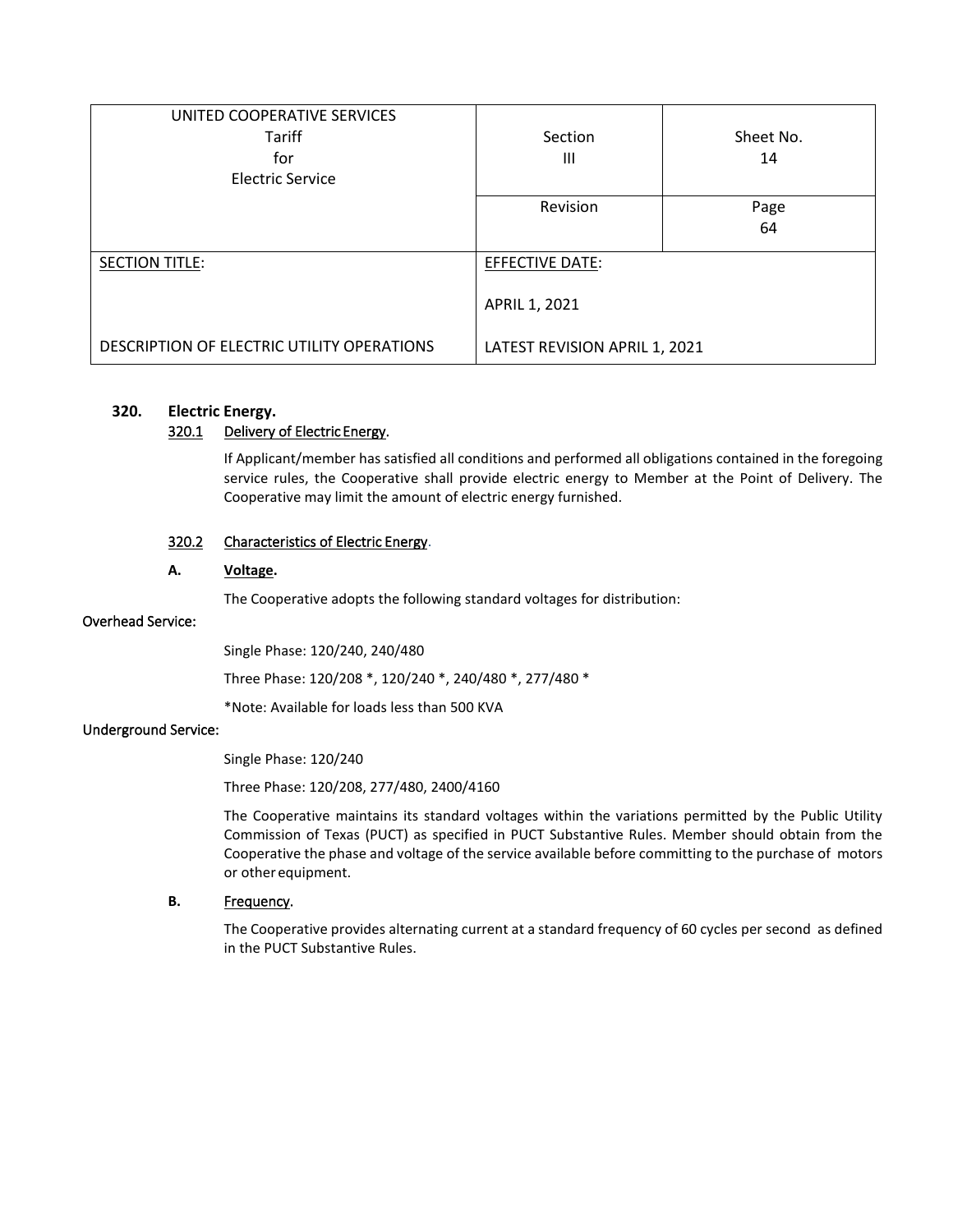| UNITED COOPERATIVE SERVICES<br>Tariff<br>for<br>Electric Service | Section<br>III | Sheet No.<br>14 |
|---|---|---|
| | Revision | Page<br>64 |
| SECTION TITLE:<br><br>DESCRIPTION OF ELECTRIC UTILITY OPERATIONS | EFFECTIVE DATE:<br><br>APRIL 1, 2021<br><br>LATEST REVISION APRIL 1, 2021 | |

## 320. Electric Energy.

### 320.1 Delivery of Electric Energy.

If Applicant/member has satisfied all conditions and performed all obligations contained in the foregoing service rules, the Cooperative shall provide electric energy to Member at the Point of Delivery. The Cooperative may limit the amount of electric energy furnished.

### 320.2 Characteristics of Electric Energy.

**A. Voltage.**

The Cooperative adopts the following standard voltages for distribution:

Overhead Service:

Single Phase: 120/240, 240/480

Three Phase: 120/208 *, 120/240 *, 240/480 *, 277/480 *

*Note: Available for loads less than 500 KVA

Underground Service:

Single Phase: 120/240

Three Phase: 120/208, 277/480, 2400/4160

The Cooperative maintains its standard voltages within the variations permitted by the Public Utility Commission of Texas (PUCT) as specified in PUCT Substantive Rules. Member should obtain from the Cooperative the phase and voltage of the service available before committing to the purchase of motors or other equipment.

**B. Frequency.**

The Cooperative provides alternating current at a standard frequency of 60 cycles per second as defined in the PUCT Substantive Rules.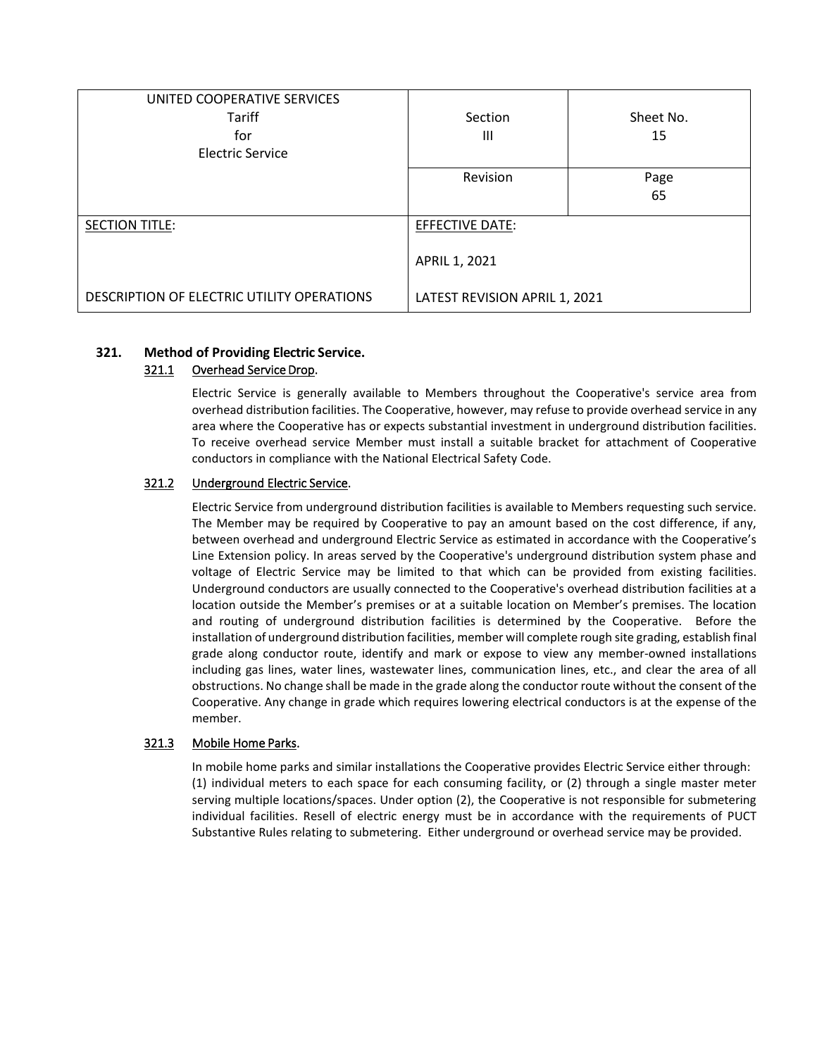| UNITED COOPERATIVE SERVICES Tariff for Electric Service | Section III | Sheet No. 15 |
|---|---|---|
| | Revision | Page 65 |
| SECTION TITLE: DESCRIPTION OF ELECTRIC UTILITY OPERATIONS | EFFECTIVE DATE: APRIL 1, 2021 LATEST REVISION APRIL 1, 2021 | |

## 321. Method of Providing Electric Service.

### 321.1 Overhead Service Drop.

Electric Service is generally available to Members throughout the Cooperative's service area from overhead distribution facilities. The Cooperative, however, may refuse to provide overhead service in any area where the Cooperative has or expects substantial investment in underground distribution facilities. To receive overhead service Member must install a suitable bracket for attachment of Cooperative conductors in compliance with the National Electrical Safety Code.

### 321.2 Underground Electric Service.

Electric Service from underground distribution facilities is available to Members requesting such service. The Member may be required by Cooperative to pay an amount based on the cost difference, if any, between overhead and underground Electric Service as estimated in accordance with the Cooperative's Line Extension policy. In areas served by the Cooperative's underground distribution system phase and voltage of Electric Service may be limited to that which can be provided from existing facilities. Underground conductors are usually connected to the Cooperative's overhead distribution facilities at a location outside the Member's premises or at a suitable location on Member's premises. The location and routing of underground distribution facilities is determined by the Cooperative. Before the installation of underground distribution facilities, member will complete rough site grading, establish final grade along conductor route, identify and mark or expose to view any member-owned installations including gas lines, water lines, wastewater lines, communication lines, etc., and clear the area of all obstructions. No change shall be made in the grade along the conductor route without the consent of the Cooperative. Any change in grade which requires lowering electrical conductors is at the expense of the member.

### 321.3 Mobile Home Parks.

In mobile home parks and similar installations the Cooperative provides Electric Service either through: (1) individual meters to each space for each consuming facility, or (2) through a single master meter serving multiple locations/spaces. Under option (2), the Cooperative is not responsible for submetering individual facilities. Resell of electric energy must be in accordance with the requirements of PUCT Substantive Rules relating to submetering. Either underground or overhead service may be provided.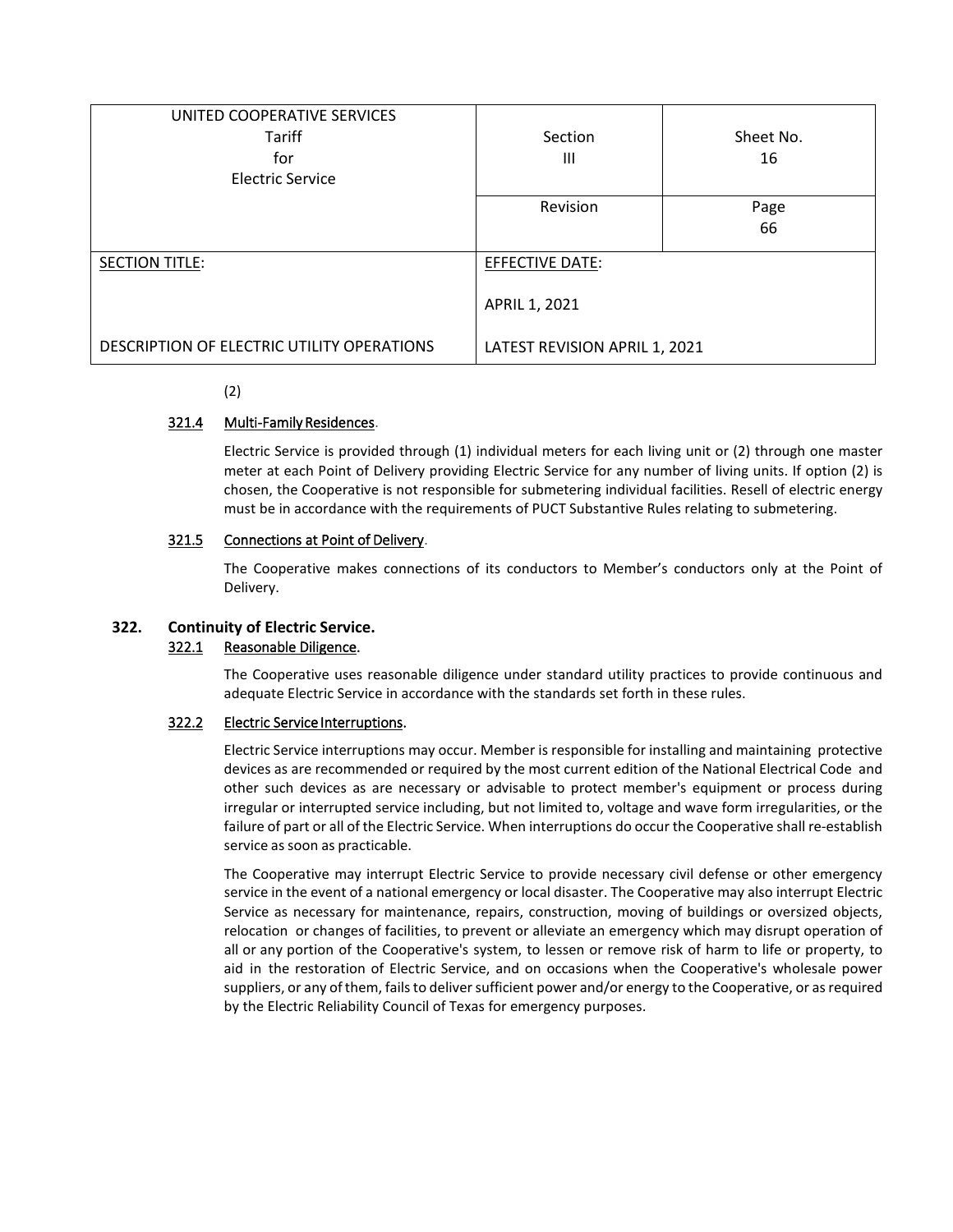| UNITED COOPERATIVE SERVICES<br>Tariff<br>for<br>Electric Service | Section<br>III | Sheet No.<br>16 |
|---|---|---|
| | Revision | Page<br>66 |
| SECTION TITLE:<br><br>DESCRIPTION OF ELECTRIC UTILITY OPERATIONS | EFFECTIVE DATE:<br><br>APRIL 1, 2021<br><br>LATEST REVISION APRIL 1, 2021 | |

(2)

**321.4 Multi-Family Residences.**

Electric Service is provided through (1) individual meters for each living unit or (2) through one master meter at each Point of Delivery providing Electric Service for any number of living units. If option (2) is chosen, the Cooperative is not responsible for submetering individual facilities. Resell of electric energy must be in accordance with the requirements of PUCT Substantive Rules relating to submetering.

**321.5 Connections at Point of Delivery.**

The Cooperative makes connections of its conductors to Member's conductors only at the Point of Delivery.

### 322. Continuity of Electric Service.

**322.1 Reasonable Diligence.**

The Cooperative uses reasonable diligence under standard utility practices to provide continuous and adequate Electric Service in accordance with the standards set forth in these rules.

**322.2 Electric Service Interruptions.**

Electric Service interruptions may occur. Member is responsible for installing and maintaining protective devices as are recommended or required by the most current edition of the National Electrical Code and other such devices as are necessary or advisable to protect member's equipment or process during irregular or interrupted service including, but not limited to, voltage and wave form irregularities, or the failure of part or all of the Electric Service. When interruptions do occur the Cooperative shall re-establish service as soon as practicable.

The Cooperative may interrupt Electric Service to provide necessary civil defense or other emergency service in the event of a national emergency or local disaster. The Cooperative may also interrupt Electric Service as necessary for maintenance, repairs, construction, moving of buildings or oversized objects, relocation or changes of facilities, to prevent or alleviate an emergency which may disrupt operation of all or any portion of the Cooperative's system, to lessen or remove risk of harm to life or property, to aid in the restoration of Electric Service, and on occasions when the Cooperative's wholesale power suppliers, or any of them, fails to deliver sufficient power and/or energy to the Cooperative, or as required by the Electric Reliability Council of Texas for emergency purposes.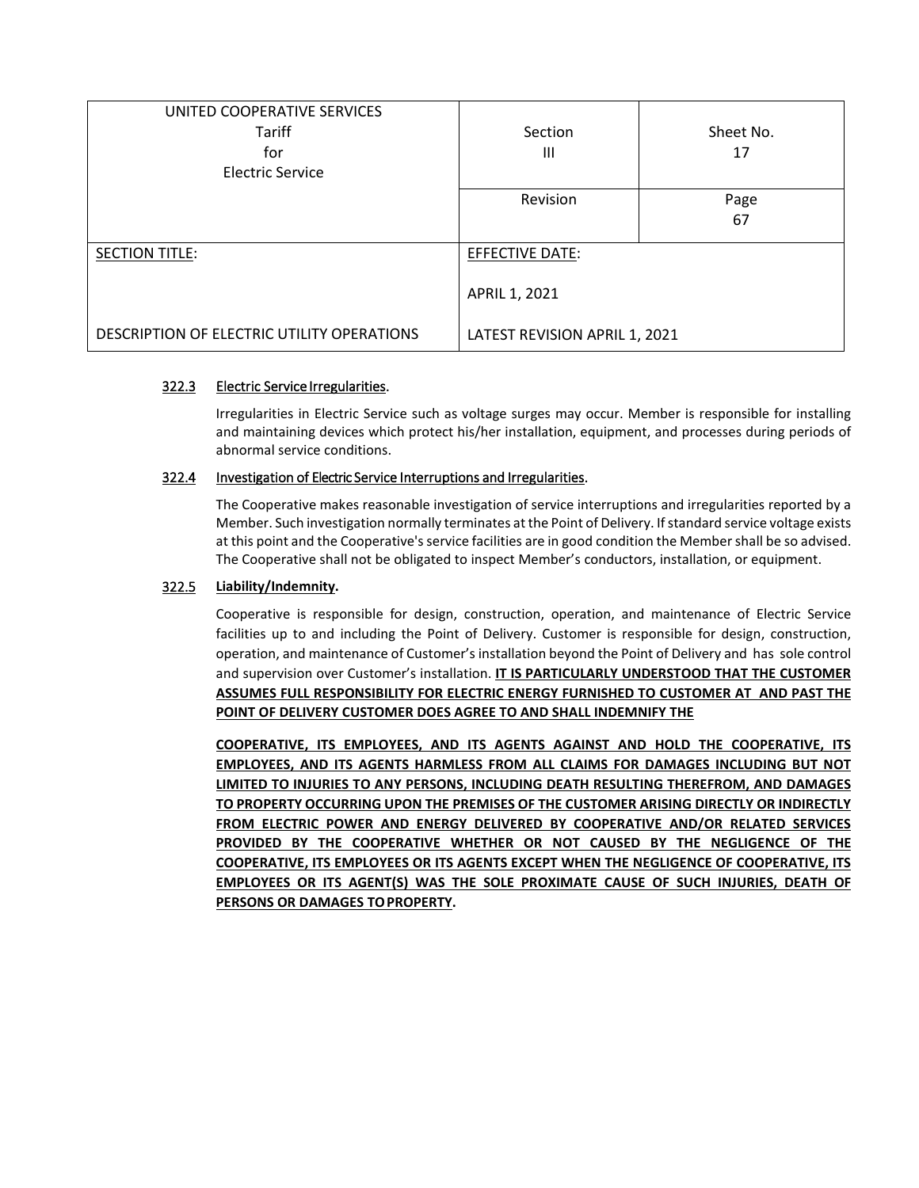| UNITED COOPERATIVE SERVICES<br>Tariff<br>for<br>Electric Service | Section<br>III | Sheet No.<br>17 |
|---|---|---|
| | Revision | Page<br>67 |
| SECTION TITLE:<br><br>DESCRIPTION OF ELECTRIC UTILITY OPERATIONS | EFFECTIVE DATE:<br><br>APRIL 1, 2021<br><br>LATEST REVISION APRIL 1, 2021 | |

### 322.3 Electric Service Irregularities.

Irregularities in Electric Service such as voltage surges may occur. Member is responsible for installing and maintaining devices which protect his/her installation, equipment, and processes during periods of abnormal service conditions.

### 322.4 Investigation of Electric Service Interruptions and Irregularities.

The Cooperative makes reasonable investigation of service interruptions and irregularities reported by a Member. Such investigation normally terminates at the Point of Delivery. If standard service voltage exists at this point and the Cooperative's service facilities are in good condition the Member shall be so advised. The Cooperative shall not be obligated to inspect Member's conductors, installation, or equipment.

### 322.5 Liability/Indemnity.

Cooperative is responsible for design, construction, operation, and maintenance of Electric Service facilities up to and including the Point of Delivery. Customer is responsible for design, construction, operation, and maintenance of Customer's installation beyond the Point of Delivery and has sole control and supervision over Customer's installation. **IT IS PARTICULARLY UNDERSTOOD THAT THE CUSTOMER ASSUMES FULL RESPONSIBILITY FOR ELECTRIC ENERGY FURNISHED TO CUSTOMER AT AND PAST THE POINT OF DELIVERY CUSTOMER DOES AGREE TO AND SHALL INDEMNIFY THE**

**COOPERATIVE, ITS EMPLOYEES, AND ITS AGENTS AGAINST AND HOLD THE COOPERATIVE, ITS EMPLOYEES, AND ITS AGENTS HARMLESS FROM ALL CLAIMS FOR DAMAGES INCLUDING BUT NOT LIMITED TO INJURIES TO ANY PERSONS, INCLUDING DEATH RESULTING THEREFROM, AND DAMAGES TO PROPERTY OCCURRING UPON THE PREMISES OF THE CUSTOMER ARISING DIRECTLY OR INDIRECTLY FROM ELECTRIC POWER AND ENERGY DELIVERED BY COOPERATIVE AND/OR RELATED SERVICES PROVIDED BY THE COOPERATIVE WHETHER OR NOT CAUSED BY THE NEGLIGENCE OF THE COOPERATIVE, ITS EMPLOYEES OR ITS AGENTS EXCEPT WHEN THE NEGLIGENCE OF COOPERATIVE, ITS EMPLOYEES OR ITS AGENT(S) WAS THE SOLE PROXIMATE CAUSE OF SUCH INJURIES, DEATH OF PERSONS OR DAMAGES TO PROPERTY.**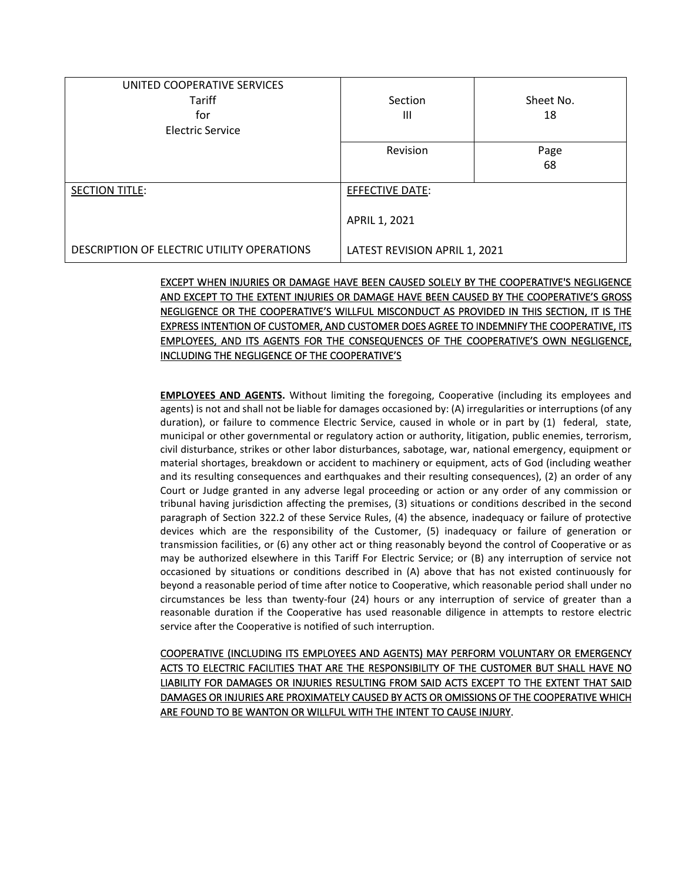| UNITED COOPERATIVE SERVICES<br>Tariff<br>for<br>Electric Service | Section<br>III | Sheet No.<br>18 |
|---|---|---|
| | Revision | Page<br>68 |
| SECTION TITLE:<br><br>DESCRIPTION OF ELECTRIC UTILITY OPERATIONS | EFFECTIVE DATE:<br><br>APRIL 1, 2021<br><br>LATEST REVISION APRIL 1, 2021 | |

EXCEPT WHEN INJURIES OR DAMAGE HAVE BEEN CAUSED SOLELY BY THE COOPERATIVE'S NEGLIGENCE AND EXCEPT TO THE EXTENT INJURIES OR DAMAGE HAVE BEEN CAUSED BY THE COOPERATIVE'S GROSS NEGLIGENCE OR THE COOPERATIVE'S WILLFUL MISCONDUCT AS PROVIDED IN THIS SECTION, IT IS THE EXPRESS INTENTION OF CUSTOMER, AND CUSTOMER DOES AGREE TO INDEMNIFY THE COOPERATIVE, ITS EMPLOYEES, AND ITS AGENTS FOR THE CONSEQUENCES OF THE COOPERATIVE'S OWN NEGLIGENCE, INCLUDING THE NEGLIGENCE OF THE COOPERATIVE'S

**EMPLOYEES AND AGENTS.** Without limiting the foregoing, Cooperative (including its employees and agents) is not and shall not be liable for damages occasioned by: (A) irregularities or interruptions (of any duration), or failure to commence Electric Service, caused in whole or in part by (1) federal, state, municipal or other governmental or regulatory action or authority, litigation, public enemies, terrorism, civil disturbance, strikes or other labor disturbances, sabotage, war, national emergency, equipment or material shortages, breakdown or accident to machinery or equipment, acts of God (including weather and its resulting consequences and earthquakes and their resulting consequences), (2) an order of any Court or Judge granted in any adverse legal proceeding or action or any order of any commission or tribunal having jurisdiction affecting the premises, (3) situations or conditions described in the second paragraph of Section 322.2 of these Service Rules, (4) the absence, inadequacy or failure of protective devices which are the responsibility of the Customer, (5) inadequacy or failure of generation or transmission facilities, or (6) any other act or thing reasonably beyond the control of Cooperative or as may be authorized elsewhere in this Tariff For Electric Service; or (B) any interruption of service not occasioned by situations or conditions described in (A) above that has not existed continuously for beyond a reasonable period of time after notice to Cooperative, which reasonable period shall under no circumstances be less than twenty-four (24) hours or any interruption of service of greater than a reasonable duration if the Cooperative has used reasonable diligence in attempts to restore electric service after the Cooperative is notified of such interruption.

COOPERATIVE (INCLUDING ITS EMPLOYEES AND AGENTS) MAY PERFORM VOLUNTARY OR EMERGENCY ACTS TO ELECTRIC FACILITIES THAT ARE THE RESPONSIBILITY OF THE CUSTOMER BUT SHALL HAVE NO LIABILITY FOR DAMAGES OR INJURIES RESULTING FROM SAID ACTS EXCEPT TO THE EXTENT THAT SAID DAMAGES OR INJURIES ARE PROXIMATELY CAUSED BY ACTS OR OMISSIONS OF THE COOPERATIVE WHICH ARE FOUND TO BE WANTON OR WILLFUL WITH THE INTENT TO CAUSE INJURY.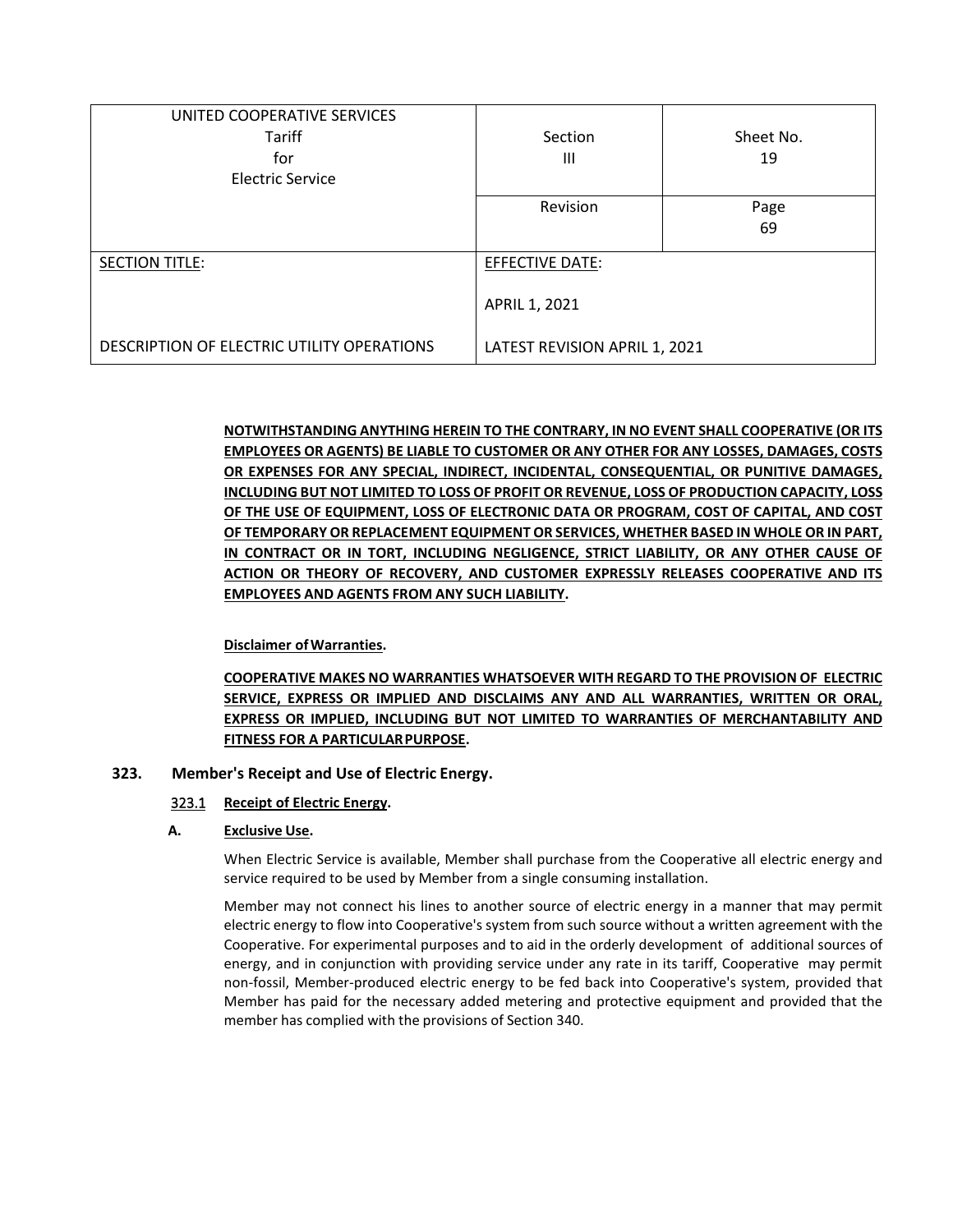**NOTWITHSTANDING ANYTHING HEREIN TO THE CONTRARY, IN NO EVENT SHALL COOPERATIVE (OR ITS EMPLOYEES OR AGENTS) BE LIABLE TO CUSTOMER OR ANY OTHER FOR ANY LOSSES, DAMAGES, COSTS OR EXPENSES FOR ANY SPECIAL, INDIRECT, INCIDENTAL, CONSEQUENTIAL, OR PUNITIVE DAMAGES, INCLUDING BUT NOT LIMITED TO LOSS OF PROFIT OR REVENUE, LOSS OF PRODUCTION CAPACITY, LOSS OF THE USE OF EQUIPMENT, LOSS OF ELECTRONIC DATA OR PROGRAM, COST OF CAPITAL, AND COST OF TEMPORARY OR REPLACEMENT EQUIPMENT OR SERVICES, WHETHER BASED IN WHOLE OR IN PART, IN CONTRACT OR IN TORT, INCLUDING NEGLIGENCE, STRICT LIABILITY, OR ANY OTHER CAUSE OF ACTION OR THEORY OF RECOVERY, AND CUSTOMER EXPRESSLY RELEASES COOPERATIVE AND ITS EMPLOYEES AND AGENTS FROM ANY SUCH LIABILITY.**

**Disclaimer of Warranties.**

**COOPERATIVE MAKES NO WARRANTIES WHATSOEVER WITH REGARD TO THE PROVISION OF ELECTRIC SERVICE, EXPRESS OR IMPLIED AND DISCLAIMS ANY AND ALL WARRANTIES, WRITTEN OR ORAL, EXPRESS OR IMPLIED, INCLUDING BUT NOT LIMITED TO WARRANTIES OF MERCHANTABILITY AND FITNESS FOR A PARTICULAR PURPOSE.**

## 323. Member's Receipt and Use of Electric Energy.

### 323.1 Receipt of Electric Energy.

**A. Exclusive Use.**

When Electric Service is available, Member shall purchase from the Cooperative all electric energy and service required to be used by Member from a single consuming installation.

Member may not connect his lines to another source of electric energy in a manner that may permit electric energy to flow into Cooperative's system from such source without a written agreement with the Cooperative. For experimental purposes and to aid in the orderly development of additional sources of energy, and in conjunction with providing service under any rate in its tariff, Cooperative may permit non-fossil, Member-produced electric energy to be fed back into Cooperative's system, provided that Member has paid for the necessary added metering and protective equipment and provided that the member has complied with the provisions of Section 340.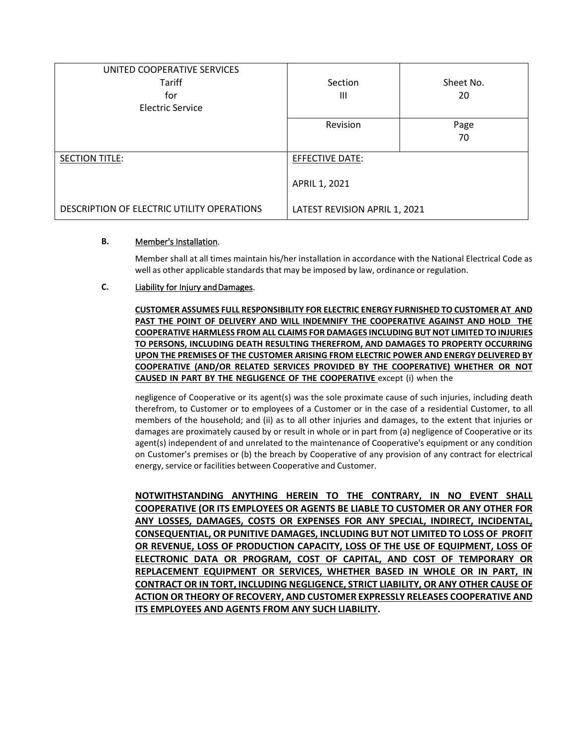| UNITED COOPERATIVE SERVICES<br>Tariff<br>for<br>Electric Service | Section<br>III | Sheet No.<br>20 |
|---|---|---|
| | Revision | Page<br>70 |
| SECTION TITLE:<br><br>DESCRIPTION OF ELECTRIC UTILITY OPERATIONS | EFFECTIVE DATE:<br><br>APRIL 1, 2021<br><br>LATEST REVISION APRIL 1, 2021 | |

**B.** Member's Installation.

Member shall at all times maintain his/her installation in accordance with the National Electrical Code as well as other applicable standards that may be imposed by law, ordinance or regulation.

**C.** Liability for Injury and Damages.

**CUSTOMER ASSUMES FULL RESPONSIBILITY FOR ELECTRIC ENERGY FURNISHED TO CUSTOMER AT AND PAST THE POINT OF DELIVERY AND WILL INDEMNIFY THE COOPERATIVE AGAINST AND HOLD THE COOPERATIVE HARMLESS FROM ALL CLAIMS FOR DAMAGES INCLUDING BUT NOT LIMITED TO INJURIES TO PERSONS, INCLUDING DEATH RESULTING THEREFROM, AND DAMAGES TO PROPERTY OCCURRING UPON THE PREMISES OF THE CUSTOMER ARISING FROM ELECTRIC POWER AND ENERGY DELIVERED BY COOPERATIVE (AND/OR RELATED SERVICES PROVIDED BY THE COOPERATIVE) WHETHER OR NOT CAUSED IN PART BY THE NEGLIGENCE OF THE COOPERATIVE** except (i) when the

negligence of Cooperative or its agent(s) was the sole proximate cause of such injuries, including death therefrom, to Customer or to employees of a Customer or in the case of a residential Customer, to all members of the household; and (ii) as to all other injuries and damages, to the extent that injuries or damages are proximately caused by or result in whole or in part from (a) negligence of Cooperative or its agent(s) independent of and unrelated to the maintenance of Cooperative's equipment or any condition on Customer's premises or (b) the breach by Cooperative of any provision of any contract for electrical energy, service or facilities between Cooperative and Customer.

**NOTWITHSTANDING ANYTHING HEREIN TO THE CONTRARY, IN NO EVENT SHALL COOPERATIVE (OR ITS EMPLOYEES OR AGENTS BE LIABLE TO CUSTOMER OR ANY OTHER FOR ANY LOSSES, DAMAGES, COSTS OR EXPENSES FOR ANY SPECIAL, INDIRECT, INCIDENTAL, CONSEQUENTIAL, OR PUNITIVE DAMAGES, INCLUDING BUT NOT LIMITED TO LOSS OF PROFIT OR REVENUE, LOSS OF PRODUCTION CAPACITY, LOSS OF THE USE OF EQUIPMENT, LOSS OF ELECTRONIC DATA OR PROGRAM, COST OF CAPITAL, AND COST OF TEMPORARY OR REPLACEMENT EQUIPMENT OR SERVICES, WHETHER BASED IN WHOLE OR IN PART, IN CONTRACT OR IN TORT, INCLUDING NEGLIGENCE, STRICT LIABILITY, OR ANY OTHER CAUSE OF ACTION OR THEORY OF RECOVERY, AND CUSTOMER EXPRESSLY RELEASES COOPERATIVE AND ITS EMPLOYEES AND AGENTS FROM ANY SUCH LIABILITY.**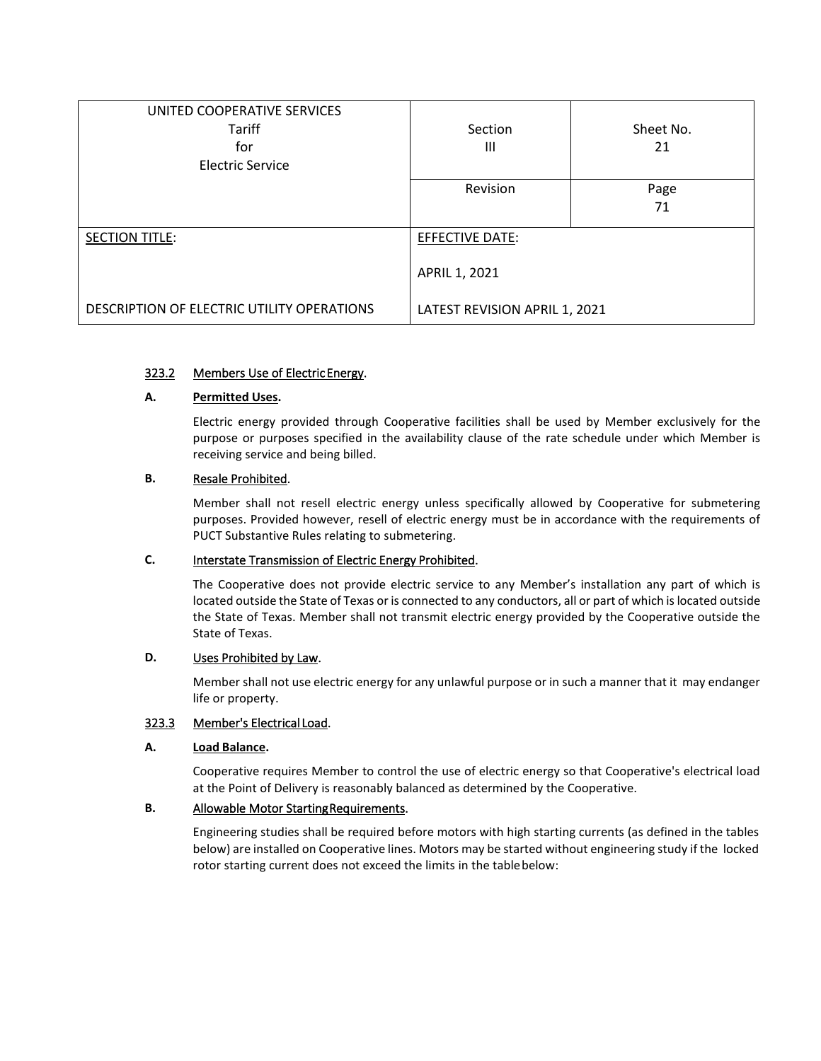#### 323.2 Members Use of Electric Energy.

**A. Permitted Uses.**

Electric energy provided through Cooperative facilities shall be used by Member exclusively for the purpose or purposes specified in the availability clause of the rate schedule under which Member is receiving service and being billed.

**B. Resale Prohibited.**

Member shall not resell electric energy unless specifically allowed by Cooperative for submetering purposes. Provided however, resell of electric energy must be in accordance with the requirements of PUCT Substantive Rules relating to submetering.

**C. Interstate Transmission of Electric Energy Prohibited.**

The Cooperative does not provide electric service to any Member's installation any part of which is located outside the State of Texas or is connected to any conductors, all or part of which is located outside the State of Texas. Member shall not transmit electric energy provided by the Cooperative outside the State of Texas.

**D. Uses Prohibited by Law.**

Member shall not use electric energy for any unlawful purpose or in such a manner that it may endanger life or property.

#### 323.3 Member's Electrical Load.

**A. Load Balance.**

Cooperative requires Member to control the use of electric energy so that Cooperative's electrical load at the Point of Delivery is reasonably balanced as determined by the Cooperative.

**B. Allowable Motor Starting Requirements.**

Engineering studies shall be required before motors with high starting currents (as defined in the tables below) are installed on Cooperative lines. Motors may be started without engineering study if the locked rotor starting current does not exceed the limits in the table below: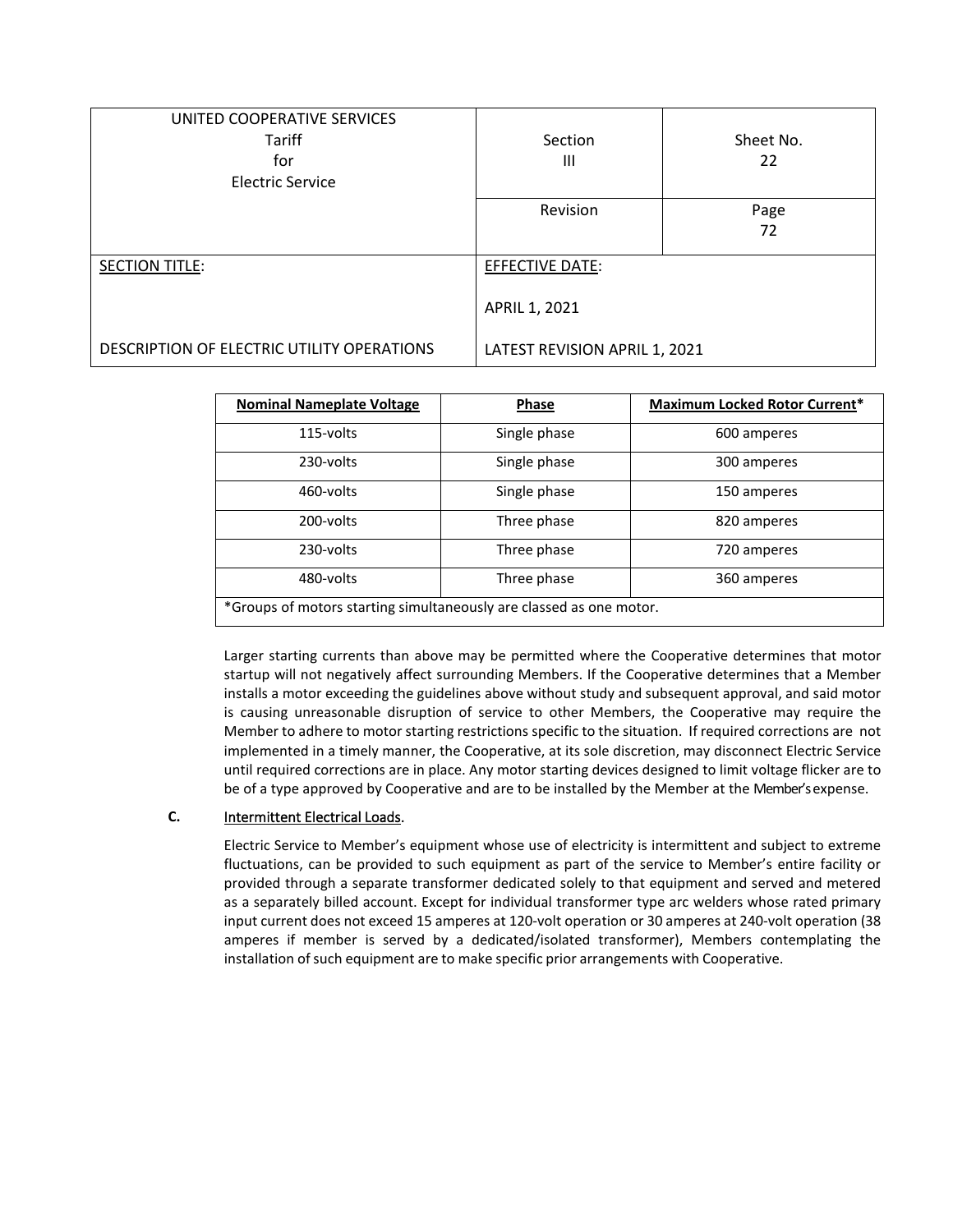| UNITED COOPERATIVE SERVICES Tariff for Electric Service | Section III | Sheet No. 22 |
|---|---|---|
| | Revision | Page 72 |
| SECTION TITLE: DESCRIPTION OF ELECTRIC UTILITY OPERATIONS | EFFECTIVE DATE: APRIL 1, 2021 LATEST REVISION APRIL 1, 2021 | |

| Nominal Nameplate Voltage | Phase | Maximum Locked Rotor Current* |
|---|---|---|
| 115-volts | Single phase | 600 amperes |
| 230-volts | Single phase | 300 amperes |
| 460-volts | Single phase | 150 amperes |
| 200-volts | Three phase | 820 amperes |
| 230-volts | Three phase | 720 amperes |
| 480-volts | Three phase | 360 amperes |
| *Groups of motors starting simultaneously are classed as one motor. | | |

Larger starting currents than above may be permitted where the Cooperative determines that motor startup will not negatively affect surrounding Members. If the Cooperative determines that a Member installs a motor exceeding the guidelines above without study and subsequent approval, and said motor is causing unreasonable disruption of service to other Members, the Cooperative may require the Member to adhere to motor starting restrictions specific to the situation. If required corrections are not implemented in a timely manner, the Cooperative, at its sole discretion, may disconnect Electric Service until required corrections are in place. Any motor starting devices designed to limit voltage flicker are to be of a type approved by Cooperative and are to be installed by the Member at the Member's expense.

**C.** Intermittent Electrical Loads.

Electric Service to Member's equipment whose use of electricity is intermittent and subject to extreme fluctuations, can be provided to such equipment as part of the service to Member's entire facility or provided through a separate transformer dedicated solely to that equipment and served and metered as a separately billed account. Except for individual transformer type arc welders whose rated primary input current does not exceed 15 amperes at 120-volt operation or 30 amperes at 240-volt operation (38 amperes if member is served by a dedicated/isolated transformer), Members contemplating the installation of such equipment are to make specific prior arrangements with Cooperative.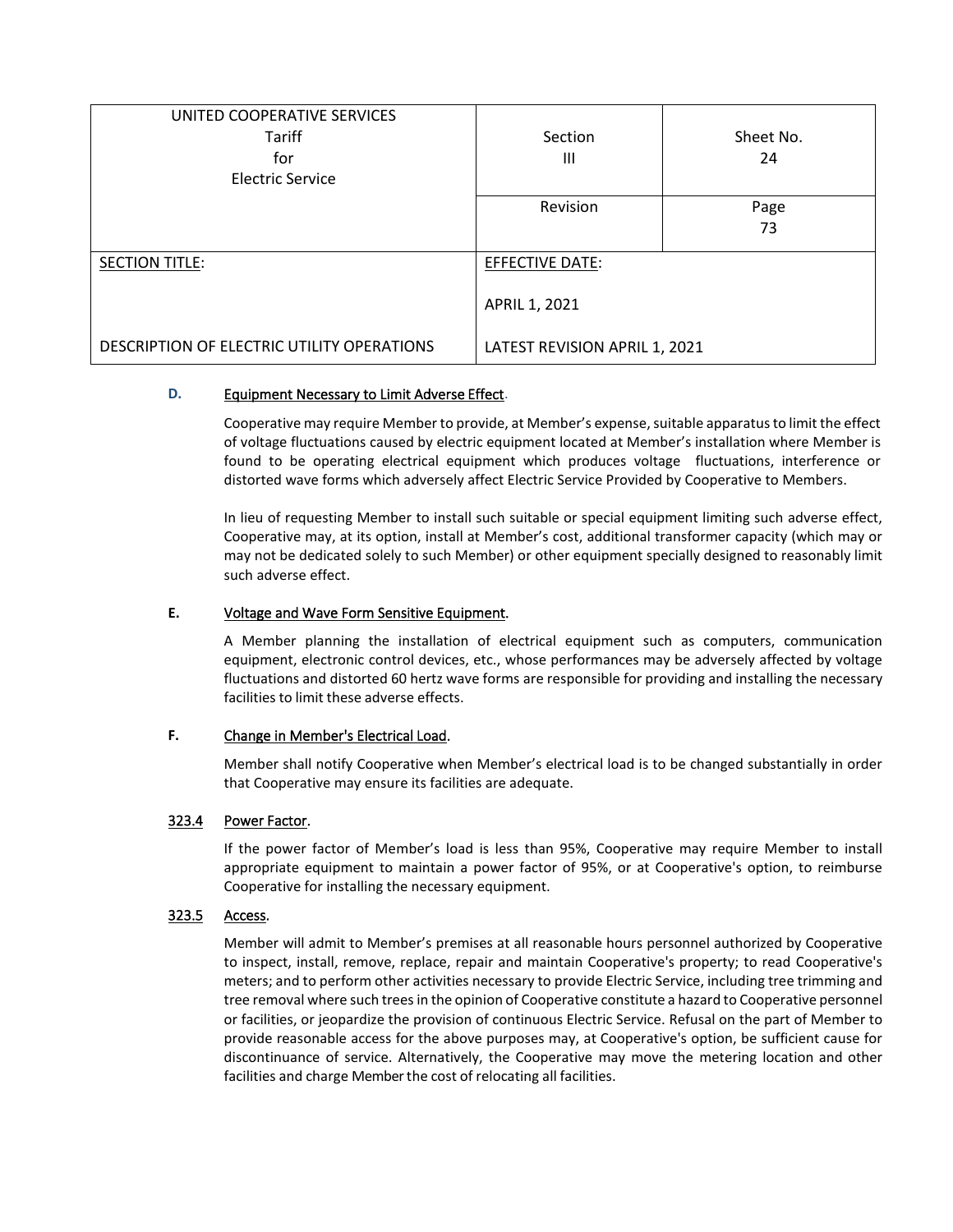| UNITED COOPERATIVE SERVICES<br>Tariff<br>for<br>Electric Service | Section<br>III | Sheet No.<br>24 |
|---|---|---|
| | Revision | Page<br>73 |
| SECTION TITLE:<br><br>DESCRIPTION OF ELECTRIC UTILITY OPERATIONS | EFFECTIVE DATE:<br><br>APRIL 1, 2021<br><br>LATEST REVISION APRIL 1, 2021 | |

**D.** Equipment Necessary to Limit Adverse Effect.

Cooperative may require Member to provide, at Member's expense, suitable apparatus to limit the effect of voltage fluctuations caused by electric equipment located at Member's installation where Member is found to be operating electrical equipment which produces voltage fluctuations, interference or distorted wave forms which adversely affect Electric Service Provided by Cooperative to Members.

In lieu of requesting Member to install such suitable or special equipment limiting such adverse effect, Cooperative may, at its option, install at Member's cost, additional transformer capacity (which may or may not be dedicated solely to such Member) or other equipment specially designed to reasonably limit such adverse effect.

**E.** Voltage and Wave Form Sensitive Equipment.

A Member planning the installation of electrical equipment such as computers, communication equipment, electronic control devices, etc., whose performances may be adversely affected by voltage fluctuations and distorted 60 hertz wave forms are responsible for providing and installing the necessary facilities to limit these adverse effects.

**F.** Change in Member's Electrical Load.

Member shall notify Cooperative when Member's electrical load is to be changed substantially in order that Cooperative may ensure its facilities are adequate.

**323.4** Power Factor.

If the power factor of Member's load is less than 95%, Cooperative may require Member to install appropriate equipment to maintain a power factor of 95%, or at Cooperative's option, to reimburse Cooperative for installing the necessary equipment.

**323.5** Access.

Member will admit to Member's premises at all reasonable hours personnel authorized by Cooperative to inspect, install, remove, replace, repair and maintain Cooperative's property; to read Cooperative's meters; and to perform other activities necessary to provide Electric Service, including tree trimming and tree removal where such trees in the opinion of Cooperative constitute a hazard to Cooperative personnel or facilities, or jeopardize the provision of continuous Electric Service. Refusal on the part of Member to provide reasonable access for the above purposes may, at Cooperative's option, be sufficient cause for discontinuance of service. Alternatively, the Cooperative may move the metering location and other facilities and charge Member the cost of relocating all facilities.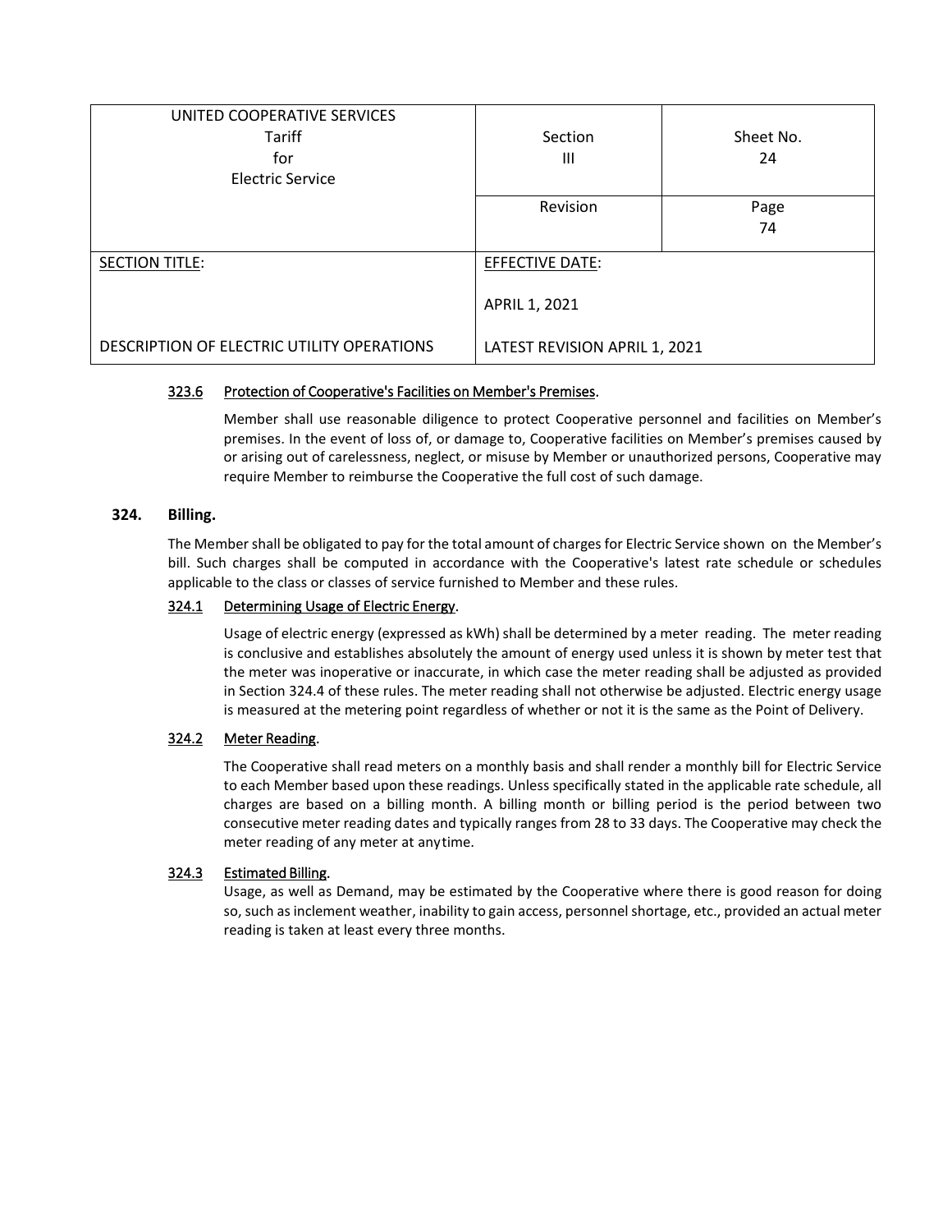#### 323.6 Protection of Cooperative's Facilities on Member's Premises.

Member shall use reasonable diligence to protect Cooperative personnel and facilities on Member's premises. In the event of loss of, or damage to, Cooperative facilities on Member's premises caused by or arising out of carelessness, neglect, or misuse by Member or unauthorized persons, Cooperative may require Member to reimburse the Cooperative the full cost of such damage.

### 324. Billing.

The Member shall be obligated to pay for the total amount of charges for Electric Service shown on the Member's bill. Such charges shall be computed in accordance with the Cooperative's latest rate schedule or schedules applicable to the class or classes of service furnished to Member and these rules.

#### 324.1 Determining Usage of Electric Energy.

Usage of electric energy (expressed as kWh) shall be determined by a meter reading. The meter reading is conclusive and establishes absolutely the amount of energy used unless it is shown by meter test that the meter was inoperative or inaccurate, in which case the meter reading shall be adjusted as provided in Section 324.4 of these rules. The meter reading shall not otherwise be adjusted. Electric energy usage is measured at the metering point regardless of whether or not it is the same as the Point of Delivery.

#### 324.2 Meter Reading.

The Cooperative shall read meters on a monthly basis and shall render a monthly bill for Electric Service to each Member based upon these readings. Unless specifically stated in the applicable rate schedule, all charges are based on a billing month. A billing month or billing period is the period between two consecutive meter reading dates and typically ranges from 28 to 33 days. The Cooperative may check the meter reading of any meter at anytime.

#### 324.3 Estimated Billing.

Usage, as well as Demand, may be estimated by the Cooperative where there is good reason for doing so, such as inclement weather, inability to gain access, personnel shortage, etc., provided an actual meter reading is taken at least every three months.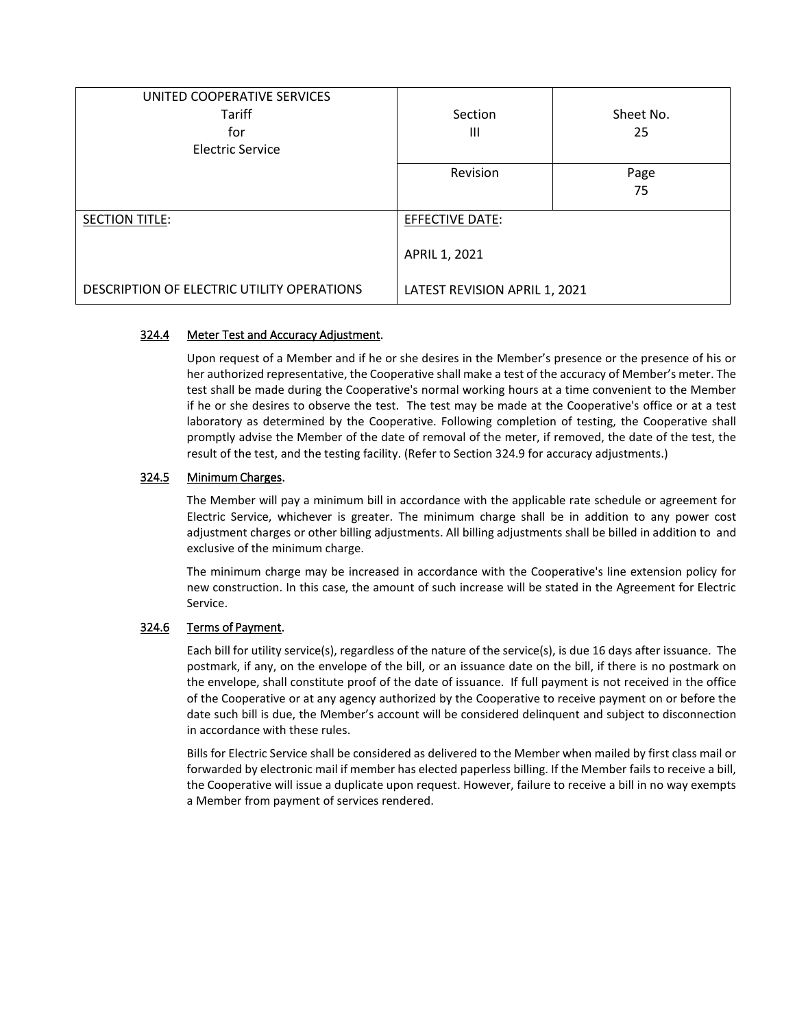| UNITED COOPERATIVE SERVICES<br>Tariff<br>for<br>Electric Service | Section<br>III | Sheet No.<br>25 |
|---|---|---|
| | Revision | Page<br>75 |
| SECTION TITLE:<br><br>DESCRIPTION OF ELECTRIC UTILITY OPERATIONS | EFFECTIVE DATE:<br><br>APRIL 1, 2021<br><br>LATEST REVISION APRIL 1, 2021 | |

### 324.4 Meter Test and Accuracy Adjustment.

Upon request of a Member and if he or she desires in the Member's presence or the presence of his or her authorized representative, the Cooperative shall make a test of the accuracy of Member's meter. The test shall be made during the Cooperative's normal working hours at a time convenient to the Member if he or she desires to observe the test. The test may be made at the Cooperative's office or at a test laboratory as determined by the Cooperative. Following completion of testing, the Cooperative shall promptly advise the Member of the date of removal of the meter, if removed, the date of the test, the result of the test, and the testing facility. (Refer to Section 324.9 for accuracy adjustments.)

### 324.5 Minimum Charges.

The Member will pay a minimum bill in accordance with the applicable rate schedule or agreement for Electric Service, whichever is greater. The minimum charge shall be in addition to any power cost adjustment charges or other billing adjustments. All billing adjustments shall be billed in addition to and exclusive of the minimum charge.

The minimum charge may be increased in accordance with the Cooperative's line extension policy for new construction. In this case, the amount of such increase will be stated in the Agreement for Electric Service.

### 324.6 Terms of Payment.

Each bill for utility service(s), regardless of the nature of the service(s), is due 16 days after issuance. The postmark, if any, on the envelope of the bill, or an issuance date on the bill, if there is no postmark on the envelope, shall constitute proof of the date of issuance. If full payment is not received in the office of the Cooperative or at any agency authorized by the Cooperative to receive payment on or before the date such bill is due, the Member's account will be considered delinquent and subject to disconnection in accordance with these rules.

Bills for Electric Service shall be considered as delivered to the Member when mailed by first class mail or forwarded by electronic mail if member has elected paperless billing. If the Member fails to receive a bill, the Cooperative will issue a duplicate upon request. However, failure to receive a bill in no way exempts a Member from payment of services rendered.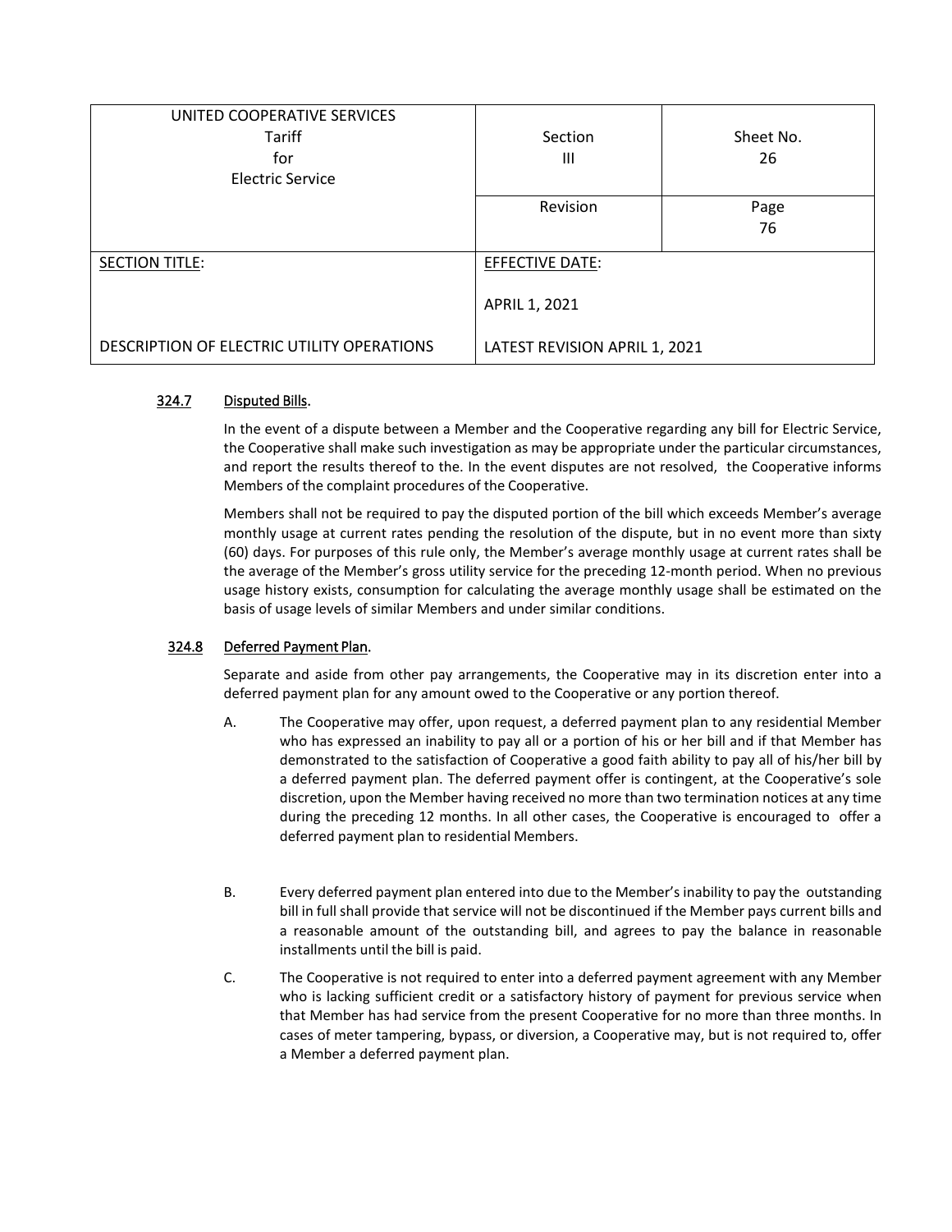| UNITED COOPERATIVE SERVICES<br>Tariff<br>for<br>Electric Service | Section<br>III | Sheet No.<br>26 |
|---|---|---|
| | Revision | Page<br>76 |
| SECTION TITLE:<br><br>DESCRIPTION OF ELECTRIC UTILITY OPERATIONS | EFFECTIVE DATE:<br><br>APRIL 1, 2021<br><br>LATEST REVISION APRIL 1, 2021 | |

### 324.7 Disputed Bills.

In the event of a dispute between a Member and the Cooperative regarding any bill for Electric Service, the Cooperative shall make such investigation as may be appropriate under the particular circumstances, and report the results thereof to the. In the event disputes are not resolved, the Cooperative informs Members of the complaint procedures of the Cooperative.

Members shall not be required to pay the disputed portion of the bill which exceeds Member's average monthly usage at current rates pending the resolution of the dispute, but in no event more than sixty (60) days. For purposes of this rule only, the Member's average monthly usage at current rates shall be the average of the Member's gross utility service for the preceding 12-month period. When no previous usage history exists, consumption for calculating the average monthly usage shall be estimated on the basis of usage levels of similar Members and under similar conditions.

### 324.8 Deferred Payment Plan.

Separate and aside from other pay arrangements, the Cooperative may in its discretion enter into a deferred payment plan for any amount owed to the Cooperative or any portion thereof.

A. The Cooperative may offer, upon request, a deferred payment plan to any residential Member who has expressed an inability to pay all or a portion of his or her bill and if that Member has demonstrated to the satisfaction of Cooperative a good faith ability to pay all of his/her bill by a deferred payment plan. The deferred payment offer is contingent, at the Cooperative's sole discretion, upon the Member having received no more than two termination notices at any time during the preceding 12 months. In all other cases, the Cooperative is encouraged to offer a deferred payment plan to residential Members.

B. Every deferred payment plan entered into due to the Member's inability to pay the outstanding bill in full shall provide that service will not be discontinued if the Member pays current bills and a reasonable amount of the outstanding bill, and agrees to pay the balance in reasonable installments until the bill is paid.

C. The Cooperative is not required to enter into a deferred payment agreement with any Member who is lacking sufficient credit or a satisfactory history of payment for previous service when that Member has had service from the present Cooperative for no more than three months. In cases of meter tampering, bypass, or diversion, a Cooperative may, but is not required to, offer a Member a deferred payment plan.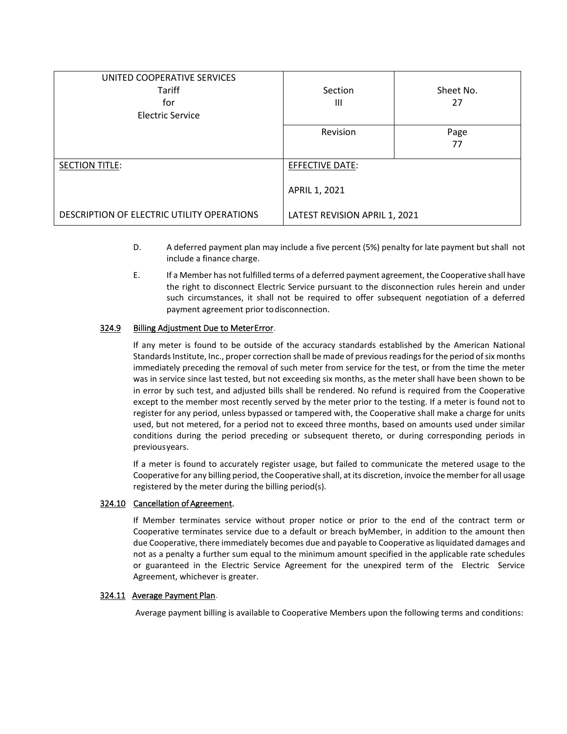| UNITED COOPERATIVE SERVICES<br>Tariff<br>for<br>Electric Service | Section<br>III | Sheet No.<br>27 |
|---|---|---|
| | Revision | Page<br>77 |
| SECTION TITLE:<br><br>DESCRIPTION OF ELECTRIC UTILITY OPERATIONS | EFFECTIVE DATE:<br><br>APRIL 1, 2021<br><br>LATEST REVISION APRIL 1, 2021 | |

D. A deferred payment plan may include a five percent (5%) penalty for late payment but shall not include a finance charge.

E. If a Member has not fulfilled terms of a deferred payment agreement, the Cooperative shall have the right to disconnect Electric Service pursuant to the disconnection rules herein and under such circumstances, it shall not be required to offer subsequent negotiation of a deferred payment agreement prior to disconnection.

**324.9 Billing Adjustment Due to Meter Error.**

If any meter is found to be outside of the accuracy standards established by the American National Standards Institute, Inc., proper correction shall be made of previous readings for the period of six months immediately preceding the removal of such meter from service for the test, or from the time the meter was in service since last tested, but not exceeding six months, as the meter shall have been shown to be in error by such test, and adjusted bills shall be rendered. No refund is required from the Cooperative except to the member most recently served by the meter prior to the testing. If a meter is found not to register for any period, unless bypassed or tampered with, the Cooperative shall make a charge for units used, but not metered, for a period not to exceed three months, based on amounts used under similar conditions during the period preceding or subsequent thereto, or during corresponding periods in previous years.

If a meter is found to accurately register usage, but failed to communicate the metered usage to the Cooperative for any billing period, the Cooperative shall, at its discretion, invoice the member for all usage registered by the meter during the billing period(s).

**324.10 Cancellation of Agreement.**

If Member terminates service without proper notice or prior to the end of the contract term or Cooperative terminates service due to a default or breach by Member, in addition to the amount then due Cooperative, there immediately becomes due and payable to Cooperative as liquidated damages and not as a penalty a further sum equal to the minimum amount specified in the applicable rate schedules or guaranteed in the Electric Service Agreement for the unexpired term of the Electric Service Agreement, whichever is greater.

**324.11 Average Payment Plan.**

Average payment billing is available to Cooperative Members upon the following terms and conditions: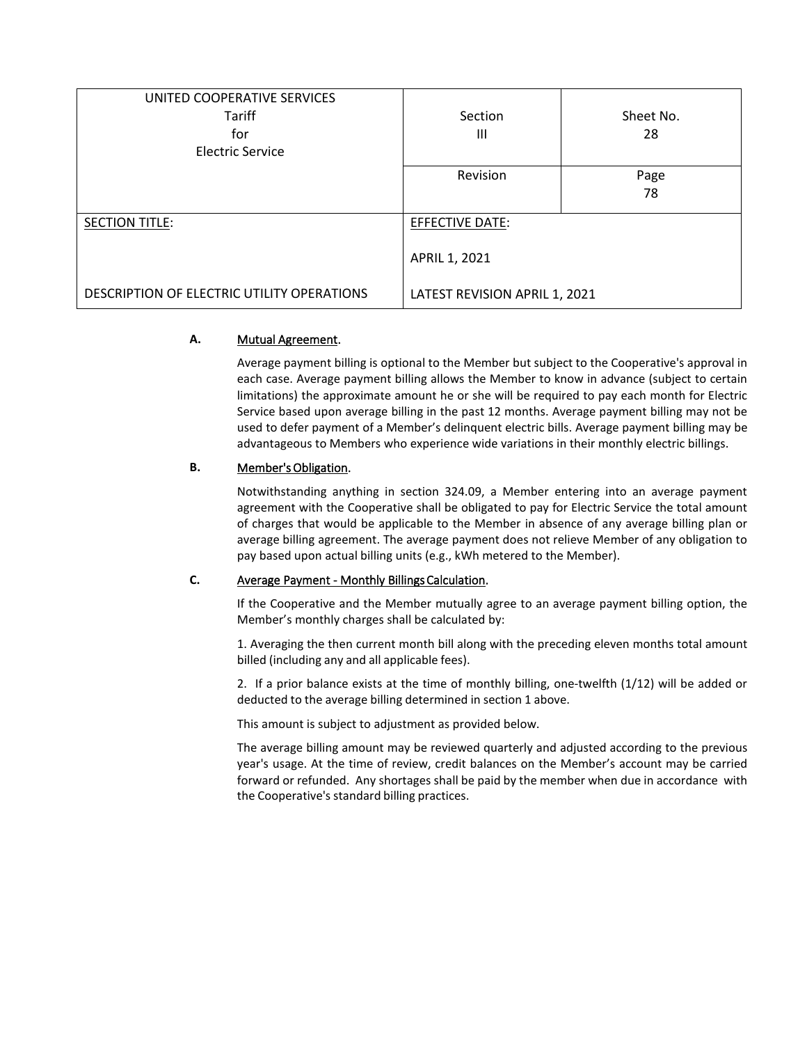| UNITED COOPERATIVE SERVICES<br>Tariff<br>for<br>Electric Service | Section<br>III | Sheet No.<br>28 |
|---|---|---|
| | Revision | Page<br>78 |
| SECTION TITLE:<br><br>DESCRIPTION OF ELECTRIC UTILITY OPERATIONS | EFFECTIVE DATE:<br><br>APRIL 1, 2021<br><br>LATEST REVISION APRIL 1, 2021 | |

**A.** Mutual Agreement.

Average payment billing is optional to the Member but subject to the Cooperative's approval in each case. Average payment billing allows the Member to know in advance (subject to certain limitations) the approximate amount he or she will be required to pay each month for Electric Service based upon average billing in the past 12 months. Average payment billing may not be used to defer payment of a Member's delinquent electric bills. Average payment billing may be advantageous to Members who experience wide variations in their monthly electric billings.

**B.** Member's Obligation.

Notwithstanding anything in section 324.09, a Member entering into an average payment agreement with the Cooperative shall be obligated to pay for Electric Service the total amount of charges that would be applicable to the Member in absence of any average billing plan or average billing agreement. The average payment does not relieve Member of any obligation to pay based upon actual billing units (e.g., kWh metered to the Member).

**C.** Average Payment - Monthly Billings Calculation.

If the Cooperative and the Member mutually agree to an average payment billing option, the Member's monthly charges shall be calculated by:

1. Averaging the then current month bill along with the preceding eleven months total amount billed (including any and all applicable fees).

2. If a prior balance exists at the time of monthly billing, one-twelfth (1/12) will be added or deducted to the average billing determined in section 1 above.

This amount is subject to adjustment as provided below.

The average billing amount may be reviewed quarterly and adjusted according to the previous year's usage. At the time of review, credit balances on the Member's account may be carried forward or refunded. Any shortages shall be paid by the member when due in accordance with the Cooperative's standard billing practices.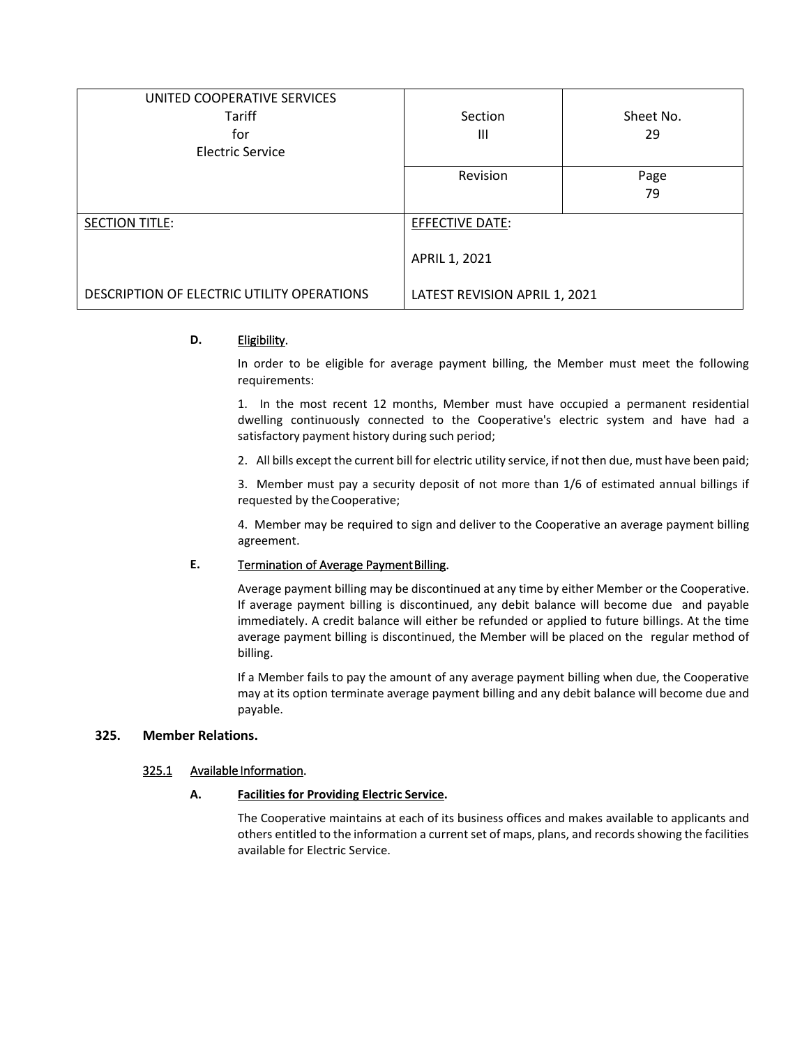| UNITED COOPERATIVE SERVICES<br>Tariff<br>for<br>Electric Service | Section<br>III | Sheet No.<br>29 |
|---|---|---|
| | Revision | Page<br>79 |
| SECTION TITLE:<br><br>DESCRIPTION OF ELECTRIC UTILITY OPERATIONS | EFFECTIVE DATE:<br><br>APRIL 1, 2021<br><br>LATEST REVISION APRIL 1, 2021 | |

**D.** Eligibility.

In order to be eligible for average payment billing, the Member must meet the following requirements:

1. In the most recent 12 months, Member must have occupied a permanent residential dwelling continuously connected to the Cooperative's electric system and have had a satisfactory payment history during such period;

2. All bills except the current bill for electric utility service, if not then due, must have been paid;

3. Member must pay a security deposit of not more than 1/6 of estimated annual billings if requested by the Cooperative;

4. Member may be required to sign and deliver to the Cooperative an average payment billing agreement.

**E.** Termination of Average Payment Billing.

Average payment billing may be discontinued at any time by either Member or the Cooperative. If average payment billing is discontinued, any debit balance will become due and payable immediately. A credit balance will either be refunded or applied to future billings. At the time average payment billing is discontinued, the Member will be placed on the regular method of billing.

If a Member fails to pay the amount of any average payment billing when due, the Cooperative may at its option terminate average payment billing and any debit balance will become due and payable.

## 325. Member Relations.

### 325.1 Available Information.

**A. Facilities for Providing Electric Service.**

The Cooperative maintains at each of its business offices and makes available to applicants and others entitled to the information a current set of maps, plans, and records showing the facilities available for Electric Service.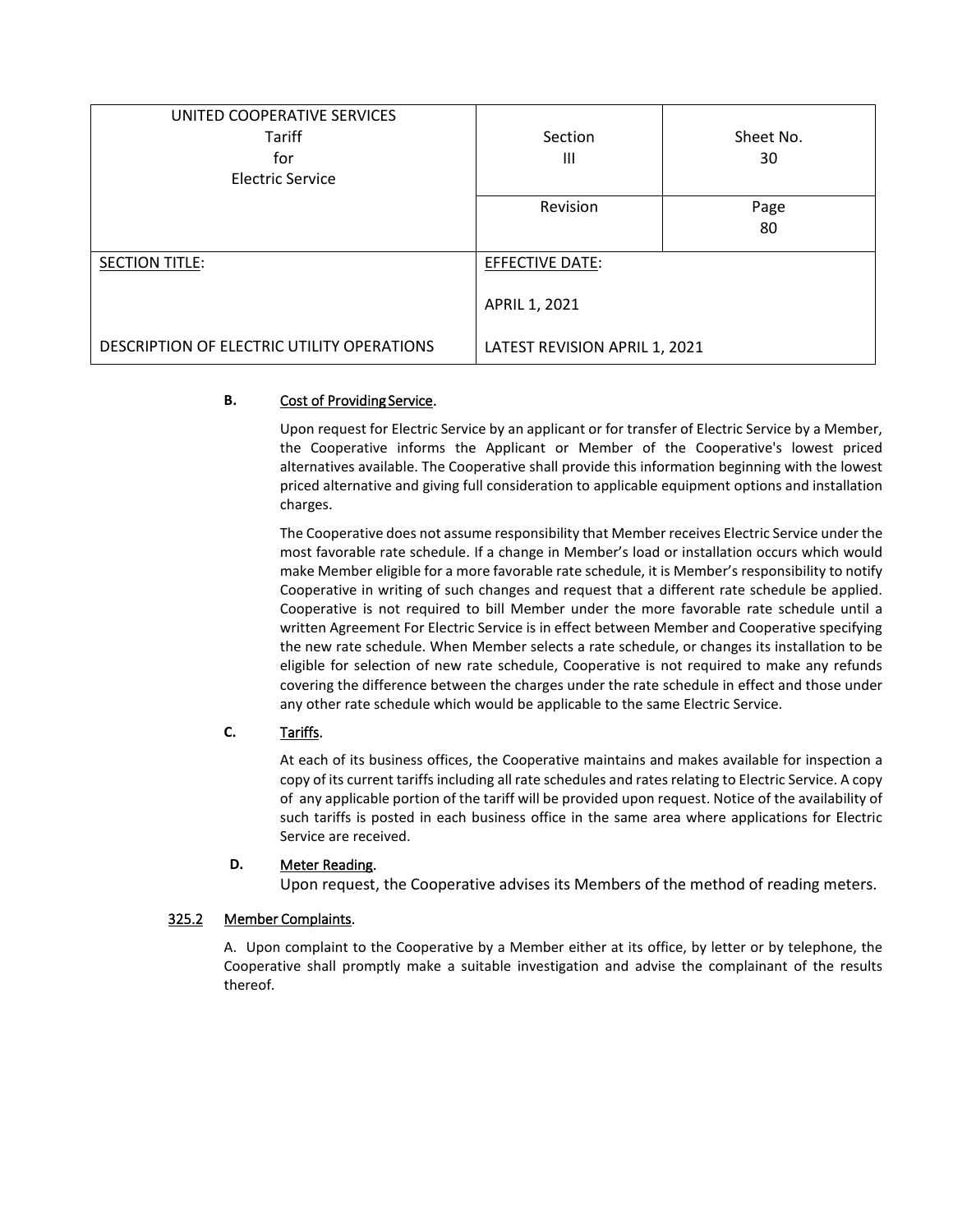| UNITED COOPERATIVE SERVICES<br>Tariff<br>for<br>Electric Service | Section<br>III | Sheet No.<br>30 |
|---|---|---|
| | Revision | Page<br>80 |
| SECTION TITLE:<br><br>DESCRIPTION OF ELECTRIC UTILITY OPERATIONS | EFFECTIVE DATE:<br><br>APRIL 1, 2021<br><br>LATEST REVISION APRIL 1, 2021 | |

**B.** Cost of Providing Service.

Upon request for Electric Service by an applicant or for transfer of Electric Service by a Member, the Cooperative informs the Applicant or Member of the Cooperative's lowest priced alternatives available. The Cooperative shall provide this information beginning with the lowest priced alternative and giving full consideration to applicable equipment options and installation charges.

The Cooperative does not assume responsibility that Member receives Electric Service under the most favorable rate schedule. If a change in Member's load or installation occurs which would make Member eligible for a more favorable rate schedule, it is Member's responsibility to notify Cooperative in writing of such changes and request that a different rate schedule be applied. Cooperative is not required to bill Member under the more favorable rate schedule until a written Agreement For Electric Service is in effect between Member and Cooperative specifying the new rate schedule. When Member selects a rate schedule, or changes its installation to be eligible for selection of new rate schedule, Cooperative is not required to make any refunds covering the difference between the charges under the rate schedule in effect and those under any other rate schedule which would be applicable to the same Electric Service.

**C.** Tariffs.

At each of its business offices, the Cooperative maintains and makes available for inspection a copy of its current tariffs including all rate schedules and rates relating to Electric Service. A copy of any applicable portion of the tariff will be provided upon request. Notice of the availability of such tariffs is posted in each business office in the same area where applications for Electric Service are received.

**D.** Meter Reading.

Upon request, the Cooperative advises its Members of the method of reading meters.

325.2 Member Complaints.

A. Upon complaint to the Cooperative by a Member either at its office, by letter or by telephone, the Cooperative shall promptly make a suitable investigation and advise the complainant of the results thereof.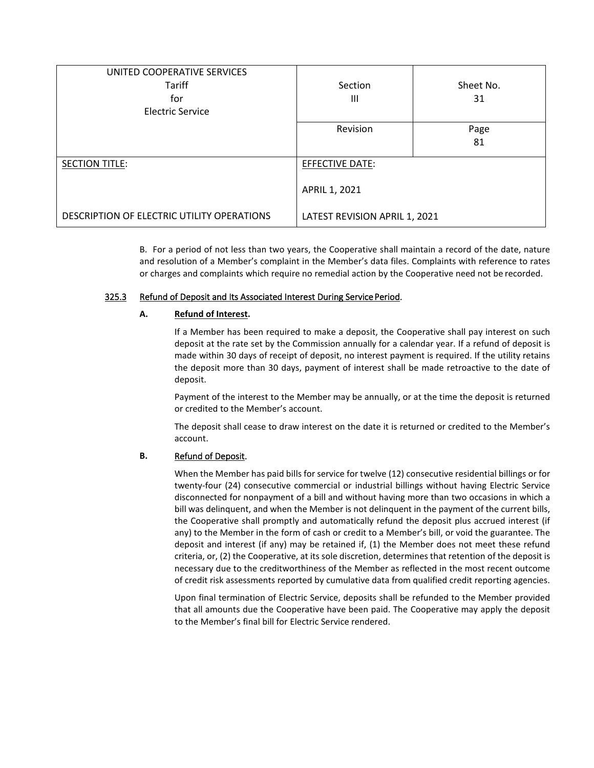| UNITED COOPERATIVE SERVICES<br>Tariff<br>for<br>Electric Service | Section<br>III | Sheet No.<br>31 |
|---|---|---|
| | Revision | Page<br>81 |
| SECTION TITLE:<br><br>DESCRIPTION OF ELECTRIC UTILITY OPERATIONS | EFFECTIVE DATE:<br><br>APRIL 1, 2021<br><br>LATEST REVISION APRIL 1, 2021 | |

B. For a period of not less than two years, the Cooperative shall maintain a record of the date, nature and resolution of a Member's complaint in the Member's data files. Complaints with reference to rates or charges and complaints which require no remedial action by the Cooperative need not be recorded.

### 325.3 Refund of Deposit and Its Associated Interest During Service Period.

**A. Refund of Interest.**

If a Member has been required to make a deposit, the Cooperative shall pay interest on such deposit at the rate set by the Commission annually for a calendar year. If a refund of deposit is made within 30 days of receipt of deposit, no interest payment is required. If the utility retains the deposit more than 30 days, payment of interest shall be made retroactive to the date of deposit.

Payment of the interest to the Member may be annually, or at the time the deposit is returned or credited to the Member's account.

The deposit shall cease to draw interest on the date it is returned or credited to the Member's account.

**B. Refund of Deposit.**

When the Member has paid bills for service for twelve (12) consecutive residential billings or for twenty-four (24) consecutive commercial or industrial billings without having Electric Service disconnected for nonpayment of a bill and without having more than two occasions in which a bill was delinquent, and when the Member is not delinquent in the payment of the current bills, the Cooperative shall promptly and automatically refund the deposit plus accrued interest (if any) to the Member in the form of cash or credit to a Member's bill, or void the guarantee. The deposit and interest (if any) may be retained if, (1) the Member does not meet these refund criteria, or, (2) the Cooperative, at its sole discretion, determines that retention of the deposit is necessary due to the creditworthiness of the Member as reflected in the most recent outcome of credit risk assessments reported by cumulative data from qualified credit reporting agencies.

Upon final termination of Electric Service, deposits shall be refunded to the Member provided that all amounts due the Cooperative have been paid. The Cooperative may apply the deposit to the Member's final bill for Electric Service rendered.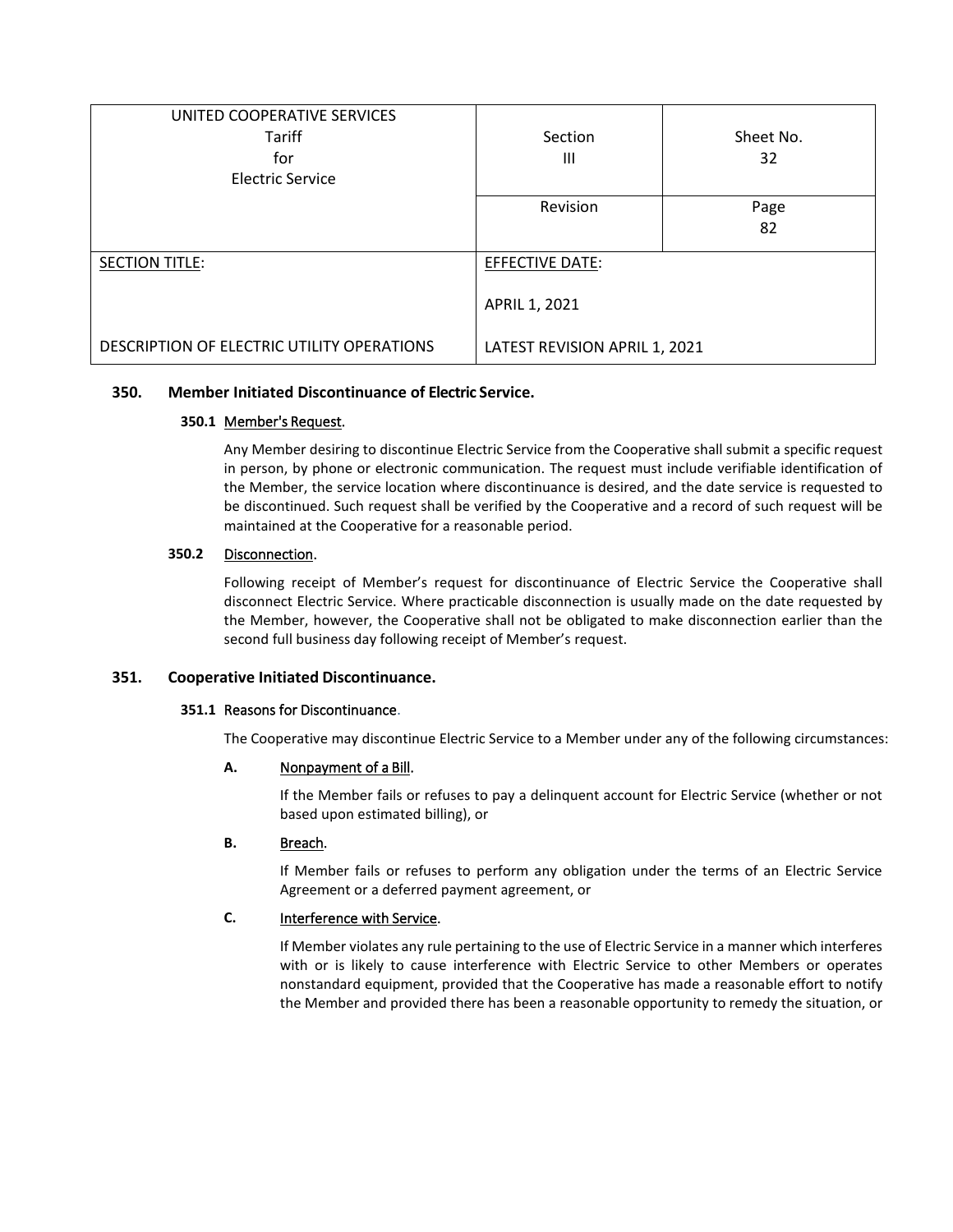| UNITED COOPERATIVE SERVICES<br>Tariff<br>for<br>Electric Service | Section<br>III | Sheet No.<br>32 |
|---|---|---|
| | Revision | Page<br>82 |
| SECTION TITLE:<br><br>DESCRIPTION OF ELECTRIC UTILITY OPERATIONS | EFFECTIVE DATE:<br><br>APRIL 1, 2021<br><br>LATEST REVISION APRIL 1, 2021 | |

## 350. Member Initiated Discontinuance of Electric Service.

### 350.1 Member's Request.

Any Member desiring to discontinue Electric Service from the Cooperative shall submit a specific request in person, by phone or electronic communication. The request must include verifiable identification of the Member, the service location where discontinuance is desired, and the date service is requested to be discontinued. Such request shall be verified by the Cooperative and a record of such request will be maintained at the Cooperative for a reasonable period.

### 350.2 Disconnection.

Following receipt of Member's request for discontinuance of Electric Service the Cooperative shall disconnect Electric Service. Where practicable disconnection is usually made on the date requested by the Member, however, the Cooperative shall not be obligated to make disconnection earlier than the second full business day following receipt of Member's request.

## 351. Cooperative Initiated Discontinuance.

### 351.1 Reasons for Discontinuance.

The Cooperative may discontinue Electric Service to a Member under any of the following circumstances:

**A.** Nonpayment of a Bill.

If the Member fails or refuses to pay a delinquent account for Electric Service (whether or not based upon estimated billing), or

**B.** Breach.

If Member fails or refuses to perform any obligation under the terms of an Electric Service Agreement or a deferred payment agreement, or

**C.** Interference with Service.

If Member violates any rule pertaining to the use of Electric Service in a manner which interferes with or is likely to cause interference with Electric Service to other Members or operates nonstandard equipment, provided that the Cooperative has made a reasonable effort to notify the Member and provided there has been a reasonable opportunity to remedy the situation, or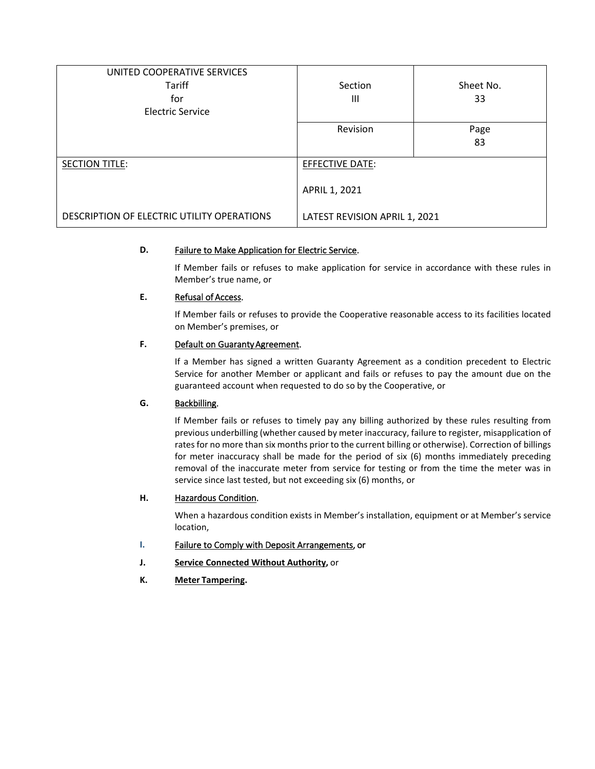| UNITED COOPERATIVE SERVICES<br>Tariff<br>for<br>Electric Service | Section<br>III | Sheet No.<br>33 |
| --- | --- | --- |
| | Revision | Page<br>83 |
| SECTION TITLE:<br><br>DESCRIPTION OF ELECTRIC UTILITY OPERATIONS | EFFECTIVE DATE:<br><br>APRIL 1, 2021<br><br>LATEST REVISION APRIL 1, 2021 | |

**D.** Failure to Make Application for Electric Service.

If Member fails or refuses to make application for service in accordance with these rules in Member's true name, or

**E.** Refusal of Access.

If Member fails or refuses to provide the Cooperative reasonable access to its facilities located on Member's premises, or

**F.** Default on Guaranty Agreement.

If a Member has signed a written Guaranty Agreement as a condition precedent to Electric Service for another Member or applicant and fails or refuses to pay the amount due on the guaranteed account when requested to do so by the Cooperative, or

**G.** Backbilling.

If Member fails or refuses to timely pay any billing authorized by these rules resulting from previous underbilling (whether caused by meter inaccuracy, failure to register, misapplication of rates for no more than six months prior to the current billing or otherwise). Correction of billings for meter inaccuracy shall be made for the period of six (6) months immediately preceding removal of the inaccurate meter from service for testing or from the time the meter was in service since last tested, but not exceeding six (6) months, or

**H.** Hazardous Condition.

When a hazardous condition exists in Member's installation, equipment or at Member's service location,

**I.** Failure to Comply with Deposit Arrangements, or

**J.** **Service Connected Without Authority,** or

**K.** **Meter Tampering.**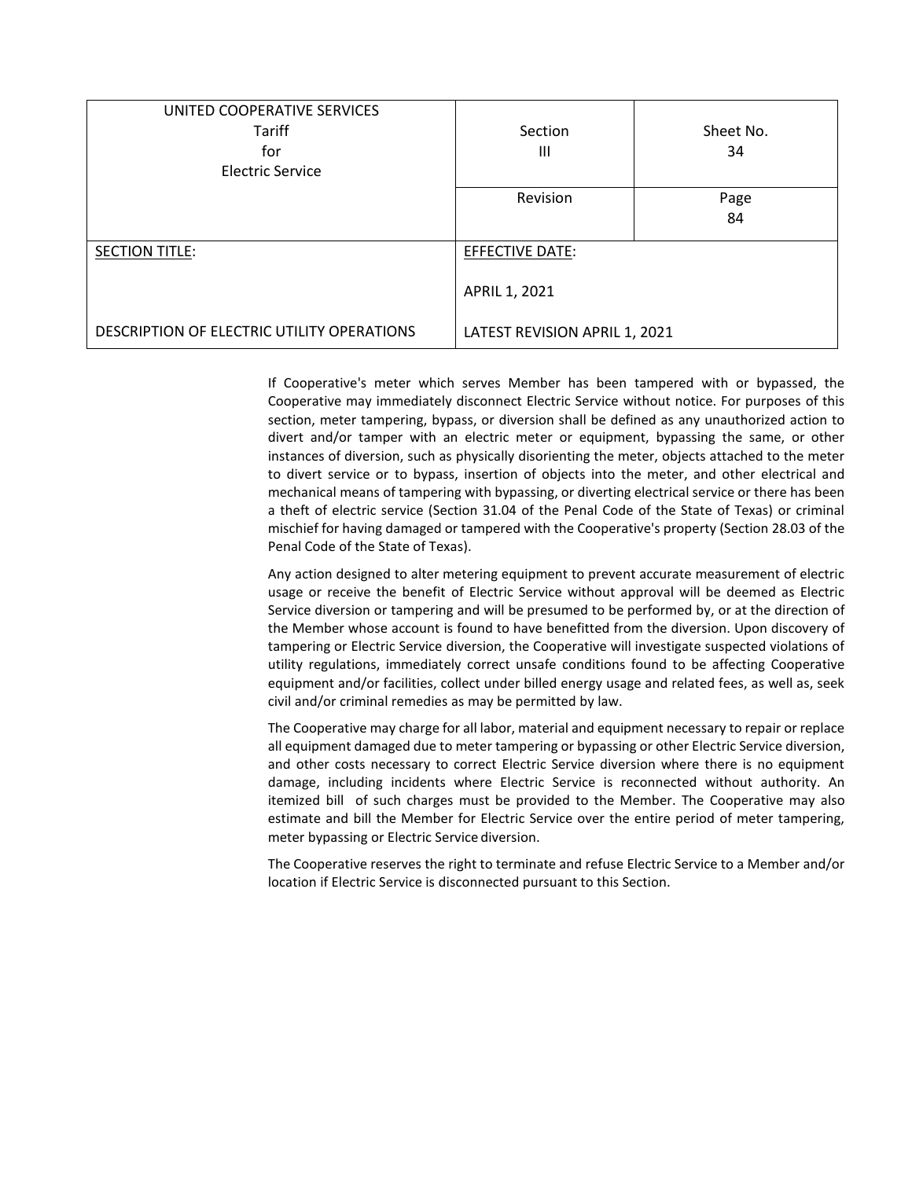| UNITED COOPERATIVE SERVICES<br>Tariff<br>for<br>Electric Service | Section<br>III | Sheet No.<br>34 |
|---|---|---|
| | Revision | Page<br>84 |
| SECTION TITLE:<br><br>DESCRIPTION OF ELECTRIC UTILITY OPERATIONS | EFFECTIVE DATE:<br><br>APRIL 1, 2021<br><br>LATEST REVISION APRIL 1, 2021 | |

If Cooperative's meter which serves Member has been tampered with or bypassed, the Cooperative may immediately disconnect Electric Service without notice. For purposes of this section, meter tampering, bypass, or diversion shall be defined as any unauthorized action to divert and/or tamper with an electric meter or equipment, bypassing the same, or other instances of diversion, such as physically disorienting the meter, objects attached to the meter to divert service or to bypass, insertion of objects into the meter, and other electrical and mechanical means of tampering with bypassing, or diverting electrical service or there has been a theft of electric service (Section 31.04 of the Penal Code of the State of Texas) or criminal mischief for having damaged or tampered with the Cooperative's property (Section 28.03 of the Penal Code of the State of Texas).

Any action designed to alter metering equipment to prevent accurate measurement of electric usage or receive the benefit of Electric Service without approval will be deemed as Electric Service diversion or tampering and will be presumed to be performed by, or at the direction of the Member whose account is found to have benefitted from the diversion. Upon discovery of tampering or Electric Service diversion, the Cooperative will investigate suspected violations of utility regulations, immediately correct unsafe conditions found to be affecting Cooperative equipment and/or facilities, collect under billed energy usage and related fees, as well as, seek civil and/or criminal remedies as may be permitted by law.

The Cooperative may charge for all labor, material and equipment necessary to repair or replace all equipment damaged due to meter tampering or bypassing or other Electric Service diversion, and other costs necessary to correct Electric Service diversion where there is no equipment damage, including incidents where Electric Service is reconnected without authority. An itemized bill of such charges must be provided to the Member. The Cooperative may also estimate and bill the Member for Electric Service over the entire period of meter tampering, meter bypassing or Electric Service diversion.

The Cooperative reserves the right to terminate and refuse Electric Service to a Member and/or location if Electric Service is disconnected pursuant to this Section.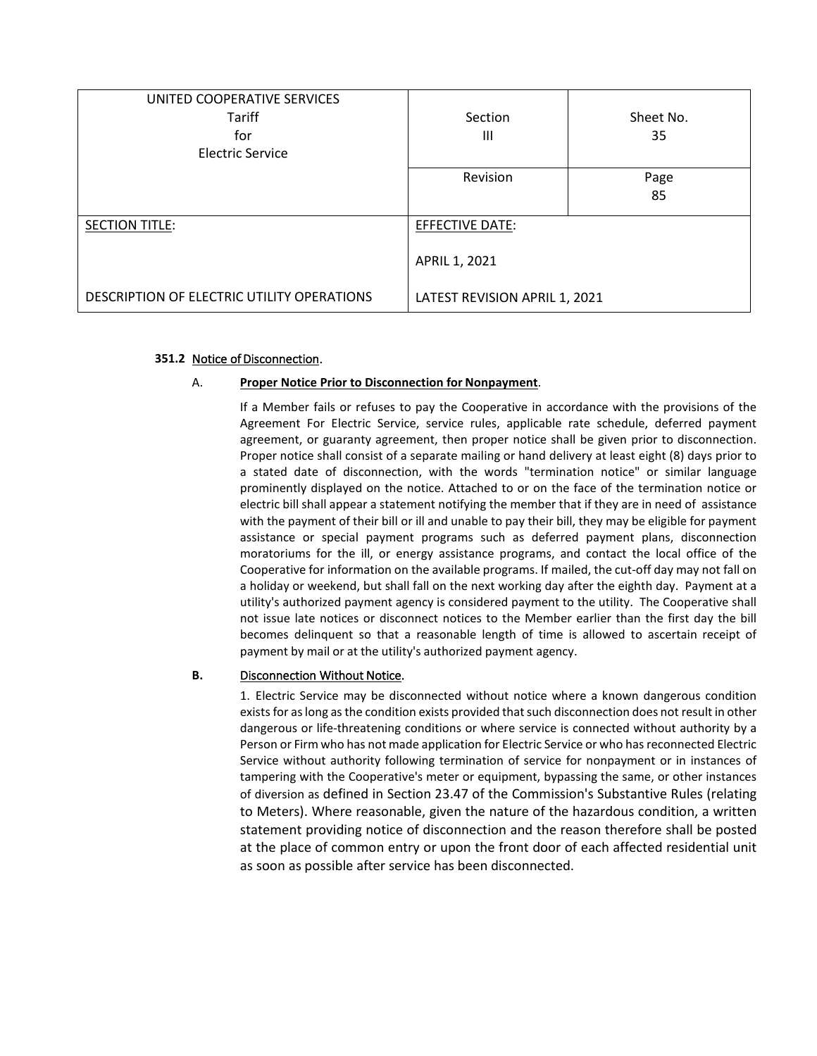| UNITED COOPERATIVE SERVICES<br>Tariff<br>for<br>Electric Service | Section<br>III | Sheet No.<br>35 |
| --- | --- | --- |
| | Revision | Page<br>85 |
| SECTION TITLE:<br><br>DESCRIPTION OF ELECTRIC UTILITY OPERATIONS | EFFECTIVE DATE:<br><br>APRIL 1, 2021<br><br>LATEST REVISION APRIL 1, 2021 | |

**351.2** Notice of Disconnection.

A. **Proper Notice Prior to Disconnection for Nonpayment**.

If a Member fails or refuses to pay the Cooperative in accordance with the provisions of the Agreement For Electric Service, service rules, applicable rate schedule, deferred payment agreement, or guaranty agreement, then proper notice shall be given prior to disconnection. Proper notice shall consist of a separate mailing or hand delivery at least eight (8) days prior to a stated date of disconnection, with the words "termination notice" or similar language prominently displayed on the notice. Attached to or on the face of the termination notice or electric bill shall appear a statement notifying the member that if they are in need of assistance with the payment of their bill or ill and unable to pay their bill, they may be eligible for payment assistance or special payment programs such as deferred payment plans, disconnection moratoriums for the ill, or energy assistance programs, and contact the local office of the Cooperative for information on the available programs. If mailed, the cut-off day may not fall on a holiday or weekend, but shall fall on the next working day after the eighth day. Payment at a utility's authorized payment agency is considered payment to the utility. The Cooperative shall not issue late notices or disconnect notices to the Member earlier than the first day the bill becomes delinquent so that a reasonable length of time is allowed to ascertain receipt of payment by mail or at the utility's authorized payment agency.

**B.** Disconnection Without Notice.

1. Electric Service may be disconnected without notice where a known dangerous condition exists for as long as the condition exists provided that such disconnection does not result in other dangerous or life-threatening conditions or where service is connected without authority by a Person or Firm who has not made application for Electric Service or who has reconnected Electric Service without authority following termination of service for nonpayment or in instances of tampering with the Cooperative's meter or equipment, bypassing the same, or other instances of diversion as defined in Section 23.47 of the Commission's Substantive Rules (relating to Meters). Where reasonable, given the nature of the hazardous condition, a written statement providing notice of disconnection and the reason therefore shall be posted at the place of common entry or upon the front door of each affected residential unit as soon as possible after service has been disconnected.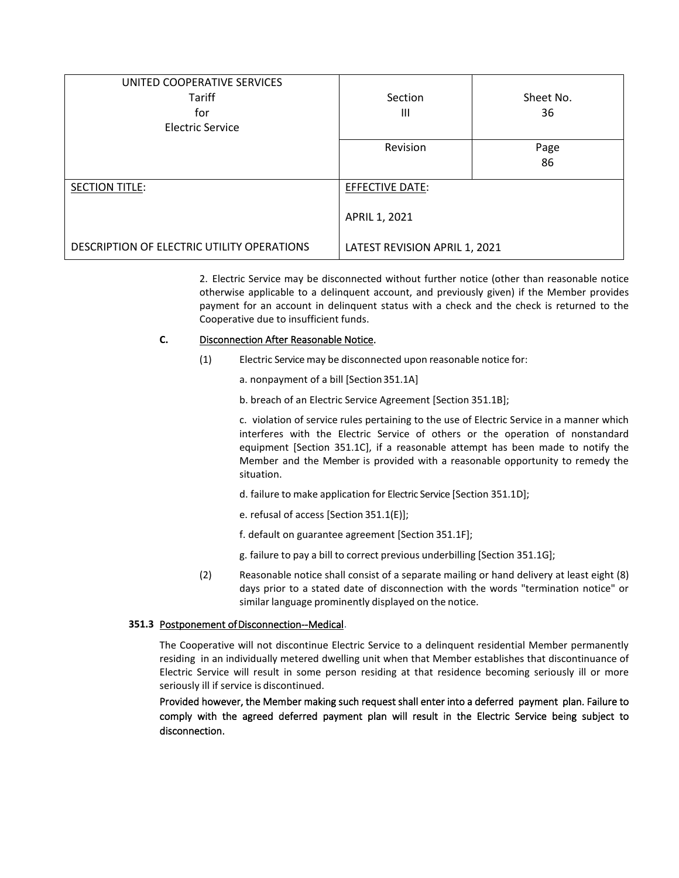| UNITED COOPERATIVE SERVICES<br>Tariff<br>for<br>Electric Service | Section<br>III | Sheet No.<br>36 |
| --- | --- | --- |
| | Revision | Page<br>86 |
| SECTION TITLE:<br><br>DESCRIPTION OF ELECTRIC UTILITY OPERATIONS | EFFECTIVE DATE:<br><br>APRIL 1, 2021<br><br>LATEST REVISION APRIL 1, 2021 | |

2. Electric Service may be disconnected without further notice (other than reasonable notice otherwise applicable to a delinquent account, and previously given) if the Member provides payment for an account in delinquent status with a check and the check is returned to the Cooperative due to insufficient funds.

**C.** Disconnection After Reasonable Notice.

(1) Electric Service may be disconnected upon reasonable notice for:

a. nonpayment of a bill [Section 351.1A]

b. breach of an Electric Service Agreement [Section 351.1B];

c. violation of service rules pertaining to the use of Electric Service in a manner which interferes with the Electric Service of others or the operation of nonstandard equipment [Section 351.1C], if a reasonable attempt has been made to notify the Member and the Member is provided with a reasonable opportunity to remedy the situation.

d. failure to make application for Electric Service [Section 351.1D];

e. refusal of access [Section 351.1(E)];

f. default on guarantee agreement [Section 351.1F];

g. failure to pay a bill to correct previous underbilling [Section 351.1G];

(2) Reasonable notice shall consist of a separate mailing or hand delivery at least eight (8) days prior to a stated date of disconnection with the words "termination notice" or similar language prominently displayed on the notice.

**351.3** Postponement of Disconnection--Medical.

The Cooperative will not discontinue Electric Service to a delinquent residential Member permanently residing in an individually metered dwelling unit when that Member establishes that discontinuance of Electric Service will result in some person residing at that residence becoming seriously ill or more seriously ill if service is discontinued.

Provided however, the Member making such request shall enter into a deferred payment plan. Failure to comply with the agreed deferred payment plan will result in the Electric Service being subject to disconnection.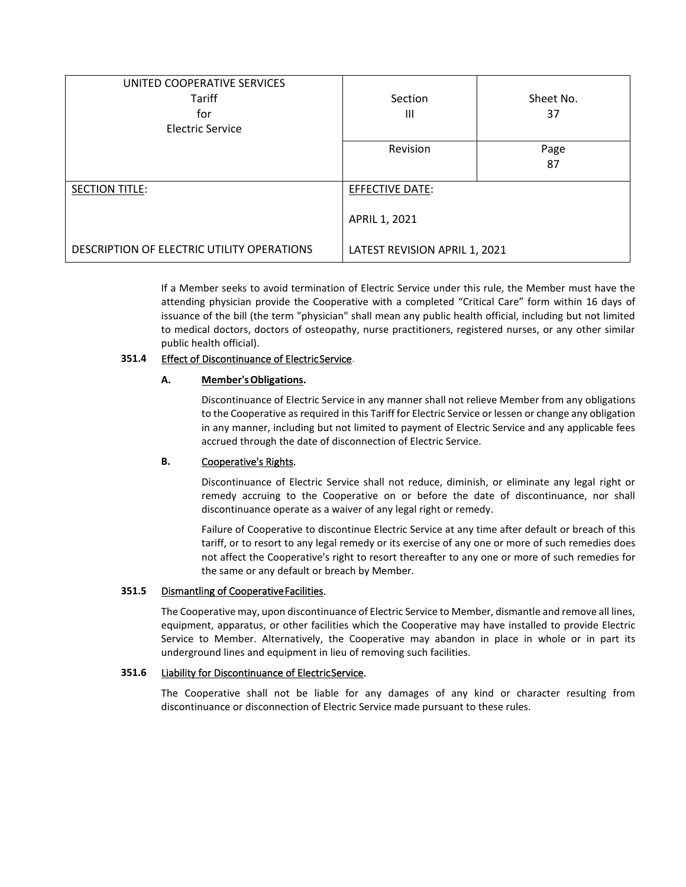If a Member seeks to avoid termination of Electric Service under this rule, the Member must have the attending physician provide the Cooperative with a completed "Critical Care" form within 16 days of issuance of the bill (the term "physician" shall mean any public health official, including but not limited to medical doctors, doctors of osteopathy, nurse practitioners, registered nurses, or any other similar public health official).

**351.4** Effect of Discontinuance of Electric Service.

**A.** **Member's Obligations.**

Discontinuance of Electric Service in any manner shall not relieve Member from any obligations to the Cooperative as required in this Tariff for Electric Service or lessen or change any obligation in any manner, including but not limited to payment of Electric Service and any applicable fees accrued through the date of disconnection of Electric Service.

**B.** Cooperative's Rights.

Discontinuance of Electric Service shall not reduce, diminish, or eliminate any legal right or remedy accruing to the Cooperative on or before the date of discontinuance, nor shall discontinuance operate as a waiver of any legal right or remedy.

Failure of Cooperative to discontinue Electric Service at any time after default or breach of this tariff, or to resort to any legal remedy or its exercise of any one or more of such remedies does not affect the Cooperative's right to resort thereafter to any one or more of such remedies for the same or any default or breach by Member.

**351.5** Dismantling of Cooperative Facilities.

The Cooperative may, upon discontinuance of Electric Service to Member, dismantle and remove all lines, equipment, apparatus, or other facilities which the Cooperative may have installed to provide Electric Service to Member. Alternatively, the Cooperative may abandon in place in whole or in part its underground lines and equipment in lieu of removing such facilities.

**351.6** Liability for Discontinuance of Electric Service.

The Cooperative shall not be liable for any damages of any kind or character resulting from discontinuance or disconnection of Electric Service made pursuant to these rules.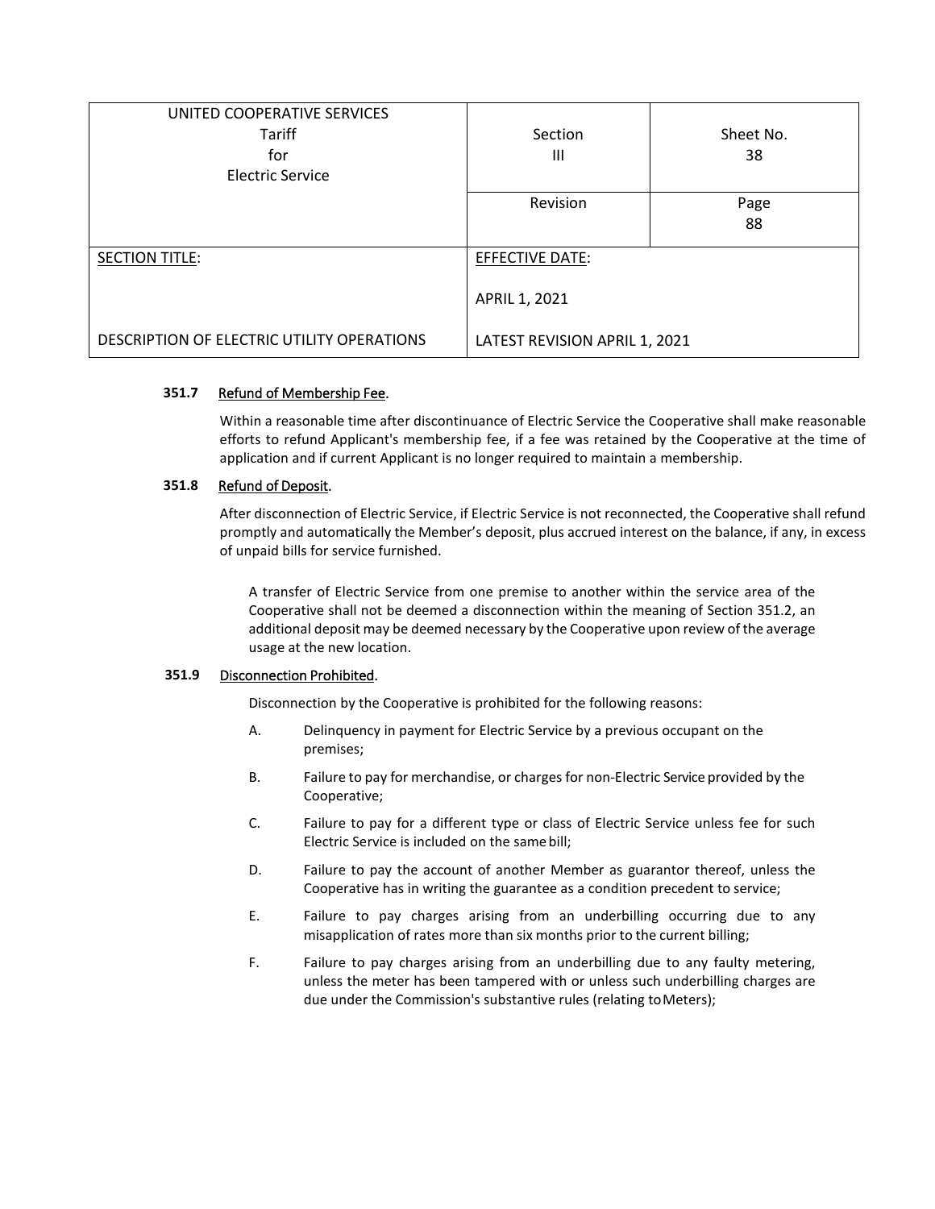#### 351.7 Refund of Membership Fee.

Within a reasonable time after discontinuance of Electric Service the Cooperative shall make reasonable efforts to refund Applicant's membership fee, if a fee was retained by the Cooperative at the time of application and if current Applicant is no longer required to maintain a membership.

#### 351.8 Refund of Deposit.

After disconnection of Electric Service, if Electric Service is not reconnected, the Cooperative shall refund promptly and automatically the Member's deposit, plus accrued interest on the balance, if any, in excess of unpaid bills for service furnished.

A transfer of Electric Service from one premise to another within the service area of the Cooperative shall not be deemed a disconnection within the meaning of Section 351.2, an additional deposit may be deemed necessary by the Cooperative upon review of the average usage at the new location.

#### 351.9 Disconnection Prohibited.

Disconnection by the Cooperative is prohibited for the following reasons:

A. Delinquency in payment for Electric Service by a previous occupant on the premises;

B. Failure to pay for merchandise, or charges for non-Electric Service provided by the Cooperative;

C. Failure to pay for a different type or class of Electric Service unless fee for such Electric Service is included on the same bill;

D. Failure to pay the account of another Member as guarantor thereof, unless the Cooperative has in writing the guarantee as a condition precedent to service;

E. Failure to pay charges arising from an underbilling occurring due to any misapplication of rates more than six months prior to the current billing;

F. Failure to pay charges arising from an underbilling due to any faulty metering, unless the meter has been tampered with or unless such underbilling charges are due under the Commission's substantive rules (relating to Meters);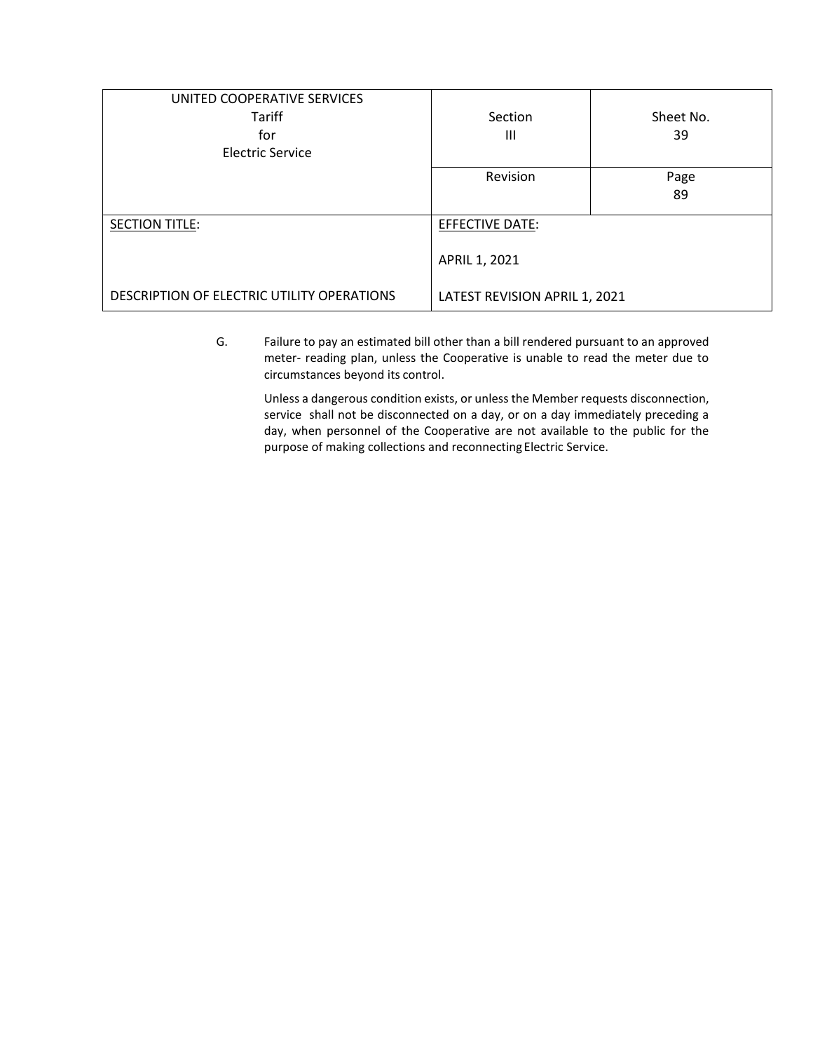| UNITED COOPERATIVE SERVICES Tariff for Electric Service | Section III | Sheet No. 39 |
|---|---|---|
| | Revision | Page 89 |
| SECTION TITLE: DESCRIPTION OF ELECTRIC UTILITY OPERATIONS | EFFECTIVE DATE: APRIL 1, 2021 LATEST REVISION APRIL 1, 2021 | |

G. Failure to pay an estimated bill other than a bill rendered pursuant to an approved meter- reading plan, unless the Cooperative is unable to read the meter due to circumstances beyond its control.

Unless a dangerous condition exists, or unless the Member requests disconnection, service shall not be disconnected on a day, or on a day immediately preceding a day, when personnel of the Cooperative are not available to the public for the purpose of making collections and reconnecting Electric Service.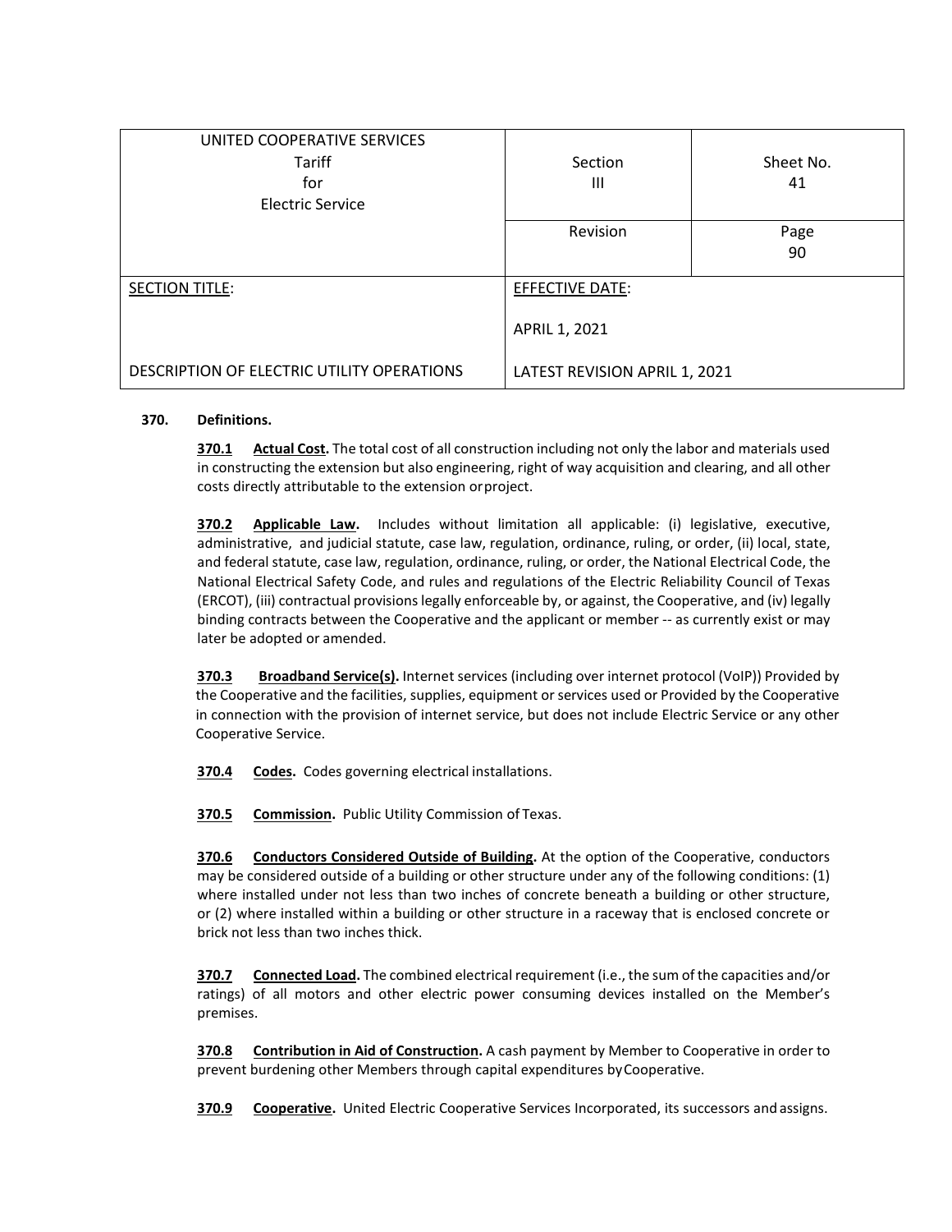| UNITED COOPERATIVE SERVICES Tariff for Electric Service | Section III | Sheet No. 41 |
|---|---|---|
| | Revision | Page 90 |
| SECTION TITLE: DESCRIPTION OF ELECTRIC UTILITY OPERATIONS | EFFECTIVE DATE: APRIL 1, 2021 LATEST REVISION APRIL 1, 2021 | |

**370. Definitions.**

**370.1 Actual Cost.** The total cost of all construction including not only the labor and materials used in constructing the extension but also engineering, right of way acquisition and clearing, and all other costs directly attributable to the extension or project.

**370.2 Applicable Law.** Includes without limitation all applicable: (i) legislative, executive, administrative, and judicial statute, case law, regulation, ordinance, ruling, or order, (ii) local, state, and federal statute, case law, regulation, ordinance, ruling, or order, the National Electrical Code, the National Electrical Safety Code, and rules and regulations of the Electric Reliability Council of Texas (ERCOT), (iii) contractual provisions legally enforceable by, or against, the Cooperative, and (iv) legally binding contracts between the Cooperative and the applicant or member -- as currently exist or may later be adopted or amended.

**370.3 Broadband Service(s).** Internet services (including over internet protocol (VoIP)) Provided by the Cooperative and the facilities, supplies, equipment or services used or Provided by the Cooperative in connection with the provision of internet service, but does not include Electric Service or any other Cooperative Service.

**370.4 Codes.** Codes governing electrical installations.

**370.5 Commission.** Public Utility Commission of Texas.

**370.6 Conductors Considered Outside of Building.** At the option of the Cooperative, conductors may be considered outside of a building or other structure under any of the following conditions: (1) where installed under not less than two inches of concrete beneath a building or other structure, or (2) where installed within a building or other structure in a raceway that is enclosed concrete or brick not less than two inches thick.

**370.7 Connected Load.** The combined electrical requirement (i.e., the sum of the capacities and/or ratings) of all motors and other electric power consuming devices installed on the Member's premises.

**370.8 Contribution in Aid of Construction.** A cash payment by Member to Cooperative in order to prevent burdening other Members through capital expenditures by Cooperative.

**370.9 Cooperative.** United Electric Cooperative Services Incorporated, its successors and assigns.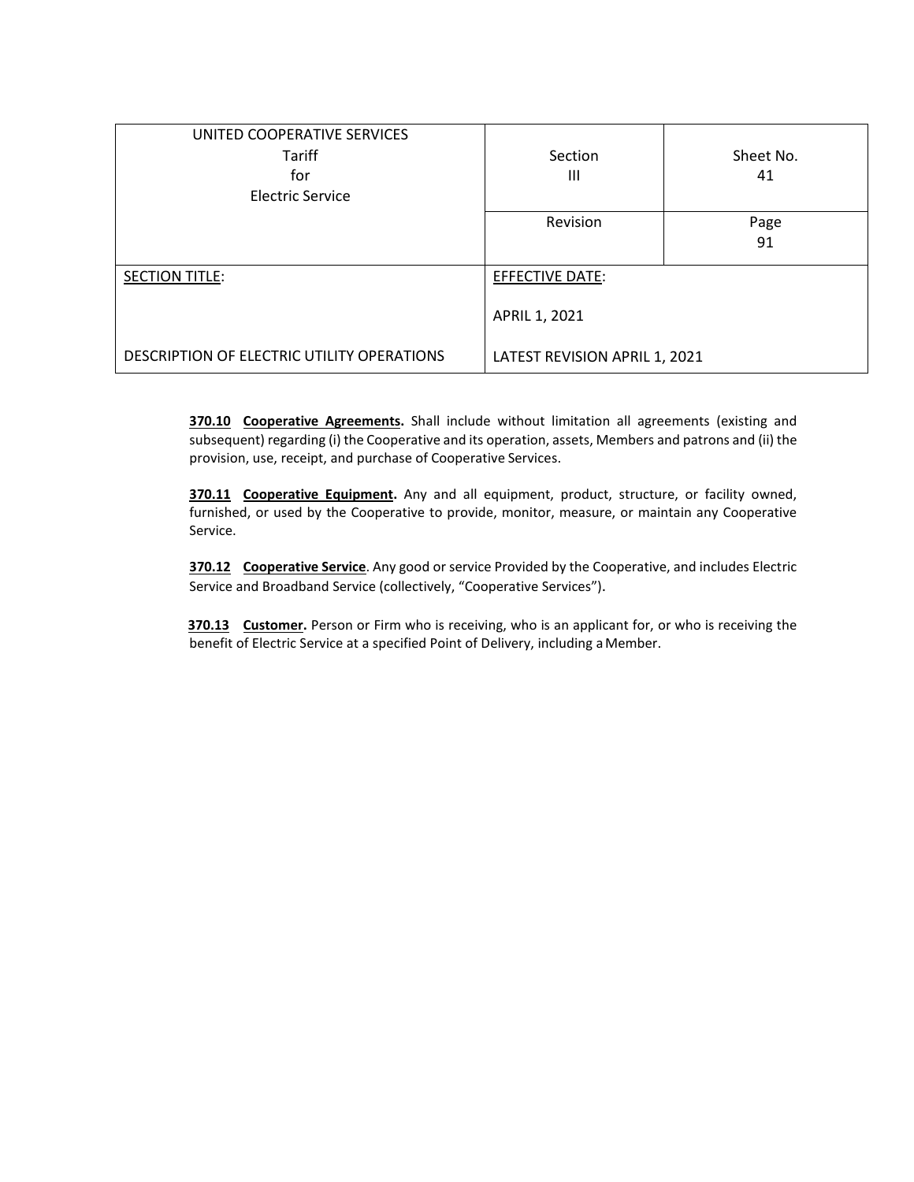| UNITED COOPERATIVE SERVICES<br>Tariff<br>for<br>Electric Service | Section<br>III | Sheet No.<br>41 |
|---|---|---|
| | Revision | Page<br>91 |
| SECTION TITLE:<br><br>DESCRIPTION OF ELECTRIC UTILITY OPERATIONS | EFFECTIVE DATE:<br><br>APRIL 1, 2021<br><br>LATEST REVISION APRIL 1, 2021 | |

**370.10 Cooperative Agreements.** Shall include without limitation all agreements (existing and subsequent) regarding (i) the Cooperative and its operation, assets, Members and patrons and (ii) the provision, use, receipt, and purchase of Cooperative Services.

**370.11 Cooperative Equipment.** Any and all equipment, product, structure, or facility owned, furnished, or used by the Cooperative to provide, monitor, measure, or maintain any Cooperative Service.

**370.12 Cooperative Service**. Any good or service Provided by the Cooperative, and includes Electric Service and Broadband Service (collectively, "Cooperative Services").

**370.13 Customer.** Person or Firm who is receiving, who is an applicant for, or who is receiving the benefit of Electric Service at a specified Point of Delivery, including a Member.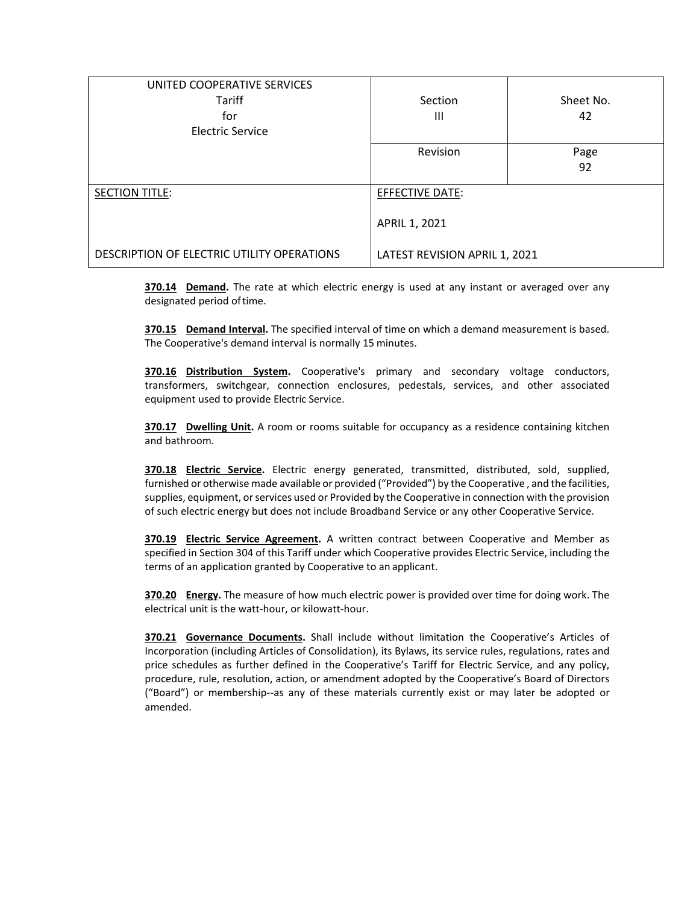| UNITED COOPERATIVE SERVICES<br>Tariff<br>for<br>Electric Service | Section<br>III | Sheet No.<br>42 |
|---|---|---|
| | Revision | Page<br>92 |
| SECTION TITLE:<br><br>DESCRIPTION OF ELECTRIC UTILITY OPERATIONS | EFFECTIVE DATE:<br><br>APRIL 1, 2021<br><br>LATEST REVISION APRIL 1, 2021 | |

**370.14 Demand.** The rate at which electric energy is used at any instant or averaged over any designated period of time.

**370.15 Demand Interval.** The specified interval of time on which a demand measurement is based. The Cooperative's demand interval is normally 15 minutes.

**370.16 Distribution System.** Cooperative's primary and secondary voltage conductors, transformers, switchgear, connection enclosures, pedestals, services, and other associated equipment used to provide Electric Service.

**370.17 Dwelling Unit.** A room or rooms suitable for occupancy as a residence containing kitchen and bathroom.

**370.18 Electric Service.** Electric energy generated, transmitted, distributed, sold, supplied, furnished or otherwise made available or provided ("Provided") by the Cooperative , and the facilities, supplies, equipment, or services used or Provided by the Cooperative in connection with the provision of such electric energy but does not include Broadband Service or any other Cooperative Service.

**370.19 Electric Service Agreement.** A written contract between Cooperative and Member as specified in Section 304 of this Tariff under which Cooperative provides Electric Service, including the terms of an application granted by Cooperative to an applicant.

**370.20 Energy.** The measure of how much electric power is provided over time for doing work. The electrical unit is the watt-hour, or kilowatt-hour.

**370.21 Governance Documents.** Shall include without limitation the Cooperative's Articles of Incorporation (including Articles of Consolidation), its Bylaws, its service rules, regulations, rates and price schedules as further defined in the Cooperative's Tariff for Electric Service, and any policy, procedure, rule, resolution, action, or amendment adopted by the Cooperative's Board of Directors ("Board") or membership--as any of these materials currently exist or may later be adopted or amended.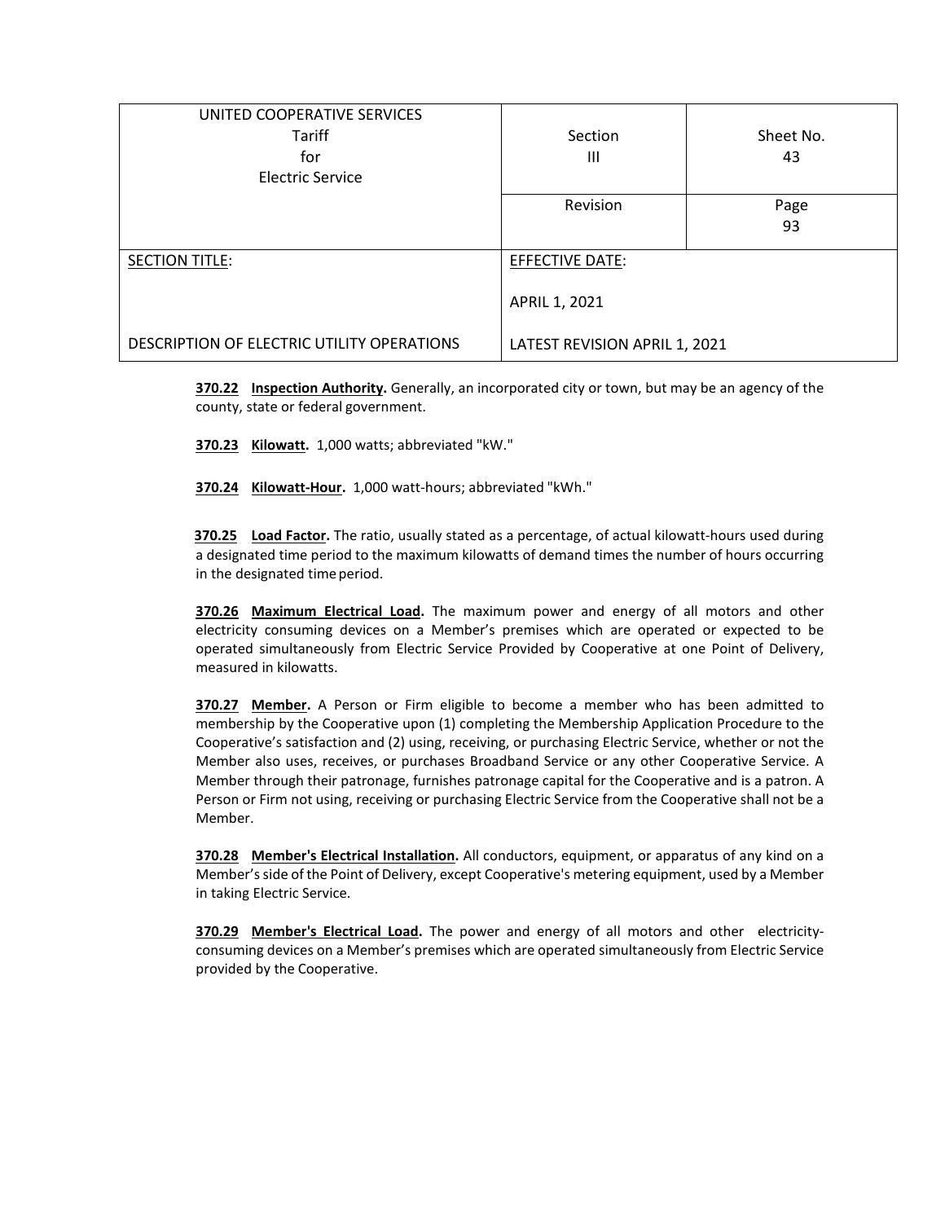**370.22 Inspection Authority.** Generally, an incorporated city or town, but may be an agency of the county, state or federal government.

**370.23 Kilowatt.** 1,000 watts; abbreviated "kW."

**370.24 Kilowatt-Hour.** 1,000 watt-hours; abbreviated "kWh."

**370.25 Load Factor.** The ratio, usually stated as a percentage, of actual kilowatt-hours used during a designated time period to the maximum kilowatts of demand times the number of hours occurring in the designated time period.

**370.26 Maximum Electrical Load.** The maximum power and energy of all motors and other electricity consuming devices on a Member's premises which are operated or expected to be operated simultaneously from Electric Service Provided by Cooperative at one Point of Delivery, measured in kilowatts.

**370.27 Member.** A Person or Firm eligible to become a member who has been admitted to membership by the Cooperative upon (1) completing the Membership Application Procedure to the Cooperative's satisfaction and (2) using, receiving, or purchasing Electric Service, whether or not the Member also uses, receives, or purchases Broadband Service or any other Cooperative Service. A Member through their patronage, furnishes patronage capital for the Cooperative and is a patron. A Person or Firm not using, receiving or purchasing Electric Service from the Cooperative shall not be a Member.

**370.28 Member's Electrical Installation.** All conductors, equipment, or apparatus of any kind on a Member's side of the Point of Delivery, except Cooperative's metering equipment, used by a Member in taking Electric Service.

**370.29 Member's Electrical Load.** The power and energy of all motors and other electricity-consuming devices on a Member's premises which are operated simultaneously from Electric Service provided by the Cooperative.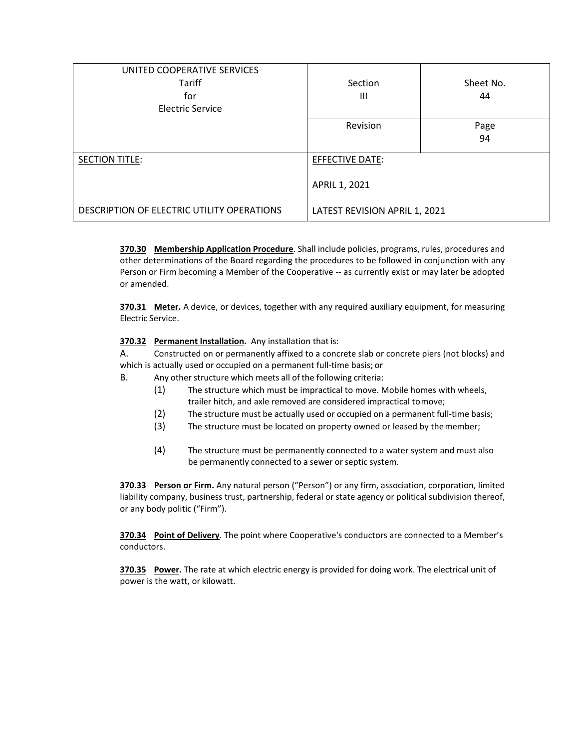| UNITED COOPERATIVE SERVICES<br>Tariff<br>for<br>Electric Service | Section<br>III | Sheet No.<br>44 |
|---|---|---|
| | Revision | Page<br>94 |
| SECTION TITLE:<br><br>DESCRIPTION OF ELECTRIC UTILITY OPERATIONS | EFFECTIVE DATE:<br><br>APRIL 1, 2021<br><br>LATEST REVISION APRIL 1, 2021 | |

**370.30 Membership Application Procedure**. Shall include policies, programs, rules, procedures and other determinations of the Board regarding the procedures to be followed in conjunction with any Person or Firm becoming a Member of the Cooperative -- as currently exist or may later be adopted or amended.

**370.31 Meter.** A device, or devices, together with any required auxiliary equipment, for measuring Electric Service.

**370.32 Permanent Installation.** Any installation that is:

A. Constructed on or permanently affixed to a concrete slab or concrete piers (not blocks) and which is actually used or occupied on a permanent full-time basis; or

B. Any other structure which meets all of the following criteria:

(1) The structure which must be impractical to move. Mobile homes with wheels, trailer hitch, and axle removed are considered impractical to move;

(2) The structure must be actually used or occupied on a permanent full-time basis;

(3) The structure must be located on property owned or leased by the member;

(4) The structure must be permanently connected to a water system and must also be permanently connected to a sewer or septic system.

**370.33 Person or Firm.** Any natural person ("Person") or any firm, association, corporation, limited liability company, business trust, partnership, federal or state agency or political subdivision thereof, or any body politic ("Firm").

**370.34 Point of Delivery**. The point where Cooperative's conductors are connected to a Member's conductors.

**370.35 Power.** The rate at which electric energy is provided for doing work. The electrical unit of power is the watt, or kilowatt.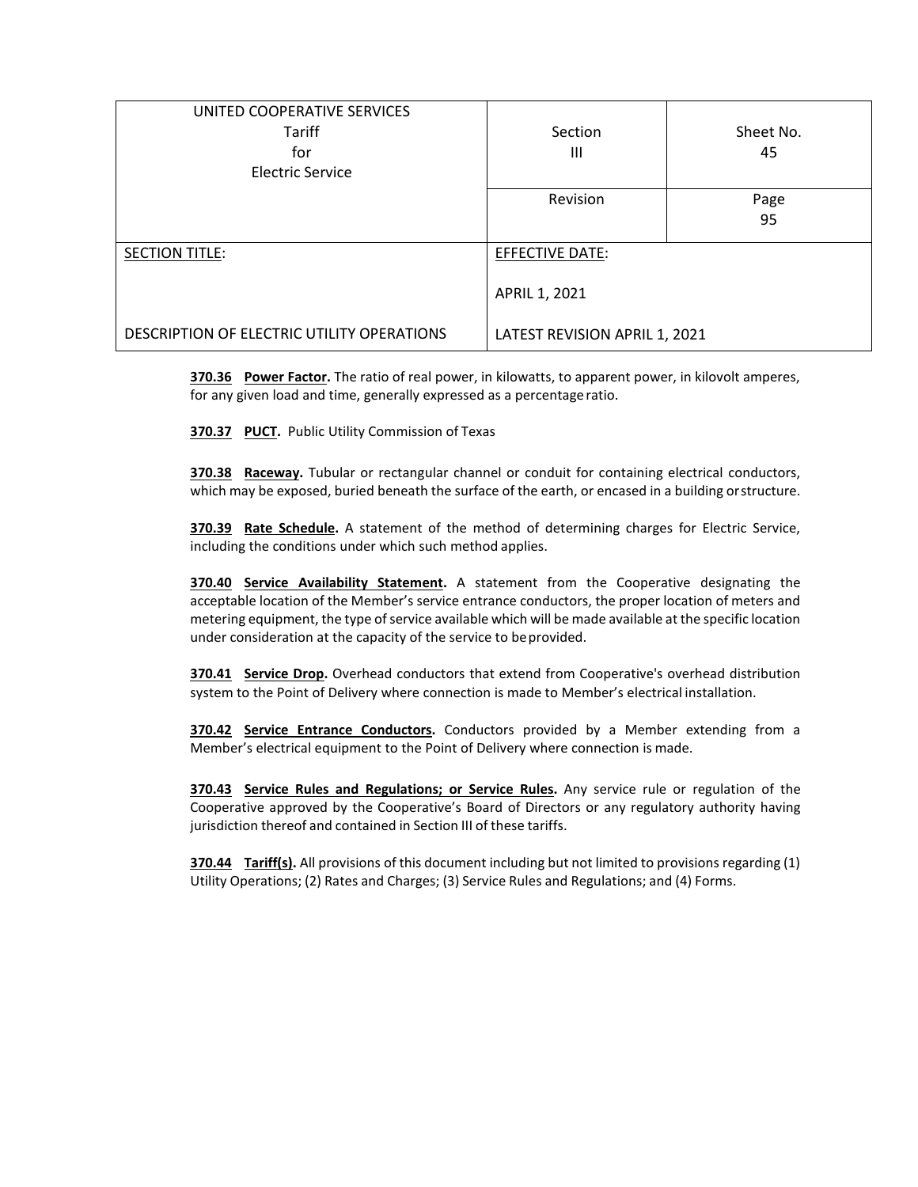| UNITED COOPERATIVE SERVICES<br>Tariff<br>for<br>Electric Service | Section<br>III | Sheet No.<br>45 |
|---|---|---|
| | Revision | Page<br>95 |
| SECTION TITLE:<br><br>DESCRIPTION OF ELECTRIC UTILITY OPERATIONS | EFFECTIVE DATE:<br><br>APRIL 1, 2021<br><br>LATEST REVISION APRIL 1, 2021 | |

**370.36 Power Factor.** The ratio of real power, in kilowatts, to apparent power, in kilovolt amperes, for any given load and time, generally expressed as a percentage ratio.

**370.37 PUCT.** Public Utility Commission of Texas

**370.38 Raceway.** Tubular or rectangular channel or conduit for containing electrical conductors, which may be exposed, buried beneath the surface of the earth, or encased in a building or structure.

**370.39 Rate Schedule.** A statement of the method of determining charges for Electric Service, including the conditions under which such method applies.

**370.40 Service Availability Statement.** A statement from the Cooperative designating the acceptable location of the Member's service entrance conductors, the proper location of meters and metering equipment, the type of service available which will be made available at the specific location under consideration at the capacity of the service to be provided.

**370.41 Service Drop.** Overhead conductors that extend from Cooperative's overhead distribution system to the Point of Delivery where connection is made to Member's electrical installation.

**370.42 Service Entrance Conductors.** Conductors provided by a Member extending from a Member's electrical equipment to the Point of Delivery where connection is made.

**370.43 Service Rules and Regulations; or Service Rules.** Any service rule or regulation of the Cooperative approved by the Cooperative's Board of Directors or any regulatory authority having jurisdiction thereof and contained in Section III of these tariffs.

**370.44 Tariff(s).** All provisions of this document including but not limited to provisions regarding (1) Utility Operations; (2) Rates and Charges; (3) Service Rules and Regulations; and (4) Forms.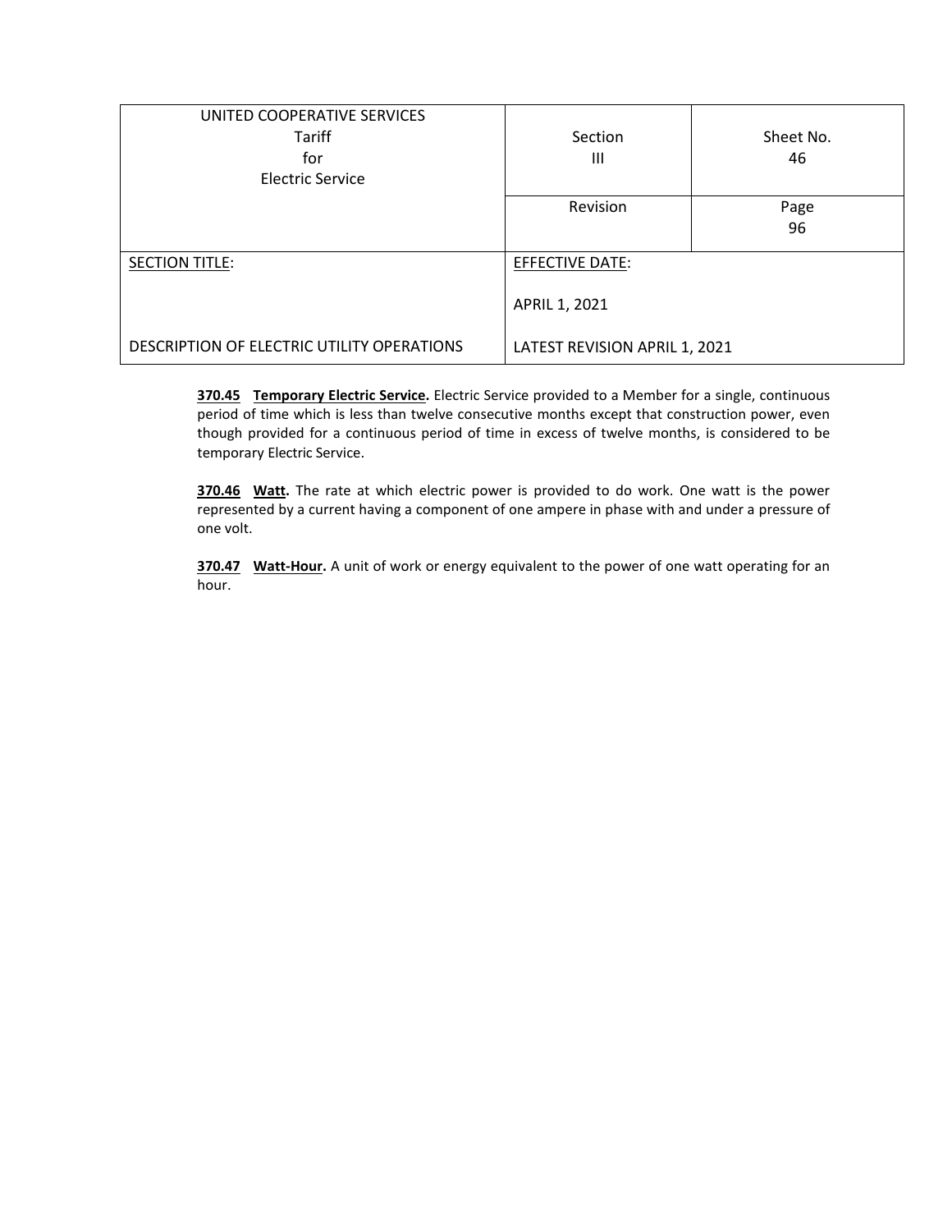**370.45 Temporary Electric Service.** Electric Service provided to a Member for a single, continuous period of time which is less than twelve consecutive months except that construction power, even though provided for a continuous period of time in excess of twelve months, is considered to be temporary Electric Service.

**370.46 Watt.** The rate at which electric power is provided to do work. One watt is the power represented by a current having a component of one ampere in phase with and under a pressure of one volt.

**370.47 Watt-Hour.** A unit of work or energy equivalent to the power of one watt operating for an hour.